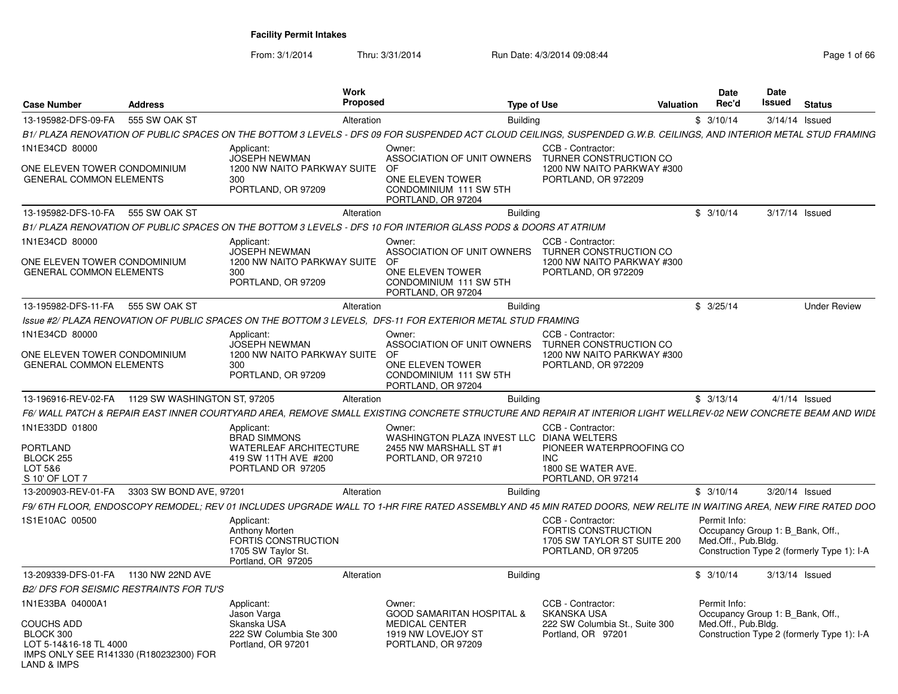# Facility Permit Intakes

From: 3/1/2014 Thru: 3/31/2014 Run Date: 4/3/2014 09:08:44

| Case Number | Address | Work Proposed | Type of Use | Valuation | Date Rec'd | Date Issued | Status |
|---|---|---|---|---|---|---|---|
| 13-195982-DFS-09-FA | 555 SW OAK ST | Alteration | Building | $ | 3/10/14 | 3/14/14 | Issued |

*B1/ PLAZA RENOVATION OF PUBLIC SPACES ON THE BOTTOM 3 LEVELS - DFS 09 FOR SUSPENDED ACT CLOUD CEILINGS, SUSPENDED G.W.B. CEILINGS, AND INTERIOR METAL STUD FRAMING*

1N1E34CD 80000

ONE ELEVEN TOWER CONDOMINIUM
GENERAL COMMON ELEMENTS

Applicant:
JOSEPH NEWMAN
1200 NW NAITO PARKWAY SUITE 300
PORTLAND, OR 97209

Owner:
ASSOCIATION OF UNIT OWNERS OF
ONE ELEVEN TOWER
CONDOMINIUM 111 SW 5TH
PORTLAND, OR 97204

CCB - Contractor:
TURNER CONSTRUCTION CO
1200 NW NAITO PARKWAY #300
PORTLAND, OR 972209

| Case Number | Address | Work Proposed | Type of Use | Valuation | Date Rec'd | Date Issued | Status |
|---|---|---|---|---|---|---|---|
| 13-195982-DFS-10-FA | 555 SW OAK ST | Alteration | Building | $ | 3/10/14 | 3/17/14 | Issued |

*B1/ PLAZA RENOVATION OF PUBLIC SPACES ON THE BOTTOM 3 LEVELS - DFS 10 FOR INTERIOR GLASS PODS & DOORS AT ATRIUM*

1N1E34CD 80000

ONE ELEVEN TOWER CONDOMINIUM
GENERAL COMMON ELEMENTS

Applicant:
JOSEPH NEWMAN
1200 NW NAITO PARKWAY SUITE 300
PORTLAND, OR 97209

Owner:
ASSOCIATION OF UNIT OWNERS OF
ONE ELEVEN TOWER
CONDOMINIUM 111 SW 5TH
PORTLAND, OR 97204

CCB - Contractor:
TURNER CONSTRUCTION CO
1200 NW NAITO PARKWAY #300
PORTLAND, OR 972209

| Case Number | Address | Work Proposed | Type of Use | Valuation | Date Rec'd | Date Issued | Status |
|---|---|---|---|---|---|---|---|
| 13-195982-DFS-11-FA | 555 SW OAK ST | Alteration | Building | $ | 3/25/14 | | Under Review |

*Issue #2/ PLAZA RENOVATION OF PUBLIC SPACES ON THE BOTTOM 3 LEVELS, DFS-11 FOR EXTERIOR METAL STUD FRAMING*

1N1E34CD 80000

ONE ELEVEN TOWER CONDOMINIUM
GENERAL COMMON ELEMENTS

Applicant:
JOSEPH NEWMAN
1200 NW NAITO PARKWAY SUITE 300
PORTLAND, OR 97209

Owner:
ASSOCIATION OF UNIT OWNERS OF
ONE ELEVEN TOWER
CONDOMINIUM 111 SW 5TH
PORTLAND, OR 97204

CCB - Contractor:
TURNER CONSTRUCTION CO
1200 NW NAITO PARKWAY #300
PORTLAND, OR 972209

| Case Number | Address | Work Proposed | Type of Use | Valuation | Date Rec'd | Date Issued | Status |
|---|---|---|---|---|---|---|---|
| 13-196916-REV-02-FA | 1129 SW WASHINGTON ST, 97205 | Alteration | Building | $ | 3/13/14 | 4/1/14 | Issued |

*F6/ WALL PATCH & REPAIR EAST INNER COURTYARD AREA, REMOVE SMALL EXISTING CONCRETE STRUCTURE AND REPAIR AT INTERIOR LIGHT WELLREV-02 NEW CONCRETE BEAM AND WIDE*

1N1E33DD 01800

PORTLAND
BLOCK 255
LOT 5&6
S 10' OF LOT 7

Applicant:
BRAD SIMMONS
WATERLEAF ARCHITECTURE
419 SW 11TH AVE #200
PORTLAND OR 97205

Owner:
WASHINGTON PLAZA INVEST LLC
2455 NW MARSHALL ST #1
PORTLAND, OR 97210

CCB - Contractor:
DIANA WELTERS
PIONEER WATERPROOFING CO INC
1800 SE WATER AVE.
PORTLAND, OR 97214

| Case Number | Address | Work Proposed | Type of Use | Valuation | Date Rec'd | Date Issued | Status |
|---|---|---|---|---|---|---|---|
| 13-200903-REV-01-FA | 3303 SW BOND AVE, 97201 | Alteration | Building | $ | 3/10/14 | 3/20/14 | Issued |

*F9/ 6TH FLOOR, ENDOSCOPY REMODEL; REV 01 INCLUDES UPGRADE WALL TO 1-HR FIRE RATED ASSEMBLY AND 45 MIN RATED DOORS, NEW RELITE IN WAITING AREA, NEW FIRE RATED DOO*

1S1E10AC 00500

Applicant:
Anthony Morten
FORTIS CONSTRUCTION
1705 SW Taylor St.
Portland, OR 97205

CCB - Contractor:
FORTIS CONSTRUCTION
1705 SW TAYLOR ST SUITE 200
PORTLAND, OR 97205

Permit Info:
Occupancy Group 1: B_Bank, Off., Med.Off., Pub.Bldg.
Construction Type 2 (formerly Type 1): I-A

| Case Number | Address | Work Proposed | Type of Use | Valuation | Date Rec'd | Date Issued | Status |
|---|---|---|---|---|---|---|---|
| 13-209339-DFS-01-FA | 1130 NW 22ND AVE | Alteration | Building | $ | 3/10/14 | 3/13/14 | Issued |

*B2/ DFS FOR SEISMIC RESTRAINTS FOR TU'S*

1N1E33BA 04000A1

COUCHS ADD
BLOCK 300
LOT 5-14&16-18 TL 4000
IMPS ONLY SEE R141330 (R180232300) FOR LAND & IMPS

Applicant:
Jason Varga
Skanska USA
222 SW Columbia Ste 300
Portland, OR 97201

Owner:
GOOD SAMARITAN HOSPITAL & MEDICAL CENTER
1919 NW LOVEJOY ST
PORTLAND, OR 97209

CCB - Contractor:
SKANSKA USA
222 SW Columbia St., Suite 300
Portland, OR 97201

Permit Info:
Occupancy Group 1: B_Bank, Off., Med.Off., Pub.Bldg.
Construction Type 2 (formerly Type 1): I-A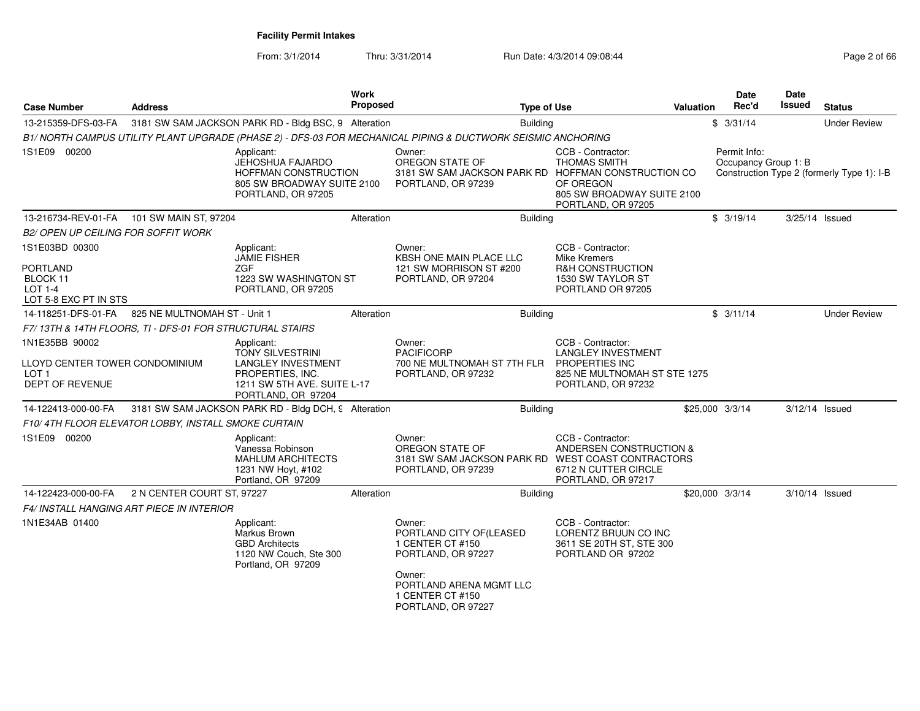**Facility Permit Intakes**

From: 3/1/2014 Thru: 3/31/2014 Run Date: 4/3/2014 09:08:44

| Case Number | Address | Work Proposed | Type of Use | Valuation | Date Rec'd | Date Issued | Status |
|---|---|---|---|---|---|---|---|
| 13-215359-DFS-03-FA | 3181 SW SAM JACKSON PARK RD - Bldg BSC, 9 | Alteration | Building | $ | 3/31/14 | | Under Review |

*B1/ NORTH CAMPUS UTILITY PLANT UPGRADE (PHASE 2) - DFS-03 FOR MECHANICAL PIPING & DUCTWORK SEISMIC ANCHORING*

1S1E09 00200

Applicant: JEHOSHUA FAJARDO, HOFFMAN CONSTRUCTION, 805 SW BROADWAY SUITE 2100, PORTLAND, OR 97205

Owner: OREGON STATE OF, 3181 SW SAM JACKSON PARK RD, PORTLAND, OR 97239

CCB - Contractor: THOMAS SMITH, HOFFMAN CONSTRUCTION CO OF OREGON, 805 SW BROADWAY SUITE 2100, PORTLAND, OR 97205

Permit Info: Occupancy Group 1: B, Construction Type 2 (formerly Type 1): I-B

| Case Number | Address | Work Proposed | Type of Use | Valuation | Date Rec'd | Date Issued | Status |
|---|---|---|---|---|---|---|---|
| 13-216734-REV-01-FA | 101 SW MAIN ST, 97204 | Alteration | Building | $ | 3/19/14 | 3/25/14 | Issued |

*B2/ OPEN UP CEILING FOR SOFFIT WORK*

1S1E03BD 00300

PORTLAND, BLOCK 11, LOT 1-4, LOT 5-8 EXC PT IN STS

Applicant: JAMIE FISHER, ZGF, 1223 SW WASHINGTON ST, PORTLAND, OR 97205

Owner: KBSH ONE MAIN PLACE LLC, 121 SW MORRISON ST #200, PORTLAND, OR 97204

CCB - Contractor: Mike Kremers, R&H CONSTRUCTION, 1530 SW TAYLOR ST, PORTLAND OR 97205

| Case Number | Address | Work Proposed | Type of Use | Valuation | Date Rec'd | Date Issued | Status |
|---|---|---|---|---|---|---|---|
| 14-118251-DFS-01-FA | 825 NE MULTNOMAH ST - Unit 1 | Alteration | Building | $ | 3/11/14 | | Under Review |

*F7/ 13TH & 14TH FLOORS, TI - DFS-01 FOR STRUCTURAL STAIRS*

1N1E35BB 90002

LLOYD CENTER TOWER CONDOMINIUM, LOT 1, DEPT OF REVENUE

Applicant: TONY SILVESTRINI, LANGLEY INVESTMENT PROPERTIES, INC., 1211 SW 5TH AVE. SUITE L-17, PORTLAND, OR 97204

Owner: PACIFICORP, 700 NE MULTNOMAH ST 7TH FLR, PORTLAND, OR 97232

CCB - Contractor: LANGLEY INVESTMENT PROPERTIES INC, 825 NE MULTNOMAH ST STE 1275, PORTLAND, OR 97232

| Case Number | Address | Work Proposed | Type of Use | Valuation | Date Rec'd | Date Issued | Status |
|---|---|---|---|---|---|---|---|
| 14-122413-000-00-FA | 3181 SW SAM JACKSON PARK RD - Bldg DCH, 9 | Alteration | Building | $25,000 | 3/3/14 | 3/12/14 | Issued |

*F10/ 4TH FLOOR ELEVATOR LOBBY, INSTALL SMOKE CURTAIN*

1S1E09 00200

Applicant: Vanessa Robinson, MAHLUM ARCHITECTS, 1231 NW Hoyt, #102, Portland, OR 97209

Owner: OREGON STATE OF, 3181 SW SAM JACKSON PARK RD, PORTLAND, OR 97239

CCB - Contractor: ANDERSEN CONSTRUCTION & WEST COAST CONTRACTORS, 6712 N CUTTER CIRCLE, PORTLAND, OR 97217

| Case Number | Address | Work Proposed | Type of Use | Valuation | Date Rec'd | Date Issued | Status |
|---|---|---|---|---|---|---|---|
| 14-122423-000-00-FA | 2 N CENTER COURT ST, 97227 | Alteration | Building | $20,000 | 3/3/14 | 3/10/14 | Issued |

*F4/ INSTALL HANGING ART PIECE IN INTERIOR*

1N1E34AB 01400

Applicant: Markus Brown, GBD Architects, 1120 NW Couch, Ste 300, Portland, OR 97209

Owner: PORTLAND CITY OF(LEASED, 1 CENTER CT #150, PORTLAND, OR 97227

Owner: PORTLAND ARENA MGMT LLC, 1 CENTER CT #150, PORTLAND, OR 97227

CCB - Contractor: LORENTZ BRUUN CO INC, 3611 SE 20TH ST, STE 300, PORTLAND OR 97202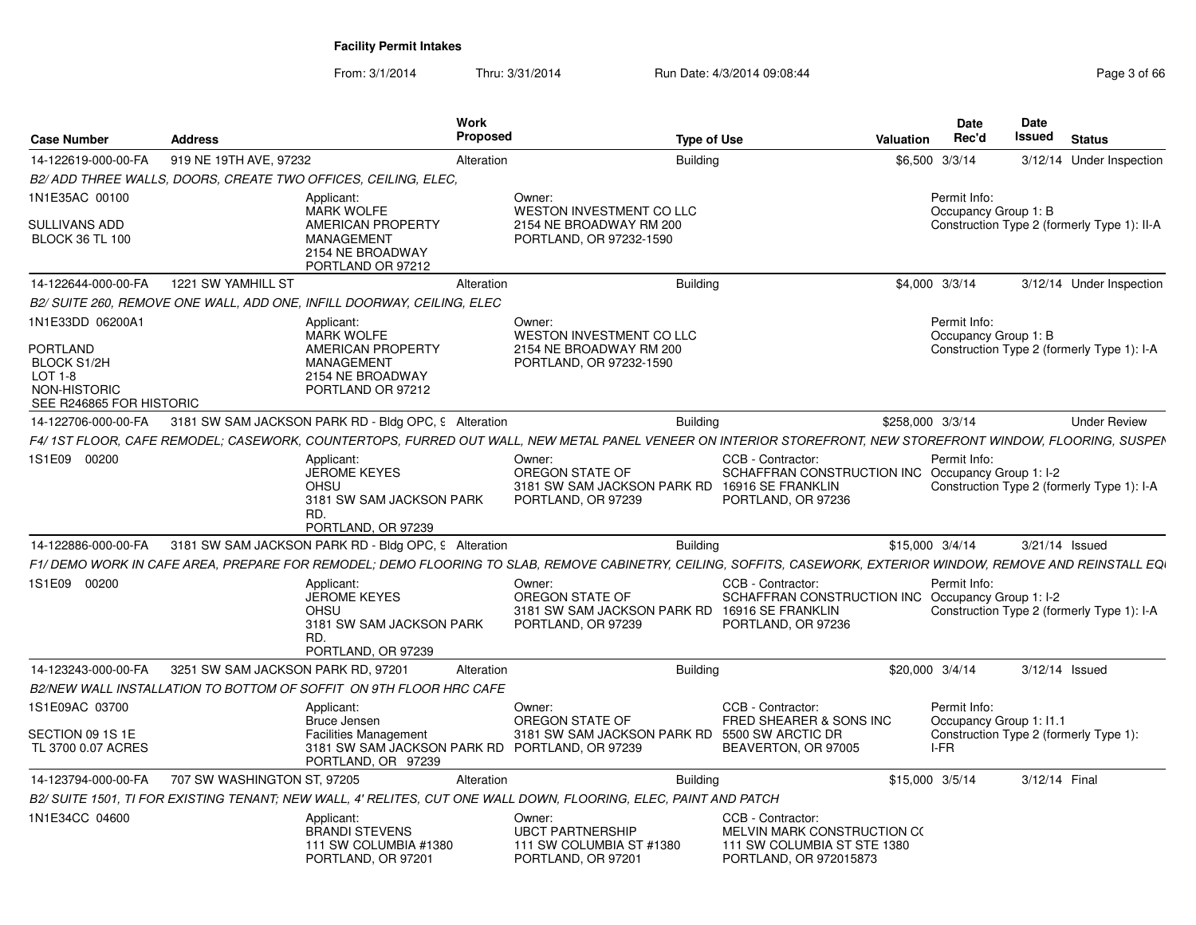**Facility Permit Intakes**

From: 3/1/2014 Thru: 3/31/2014 Run Date: 4/3/2014 09:08:44

| Case Number | Address | Work Proposed | Type of Use | Valuation | Date Rec'd | Date Issued | Status |
|---|---|---|---|---|---|---|---|
| 14-122619-000-00-FA | 919 NE 19TH AVE, 97232 | Alteration | Building | $6,500 | 3/3/14 | 3/12/14 | Under Inspection |

*B2/ ADD THREE WALLS, DOORS, CREATE TWO OFFICES, CEILING, ELEC,*

1N1E35AC 00100

SULLIVANS ADD
BLOCK 36 TL 100

Applicant:
MARK WOLFE
AMERICAN PROPERTY MANAGEMENT
2154 NE BROADWAY
PORTLAND OR 97212

Owner:
WESTON INVESTMENT CO LLC
2154 NE BROADWAY RM 200
PORTLAND, OR 97232-1590

Permit Info:
Occupancy Group 1: B
Construction Type 2 (formerly Type 1): II-A

| Case Number | Address | Work Proposed | Type of Use | Valuation | Date Rec'd | Date Issued | Status |
|---|---|---|---|---|---|---|---|
| 14-122644-000-00-FA | 1221 SW YAMHILL ST | Alteration | Building | $4,000 | 3/3/14 | 3/12/14 | Under Inspection |

*B2/ SUITE 260, REMOVE ONE WALL, ADD ONE, INFILL DOORWAY, CEILING, ELEC*

1N1E33DD 06200A1

PORTLAND
BLOCK S1/2H
LOT 1-8
NON-HISTORIC
SEE R246865 FOR HISTORIC

Applicant:
MARK WOLFE
AMERICAN PROPERTY MANAGEMENT
2154 NE BROADWAY
PORTLAND OR 97212

Owner:
WESTON INVESTMENT CO LLC
2154 NE BROADWAY RM 200
PORTLAND, OR 97232-1590

Permit Info:
Occupancy Group 1: B
Construction Type 2 (formerly Type 1): I-A

| Case Number | Address | Work Proposed | Type of Use | Valuation | Date Rec'd | Date Issued | Status |
|---|---|---|---|---|---|---|---|
| 14-122706-000-00-FA | 3181 SW SAM JACKSON PARK RD - Bldg OPC, 9 | Alteration | Building | $258,000 | 3/3/14 | | Under Review |

*F4/ 1ST FLOOR, CAFE REMODEL; CASEWORK, COUNTERTOPS, FURRED OUT WALL, NEW METAL PANEL VENEER ON INTERIOR STOREFRONT, NEW STOREFRONT WINDOW, FLOORING, SUSPEN*

1S1E09 00200

Applicant:
JEROME KEYES
OHSU
3181 SW SAM JACKSON PARK RD.
PORTLAND, OR 97239

Owner:
OREGON STATE OF
3181 SW SAM JACKSON PARK RD
PORTLAND, OR 97239

CCB - Contractor:
SCHAFFRAN CONSTRUCTION INC
16916 SE FRANKLIN
PORTLAND, OR 97236

Permit Info:
Occupancy Group 1: I-2
Construction Type 2 (formerly Type 1): I-A

| Case Number | Address | Work Proposed | Type of Use | Valuation | Date Rec'd | Date Issued | Status |
|---|---|---|---|---|---|---|---|
| 14-122886-000-00-FA | 3181 SW SAM JACKSON PARK RD - Bldg OPC, 9 | Alteration | Building | $15,000 | 3/4/14 | 3/21/14 | Issued |

*F1/ DEMO WORK IN CAFE AREA, PREPARE FOR REMODEL; DEMO FLOORING TO SLAB, REMOVE CABINETRY, CEILING, SOFFITS, CASEWORK, EXTERIOR WINDOW, REMOVE AND REINSTALL EQ*

1S1E09 00200

Applicant:
JEROME KEYES
OHSU
3181 SW SAM JACKSON PARK RD.
PORTLAND, OR 97239

Owner:
OREGON STATE OF
3181 SW SAM JACKSON PARK RD
PORTLAND, OR 97239

CCB - Contractor:
SCHAFFRAN CONSTRUCTION INC
16916 SE FRANKLIN
PORTLAND, OR 97236

Permit Info:
Occupancy Group 1: I-2
Construction Type 2 (formerly Type 1): I-A

| Case Number | Address | Work Proposed | Type of Use | Valuation | Date Rec'd | Date Issued | Status |
|---|---|---|---|---|---|---|---|
| 14-123243-000-00-FA | 3251 SW SAM JACKSON PARK RD, 97201 | Alteration | Building | $20,000 | 3/4/14 | 3/12/14 | Issued |

*B2/NEW WALL INSTALLATION TO BOTTOM OF SOFFIT ON 9TH FLOOR HRC CAFE*

1S1E09AC 03700

SECTION 09 1S 1E
TL 3700 0.07 ACRES

Applicant:
Bruce Jensen
Facilities Management
3181 SW SAM JACKSON PARK RD
PORTLAND, OR 97239

Owner:
OREGON STATE OF
3181 SW SAM JACKSON PARK RD
PORTLAND, OR 97239

CCB - Contractor:
FRED SHEARER & SONS INC
5500 SW ARCTIC DR
BEAVERTON, OR 97005

Permit Info:
Occupancy Group 1: I1.1
Construction Type 2 (formerly Type 1): I-FR

| Case Number | Address | Work Proposed | Type of Use | Valuation | Date Rec'd | Date Issued | Status |
|---|---|---|---|---|---|---|---|
| 14-123794-000-00-FA | 707 SW WASHINGTON ST, 97205 | Alteration | Building | $15,000 | 3/5/14 | 3/12/14 | Final |

*B2/ SUITE 1501, TI FOR EXISTING TENANT; NEW WALL, 4' RELITES, CUT ONE WALL DOWN, FLOORING, ELEC, PAINT AND PATCH*

1N1E34CC 04600

Applicant:
BRANDI STEVENS
111 SW COLUMBIA #1380
PORTLAND, OR 97201

Owner:
UBCT PARTNERSHIP
111 SW COLUMBIA ST #1380
PORTLAND, OR 97201

CCB - Contractor:
MELVIN MARK CONSTRUCTION CO
111 SW COLUMBIA ST STE 1380
PORTLAND, OR 972015873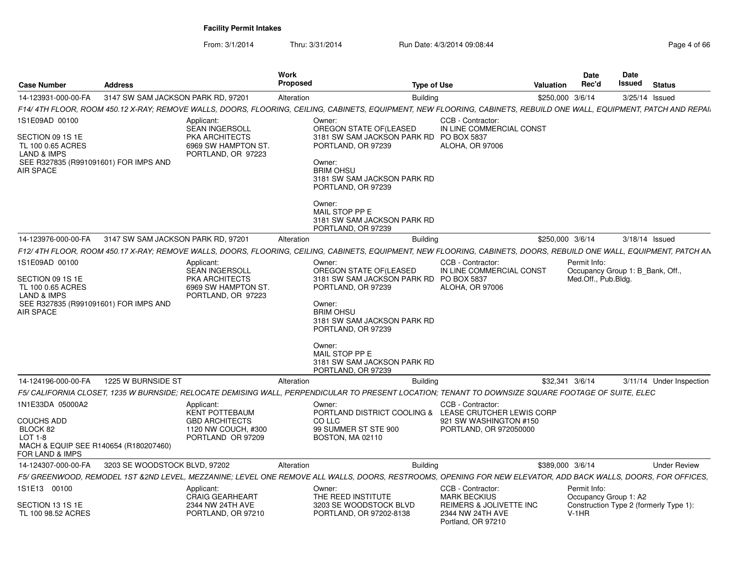**Facility Permit Intakes**

From: 3/1/2014 Thru: 3/31/2014 Run Date: 4/3/2014 09:08:44

| Case Number | Address | Work Proposed | Type of Use | Valuation | Date Rec'd | Date Issued | Status |
|---|---|---|---|---|---|---|---|
| 14-123931-000-00-FA | 3147 SW SAM JACKSON PARK RD, 97201 | Alteration | Building | $250,000 | 3/6/14 | 3/25/14 | Issued |

*F14/ 4TH FLOOR, ROOM 450.12 X-RAY; REMOVE WALLS, DOORS, FLOORING, CEILING, CABINETS, EQUIPMENT, NEW FLOORING, CABINETS, REBUILD ONE WALL, EQUIPMENT, PATCH AND REPAI*

1S1E09AD 00100

SECTION 09 1S 1E
TL 100 0.65 ACRES
LAND & IMPS
SEE R327835 (R991091601) FOR IMPS AND AIR SPACE

Applicant:
SEAN INGERSOLL
PKA ARCHITECTS
6969 SW HAMPTON ST.
PORTLAND, OR 97223

Owner:
OREGON STATE OF(LEASED
3181 SW SAM JACKSON PARK RD
PORTLAND, OR 97239

Owner:
BRIM OHSU
3181 SW SAM JACKSON PARK RD
PORTLAND, OR 97239

Owner:
MAIL STOP PP E
3181 SW SAM JACKSON PARK RD
PORTLAND, OR 97239

CCB - Contractor:
IN LINE COMMERCIAL CONST
PO BOX 5837
ALOHA, OR 97006

| Case Number | Address | Work Proposed | Type of Use | Valuation | Date Rec'd | Date Issued | Status |
|---|---|---|---|---|---|---|---|
| 14-123976-000-00-FA | 3147 SW SAM JACKSON PARK RD, 97201 | Alteration | Building | $250,000 | 3/6/14 | 3/18/14 | Issued |

*F12/ 4TH FLOOR, ROOM 450.17 X-RAY; REMOVE WALLS, DOORS, FLOORING, CEILING, CABINETS, EQUIPMENT, NEW FLOORING, CABINETS, DOORS, REBUILD ONE WALL, EQUIPMENT, PATCH AN*

1S1E09AD 00100

SECTION 09 1S 1E
TL 100 0.65 ACRES
LAND & IMPS
SEE R327835 (R991091601) FOR IMPS AND AIR SPACE

Applicant:
SEAN INGERSOLL
PKA ARCHITECTS
6969 SW HAMPTON ST.
PORTLAND, OR 97223

Owner:
OREGON STATE OF(LEASED
3181 SW SAM JACKSON PARK RD
PORTLAND, OR 97239

Owner:
BRIM OHSU
3181 SW SAM JACKSON PARK RD
PORTLAND, OR 97239

Owner:
MAIL STOP PP E
3181 SW SAM JACKSON PARK RD
PORTLAND, OR 97239

CCB - Contractor:
IN LINE COMMERCIAL CONST
PO BOX 5837
ALOHA, OR 97006

Permit Info:
Occupancy Group 1: B_Bank, Off., Med.Off., Pub.Bldg.

| Case Number | Address | Work Proposed | Type of Use | Valuation | Date Rec'd | Date Issued | Status |
|---|---|---|---|---|---|---|---|
| 14-124196-000-00-FA | 1225 W BURNSIDE ST | Alteration | Building | $32,341 | 3/6/14 | 3/11/14 | Under Inspection |

*F5/ CALIFORNIA CLOSET, 1235 W BURNSIDE; RELOCATE DEMISING WALL, PERPENDICULAR TO PRESENT LOCATION; TENANT TO DOWNSIZE SQUARE FOOTAGE OF SUITE, ELEC*

1N1E33DA 05000A2

COUCHS ADD
BLOCK 82
LOT 1-8
MACH & EQUIP SEE R140654 (R180207460) FOR LAND & IMPS

Applicant:
KENT POTTEBAUM
GBD ARCHITECTS
1120 NW COUCH, #300
PORTLAND OR 97209

Owner:
PORTLAND DISTRICT COOLING & CO LLC
99 SUMMER ST STE 900
BOSTON, MA 02110

CCB - Contractor:
LEASE CRUTCHER LEWIS CORP
921 SW WASHINGTON #150
PORTLAND, OR 972050000

| Case Number | Address | Work Proposed | Type of Use | Valuation | Date Rec'd | Date Issued | Status |
|---|---|---|---|---|---|---|---|
| 14-124307-000-00-FA | 3203 SE WOODSTOCK BLVD, 97202 | Alteration | Building | $389,000 | 3/6/14 | | Under Review |

*F5/ GREENWOOD, REMODEL 1ST &2ND LEVEL, MEZZANINE; LEVEL ONE REMOVE ALL WALLS, DOORS, RESTROOMS, OPENING FOR NEW ELEVATOR, ADD BACK WALLS, DOORS, FOR OFFICES,*

1S1E13 00100

SECTION 13 1S 1E
TL 100 98.52 ACRES

Applicant:
CRAIG GEARHEART
2344 NW 24TH AVE
PORTLAND, OR 97210

Owner:
THE REED INSTITUTE
3203 SE WOODSTOCK BLVD
PORTLAND, OR 97202-8138

CCB - Contractor:
MARK BECKIUS
REIMERS & JOLIVETTE INC
2344 NW 24TH AVE
Portland, OR 97210

Permit Info:
Occupancy Group 1: A2
Construction Type 2 (formerly Type 1): V-1HR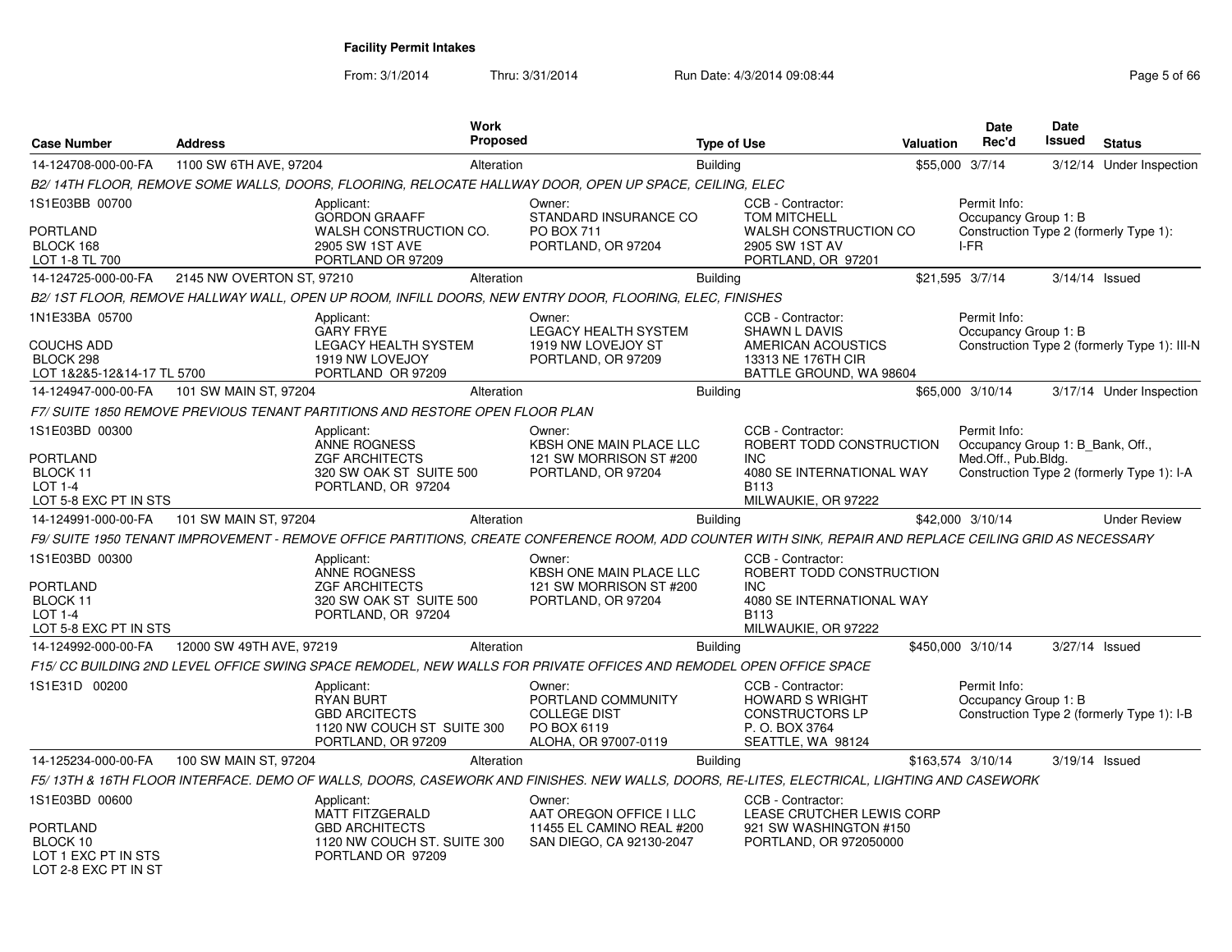**Facility Permit Intakes**

From: 3/1/2014 Thru: 3/31/2014 Run Date: 4/3/2014 09:08:44

| Case Number | Address | Work Proposed | Type of Use | Valuation | Date Rec'd | Date Issued | Status |
|---|---|---|---|---|---|---|---|
| 14-124708-000-00-FA | 1100 SW 6TH AVE, 97204 | Alteration | Building | $55,000 | 3/7/14 | 3/12/14 | Under Inspection |

B2/ 14TH FLOOR, REMOVE SOME WALLS, DOORS, FLOORING, RELOCATE HALLWAY DOOR, OPEN UP SPACE, CEILING, ELEC

1S1E03BB 00700
PORTLAND
BLOCK 168
LOT 1-8 TL 700

Applicant: GORDON GRAAFF, WALSH CONSTRUCTION CO., 2905 SW 1ST AVE, PORTLAND OR 97209

Owner: STANDARD INSURANCE CO, PO BOX 711, PORTLAND, OR 97204

CCB - Contractor: TOM MITCHELL, WALSH CONSTRUCTION CO, 2905 SW 1ST AV, PORTLAND, OR 97201

Permit Info: Occupancy Group 1: B; Construction Type 2 (formerly Type 1): I-FR

| Case Number | Address | Work Proposed | Type of Use | Valuation | Date Rec'd | Date Issued | Status |
|---|---|---|---|---|---|---|---|
| 14-124725-000-00-FA | 2145 NW OVERTON ST, 97210 | Alteration | Building | $21,595 | 3/7/14 | 3/14/14 | Issued |

B2/ 1ST FLOOR, REMOVE HALLWAY WALL, OPEN UP ROOM, INFILL DOORS, NEW ENTRY DOOR, FLOORING, ELEC, FINISHES

1N1E33BA 05700
COUCHS ADD
BLOCK 298
LOT 1&2&5-12&14-17 TL 5700

Applicant: GARY FRYE, LEGACY HEALTH SYSTEM, 1919 NW LOVEJOY, PORTLAND OR 97209

Owner: LEGACY HEALTH SYSTEM, 1919 NW LOVEJOY ST, PORTLAND, OR 97209

CCB - Contractor: SHAWN L DAVIS, AMERICAN ACOUSTICS, 13313 NE 176TH CIR, BATTLE GROUND, WA 98604

Permit Info: Occupancy Group 1: B; Construction Type 2 (formerly Type 1): III-N

| Case Number | Address | Work Proposed | Type of Use | Valuation | Date Rec'd | Date Issued | Status |
|---|---|---|---|---|---|---|---|
| 14-124947-000-00-FA | 101 SW MAIN ST, 97204 | Alteration | Building | $65,000 | 3/10/14 | 3/17/14 | Under Inspection |

F7/ SUITE 1850 REMOVE PREVIOUS TENANT PARTITIONS AND RESTORE OPEN FLOOR PLAN

1S1E03BD 00300
PORTLAND
BLOCK 11
LOT 1-4
LOT 5-8 EXC PT IN STS

Applicant: ANNE ROGNESS, ZGF ARCHITECTS, 320 SW OAK ST SUITE 500, PORTLAND, OR 97204

Owner: KBSH ONE MAIN PLACE LLC, 121 SW MORRISON ST #200, PORTLAND, OR 97204

CCB - Contractor: ROBERT TODD CONSTRUCTION INC, 4080 SE INTERNATIONAL WAY B113, MILWAUKIE, OR 97222

Permit Info: Occupancy Group 1: B_Bank, Off., Med.Off., Pub.Bldg.; Construction Type 2 (formerly Type 1): I-A

| Case Number | Address | Work Proposed | Type of Use | Valuation | Date Rec'd | Date Issued | Status |
|---|---|---|---|---|---|---|---|
| 14-124991-000-00-FA | 101 SW MAIN ST, 97204 | Alteration | Building | $42,000 | 3/10/14 | | Under Review |

F9/ SUITE 1950 TENANT IMPROVEMENT - REMOVE OFFICE PARTITIONS, CREATE CONFERENCE ROOM, ADD COUNTER WITH SINK, REPAIR AND REPLACE CEILING GRID AS NECESSARY

1S1E03BD 00300
PORTLAND
BLOCK 11
LOT 1-4
LOT 5-8 EXC PT IN STS

Applicant: ANNE ROGNESS, ZGF ARCHITECTS, 320 SW OAK ST SUITE 500, PORTLAND, OR 97204

Owner: KBSH ONE MAIN PLACE LLC, 121 SW MORRISON ST #200, PORTLAND, OR 97204

CCB - Contractor: ROBERT TODD CONSTRUCTION INC, 4080 SE INTERNATIONAL WAY B113, MILWAUKIE, OR 97222

| Case Number | Address | Work Proposed | Type of Use | Valuation | Date Rec'd | Date Issued | Status |
|---|---|---|---|---|---|---|---|
| 14-124992-000-00-FA | 12000 SW 49TH AVE, 97219 | Alteration | Building | $450,000 | 3/10/14 | 3/27/14 | Issued |

F15/ CC BUILDING 2ND LEVEL OFFICE SWING SPACE REMODEL, NEW WALLS FOR PRIVATE OFFICES AND REMODEL OPEN OFFICE SPACE

1S1E31D 00200

Applicant: RYAN BURT, GBD ARCITECTS, 1120 NW COUCH ST SUITE 300, PORTLAND, OR 97209

Owner: PORTLAND COMMUNITY COLLEGE DIST, PO BOX 6119, ALOHA, OR 97007-0119

CCB - Contractor: HOWARD S WRIGHT CONSTRUCTORS LP, P. O. BOX 3764, SEATTLE, WA 98124

Permit Info: Occupancy Group 1: B; Construction Type 2 (formerly Type 1): I-B

| Case Number | Address | Work Proposed | Type of Use | Valuation | Date Rec'd | Date Issued | Status |
|---|---|---|---|---|---|---|---|
| 14-125234-000-00-FA | 100 SW MAIN ST, 97204 | Alteration | Building | $163,574 | 3/10/14 | 3/19/14 | Issued |

F5/ 13TH & 16TH FLOOR INTERFACE. DEMO OF WALLS, DOORS, CASEWORK AND FINISHES. NEW WALLS, DOORS, RE-LITES, ELECTRICAL, LIGHTING AND CASEWORK

1S1E03BD 00600
PORTLAND
BLOCK 10
LOT 1 EXC PT IN STS
LOT 2-8 EXC PT IN ST

Applicant: MATT FITZGERALD, GBD ARCHITECTS, 1120 NW COUCH ST. SUITE 300, PORTLAND OR 97209

Owner: AAT OREGON OFFICE I LLC, 11455 EL CAMINO REAL #200, SAN DIEGO, CA 92130-2047

CCB - Contractor: LEASE CRUTCHER LEWIS CORP, 921 SW WASHINGTON #150, PORTLAND, OR 972050000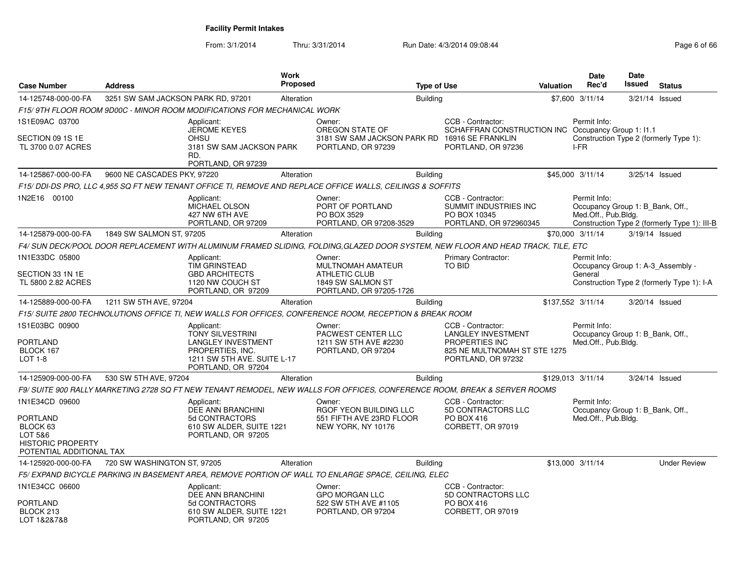**Facility Permit Intakes**

From: 3/1/2014 Thru: 3/31/2014 Run Date: 4/3/2014 09:08:44

| Case Number | Address | Work Proposed | Type of Use | Valuation | Date Rec'd | Date Issued | Status |
|---|---|---|---|---|---|---|---|
| 14-125748-000-00-FA | 3251 SW SAM JACKSON PARK RD, 97201 | Alteration | Building | $7,600 | 3/11/14 | 3/21/14 | Issued |

F15/ 9TH FLOOR ROOM 9D00C - MINOR ROOM MODIFICATIONS FOR MECHANICAL WORK

1S1E09AC 03700
SECTION 09 1S 1E
TL 3700 0.07 ACRES

Applicant: JEROME KEYES, OHSU, 3181 SW SAM JACKSON PARK RD., PORTLAND, OR 97239

Owner: OREGON STATE OF, 3181 SW SAM JACKSON PARK RD, PORTLAND, OR 97239

CCB - Contractor: SCHAFFRAN CONSTRUCTION INC, 16916 SE FRANKLIN, PORTLAND, OR 97236

Permit Info: Occupancy Group 1: I1.1; Construction Type 2 (formerly Type 1): I-FR

| Case Number | Address | Work Proposed | Type of Use | Valuation | Date Rec'd | Date Issued | Status |
|---|---|---|---|---|---|---|---|
| 14-125867-000-00-FA | 9600 NE CASCADES PKY, 97220 | Alteration | Building | $45,000 | 3/11/14 | 3/25/14 | Issued |

F15/ DDI-DS PRO, LLC 4,955 SQ FT NEW TENANT OFFICE TI, REMOVE AND REPLACE OFFICE WALLS, CEILINGS & SOFFITS

1N2E16 00100

Applicant: MICHAEL OLSON, 427 NW 6TH AVE, PORTLAND, OR 97209

Owner: PORT OF PORTLAND, PO BOX 3529, PORTLAND, OR 97208-3529

CCB - Contractor: SUMMIT INDUSTRIES INC, PO BOX 10345, PORTLAND, OR 972960345

Permit Info: Occupancy Group 1: B_Bank, Off., Med.Off., Pub.Bldg.; Construction Type 2 (formerly Type 1): III-B

| Case Number | Address | Work Proposed | Type of Use | Valuation | Date Rec'd | Date Issued | Status |
|---|---|---|---|---|---|---|---|
| 14-125879-000-00-FA | 1849 SW SALMON ST, 97205 | Alteration | Building | $70,000 | 3/11/14 | 3/19/14 | Issued |

F4/ SUN DECK/POOL DOOR REPLACEMENT WITH ALUMINUM FRAMED SLIDING, FOLDING,GLAZED DOOR SYSTEM, NEW FLOOR AND HEAD TRACK, TILE, ETC

1N1E33DC 05800
SECTION 33 1N 1E
TL 5800 2.82 ACRES

Applicant: TIM GRINSTEAD, GBD ARCHITECTS, 1120 NW COUCH ST, PORTLAND, OR 97209

Owner: MULTNOMAH AMATEUR ATHLETIC CLUB, 1849 SW SALMON ST, PORTLAND, OR 97205-1726

Primary Contractor: TO BID

Permit Info: Occupancy Group 1: A-3_Assembly - General; Construction Type 2 (formerly Type 1): I-A

| Case Number | Address | Work Proposed | Type of Use | Valuation | Date Rec'd | Date Issued | Status |
|---|---|---|---|---|---|---|---|
| 14-125889-000-00-FA | 1211 SW 5TH AVE, 97204 | Alteration | Building | $137,552 | 3/11/14 | 3/20/14 | Issued |

F15/ SUITE 2800 TECHNOLUTIONS OFFICE TI, NEW WALLS FOR OFFICES, CONFERENCE ROOM, RECEPTION & BREAK ROOM

1S1E03BC 00900
PORTLAND
BLOCK 167
LOT 1-8

Applicant: TONY SILVESTRINI, LANGLEY INVESTMENT PROPERTIES, INC., 1211 SW 5TH AVE. SUITE L-17, PORTLAND, OR 97204

Owner: PACWEST CENTER LLC, 1211 SW 5TH AVE #2230, PORTLAND, OR 97204

CCB - Contractor: LANGLEY INVESTMENT PROPERTIES INC, 825 NE MULTNOMAH ST STE 1275, PORTLAND, OR 97232

Permit Info: Occupancy Group 1: B_Bank, Off., Med.Off., Pub.Bldg.

| Case Number | Address | Work Proposed | Type of Use | Valuation | Date Rec'd | Date Issued | Status |
|---|---|---|---|---|---|---|---|
| 14-125909-000-00-FA | 530 SW 5TH AVE, 97204 | Alteration | Building | $129,013 | 3/11/14 | 3/24/14 | Issued |

F9/ SUITE 900 RALLY MARKETING 2728 SQ FT NEW TENANT REMODEL, NEW WALLS FOR OFFICES, CONFERENCE ROOM, BREAK & SERVER ROOMS

1N1E34CD 09600
PORTLAND
BLOCK 63
LOT 5&6
HISTORIC PROPERTY
POTENTIAL ADDITIONAL TAX

Applicant: DEE ANN BRANCHINI, 5d CONTRACTORS, 610 SW ALDER, SUITE 1221, PORTLAND, OR 97205

Owner: RGOF YEON BUILDING LLC, 551 FIFTH AVE 23RD FLOOR, NEW YORK, NY 10176

CCB - Contractor: 5D CONTRACTORS LLC, PO BOX 416, CORBETT, OR 97019

Permit Info: Occupancy Group 1: B_Bank, Off., Med.Off., Pub.Bldg.

| Case Number | Address | Work Proposed | Type of Use | Valuation | Date Rec'd | Date Issued | Status |
|---|---|---|---|---|---|---|---|
| 14-125920-000-00-FA | 720 SW WASHINGTON ST, 97205 | Alteration | Building | $13,000 | 3/11/14 | | Under Review |

F5/ EXPAND BICYCLE PARKING IN BASEMENT AREA, REMOVE PORTION OF WALL TO ENLARGE SPACE, CEILING, ELEC

1N1E34CC 06600
PORTLAND
BLOCK 213
LOT 1&2&7&8

Applicant: DEE ANN BRANCHINI, 5d CONTRACTORS, 610 SW ALDER, SUITE 1221, PORTLAND, OR 97205

Owner: GPO MORGAN LLC, 522 SW 5TH AVE #1105, PORTLAND, OR 97204

CCB - Contractor: 5D CONTRACTORS LLC, PO BOX 416, CORBETT, OR 97019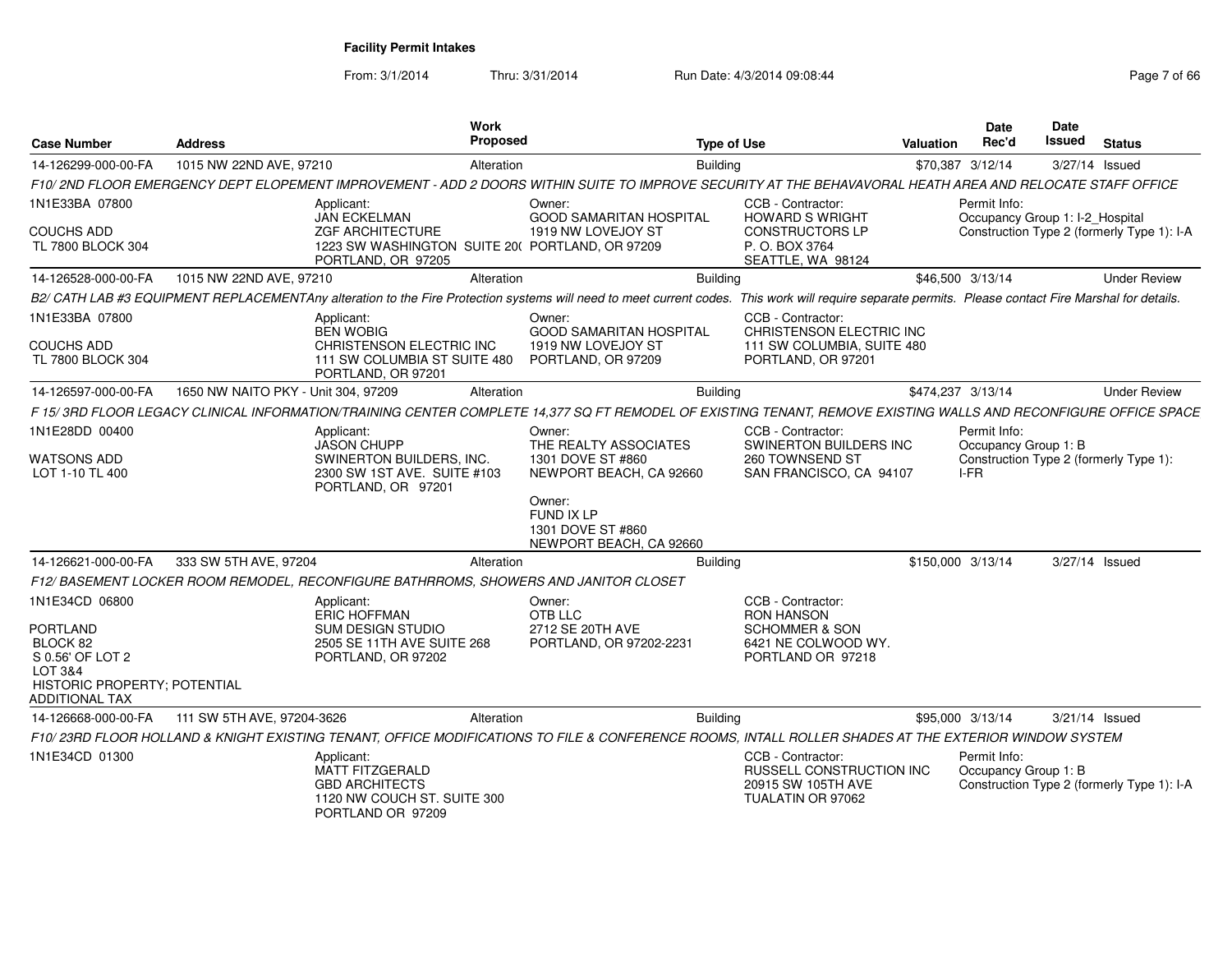**Facility Permit Intakes**

From: 3/1/2014 Thru: 3/31/2014 Run Date: 4/3/2014 09:08:44

| Case Number | Address | Work Proposed | Type of Use | Valuation | Date Rec'd | Date Issued | Status |
|---|---|---|---|---|---|---|---|
| 14-126299-000-00-FA | 1015 NW 22ND AVE, 97210 | Alteration | Building | $70,387 | 3/12/14 | 3/27/14 | Issued |

*F10/ 2ND FLOOR EMERGENCY DEPT ELOPEMENT IMPROVEMENT - ADD 2 DOORS WITHIN SUITE TO IMPROVE SECURITY AT THE BEHAVAVORAL HEATH AREA AND RELOCATE STAFF OFFICE*

1N1E33BA 07800
COUCHS ADD
TL 7800 BLOCK 304

Applicant: JAN ECKELMAN, ZGF ARCHITECTURE, 1223 SW WASHINGTON SUITE 20( PORTLAND, OR 97205

Owner: GOOD SAMARITAN HOSPITAL, 1919 NW LOVEJOY ST, PORTLAND, OR 97209

CCB - Contractor: HOWARD S WRIGHT CONSTRUCTORS LP, P. O. BOX 3764, SEATTLE, WA 98124

Permit Info: Occupancy Group 1: I-2_Hospital; Construction Type 2 (formerly Type 1): I-A

| Case Number | Address | Work Proposed | Type of Use | Valuation | Date Rec'd | Date Issued | Status |
|---|---|---|---|---|---|---|---|
| 14-126528-000-00-FA | 1015 NW 22ND AVE, 97210 | Alteration | Building | $46,500 | 3/13/14 | | Under Review |

*B2/ CATH LAB #3 EQUIPMENT REPLACEMENTAny alteration to the Fire Protection systems will need to meet current codes. This work will require separate permits. Please contact Fire Marshal for details.*

1N1E33BA 07800
COUCHS ADD
TL 7800 BLOCK 304

Applicant: BEN WOBIG, CHRISTENSON ELECTRIC INC, 111 SW COLUMBIA ST SUITE 480, PORTLAND, OR 97201

Owner: GOOD SAMARITAN HOSPITAL, 1919 NW LOVEJOY ST, PORTLAND, OR 97209

CCB - Contractor: CHRISTENSON ELECTRIC INC, 111 SW COLUMBIA, SUITE 480, PORTLAND, OR 97201

| Case Number | Address | Work Proposed | Type of Use | Valuation | Date Rec'd | Date Issued | Status |
|---|---|---|---|---|---|---|---|
| 14-126597-000-00-FA | 1650 NW NAITO PKY - Unit 304, 97209 | Alteration | Building | $474,237 | 3/13/14 | | Under Review |

*F 15/ 3RD FLOOR LEGACY CLINICAL INFORMATION/TRAINING CENTER COMPLETE 14,377 SQ FT REMODEL OF EXISTING TENANT, REMOVE EXISTING WALLS AND RECONFIGURE OFFICE SPACE*

1N1E28DD 00400
WATSONS ADD
LOT 1-10 TL 400

Applicant: JASON CHUPP, SWINERTON BUILDERS, INC., 2300 SW 1ST AVE. SUITE #103, PORTLAND, OR 97201

Owner: THE REALTY ASSOCIATES, 1301 DOVE ST #860, NEWPORT BEACH, CA 92660

Owner: FUND IX LP, 1301 DOVE ST #860, NEWPORT BEACH, CA 92660

CCB - Contractor: SWINERTON BUILDERS INC, 260 TOWNSEND ST, SAN FRANCISCO, CA 94107

Permit Info: Occupancy Group 1: B; Construction Type 2 (formerly Type 1): I-FR

| Case Number | Address | Work Proposed | Type of Use | Valuation | Date Rec'd | Date Issued | Status |
|---|---|---|---|---|---|---|---|
| 14-126621-000-00-FA | 333 SW 5TH AVE, 97204 | Alteration | Building | $150,000 | 3/13/14 | 3/27/14 | Issued |

*F12/ BASEMENT LOCKER ROOM REMODEL, RECONFIGURE BATHRROMS, SHOWERS AND JANITOR CLOSET*

1N1E34CD 06800
PORTLAND
BLOCK 82
S 0.56' OF LOT 2
LOT 3&4
HISTORIC PROPERTY; POTENTIAL ADDITIONAL TAX

Applicant: ERIC HOFFMAN, SUM DESIGN STUDIO, 2505 SE 11TH AVE SUITE 268, PORTLAND, OR 97202

Owner: OTB LLC, 2712 SE 20TH AVE, PORTLAND, OR 97202-2231

CCB - Contractor: RON HANSON, SCHOMMER & SON, 6421 NE COLWOOD WY., PORTLAND OR 97218

| Case Number | Address | Work Proposed | Type of Use | Valuation | Date Rec'd | Date Issued | Status |
|---|---|---|---|---|---|---|---|
| 14-126668-000-00-FA | 111 SW 5TH AVE, 97204-3626 | Alteration | Building | $95,000 | 3/13/14 | 3/21/14 | Issued |

*F10/ 23RD FLOOR HOLLAND & KNIGHT EXISTING TENANT, OFFICE MODIFICATIONS TO FILE & CONFERENCE ROOMS, INTALL ROLLER SHADES AT THE EXTERIOR WINDOW SYSTEM*

1N1E34CD 01300

Applicant: MATT FITZGERALD, GBD ARCHITECTS, 1120 NW COUCH ST. SUITE 300, PORTLAND OR 97209

CCB - Contractor: RUSSELL CONSTRUCTION INC, 20915 SW 105TH AVE, TUALATIN OR 97062

Permit Info: Occupancy Group 1: B; Construction Type 2 (formerly Type 1): I-A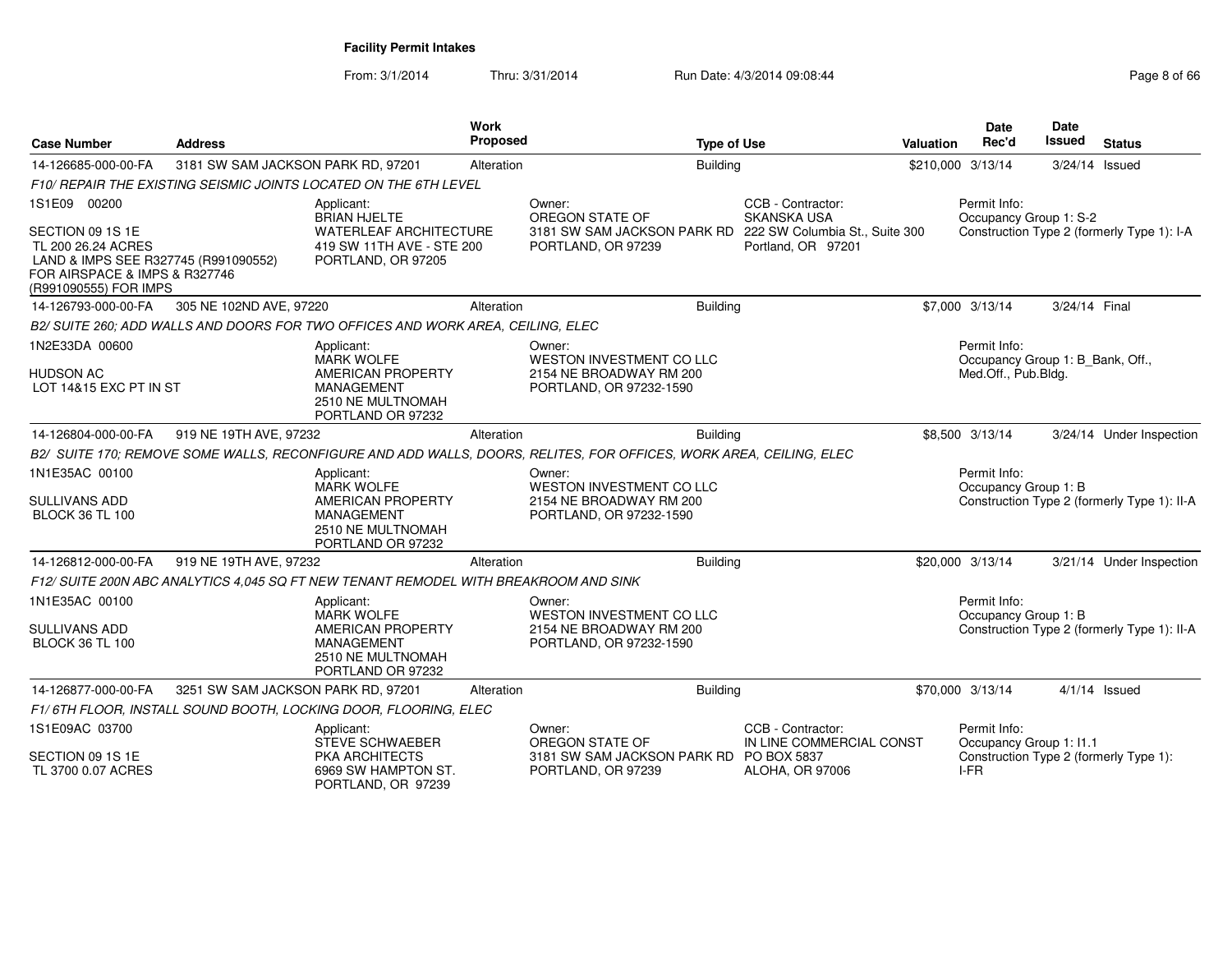**Facility Permit Intakes**

From: 3/1/2014 Thru: 3/31/2014 Run Date: 4/3/2014 09:08:44

| Case Number | Address | Work Proposed | Type of Use | Valuation | Date Rec'd | Date Issued | Status |
|---|---|---|---|---|---|---|---|
| 14-126685-000-00-FA | 3181 SW SAM JACKSON PARK RD, 97201 | Alteration | Building | $210,000 | 3/13/14 | 3/24/14 | Issued |

*F10/ REPAIR THE EXISTING SEISMIC JOINTS LOCATED ON THE 6TH LEVEL*

1S1E09 00200

SECTION 09 1S 1E
TL 200 26.24 ACRES
LAND & IMPS SEE R327745 (R991090552)
FOR AIRSPACE & IMPS & R327746
(R991090555) FOR IMPS

Applicant:
BRIAN HJELTE
WATERLEAF ARCHITECTURE
419 SW 11TH AVE - STE 200
PORTLAND, OR 97205

Owner:
OREGON STATE OF
3181 SW SAM JACKSON PARK RD
PORTLAND, OR 97239

CCB - Contractor:
SKANSKA USA
222 SW Columbia St., Suite 300
Portland, OR 97201

Permit Info:
Occupancy Group 1: S-2
Construction Type 2 (formerly Type 1): I-A

| Case Number | Address | Work Proposed | Type of Use | Valuation | Date Rec'd | Date Issued | Status |
|---|---|---|---|---|---|---|---|
| 14-126793-000-00-FA | 305 NE 102ND AVE, 97220 | Alteration | Building | $7,000 | 3/13/14 | 3/24/14 | Final |

*B2/ SUITE 260; ADD WALLS AND DOORS FOR TWO OFFICES AND WORK AREA, CEILING, ELEC*

1N2E33DA 00600

HUDSON AC
LOT 14&15 EXC PT IN ST

Applicant:
MARK WOLFE
AMERICAN PROPERTY
MANAGEMENT
2510 NE MULTNOMAH
PORTLAND OR 97232

Owner:
WESTON INVESTMENT CO LLC
2154 NE BROADWAY RM 200
PORTLAND, OR 97232-1590

Permit Info:
Occupancy Group 1: B_Bank, Off., Med.Off., Pub.Bldg.

| Case Number | Address | Work Proposed | Type of Use | Valuation | Date Rec'd | Date Issued | Status |
|---|---|---|---|---|---|---|---|
| 14-126804-000-00-FA | 919 NE 19TH AVE, 97232 | Alteration | Building | $8,500 | 3/13/14 | 3/24/14 | Under Inspection |

*B2/ SUITE 170; REMOVE SOME WALLS, RECONFIGURE AND ADD WALLS, DOORS, RELITES, FOR OFFICES, WORK AREA, CEILING, ELEC*

1N1E35AC 00100

SULLIVANS ADD
BLOCK 36 TL 100

Applicant:
MARK WOLFE
AMERICAN PROPERTY
MANAGEMENT
2510 NE MULTNOMAH
PORTLAND OR 97232

Owner:
WESTON INVESTMENT CO LLC
2154 NE BROADWAY RM 200
PORTLAND, OR 97232-1590

Permit Info:
Occupancy Group 1: B
Construction Type 2 (formerly Type 1): II-A

| Case Number | Address | Work Proposed | Type of Use | Valuation | Date Rec'd | Date Issued | Status |
|---|---|---|---|---|---|---|---|
| 14-126812-000-00-FA | 919 NE 19TH AVE, 97232 | Alteration | Building | $20,000 | 3/13/14 | 3/21/14 | Under Inspection |

*F12/ SUITE 200N ABC ANALYTICS 4,045 SQ FT NEW TENANT REMODEL WITH BREAKROOM AND SINK*

1N1E35AC 00100

SULLIVANS ADD
BLOCK 36 TL 100

Applicant:
MARK WOLFE
AMERICAN PROPERTY
MANAGEMENT
2510 NE MULTNOMAH
PORTLAND OR 97232

Owner:
WESTON INVESTMENT CO LLC
2154 NE BROADWAY RM 200
PORTLAND, OR 97232-1590

Permit Info:
Occupancy Group 1: B
Construction Type 2 (formerly Type 1): II-A

| Case Number | Address | Work Proposed | Type of Use | Valuation | Date Rec'd | Date Issued | Status |
|---|---|---|---|---|---|---|---|
| 14-126877-000-00-FA | 3251 SW SAM JACKSON PARK RD, 97201 | Alteration | Building | $70,000 | 3/13/14 | 4/1/14 | Issued |

*F1/ 6TH FLOOR, INSTALL SOUND BOOTH, LOCKING DOOR, FLOORING, ELEC*

1S1E09AC 03700

SECTION 09 1S 1E
TL 3700 0.07 ACRES

Applicant:
STEVE SCHWAEBER
PKA ARCHITECTS
6969 SW HAMPTON ST.
PORTLAND, OR 97239

Owner:
OREGON STATE OF
3181 SW SAM JACKSON PARK RD
PORTLAND, OR 97239

CCB - Contractor:
IN LINE COMMERCIAL CONST
PO BOX 5837
ALOHA, OR 97006

Permit Info:
Occupancy Group 1: I1.1
Construction Type 2 (formerly Type 1): I-FR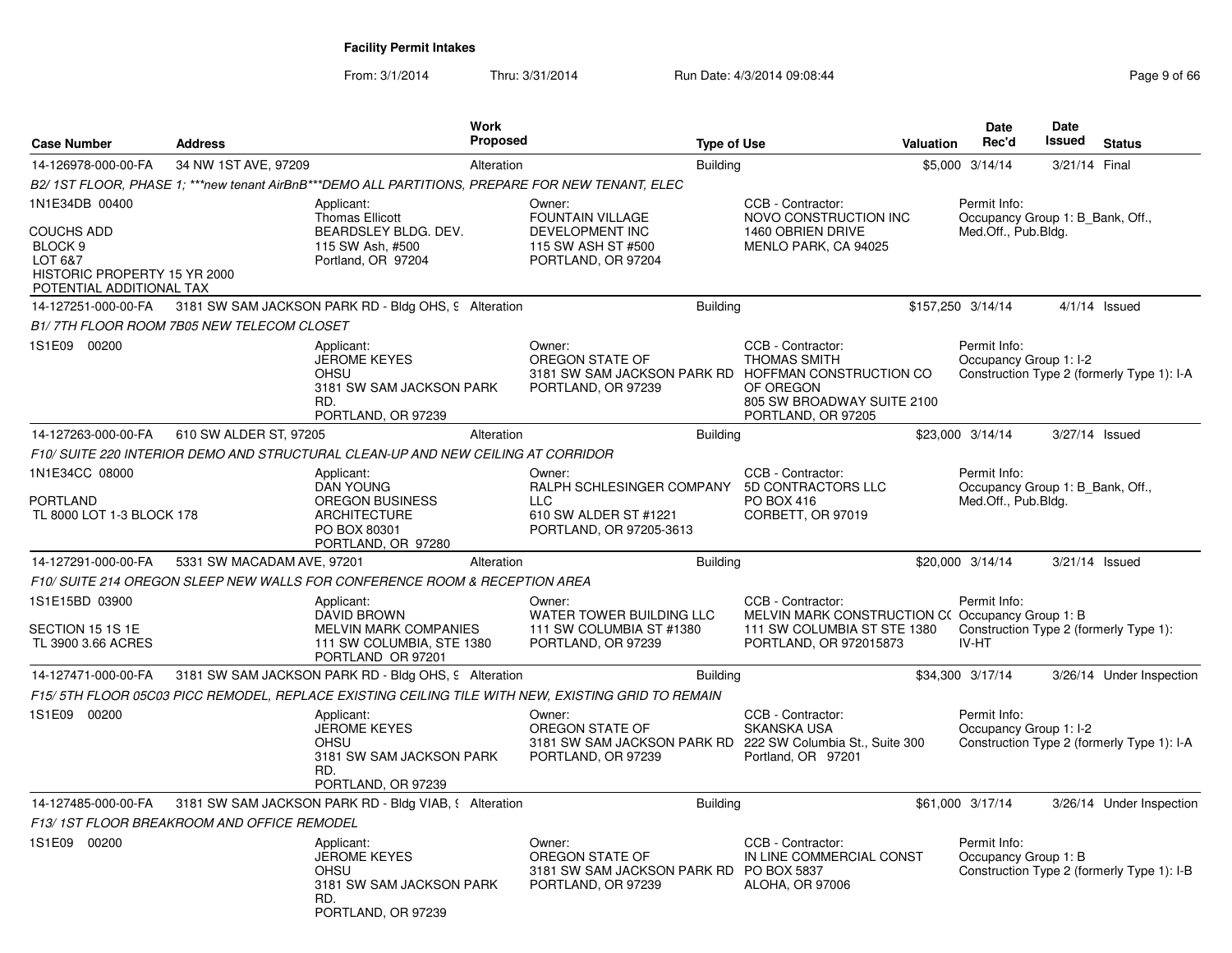**Facility Permit Intakes**

From: 3/1/2014 Thru: 3/31/2014 Run Date: 4/3/2014 09:08:44

| Case Number | Address | Work Proposed | Type of Use | Valuation | Date Rec'd | Date Issued | Status |
|---|---|---|---|---|---|---|---|
| 14-126978-000-00-FA | 34 NW 1ST AVE, 97209 | Alteration | Building | $5,000 | 3/14/14 | 3/21/14 | Final |

*B2/ 1ST FLOOR, PHASE 1; ***new tenant AirBnB***DEMO ALL PARTITIONS, PREPARE FOR NEW TENANT, ELEC*

1N1E34DB 00400

COUCHS ADD
BLOCK 9
LOT 6&7
HISTORIC PROPERTY 15 YR 2000
POTENTIAL ADDITIONAL TAX

Applicant: Thomas Ellicott, BEARDSLEY BLDG. DEV., 115 SW Ash, #500, Portland, OR 97204

Owner: FOUNTAIN VILLAGE DEVELOPMENT INC, 115 SW ASH ST #500, PORTLAND, OR 97204

CCB - Contractor: NOVO CONSTRUCTION INC, 1460 OBRIEN DRIVE, MENLO PARK, CA 94025

Permit Info: Occupancy Group 1: B_Bank, Off., Med.Off., Pub.Bldg.

---

| Case Number | Address | Work Proposed | Type of Use | Valuation | Date Rec'd | Date Issued | Status |
|---|---|---|---|---|---|---|---|
| 14-127251-000-00-FA | 3181 SW SAM JACKSON PARK RD - Bldg OHS, 9 | Alteration | Building | $157,250 | 3/14/14 | 4/1/14 | Issued |

*B1/ 7TH FLOOR ROOM 7B05 NEW TELECOM CLOSET*

1S1E09 00200

Applicant: JEROME KEYES, OHSU, 3181 SW SAM JACKSON PARK RD., PORTLAND, OR 97239

Owner: OREGON STATE OF, 3181 SW SAM JACKSON PARK RD, PORTLAND, OR 97239

CCB - Contractor: THOMAS SMITH, HOFFMAN CONSTRUCTION CO OF OREGON, 805 SW BROADWAY SUITE 2100, PORTLAND, OR 97205

Permit Info: Occupancy Group 1: I-2; Construction Type 2 (formerly Type 1): I-A

---

| Case Number | Address | Work Proposed | Type of Use | Valuation | Date Rec'd | Date Issued | Status |
|---|---|---|---|---|---|---|---|
| 14-127263-000-00-FA | 610 SW ALDER ST, 97205 | Alteration | Building | $23,000 | 3/14/14 | 3/27/14 | Issued |

*F10/ SUITE 220 INTERIOR DEMO AND STRUCTURAL CLEAN-UP AND NEW CEILING AT CORRIDOR*

1N1E34CC 08000

PORTLAND
TL 8000 LOT 1-3 BLOCK 178

Applicant: DAN YOUNG, OREGON BUSINESS ARCHITECTURE, PO BOX 80301, PORTLAND, OR 97280

Owner: RALPH SCHLESINGER COMPANY LLC, 610 SW ALDER ST #1221, PORTLAND, OR 97205-3613

CCB - Contractor: 5D CONTRACTORS LLC, PO BOX 416, CORBETT, OR 97019

Permit Info: Occupancy Group 1: B_Bank, Off., Med.Off., Pub.Bldg.

---

| Case Number | Address | Work Proposed | Type of Use | Valuation | Date Rec'd | Date Issued | Status |
|---|---|---|---|---|---|---|---|
| 14-127291-000-00-FA | 5331 SW MACADAM AVE, 97201 | Alteration | Building | $20,000 | 3/14/14 | 3/21/14 | Issued |

*F10/ SUITE 214 OREGON SLEEP NEW WALLS FOR CONFERENCE ROOM & RECEPTION AREA*

1S1E15BD 03900

SECTION 15 1S 1E
TL 3900 3.66 ACRES

Applicant: DAVID BROWN, MELVIN MARK COMPANIES, 111 SW COLUMBIA, STE 1380, PORTLAND OR 97201

Owner: WATER TOWER BUILDING LLC, 111 SW COLUMBIA ST #1380, PORTLAND, OR 97239

CCB - Contractor: MELVIN MARK CONSTRUCTION CO, 111 SW COLUMBIA ST STE 1380, PORTLAND, OR 972015873

Permit Info: Occupancy Group 1: B; Construction Type 2 (formerly Type 1): IV-HT

---

| Case Number | Address | Work Proposed | Type of Use | Valuation | Date Rec'd | Date Issued | Status |
|---|---|---|---|---|---|---|---|
| 14-127471-000-00-FA | 3181 SW SAM JACKSON PARK RD - Bldg OHS, 9 | Alteration | Building | $34,300 | 3/17/14 | 3/26/14 | Under Inspection |

*F15/ 5TH FLOOR 05C03 PICC REMODEL, REPLACE EXISTING CEILING TILE WITH NEW, EXISTING GRID TO REMAIN*

1S1E09 00200

Applicant: JEROME KEYES, OHSU, 3181 SW SAM JACKSON PARK RD., PORTLAND, OR 97239

Owner: OREGON STATE OF, 3181 SW SAM JACKSON PARK RD, PORTLAND, OR 97239

CCB - Contractor: SKANSKA USA, 222 SW Columbia St., Suite 300, Portland, OR 97201

Permit Info: Occupancy Group 1: I-2; Construction Type 2 (formerly Type 1): I-A

---

| Case Number | Address | Work Proposed | Type of Use | Valuation | Date Rec'd | Date Issued | Status |
|---|---|---|---|---|---|---|---|
| 14-127485-000-00-FA | 3181 SW SAM JACKSON PARK RD - Bldg VIAB, 9 | Alteration | Building | $61,000 | 3/17/14 | 3/26/14 | Under Inspection |

*F13/ 1ST FLOOR BREAKROOM AND OFFICE REMODEL*

1S1E09 00200

Applicant: JEROME KEYES, OHSU, 3181 SW SAM JACKSON PARK RD., PORTLAND, OR 97239

Owner: OREGON STATE OF, 3181 SW SAM JACKSON PARK RD, PORTLAND, OR 97239

CCB - Contractor: IN LINE COMMERCIAL CONST, PO BOX 5837, ALOHA, OR 97006

Permit Info: Occupancy Group 1: B; Construction Type 2 (formerly Type 1): I-B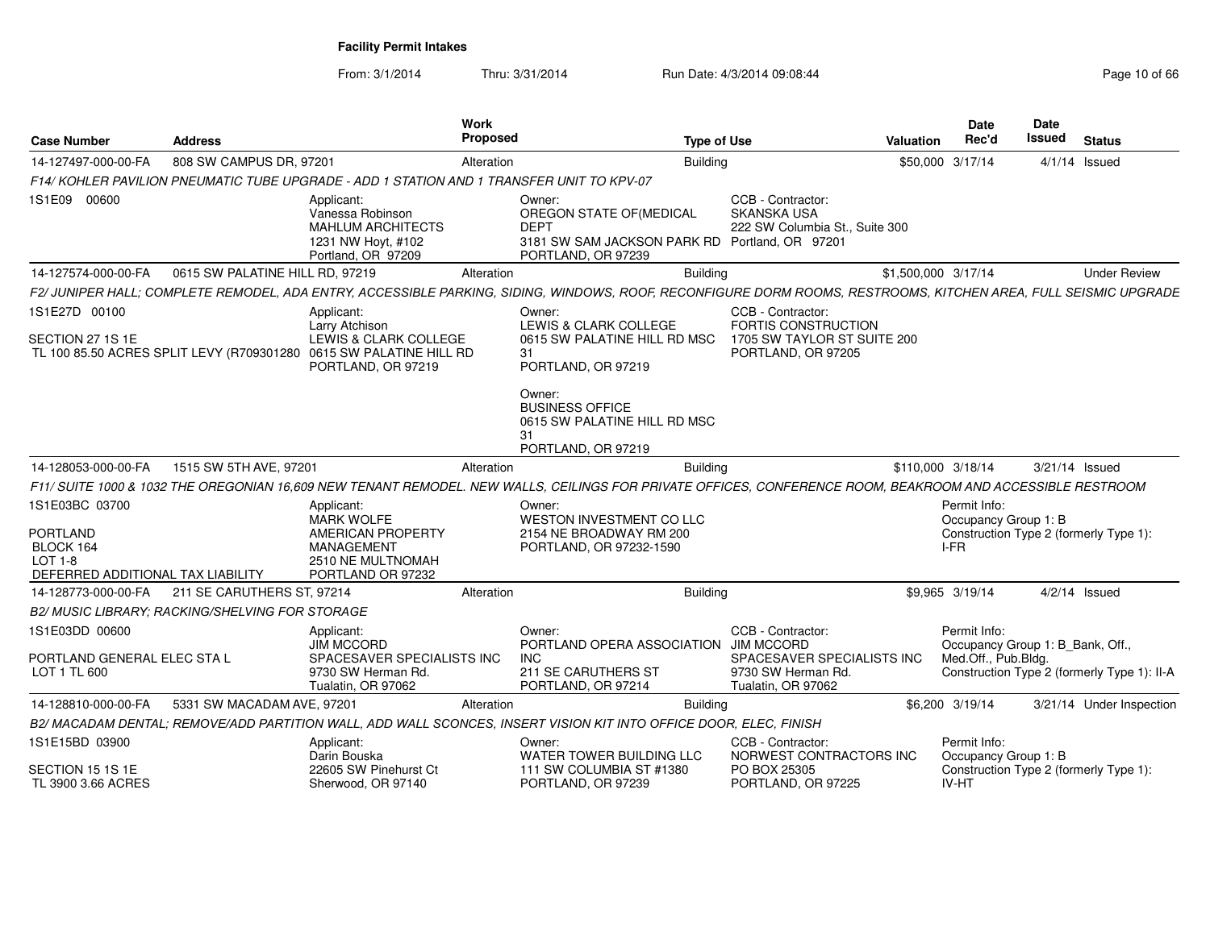**Facility Permit Intakes**

From: 3/1/2014 Thru: 3/31/2014 Run Date: 4/3/2014 09:08:44

| Case Number | Address | Work Proposed | Type of Use | Valuation | Date Rec'd | Date Issued | Status |
|---|---|---|---|---|---|---|---|
| 14-127497-000-00-FA | 808 SW CAMPUS DR, 97201 | Alteration | Building | $50,000 | 3/17/14 | 4/1/14 | Issued |

*F14/ KOHLER PAVILION PNEUMATIC TUBE UPGRADE - ADD 1 STATION AND 1 TRANSFER UNIT TO KPV-07*

1S1E09 00600

Applicant: Vanessa Robinson, MAHLUM ARCHITECTS, 1231 NW Hoyt, #102, Portland, OR 97209

Owner: OREGON STATE OF(MEDICAL DEPT, 3181 SW SAM JACKSON PARK RD, PORTLAND, OR 97239

CCB - Contractor: SKANSKA USA, 222 SW Columbia St., Suite 300, Portland, OR 97201

| Case Number | Address | Work Proposed | Type of Use | Valuation | Date Rec'd | Date Issued | Status |
|---|---|---|---|---|---|---|---|
| 14-127574-000-00-FA | 0615 SW PALATINE HILL RD, 97219 | Alteration | Building | $1,500,000 | 3/17/14 | | Under Review |

*F2/ JUNIPER HALL; COMPLETE REMODEL, ADA ENTRY, ACCESSIBLE PARKING, SIDING, WINDOWS, ROOF, RECONFIGURE DORM ROOMS, RESTROOMS, KITCHEN AREA, FULL SEISMIC UPGRADE*

1S1E27D 00100

SECTION 27 1S 1E
TL 100 85.50 ACRES SPLIT LEVY (R709301280

Applicant: Larry Atchison, LEWIS & CLARK COLLEGE, 0615 SW PALATINE HILL RD, PORTLAND, OR 97219

Owner: LEWIS & CLARK COLLEGE, 0615 SW PALATINE HILL RD MSC 31, PORTLAND, OR 97219

Owner: BUSINESS OFFICE, 0615 SW PALATINE HILL RD MSC 31, PORTLAND, OR 97219

CCB - Contractor: FORTIS CONSTRUCTION, 1705 SW TAYLOR ST SUITE 200, PORTLAND, OR 97205

| Case Number | Address | Work Proposed | Type of Use | Valuation | Date Rec'd | Date Issued | Status |
|---|---|---|---|---|---|---|---|
| 14-128053-000-00-FA | 1515 SW 5TH AVE, 97201 | Alteration | Building | $110,000 | 3/18/14 | 3/21/14 | Issued |

*F11/ SUITE 1000 & 1032 THE OREGONIAN 16,609 NEW TENANT REMODEL. NEW WALLS, CEILINGS FOR PRIVATE OFFICES, CONFERENCE ROOM, BEAKROOM AND ACCESSIBLE RESTROOM*

1S1E03BC 03700

PORTLAND
BLOCK 164
LOT 1-8
DEFERRED ADDITIONAL TAX LIABILITY

Applicant: MARK WOLFE, AMERICAN PROPERTY MANAGEMENT, 2510 NE MULTNOMAH, PORTLAND OR 97232

Owner: WESTON INVESTMENT CO LLC, 2154 NE BROADWAY RM 200, PORTLAND, OR 97232-1590

Permit Info: Occupancy Group 1: B; Construction Type 2 (formerly Type 1): I-FR

| Case Number | Address | Work Proposed | Type of Use | Valuation | Date Rec'd | Date Issued | Status |
|---|---|---|---|---|---|---|---|
| 14-128773-000-00-FA | 211 SE CARUTHERS ST, 97214 | Alteration | Building | $9,965 | 3/19/14 | 4/2/14 | Issued |

*B2/ MUSIC LIBRARY; RACKING/SHELVING FOR STORAGE*

1S1E03DD 00600

PORTLAND GENERAL ELEC STA L
LOT 1 TL 600

Applicant: JIM MCCORD, SPACESAVER SPECIALISTS INC, 9730 SW Herman Rd., Tualatin, OR 97062

Owner: PORTLAND OPERA ASSOCIATION INC, 211 SE CARUTHERS ST, PORTLAND, OR 97214

CCB - Contractor: JIM MCCORD, SPACESAVER SPECIALISTS INC, 9730 SW Herman Rd., Tualatin, OR 97062

Permit Info: Occupancy Group 1: B_Bank, Off., Med.Off., Pub.Bldg.; Construction Type 2 (formerly Type 1): II-A

| Case Number | Address | Work Proposed | Type of Use | Valuation | Date Rec'd | Date Issued | Status |
|---|---|---|---|---|---|---|---|
| 14-128810-000-00-FA | 5331 SW MACADAM AVE, 97201 | Alteration | Building | $6,200 | 3/19/14 | 3/21/14 | Under Inspection |

*B2/ MACADAM DENTAL; REMOVE/ADD PARTITION WALL, ADD WALL SCONCES, INSERT VISION KIT INTO OFFICE DOOR, ELEC, FINISH*

1S1E15BD 03900

SECTION 15 1S 1E
TL 3900 3.66 ACRES

Applicant: Darin Bouska, 22605 SW Pinehurst Ct, Sherwood, OR 97140

Owner: WATER TOWER BUILDING LLC, 111 SW COLUMBIA ST #1380, PORTLAND, OR 97239

CCB - Contractor: NORWEST CONTRACTORS INC, PO BOX 25305, PORTLAND, OR 97225

Permit Info: Occupancy Group 1: B; Construction Type 2 (formerly Type 1): IV-HT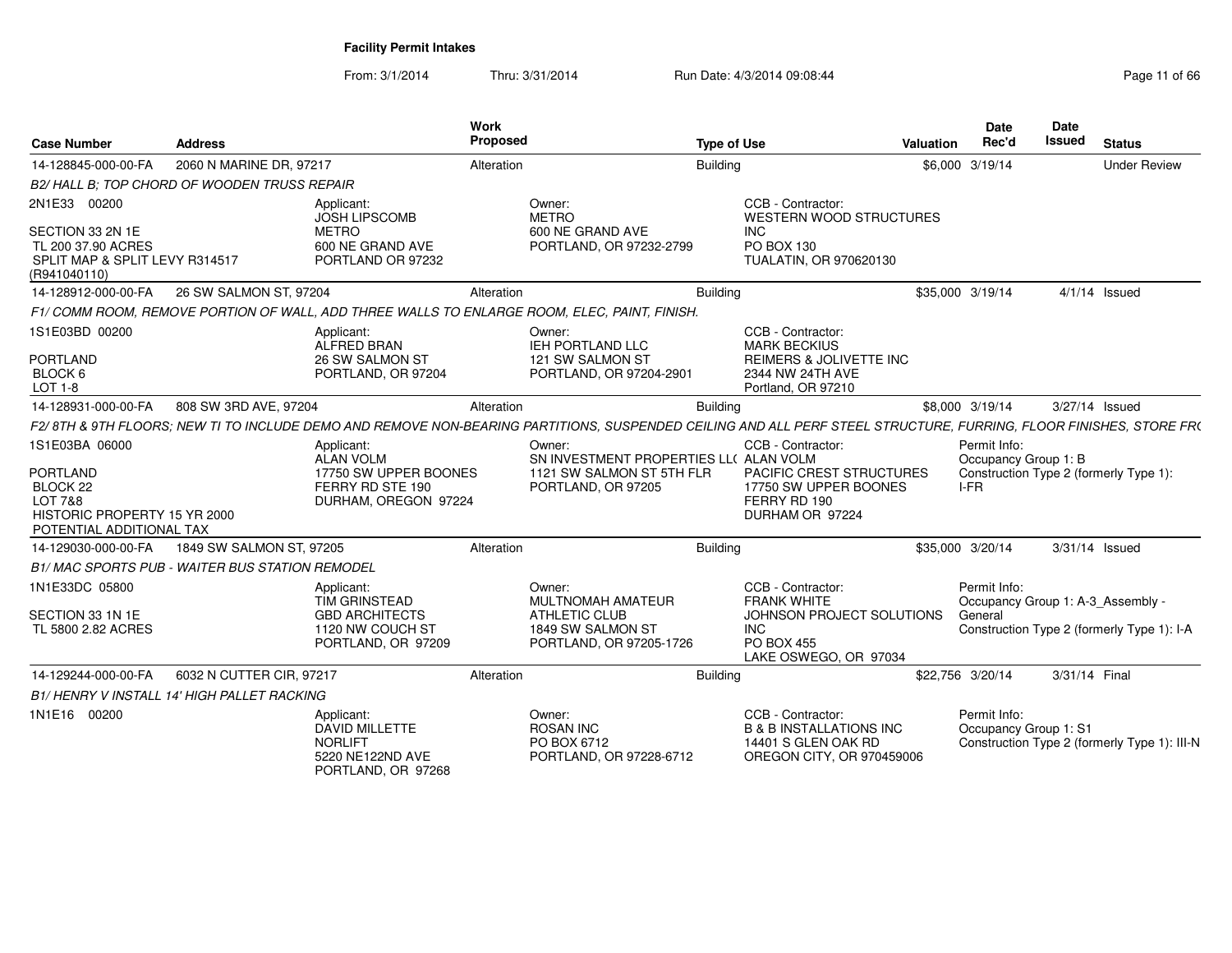**Facility Permit Intakes**

From: 3/1/2014 Thru: 3/31/2014 Run Date: 4/3/2014 09:08:44

| Case Number | Address | Work Proposed | Type of Use | Valuation | Date Rec'd | Date Issued | Status |
|---|---|---|---|---|---|---|---|
| 14-128845-000-00-FA | 2060 N MARINE DR, 97217 | Alteration | Building | $6,000 | 3/19/14 | | Under Review |

*B2/ HALL B; TOP CHORD OF WOODEN TRUSS REPAIR*

2N1E33 00200

SECTION 33 2N 1E
TL 200 37.90 ACRES
SPLIT MAP & SPLIT LEVY R314517
(R941040110)

Applicant:
JOSH LIPSCOMB
METRO
600 NE GRAND AVE
PORTLAND OR 97232

Owner:
METRO
600 NE GRAND AVE
PORTLAND, OR 97232-2799

CCB - Contractor:
WESTERN WOOD STRUCTURES INC
PO BOX 130
TUALATIN, OR 970620130

| Case Number | Address | Work Proposed | Type of Use | Valuation | Date Rec'd | Date Issued | Status |
|---|---|---|---|---|---|---|---|
| 14-128912-000-00-FA | 26 SW SALMON ST, 97204 | Alteration | Building | $35,000 | 3/19/14 | 4/1/14 | Issued |

*F1/ COMM ROOM, REMOVE PORTION OF WALL, ADD THREE WALLS TO ENLARGE ROOM, ELEC, PAINT, FINISH.*

1S1E03BD 00200

PORTLAND
BLOCK 6
LOT 1-8

Applicant:
ALFRED BRAN
26 SW SALMON ST
PORTLAND, OR 97204

Owner:
IEH PORTLAND LLC
121 SW SALMON ST
PORTLAND, OR 97204-2901

CCB - Contractor:
MARK BECKIUS
REIMERS & JOLIVETTE INC
2344 NW 24TH AVE
Portland, OR 97210

| Case Number | Address | Work Proposed | Type of Use | Valuation | Date Rec'd | Date Issued | Status |
|---|---|---|---|---|---|---|---|
| 14-128931-000-00-FA | 808 SW 3RD AVE, 97204 | Alteration | Building | $8,000 | 3/19/14 | 3/27/14 | Issued |

*F2/ 8TH & 9TH FLOORS; NEW TI TO INCLUDE DEMO AND REMOVE NON-BEARING PARTITIONS, SUSPENDED CEILING AND ALL PERF STEEL STRUCTURE, FURRING, FLOOR FINISHES, STORE FR(*

1S1E03BA 06000

PORTLAND
BLOCK 22
LOT 7&8
HISTORIC PROPERTY 15 YR 2000
POTENTIAL ADDITIONAL TAX

Applicant:
ALAN VOLM
17750 SW UPPER BOONES FERRY RD STE 190
DURHAM, OREGON 97224

Owner:
SN INVESTMENT PROPERTIES LL(
1121 SW SALMON ST 5TH FLR
PORTLAND, OR 97205

CCB - Contractor:
ALAN VOLM
PACIFIC CREST STRUCTURES
17750 SW UPPER BOONES FERRY RD 190
DURHAM OR 97224

Permit Info:
Occupancy Group 1: B
Construction Type 2 (formerly Type 1): I-FR

| Case Number | Address | Work Proposed | Type of Use | Valuation | Date Rec'd | Date Issued | Status |
|---|---|---|---|---|---|---|---|
| 14-129030-000-00-FA | 1849 SW SALMON ST, 97205 | Alteration | Building | $35,000 | 3/20/14 | 3/31/14 | Issued |

*B1/ MAC SPORTS PUB - WAITER BUS STATION REMODEL*

1N1E33DC 05800

SECTION 33 1N 1E
TL 5800 2.82 ACRES

Applicant:
TIM GRINSTEAD
GBD ARCHITECTS
1120 NW COUCH ST
PORTLAND, OR 97209

Owner:
MULTNOMAH AMATEUR ATHLETIC CLUB
1849 SW SALMON ST
PORTLAND, OR 97205-1726

CCB - Contractor:
FRANK WHITE
JOHNSON PROJECT SOLUTIONS INC
PO BOX 455
LAKE OSWEGO, OR 97034

Permit Info:
Occupancy Group 1: A-3_Assembly - General
Construction Type 2 (formerly Type 1): I-A

| Case Number | Address | Work Proposed | Type of Use | Valuation | Date Rec'd | Date Issued | Status |
|---|---|---|---|---|---|---|---|
| 14-129244-000-00-FA | 6032 N CUTTER CIR, 97217 | Alteration | Building | $22,756 | 3/20/14 | 3/31/14 | Final |

*B1/ HENRY V INSTALL 14' HIGH PALLET RACKING*

1N1E16 00200

Applicant:
DAVID MILLETTE
NORLIFT
5220 NE122ND AVE
PORTLAND, OR 97268

Owner:
ROSAN INC
PO BOX 6712
PORTLAND, OR 97228-6712

CCB - Contractor:
B & B INSTALLATIONS INC
14401 S GLEN OAK RD
OREGON CITY, OR 970459006

Permit Info:
Occupancy Group 1: S1
Construction Type 2 (formerly Type 1): III-N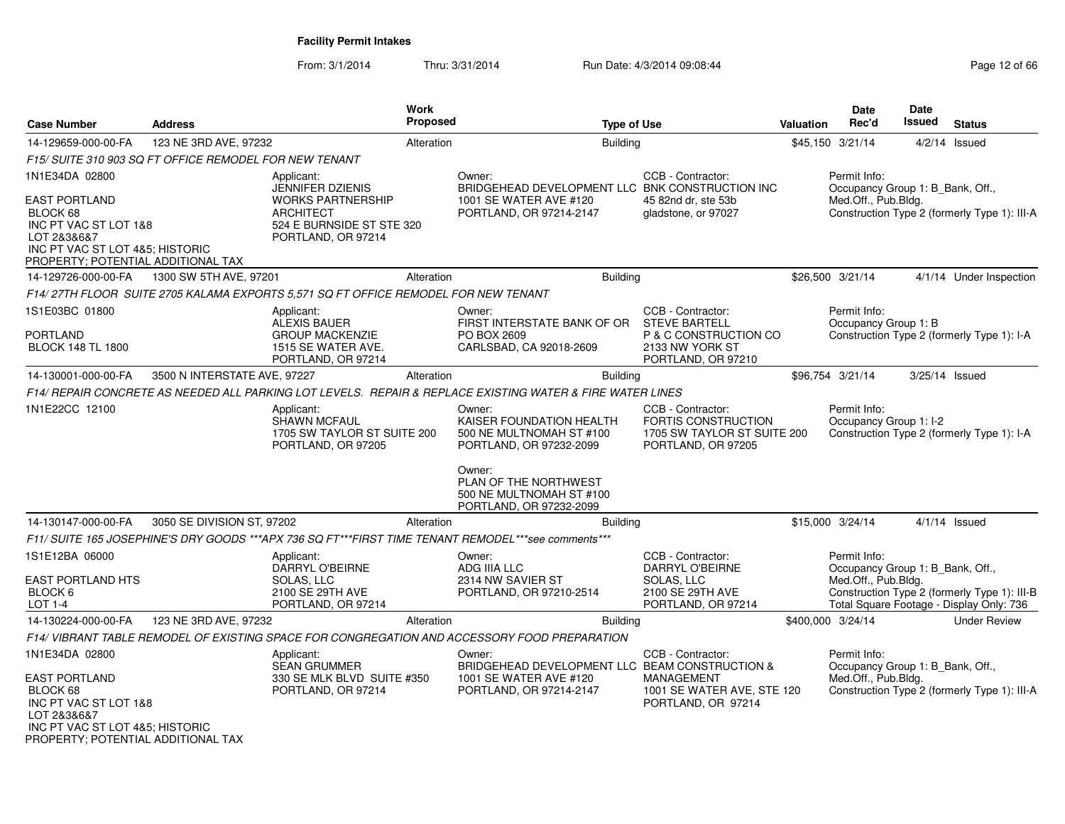**Facility Permit Intakes**

From: 3/1/2014 Thru: 3/31/2014 Run Date: 4/3/2014 09:08:44

| Case Number | Address | Work Proposed | Type of Use | Valuation | Date Rec'd | Date Issued | Status |
|---|---|---|---|---|---|---|---|
| 14-129659-000-00-FA | 123 NE 3RD AVE, 97232 | Alteration | Building | $45,150 | 3/21/14 | 4/2/14 | Issued |
| 14-129726-000-00-FA | 1300 SW 5TH AVE, 97201 | Alteration | Building | $26,500 | 3/21/14 | 4/1/14 | Under Inspection |
| 14-130001-000-00-FA | 3500 N INTERSTATE AVE, 97227 | Alteration | Building | $96,754 | 3/21/14 | 3/25/14 | Issued |
| 14-130147-000-00-FA | 3050 SE DIVISION ST, 97202 | Alteration | Building | $15,000 | 3/24/14 | 4/1/14 | Issued |
| 14-130224-000-00-FA | 123 NE 3RD AVE, 97232 | Alteration | Building | $400,000 | 3/24/14 | | Under Review |

**14-129659-000-00-FA** — 123 NE 3RD AVE, 97232

*F15/ SUITE 310 903 SQ FT OFFICE REMODEL FOR NEW TENANT*

1N1E34DA 02800
EAST PORTLAND
BLOCK 68
INC PT VAC ST LOT 1&8
LOT 2&3&6&7
INC PT VAC ST LOT 4&5; HISTORIC
PROPERTY; POTENTIAL ADDITIONAL TAX

Applicant:
JENNIFER DZIENIS
WORKS PARTNERSHIP
ARCHITECT
524 E BURNSIDE ST STE 320
PORTLAND, OR 97214

Owner:
BRIDGEHEAD DEVELOPMENT LLC
1001 SE WATER AVE #120
PORTLAND, OR 97214-2147

CCB - Contractor:
BNK CONSTRUCTION INC
45 82nd dr, ste 53b
gladstone, or 97027

Permit Info:
Occupancy Group 1: B_Bank, Off., Med.Off., Pub.Bldg.
Construction Type 2 (formerly Type 1): III-A

**14-129726-000-00-FA** — 1300 SW 5TH AVE, 97201

*F14/ 27TH FLOOR SUITE 2705 KALAMA EXPORTS 5,571 SQ FT OFFICE REMODEL FOR NEW TENANT*

1S1E03BC 01800
PORTLAND
BLOCK 148 TL 1800

Applicant:
ALEXIS BAUER
GROUP MACKENZIE
1515 SE WATER AVE.
PORTLAND, OR 97214

Owner:
FIRST INTERSTATE BANK OF OR
PO BOX 2609
CARLSBAD, CA 92018-2609

CCB - Contractor:
STEVE BARTELL
P & C CONSTRUCTION CO
2133 NW YORK ST
PORTLAND, OR 97210

Permit Info:
Occupancy Group 1: B
Construction Type 2 (formerly Type 1): I-A

**14-130001-000-00-FA** — 3500 N INTERSTATE AVE, 97227

*F14/ REPAIR CONCRETE AS NEEDED ALL PARKING LOT LEVELS. REPAIR & REPLACE EXISTING WATER & FIRE WATER LINES*

1N1E22CC 12100

Applicant:
SHAWN MCFAUL
1705 SW TAYLOR ST SUITE 200
PORTLAND, OR 97205

Owner:
KAISER FOUNDATION HEALTH
500 NE MULTNOMAH ST #100
PORTLAND, OR 97232-2099

Owner:
PLAN OF THE NORTHWEST
500 NE MULTNOMAH ST #100
PORTLAND, OR 97232-2099

CCB - Contractor:
FORTIS CONSTRUCTION
1705 SW TAYLOR ST SUITE 200
PORTLAND, OR 97205

Permit Info:
Occupancy Group 1: I-2
Construction Type 2 (formerly Type 1): I-A

**14-130147-000-00-FA** — 3050 SE DIVISION ST, 97202

*F11/ SUITE 165 JOSEPHINE'S DRY GOODS ***APX 736 SQ FT***FIRST TIME TENANT REMODEL***see comments****

1S1E12BA 06000
EAST PORTLAND HTS
BLOCK 6
LOT 1-4

Applicant:
DARRYL O'BEIRNE
SOLAS, LLC
2100 SE 29TH AVE
PORTLAND, OR 97214

Owner:
ADG IIIA LLC
2314 NW SAVIER ST
PORTLAND, OR 97210-2514

CCB - Contractor:
DARRYL O'BEIRNE
SOLAS, LLC
2100 SE 29TH AVE
PORTLAND, OR 97214

Permit Info:
Occupancy Group 1: B_Bank, Off., Med.Off., Pub.Bldg.
Construction Type 2 (formerly Type 1): III-B
Total Square Footage - Display Only: 736

**14-130224-000-00-FA** — 123 NE 3RD AVE, 97232

*F14/ VIBRANT TABLE REMODEL OF EXISTING SPACE FOR CONGREGATION AND ACCESSORY FOOD PREPARATION*

1N1E34DA 02800
EAST PORTLAND
BLOCK 68
INC PT VAC ST LOT 1&8
LOT 2&3&6&7
INC PT VAC ST LOT 4&5; HISTORIC
PROPERTY; POTENTIAL ADDITIONAL TAX

Applicant:
SEAN GRUMMER
330 SE MLK BLVD SUITE #350
PORTLAND, OR 97214

Owner:
BRIDGEHEAD DEVELOPMENT LLC
1001 SE WATER AVE #120
PORTLAND, OR 97214-2147

CCB - Contractor:
BEAM CONSTRUCTION & MANAGEMENT
1001 SE WATER AVE, STE 120
PORTLAND, OR 97214

Permit Info:
Occupancy Group 1: B_Bank, Off., Med.Off., Pub.Bldg.
Construction Type 2 (formerly Type 1): III-A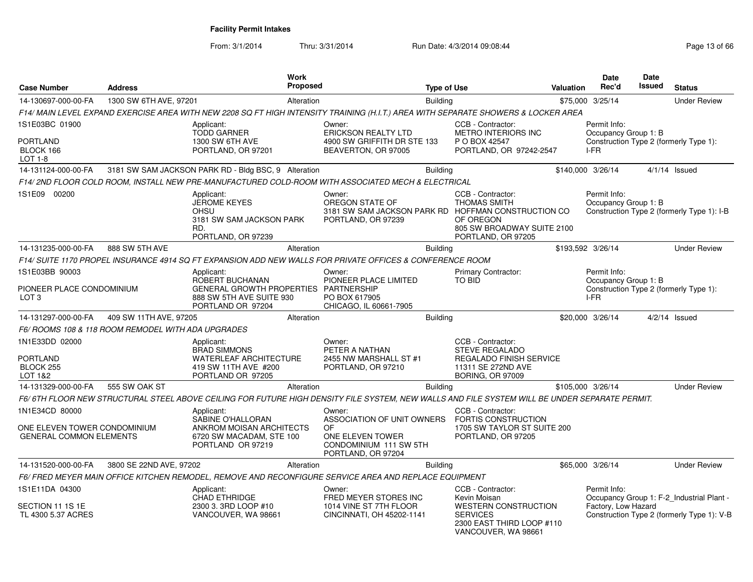**Facility Permit Intakes**

From: 3/1/2014 Thru: 3/31/2014 Run Date: 4/3/2014 09:08:44

| Case Number | Address | Work Proposed | Type of Use | Valuation | Date Rec'd | Date Issued | Status |
|---|---|---|---|---|---|---|---|
| 14-130697-000-00-FA | 1300 SW 6TH AVE, 97201 | Alteration | Building | $75,000 | 3/25/14 | | Under Review |

F14/ MAIN LEVEL EXPAND EXERCISE AREA WITH NEW 2208 SQ FT HIGH INTENSITY TRAINING (H.I.T.) AREA WITH SEPARATE SHOWERS & LOCKER AREA

1S1E03BC 01900
PORTLAND
BLOCK 166
LOT 1-8

Applicant: TODD GARNER, 1300 SW 6TH AVE, PORTLAND, OR 97201

Owner: ERICKSON REALTY LTD, 4900 SW GRIFFITH DR STE 133, BEAVERTON, OR 97005

CCB - Contractor: METRO INTERIORS INC, P O BOX 42547, PORTLAND, OR 97242-2547

Permit Info: Occupancy Group 1: B; Construction Type 2 (formerly Type 1): I-FR

| Case Number | Address | Work Proposed | Type of Use | Valuation | Date Rec'd | Date Issued | Status |
|---|---|---|---|---|---|---|---|
| 14-131124-000-00-FA | 3181 SW SAM JACKSON PARK RD - Bldg BSC, 9 | Alteration | Building | $140,000 | 3/26/14 | 4/1/14 | Issued |

F14/ 2ND FLOOR COLD ROOM, INSTALL NEW PRE-MANUFACTURED COLD-ROOM WITH ASSOCIATED MECH & ELECTRICAL

1S1E09 00200

Applicant: JEROME KEYES, OHSU, 3181 SW SAM JACKSON PARK RD., PORTLAND, OR 97239

Owner: OREGON STATE OF, 3181 SW SAM JACKSON PARK RD, PORTLAND, OR 97239

CCB - Contractor: THOMAS SMITH, HOFFMAN CONSTRUCTION CO OF OREGON, 805 SW BROADWAY SUITE 2100, PORTLAND, OR 97205

Permit Info: Occupancy Group 1: B; Construction Type 2 (formerly Type 1): I-B

| Case Number | Address | Work Proposed | Type of Use | Valuation | Date Rec'd | Date Issued | Status |
|---|---|---|---|---|---|---|---|
| 14-131235-000-00-FA | 888 SW 5TH AVE | Alteration | Building | $193,592 | 3/26/14 | | Under Review |

F14/ SUITE 1170 PROPEL INSURANCE 4914 SQ FT EXPANSION ADD NEW WALLS FOR PRIVATE OFFICES & CONFERENCE ROOM

1S1E03BB 90003
PIONEER PLACE CONDOMINIUM
LOT 3

Applicant: ROBERT BUCHANAN, GENERAL GROWTH PROPERTIES, 888 SW 5TH AVE SUITE 930, PORTLAND OR 97204

Owner: PIONEER PLACE LIMITED PARTNERSHIP, PO BOX 617905, CHICAGO, IL 60661-7905

Primary Contractor: TO BID

Permit Info: Occupancy Group 1: B; Construction Type 2 (formerly Type 1): I-FR

| Case Number | Address | Work Proposed | Type of Use | Valuation | Date Rec'd | Date Issued | Status |
|---|---|---|---|---|---|---|---|
| 14-131297-000-00-FA | 409 SW 11TH AVE, 97205 | Alteration | Building | $20,000 | 3/26/14 | 4/2/14 | Issued |

F6/ ROOMS 108 & 118 ROOM REMODEL WITH ADA UPGRADES

1N1E33DD 02000
PORTLAND
BLOCK 255
LOT 1&2

Applicant: BRAD SIMMONS, WATERLEAF ARCHITECTURE, 419 SW 11TH AVE #200, PORTLAND OR 97205

Owner: PETER A NATHAN, 2455 NW MARSHALL ST #1, PORTLAND, OR 97210

CCB - Contractor: STEVE REGALADO, REGALADO FINISH SERVICE, 11311 SE 272ND AVE, BORING, OR 97009

| Case Number | Address | Work Proposed | Type of Use | Valuation | Date Rec'd | Date Issued | Status |
|---|---|---|---|---|---|---|---|
| 14-131329-000-00-FA | 555 SW OAK ST | Alteration | Building | $105,000 | 3/26/14 | | Under Review |

F6/ 6TH FLOOR NEW STRUCTURAL STEEL ABOVE CEILING FOR FUTURE HIGH DENSITY FILE SYSTEM, NEW WALLS AND FILE SYSTEM WILL BE UNDER SEPARATE PERMIT.

1N1E34CD 80000
ONE ELEVEN TOWER CONDOMINIUM
GENERAL COMMON ELEMENTS

Applicant: SABINE O'HALLORAN, ANKROM MOISAN ARCHITECTS, 6720 SW MACADAM, STE 100, PORTLAND OR 97219

Owner: ASSOCIATION OF UNIT OWNERS OF, ONE ELEVEN TOWER CONDOMINIUM 111 SW 5TH, PORTLAND, OR 97204

CCB - Contractor: FORTIS CONSTRUCTION, 1705 SW TAYLOR ST SUITE 200, PORTLAND, OR 97205

| Case Number | Address | Work Proposed | Type of Use | Valuation | Date Rec'd | Date Issued | Status |
|---|---|---|---|---|---|---|---|
| 14-131520-000-00-FA | 3800 SE 22ND AVE, 97202 | Alteration | Building | $65,000 | 3/26/14 | | Under Review |

F6/ FRED MEYER MAIN OFFICE KITCHEN REMODEL, REMOVE AND RECONFIGURE SERVICE AREA AND REPLACE EQUIPMENT

1S1E11DA 04300
SECTION 11 1S 1E
TL 4300 5.37 ACRES

Applicant: CHAD ETHRIDGE, 2300 3. 3RD LOOP #10, VANCOUVER, WA 98661

Owner: FRED MEYER STORES INC, 1014 VINE ST 7TH FLOOR, CINCINNATI, OH 45202-1141

CCB - Contractor: Kevin Moisan, WESTERN CONSTRUCTION SERVICES, 2300 EAST THIRD LOOP #110, VANCOUVER, WA 98661

Permit Info: Occupancy Group 1: F-2_Industrial Plant - Factory, Low Hazard; Construction Type 2 (formerly Type 1): V-B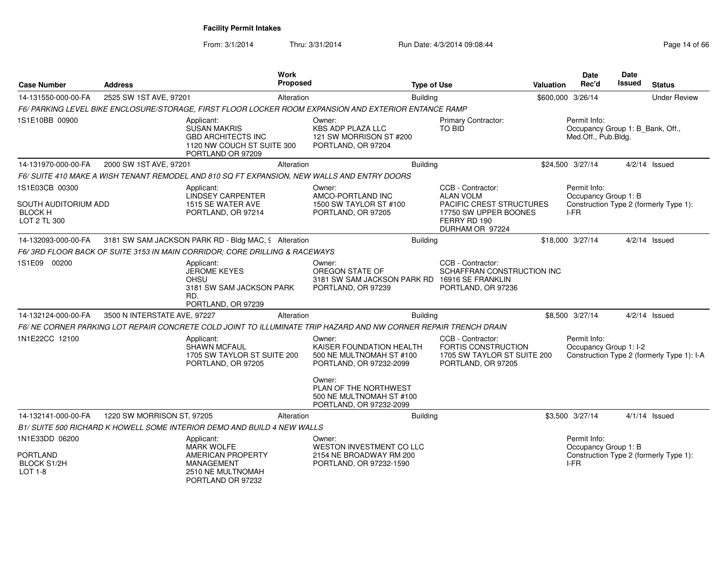**Facility Permit Intakes**

From: 3/1/2014 Thru: 3/31/2014 Run Date: 4/3/2014 09:08:44

| Case Number | Address | Work Proposed | Type of Use | Valuation | Date Rec'd | Date Issued | Status |
|---|---|---|---|---|---|---|---|
| 14-131550-000-00-FA | 2525 SW 1ST AVE, 97201 | Alteration | Building | $600,000 | 3/26/14 | | Under Review |

*F6/ PARKING LEVEL BIKE ENCLOSURE/STORAGE, FIRST FLOOR LOCKER ROOM EXPANSION AND EXTERIOR ENTANCE RAMP*

1S1E10BB 00900

Applicant: SUSAN MAKRIS, GBD ARCHITECTS INC, 1120 NW COUCH ST SUITE 300, PORTLAND OR 97209

Owner: KBS ADP PLAZA LLC, 121 SW MORRISON ST #200, PORTLAND, OR 97204

Primary Contractor: TO BID

Permit Info: Occupancy Group 1: B_Bank, Off., Med.Off., Pub.Bldg.

| Case Number | Address | Work Proposed | Type of Use | Valuation | Date Rec'd | Date Issued | Status |
|---|---|---|---|---|---|---|---|
| 14-131970-000-00-FA | 2000 SW 1ST AVE, 97201 | Alteration | Building | $24,500 | 3/27/14 | 4/2/14 | Issued |

*F6/ SUITE 410 MAKE A WISH TENANT REMODEL AND 810 SQ FT EXPANSION, NEW WALLS AND ENTRY DOORS*

1S1E03CB 00300

SOUTH AUDITORIUM ADD
BLOCK H
LOT 2 TL 300

Applicant: LINDSEY CARPENTER, 1515 SE WATER AVE, PORTLAND, OR 97214

Owner: AMCO-PORTLAND INC, 1500 SW TAYLOR ST #100, PORTLAND, OR 97205

CCB - Contractor: ALAN VOLM, PACIFIC CREST STRUCTURES, 17750 SW UPPER BOONES FERRY RD 190, DURHAM OR 97224

Permit Info: Occupancy Group 1: B, Construction Type 2 (formerly Type 1): I-FR

| Case Number | Address | Work Proposed | Type of Use | Valuation | Date Rec'd | Date Issued | Status |
|---|---|---|---|---|---|---|---|
| 14-132093-000-00-FA | 3181 SW SAM JACKSON PARK RD - Bldg MAC, 9 | Alteration | Building | $18,000 | 3/27/14 | 4/2/14 | Issued |

*F6/ 3RD FLOOR BACK OF SUITE 3153 IN MAIN CORRIDOR; CORE DRILLING & RACEWAYS*

1S1E09 00200

Applicant: JEROME KEYES, OHSU, 3181 SW SAM JACKSON PARK RD., PORTLAND, OR 97239

Owner: OREGON STATE OF, 3181 SW SAM JACKSON PARK RD, PORTLAND, OR 97239

CCB - Contractor: SCHAFFRAN CONSTRUCTION INC, 16916 SE FRANKLIN, PORTLAND, OR 97236

| Case Number | Address | Work Proposed | Type of Use | Valuation | Date Rec'd | Date Issued | Status |
|---|---|---|---|---|---|---|---|
| 14-132124-000-00-FA | 3500 N INTERSTATE AVE, 97227 | Alteration | Building | $8,500 | 3/27/14 | 4/2/14 | Issued |

*F6/ NE CORNER PARKING LOT REPAIR CONCRETE COLD JOINT TO ILLUMINATE TRIP HAZARD AND NW CORNER REPAIR TRENCH DRAIN*

1N1E22CC 12100

Applicant: SHAWN MCFAUL, 1705 SW TAYLOR ST SUITE 200, PORTLAND, OR 97205

Owner: KAISER FOUNDATION HEALTH, 500 NE MULTNOMAH ST #100, PORTLAND, OR 97232-2099

Owner: PLAN OF THE NORTHWEST, 500 NE MULTNOMAH ST #100, PORTLAND, OR 97232-2099

CCB - Contractor: FORTIS CONSTRUCTION, 1705 SW TAYLOR ST SUITE 200, PORTLAND, OR 97205

Permit Info: Occupancy Group 1: I-2, Construction Type 2 (formerly Type 1): I-A

| Case Number | Address | Work Proposed | Type of Use | Valuation | Date Rec'd | Date Issued | Status |
|---|---|---|---|---|---|---|---|
| 14-132141-000-00-FA | 1220 SW MORRISON ST, 97205 | Alteration | Building | $3,500 | 3/27/14 | 4/1/14 | Issued |

*B1/ SUITE 500 RICHARD K HOWELL SOME INTERIOR DEMO AND BUILD 4 NEW WALLS*

1N1E33DD 06200

PORTLAND
BLOCK S1/2H
LOT 1-8

Applicant: MARK WOLFE, AMERICAN PROPERTY MANAGEMENT, 2510 NE MULTNOMAH, PORTLAND OR 97232

Owner: WESTON INVESTMENT CO LLC, 2154 NE BROADWAY RM 200, PORTLAND, OR 97232-1590

Permit Info: Occupancy Group 1: B, Construction Type 2 (formerly Type 1): I-FR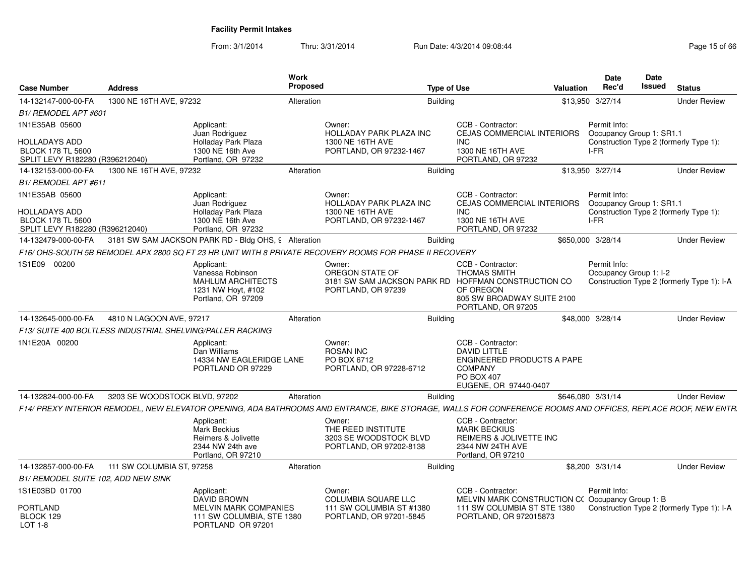**Facility Permit Intakes**

From: 3/1/2014 Thru: 3/31/2014 Run Date: 4/3/2014 09:08:44

| Case Number | Address | Work Proposed | Type of Use | Valuation | Date Rec'd | Date Issued | Status |
|---|---|---|---|---|---|---|---|
| 14-132147-000-00-FA | 1300 NE 16TH AVE, 97232 | Alteration | Building | $13,950 | 3/27/14 | | Under Review |

*B1/ REMODEL APT #601*

1N1E35AB 05600

HOLLADAYS ADD
BLOCK 178 TL 5600
SPLIT LEVY R182280 (R396212040)

Applicant:
Juan Rodriguez
Holladay Park Plaza
1300 NE 16th Ave
Portland, OR 97232

Owner:
HOLLADAY PARK PLAZA INC
1300 NE 16TH AVE
PORTLAND, OR 97232-1467

CCB - Contractor:
CEJAS COMMERCIAL INTERIORS INC
1300 NE 16TH AVE
PORTLAND, OR 97232

Permit Info:
Occupancy Group 1: SR1.1
Construction Type 2 (formerly Type 1): I-FR

| Case Number | Address | Work Proposed | Type of Use | Valuation | Date Rec'd | Date Issued | Status |
|---|---|---|---|---|---|---|---|
| 14-132153-000-00-FA | 1300 NE 16TH AVE, 97232 | Alteration | Building | $13,950 | 3/27/14 | | Under Review |

*B1/ REMODEL APT #611*

1N1E35AB 05600

HOLLADAYS ADD
BLOCK 178 TL 5600
SPLIT LEVY R182280 (R396212040)

Applicant:
Juan Rodriguez
Holladay Park Plaza
1300 NE 16th Ave
Portland, OR 97232

Owner:
HOLLADAY PARK PLAZA INC
1300 NE 16TH AVE
PORTLAND, OR 97232-1467

CCB - Contractor:
CEJAS COMMERCIAL INTERIORS INC
1300 NE 16TH AVE
PORTLAND, OR 97232

Permit Info:
Occupancy Group 1: SR1.1
Construction Type 2 (formerly Type 1): I-FR

| Case Number | Address | Work Proposed | Type of Use | Valuation | Date Rec'd | Date Issued | Status |
|---|---|---|---|---|---|---|---|
| 14-132479-000-00-FA | 3181 SW SAM JACKSON PARK RD - Bldg OHS, 9 | Alteration | Building | $650,000 | 3/28/14 | | Under Review |

*F16/ OHS-SOUTH 5B REMODEL APX 2800 SQ FT 23 HR UNIT WITH 8 PRIVATE RECOVERY ROOMS FOR PHASE II RECOVERY*

1S1E09 00200

Applicant:
Vanessa Robinson
MAHLUM ARCHITECTS
1231 NW Hoyt, #102
Portland, OR 97209

Owner:
OREGON STATE OF
3181 SW SAM JACKSON PARK RD
PORTLAND, OR 97239

CCB - Contractor:
THOMAS SMITH
HOFFMAN CONSTRUCTION CO OF OREGON
805 SW BROADWAY SUITE 2100
PORTLAND, OR 97205

Permit Info:
Occupancy Group 1: I-2
Construction Type 2 (formerly Type 1): I-A

| Case Number | Address | Work Proposed | Type of Use | Valuation | Date Rec'd | Date Issued | Status |
|---|---|---|---|---|---|---|---|
| 14-132645-000-00-FA | 4810 N LAGOON AVE, 97217 | Alteration | Building | $48,000 | 3/28/14 | | Under Review |

*F13/ SUITE 400 BOLTLESS INDUSTRIAL SHELVING/PALLER RACKING*

1N1E20A 00200

Applicant:
Dan Williams
14334 NW EAGLERIDGE LANE
PORTLAND OR 97229

Owner:
ROSAN INC
PO BOX 6712
PORTLAND, OR 97228-6712

CCB - Contractor:
DAVID LITTLE
ENGINEERED PRODUCTS A PAPE COMPANY
PO BOX 407
EUGENE, OR 97440-0407

| Case Number | Address | Work Proposed | Type of Use | Valuation | Date Rec'd | Date Issued | Status |
|---|---|---|---|---|---|---|---|
| 14-132824-000-00-FA | 3203 SE WOODSTOCK BLVD, 97202 | Alteration | Building | $646,080 | 3/31/14 | | Under Review |

*F14/ PREXY INTERIOR REMODEL, NEW ELEVATOR OPENING, ADA BATHROOMS AND ENTRANCE, BIKE STORAGE, WALLS FOR CONFERENCE ROOMS AND OFFICES, REPLACE ROOF, NEW ENTR.*

Applicant:
Mark Beckius
Reimers & Jolivette
2344 NW 24th ave
Portland, OR 97210

Owner:
THE REED INSTITUTE
3203 SE WOODSTOCK BLVD
PORTLAND, OR 97202-8138

CCB - Contractor:
MARK BECKIUS
REIMERS & JOLIVETTE INC
2344 NW 24TH AVE
Portland, OR 97210

| Case Number | Address | Work Proposed | Type of Use | Valuation | Date Rec'd | Date Issued | Status |
|---|---|---|---|---|---|---|---|
| 14-132857-000-00-FA | 111 SW COLUMBIA ST, 97258 | Alteration | Building | $8,200 | 3/31/14 | | Under Review |

*B1/ REMODEL SUITE 102, ADD NEW SINK*

1S1E03BD 01700

PORTLAND
BLOCK 129
LOT 1-8

Applicant:
DAVID BROWN
MELVIN MARK COMPANIES
111 SW COLUMBIA, STE 1380
PORTLAND OR 97201

Owner:
COLUMBIA SQUARE LLC
111 SW COLUMBIA ST #1380
PORTLAND, OR 97201-5845

CCB - Contractor:
MELVIN MARK CONSTRUCTION CO
111 SW COLUMBIA ST STE 1380
PORTLAND, OR 972015873

Permit Info:
Occupancy Group 1: B
Construction Type 2 (formerly Type 1): I-A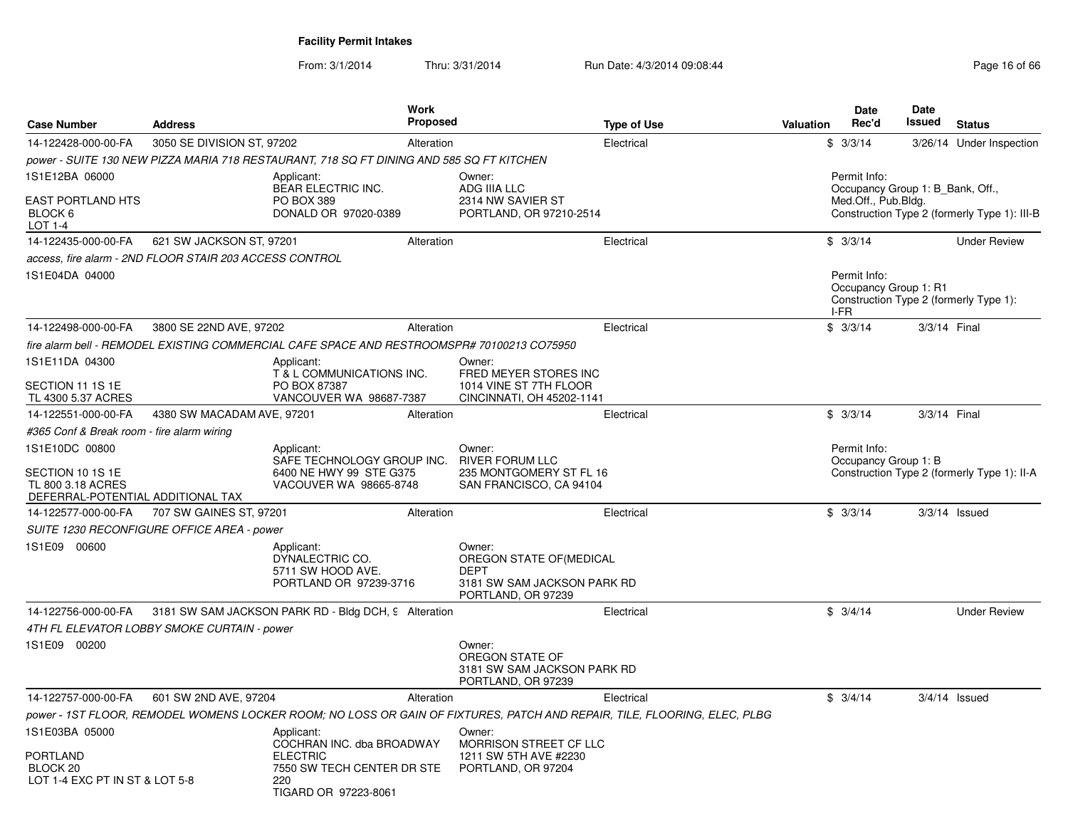**Facility Permit Intakes**

From: 3/1/2014 Thru: 3/31/2014 Run Date: 4/3/2014 09:08:44

| Case Number | Address | Work Proposed | Type of Use | Valuation | Date Rec'd | Date Issued | Status |
|---|---|---|---|---|---|---|---|
| 14-122428-000-00-FA | 3050 SE DIVISION ST, 97202 | Alteration | Electrical | $ | 3/3/14 | 3/26/14 | Under Inspection |

*power - SUITE 130 NEW PIZZA MARIA 718 RESTAURANT, 718 SQ FT DINING AND 585 SQ FT KITCHEN*

1S1E12BA 06000
EAST PORTLAND HTS
BLOCK 6
LOT 1-4

Applicant:
BEAR ELECTRIC INC.
PO BOX 389
DONALD OR 97020-0389

Owner:
ADG IIIA LLC
2314 NW SAVIER ST
PORTLAND, OR 97210-2514

Permit Info:
Occupancy Group 1: B_Bank, Off., Med.Off., Pub.Bldg.
Construction Type 2 (formerly Type 1): III-B

| Case Number | Address | Work Proposed | Type of Use | Valuation | Date Rec'd | Date Issued | Status |
|---|---|---|---|---|---|---|---|
| 14-122435-000-00-FA | 621 SW JACKSON ST, 97201 | Alteration | Electrical | $ | 3/3/14 | | Under Review |

*access, fire alarm - 2ND FLOOR STAIR 203 ACCESS CONTROL*

1S1E04DA 04000

Permit Info:
Occupancy Group 1: R1
Construction Type 2 (formerly Type 1): I-FR

| Case Number | Address | Work Proposed | Type of Use | Valuation | Date Rec'd | Date Issued | Status |
|---|---|---|---|---|---|---|---|
| 14-122498-000-00-FA | 3800 SE 22ND AVE, 97202 | Alteration | Electrical | $ | 3/3/14 | 3/3/14 | Final |

*fire alarm bell - REMODEL EXISTING COMMERCIAL CAFE SPACE AND RESTROOMSPR# 70100213 CO75950*

1S1E11DA 04300
SECTION 11 1S 1E
TL 4300 5.37 ACRES

Applicant:
T & L COMMUNICATIONS INC.
PO BOX 87387
VANCOUVER WA 98687-7387

Owner:
FRED MEYER STORES INC
1014 VINE ST 7TH FLOOR
CINCINNATI, OH 45202-1141

| Case Number | Address | Work Proposed | Type of Use | Valuation | Date Rec'd | Date Issued | Status |
|---|---|---|---|---|---|---|---|
| 14-122551-000-00-FA | 4380 SW MACADAM AVE, 97201 | Alteration | Electrical | $ | 3/3/14 | 3/3/14 | Final |

*#365 Conf & Break room - fire alarm wiring*

1S1E10DC 00800
SECTION 10 1S 1E
TL 800 3.18 ACRES
DEFERRAL-POTENTIAL ADDITIONAL TAX

Applicant:
SAFE TECHNOLOGY GROUP INC.
6400 NE HWY 99 STE G375
VACOUVER WA 98665-8748

Owner:
RIVER FORUM LLC
235 MONTGOMERY ST FL 16
SAN FRANCISCO, CA 94104

Permit Info:
Occupancy Group 1: B
Construction Type 2 (formerly Type 1): II-A

| Case Number | Address | Work Proposed | Type of Use | Valuation | Date Rec'd | Date Issued | Status |
|---|---|---|---|---|---|---|---|
| 14-122577-000-00-FA | 707 SW GAINES ST, 97201 | Alteration | Electrical | $ | 3/3/14 | 3/3/14 | Issued |

*SUITE 1230 RECONFIGURE OFFICE AREA - power*

1S1E09 00600

Applicant:
DYNALECTRIC CO.
5711 SW HOOD AVE.
PORTLAND OR 97239-3716

Owner:
OREGON STATE OF(MEDICAL DEPT
3181 SW SAM JACKSON PARK RD
PORTLAND, OR 97239

| Case Number | Address | Work Proposed | Type of Use | Valuation | Date Rec'd | Date Issued | Status |
|---|---|---|---|---|---|---|---|
| 14-122756-000-00-FA | 3181 SW SAM JACKSON PARK RD - Bldg DCH, 9 | Alteration | Electrical | $ | 3/4/14 | | Under Review |

*4TH FL ELEVATOR LOBBY SMOKE CURTAIN - power*

1S1E09 00200

Owner:
OREGON STATE OF
3181 SW SAM JACKSON PARK RD
PORTLAND, OR 97239

| Case Number | Address | Work Proposed | Type of Use | Valuation | Date Rec'd | Date Issued | Status |
|---|---|---|---|---|---|---|---|
| 14-122757-000-00-FA | 601 SW 2ND AVE, 97204 | Alteration | Electrical | $ | 3/4/14 | 3/4/14 | Issued |

*power - 1ST FLOOR, REMODEL WOMENS LOCKER ROOM; NO LOSS OR GAIN OF FIXTURES, PATCH AND REPAIR, TILE, FLOORING, ELEC, PLBG*

1S1E03BA 05000
PORTLAND
BLOCK 20
LOT 1-4 EXC PT IN ST & LOT 5-8

Applicant:
COCHRAN INC. dba BROADWAY ELECTRIC
7550 SW TECH CENTER DR STE 220
TIGARD OR 97223-8061

Owner:
MORRISON STREET CF LLC
1211 SW 5TH AVE #2230
PORTLAND, OR 97204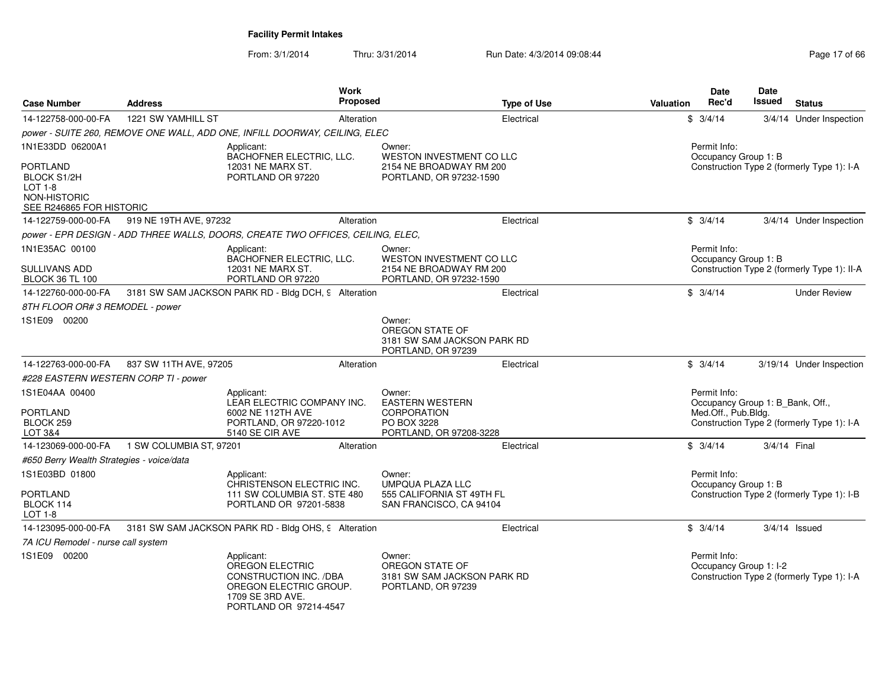**Facility Permit Intakes**

From: 3/1/2014 Thru: 3/31/2014 Run Date: 4/3/2014 09:08:44

| Case Number | Address | Work Proposed | Type of Use | Valuation | Date Rec'd | Date Issued | Status |
|---|---|---|---|---|---|---|---|
| 14-122758-000-00-FA | 1221 SW YAMHILL ST | Alteration | Electrical | $ | 3/4/14 | 3/4/14 | Under Inspection |
| *power - SUITE 260, REMOVE ONE WALL, ADD ONE, INFILL DOORWAY, CEILING, ELEC* | | | | | | | |
| 1N1E33DD 06200A1<br>PORTLAND<br>BLOCK S1/2H<br>LOT 1-8<br>NON-HISTORIC<br>SEE R246865 FOR HISTORIC | Applicant:<br>BACHOFNER ELECTRIC, LLC.<br>12031 NE MARX ST.<br>PORTLAND OR 97220 | | Owner:<br>WESTON INVESTMENT CO LLC<br>2154 NE BROADWAY RM 200<br>PORTLAND, OR 97232-1590 | | Permit Info:<br>Occupancy Group 1: B<br>Construction Type 2 (formerly Type 1): I-A | | |
| 14-122759-000-00-FA | 919 NE 19TH AVE, 97232 | Alteration | Electrical | $ | 3/4/14 | 3/4/14 | Under Inspection |
| *power - EPR DESIGN - ADD THREE WALLS, DOORS, CREATE TWO OFFICES, CEILING, ELEC,* | | | | | | | |
| 1N1E35AC 00100<br>SULLIVANS ADD<br>BLOCK 36 TL 100 | Applicant:<br>BACHOFNER ELECTRIC, LLC.<br>12031 NE MARX ST.<br>PORTLAND OR 97220 | | Owner:<br>WESTON INVESTMENT CO LLC<br>2154 NE BROADWAY RM 200<br>PORTLAND, OR 97232-1590 | | Permit Info:<br>Occupancy Group 1: B<br>Construction Type 2 (formerly Type 1): II-A | | |
| 14-122760-000-00-FA | 3181 SW SAM JACKSON PARK RD - Bldg DCH, 9 | Alteration | Electrical | $ | 3/4/14 | | Under Review |
| *8TH FLOOR OR# 3 REMODEL - power* | | | | | | | |
| 1S1E09 00200 | | | Owner:<br>OREGON STATE OF<br>3181 SW SAM JACKSON PARK RD<br>PORTLAND, OR 97239 | | | | |
| 14-122763-000-00-FA | 837 SW 11TH AVE, 97205 | Alteration | Electrical | $ | 3/4/14 | 3/19/14 | Under Inspection |
| *#228 EASTERN WESTERN CORP TI - power* | | | | | | | |
| 1S1E04AA 00400<br>PORTLAND<br>BLOCK 259<br>LOT 3&4 | Applicant:<br>LEAR ELECTRIC COMPANY INC.<br>6002 NE 112TH AVE<br>PORTLAND, OR 97220-1012<br>5140 SE CIR AVE | | Owner:<br>EASTERN WESTERN CORPORATION<br>PO BOX 3228<br>PORTLAND, OR 97208-3228 | | Permit Info:<br>Occupancy Group 1: B_Bank, Off., Med.Off., Pub.Bldg.<br>Construction Type 2 (formerly Type 1): I-A | | |
| 14-123069-000-00-FA | 1 SW COLUMBIA ST, 97201 | Alteration | Electrical | $ | 3/4/14 | 3/4/14 | Final |
| *#650 Berry Wealth Strategies - voice/data* | | | | | | | |
| 1S1E03BD 01800<br>PORTLAND<br>BLOCK 114<br>LOT 1-8 | Applicant:<br>CHRISTENSON ELECTRIC INC.<br>111 SW COLUMBIA ST. STE 480<br>PORTLAND OR 97201-5838 | | Owner:<br>UMPQUA PLAZA LLC<br>555 CALIFORNIA ST 49TH FL<br>SAN FRANCISCO, CA 94104 | | Permit Info:<br>Occupancy Group 1: B<br>Construction Type 2 (formerly Type 1): I-B | | |
| 14-123095-000-00-FA | 3181 SW SAM JACKSON PARK RD - Bldg OHS, 9 | Alteration | Electrical | $ | 3/4/14 | 3/4/14 | Issued |
| *7A ICU Remodel - nurse call system* | | | | | | | |
| 1S1E09 00200 | Applicant:<br>OREGON ELECTRIC CONSTRUCTION INC. /DBA OREGON ELECTRIC GROUP.<br>1709 SE 3RD AVE.<br>PORTLAND OR 97214-4547 | | Owner:<br>OREGON STATE OF<br>3181 SW SAM JACKSON PARK RD<br>PORTLAND, OR 97239 | | Permit Info:<br>Occupancy Group 1: I-2<br>Construction Type 2 (formerly Type 1): I-A | | |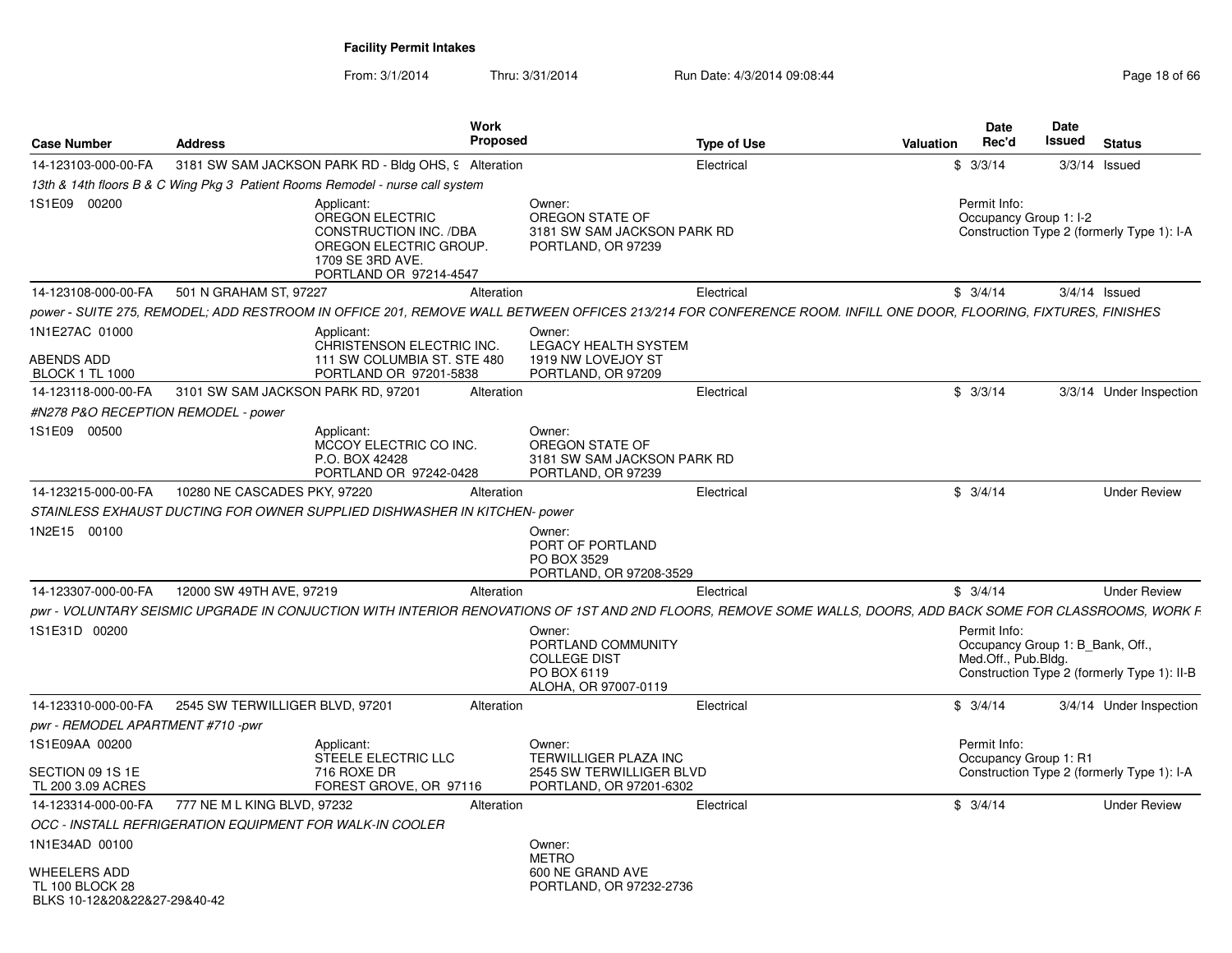**Facility Permit Intakes**

From: 3/1/2014 Thru: 3/31/2014 Run Date: 4/3/2014 09:08:44

| Case Number | Address | Work Proposed | Type of Use | Valuation | Date Rec'd | Date Issued | Status |
|---|---|---|---|---|---|---|---|
| 14-123103-000-00-FA | 3181 SW SAM JACKSON PARK RD - Bldg OHS, 9 | Alteration | Electrical | $ | 3/3/14 | 3/3/14 | Issued |

*13th & 14th floors B & C Wing Pkg 3 Patient Rooms Remodel - nurse call system*

1S1E09 00200

Applicant: OREGON ELECTRIC CONSTRUCTION INC. /DBA OREGON ELECTRIC GROUP. 1709 SE 3RD AVE. PORTLAND OR 97214-4547

Owner: OREGON STATE OF 3181 SW SAM JACKSON PARK RD PORTLAND, OR 97239

Permit Info: Occupancy Group 1: I-2; Construction Type 2 (formerly Type 1): I-A

| Case Number | Address | Work Proposed | Type of Use | Valuation | Date Rec'd | Date Issued | Status |
|---|---|---|---|---|---|---|---|
| 14-123108-000-00-FA | 501 N GRAHAM ST, 97227 | Alteration | Electrical | $ | 3/4/14 | 3/4/14 | Issued |

*power - SUITE 275, REMODEL; ADD RESTROOM IN OFFICE 201, REMOVE WALL BETWEEN OFFICES 213/214 FOR CONFERENCE ROOM. INFILL ONE DOOR, FLOORING, FIXTURES, FINISHES*

1N1E27AC 01000
ABENDS ADD
BLOCK 1 TL 1000

Applicant: CHRISTENSON ELECTRIC INC. 111 SW COLUMBIA ST. STE 480 PORTLAND OR 97201-5838

Owner: LEGACY HEALTH SYSTEM 1919 NW LOVEJOY ST PORTLAND, OR 97209

| Case Number | Address | Work Proposed | Type of Use | Valuation | Date Rec'd | Date Issued | Status |
|---|---|---|---|---|---|---|---|
| 14-123118-000-00-FA | 3101 SW SAM JACKSON PARK RD, 97201 | Alteration | Electrical | $ | 3/3/14 | 3/3/14 | Under Inspection |

*#N278 P&O RECEPTION REMODEL - power*

1S1E09 00500

Applicant: MCCOY ELECTRIC CO INC. P.O. BOX 42428 PORTLAND OR 97242-0428

Owner: OREGON STATE OF 3181 SW SAM JACKSON PARK RD PORTLAND, OR 97239

| Case Number | Address | Work Proposed | Type of Use | Valuation | Date Rec'd | Date Issued | Status |
|---|---|---|---|---|---|---|---|
| 14-123215-000-00-FA | 10280 NE CASCADES PKY, 97220 | Alteration | Electrical | $ | 3/4/14 | | Under Review |

*STAINLESS EXHAUST DUCTING FOR OWNER SUPPLIED DISHWASHER IN KITCHEN- power*

1N2E15 00100

Owner: PORT OF PORTLAND PO BOX 3529 PORTLAND, OR 97208-3529

| Case Number | Address | Work Proposed | Type of Use | Valuation | Date Rec'd | Date Issued | Status |
|---|---|---|---|---|---|---|---|
| 14-123307-000-00-FA | 12000 SW 49TH AVE, 97219 | Alteration | Electrical | $ | 3/4/14 | | Under Review |

*pwr - VOLUNTARY SEISMIC UPGRADE IN CONJUCTION WITH INTERIOR RENOVATIONS OF 1ST AND 2ND FLOORS, REMOVE SOME WALLS, DOORS, ADD BACK SOME FOR CLASSROOMS, WORK F*

1S1E31D 00200

Owner: PORTLAND COMMUNITY COLLEGE DIST PO BOX 6119 ALOHA, OR 97007-0119

Permit Info: Occupancy Group 1: B_Bank, Off., Med.Off., Pub.Bldg.; Construction Type 2 (formerly Type 1): II-B

| Case Number | Address | Work Proposed | Type of Use | Valuation | Date Rec'd | Date Issued | Status |
|---|---|---|---|---|---|---|---|
| 14-123310-000-00-FA | 2545 SW TERWILLIGER BLVD, 97201 | Alteration | Electrical | $ | 3/4/14 | 3/4/14 | Under Inspection |

*pwr - REMODEL APARTMENT #710 -pwr*

1S1E09AA 00200
SECTION 09 1S 1E
TL 200 3.09 ACRES

Applicant: STEELE ELECTRIC LLC 716 ROXE DR FOREST GROVE, OR 97116

Owner: TERWILLIGER PLAZA INC 2545 SW TERWILLIGER BLVD PORTLAND, OR 97201-6302

Permit Info: Occupancy Group 1: R1; Construction Type 2 (formerly Type 1): I-A

| Case Number | Address | Work Proposed | Type of Use | Valuation | Date Rec'd | Date Issued | Status |
|---|---|---|---|---|---|---|---|
| 14-123314-000-00-FA | 777 NE M L KING BLVD, 97232 | Alteration | Electrical | $ | 3/4/14 | | Under Review |

*OCC - INSTALL REFRIGERATION EQUIPMENT FOR WALK-IN COOLER*

1N1E34AD 00100
WHEELERS ADD
TL 100 BLOCK 28
BLKS 10-12&20&22&27-29&40-42

Owner: METRO 600 NE GRAND AVE PORTLAND, OR 97232-2736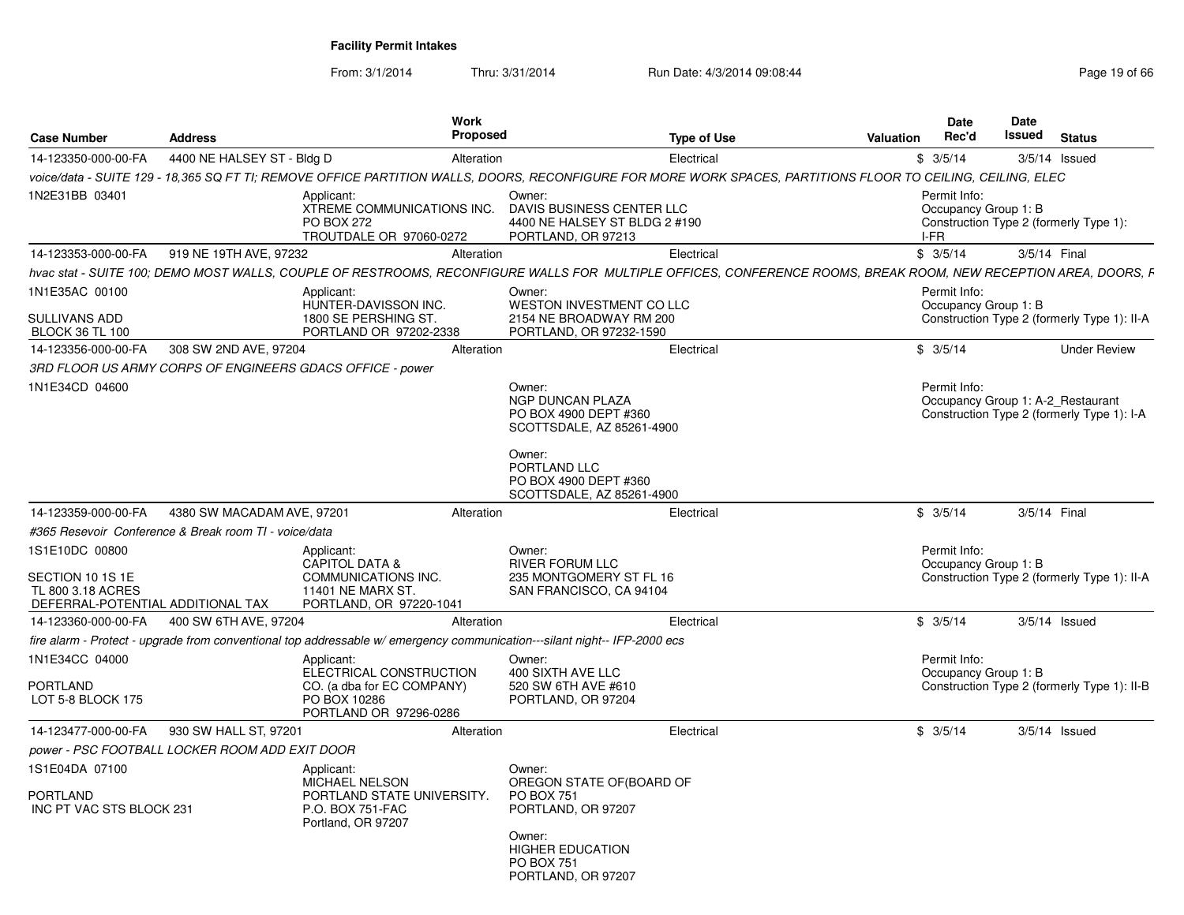**Facility Permit Intakes**

From: 3/1/2014 Thru: 3/31/2014 Run Date: 4/3/2014 09:08:44

| Case Number | Address | Work Proposed | Type of Use | Valuation | Date Rec'd | Date Issued | Status |
|---|---|---|---|---|---|---|---|
| 14-123350-000-00-FA | 4400 NE HALSEY ST - Bldg D | Alteration | Electrical | $ | 3/5/14 | 3/5/14 | Issued |

*voice/data - SUITE 129 - 18,365 SQ FT TI; REMOVE OFFICE PARTITION WALLS, DOORS, RECONFIGURE FOR MORE WORK SPACES, PARTITIONS FLOOR TO CEILING, CEILING, ELEC*

1N2E31BB 03401

Applicant: XTREME COMMUNICATIONS INC. PO BOX 272 TROUTDALE OR 97060-0272

Owner: DAVIS BUSINESS CENTER LLC 4400 NE HALSEY ST BLDG 2 #190 PORTLAND, OR 97213

Permit Info: Occupancy Group 1: B Construction Type 2 (formerly Type 1): I-FR

| Case Number | Address | Work Proposed | Type of Use | Valuation | Date Rec'd | Date Issued | Status |
|---|---|---|---|---|---|---|---|
| 14-123353-000-00-FA | 919 NE 19TH AVE, 97232 | Alteration | Electrical | $ | 3/5/14 | 3/5/14 | Final |

*hvac stat - SUITE 100; DEMO MOST WALLS, COUPLE OF RESTROOMS, RECONFIGURE WALLS FOR MULTIPLE OFFICES, CONFERENCE ROOMS, BREAK ROOM, NEW RECEPTION AREA, DOORS, F*

1N1E35AC 00100

SULLIVANS ADD BLOCK 36 TL 100

Applicant: HUNTER-DAVISSON INC. 1800 SE PERSHING ST. PORTLAND OR 97202-2338

Owner: WESTON INVESTMENT CO LLC 2154 NE BROADWAY RM 200 PORTLAND, OR 97232-1590

Permit Info: Occupancy Group 1: B Construction Type 2 (formerly Type 1): II-A

| Case Number | Address | Work Proposed | Type of Use | Valuation | Date Rec'd | Date Issued | Status |
|---|---|---|---|---|---|---|---|
| 14-123356-000-00-FA | 308 SW 2ND AVE, 97204 | Alteration | Electrical | $ | 3/5/14 | | Under Review |

*3RD FLOOR US ARMY CORPS OF ENGINEERS GDACS OFFICE - power*

1N1E34CD 04600

Owner: NGP DUNCAN PLAZA PO BOX 4900 DEPT #360 SCOTTSDALE, AZ 85261-4900

Owner: PORTLAND LLC PO BOX 4900 DEPT #360 SCOTTSDALE, AZ 85261-4900

Permit Info: Occupancy Group 1: A-2_Restaurant Construction Type 2 (formerly Type 1): I-A

| Case Number | Address | Work Proposed | Type of Use | Valuation | Date Rec'd | Date Issued | Status |
|---|---|---|---|---|---|---|---|
| 14-123359-000-00-FA | 4380 SW MACADAM AVE, 97201 | Alteration | Electrical | $ | 3/5/14 | 3/5/14 | Final |

*#365 Resevoir Conference & Break room TI - voice/data*

1S1E10DC 00800

SECTION 10 1S 1E TL 800 3.18 ACRES DEFERRAL-POTENTIAL ADDITIONAL TAX

Applicant: CAPITOL DATA & COMMUNICATIONS INC. 11401 NE MARX ST. PORTLAND, OR 97220-1041

Owner: RIVER FORUM LLC 235 MONTGOMERY ST FL 16 SAN FRANCISCO, CA 94104

Permit Info: Occupancy Group 1: B Construction Type 2 (formerly Type 1): II-A

| Case Number | Address | Work Proposed | Type of Use | Valuation | Date Rec'd | Date Issued | Status |
|---|---|---|---|---|---|---|---|
| 14-123360-000-00-FA | 400 SW 6TH AVE, 97204 | Alteration | Electrical | $ | 3/5/14 | 3/5/14 | Issued |

*fire alarm - Protect - upgrade from conventional top addressable w/ emergency communication---silant night-- IFP-2000 ecs*

1N1E34CC 04000

PORTLAND LOT 5-8 BLOCK 175

Applicant: ELECTRICAL CONSTRUCTION CO. (a dba for EC COMPANY) PO BOX 10286 PORTLAND OR 97296-0286

Owner: 400 SIXTH AVE LLC 520 SW 6TH AVE #610 PORTLAND, OR 97204

Permit Info: Occupancy Group 1: B Construction Type 2 (formerly Type 1): II-B

| Case Number | Address | Work Proposed | Type of Use | Valuation | Date Rec'd | Date Issued | Status |
|---|---|---|---|---|---|---|---|
| 14-123477-000-00-FA | 930 SW HALL ST, 97201 | Alteration | Electrical | $ | 3/5/14 | 3/5/14 | Issued |

*power - PSC FOOTBALL LOCKER ROOM ADD EXIT DOOR*

1S1E04DA 07100

PORTLAND INC PT VAC STS BLOCK 231

Applicant: MICHAEL NELSON PORTLAND STATE UNIVERSITY. P.O. BOX 751-FAC Portland, OR 97207

Owner: OREGON STATE OF(BOARD OF PO BOX 751 PORTLAND, OR 97207

Owner: HIGHER EDUCATION PO BOX 751 PORTLAND, OR 97207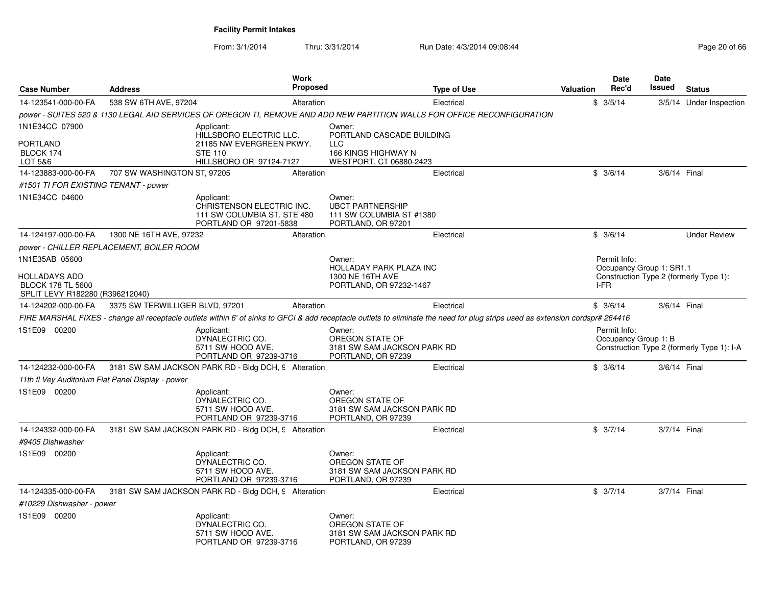# Facility Permit Intakes

From: 3/1/2014 Thru: 3/31/2014 Run Date: 4/3/2014 09:08:44

| Case Number | Address | Work Proposed | Type of Use | Valuation | Date Rec'd | Date Issued | Status |
|---|---|---|---|---|---|---|---|
| 14-123541-000-00-FA | 538 SW 6TH AVE, 97204 | Alteration | Electrical | $ | 3/5/14 | 3/5/14 | Under Inspection |

*power - SUITES 520 & 1130 LEGAL AID SERVICES OF OREGON TI, REMOVE AND ADD NEW PARTITION WALLS FOR OFFICE RECONFIGURATION*

1N1E34CC 07900

PORTLAND
BLOCK 174
LOT 5&6

Applicant:
HILLSBORO ELECTRIC LLC.
21185 NW EVERGREEN PKWY.
STE 110
HILLSBORO OR 97124-7127

Owner:
PORTLAND CASCADE BUILDING LLC
166 KINGS HIGHWAY N
WESTPORT, CT 06880-2423

| Case Number | Address | Work Proposed | Type of Use | Valuation | Date Rec'd | Date Issued | Status |
|---|---|---|---|---|---|---|---|
| 14-123883-000-00-FA | 707 SW WASHINGTON ST, 97205 | Alteration | Electrical | $ | 3/6/14 | 3/6/14 | Final |

*#1501 TI FOR EXISTING TENANT - power*

1N1E34CC 04600

Applicant:
CHRISTENSON ELECTRIC INC.
111 SW COLUMBIA ST. STE 480
PORTLAND OR 97201-5838

Owner:
UBCT PARTNERSHIP
111 SW COLUMBIA ST #1380
PORTLAND, OR 97201

| Case Number | Address | Work Proposed | Type of Use | Valuation | Date Rec'd | Date Issued | Status |
|---|---|---|---|---|---|---|---|
| 14-124197-000-00-FA | 1300 NE 16TH AVE, 97232 | Alteration | Electrical | $ | 3/6/14 | | Under Review |

*power - CHILLER REPLACEMENT, BOILER ROOM*

1N1E35AB 05600

HOLLADAYS ADD
BLOCK 178 TL 5600
SPLIT LEVY R182280 (R396212040)

Owner:
HOLLADAY PARK PLAZA INC
1300 NE 16TH AVE
PORTLAND, OR 97232-1467

Permit Info:
Occupancy Group 1: SR1.1
Construction Type 2 (formerly Type 1): I-FR

| Case Number | Address | Work Proposed | Type of Use | Valuation | Date Rec'd | Date Issued | Status |
|---|---|---|---|---|---|---|---|
| 14-124202-000-00-FA | 3375 SW TERWILLIGER BLVD, 97201 | Alteration | Electrical | $ | 3/6/14 | 3/6/14 | Final |

*FIRE MARSHAL FIXES - change all receptacle outlets within 6' of sinks to GFCI & add receptacle outlets to eliminate the need for plug strips used as extension cordspr# 264416*

1S1E09 00200

Applicant:
DYNALECTRIC CO.
5711 SW HOOD AVE.
PORTLAND OR 97239-3716

Owner:
OREGON STATE OF
3181 SW SAM JACKSON PARK RD
PORTLAND, OR 97239

Permit Info:
Occupancy Group 1: B
Construction Type 2 (formerly Type 1): I-A

| Case Number | Address | Work Proposed | Type of Use | Valuation | Date Rec'd | Date Issued | Status |
|---|---|---|---|---|---|---|---|
| 14-124232-000-00-FA | 3181 SW SAM JACKSON PARK RD - Bldg DCH, 9 | Alteration | Electrical | $ | 3/6/14 | 3/6/14 | Final |

*11th fl Vey Auditorium Flat Panel Display - power*

1S1E09 00200

Applicant:
DYNALECTRIC CO.
5711 SW HOOD AVE.
PORTLAND OR 97239-3716

Owner:
OREGON STATE OF
3181 SW SAM JACKSON PARK RD
PORTLAND, OR 97239

| Case Number | Address | Work Proposed | Type of Use | Valuation | Date Rec'd | Date Issued | Status |
|---|---|---|---|---|---|---|---|
| 14-124332-000-00-FA | 3181 SW SAM JACKSON PARK RD - Bldg DCH, 9 | Alteration | Electrical | $ | 3/7/14 | 3/7/14 | Final |

*#9405 Dishwasher*

1S1E09 00200

Applicant:
DYNALECTRIC CO.
5711 SW HOOD AVE.
PORTLAND OR 97239-3716

Owner:
OREGON STATE OF
3181 SW SAM JACKSON PARK RD
PORTLAND, OR 97239

| Case Number | Address | Work Proposed | Type of Use | Valuation | Date Rec'd | Date Issued | Status |
|---|---|---|---|---|---|---|---|
| 14-124335-000-00-FA | 3181 SW SAM JACKSON PARK RD - Bldg DCH, 9 | Alteration | Electrical | $ | 3/7/14 | 3/7/14 | Final |

*#10229 Dishwasher - power*

1S1E09 00200

Applicant:
DYNALECTRIC CO.
5711 SW HOOD AVE.
PORTLAND OR 97239-3716

Owner:
OREGON STATE OF
3181 SW SAM JACKSON PARK RD
PORTLAND, OR 97239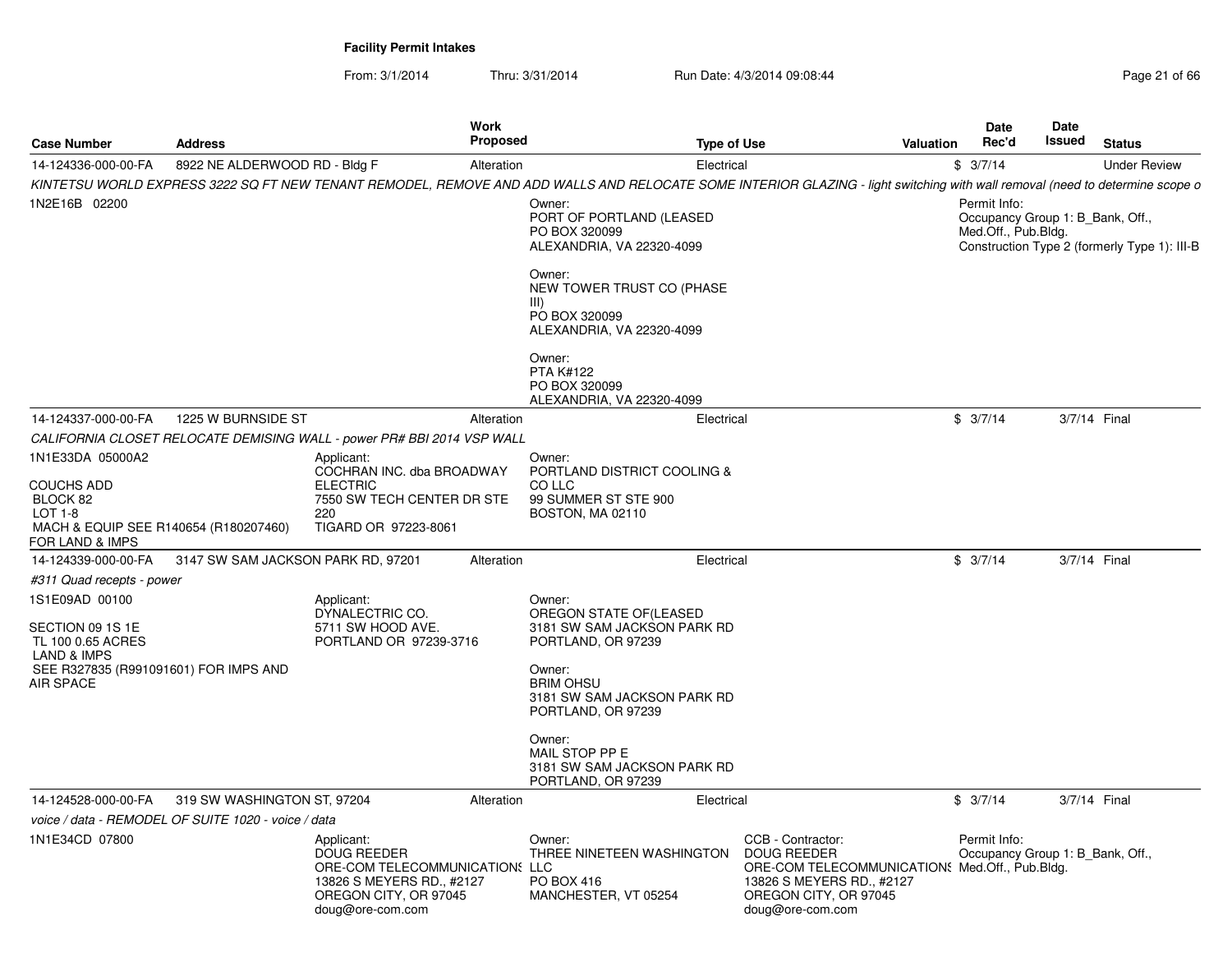**Facility Permit Intakes**

From: 3/1/2014 Thru: 3/31/2014 Run Date: 4/3/2014 09:08:44

| Case Number | Address | Work Proposed | Type of Use | Valuation | Date Rec'd | Date Issued | Status |
|---|---|---|---|---|---|---|---|
| 14-124336-000-00-FA | 8922 NE ALDERWOOD RD - Bldg F | Alteration | Electrical | $ | 3/7/14 | | Under Review |

*KINTETSU WORLD EXPRESS 3222 SQ FT NEW TENANT REMODEL, REMOVE AND ADD WALLS AND RELOCATE SOME INTERIOR GLAZING - light switching with wall removal (need to determine scope o*

1N2E16B 02200

Owner:
PORT OF PORTLAND (LEASED
PO BOX 320099
ALEXANDRIA, VA 22320-4099

Owner:
NEW TOWER TRUST CO (PHASE III)
PO BOX 320099
ALEXANDRIA, VA 22320-4099

Owner:
PTA K#122
PO BOX 320099
ALEXANDRIA, VA 22320-4099

Permit Info:
Occupancy Group 1: B_Bank, Off., Med.Off., Pub.Bldg.
Construction Type 2 (formerly Type 1): III-B

| Case Number | Address | Work Proposed | Type of Use | Valuation | Date Rec'd | Date Issued | Status |
|---|---|---|---|---|---|---|---|
| 14-124337-000-00-FA | 1225 W BURNSIDE ST | Alteration | Electrical | $ | 3/7/14 | 3/7/14 | Final |

*CALIFORNIA CLOSET RELOCATE DEMISING WALL - power PR# BBI 2014 VSP WALL*

1N1E33DA 05000A2

COUCHS ADD
BLOCK 82
LOT 1-8
MACH & EQUIP SEE R140654 (R180207460) FOR LAND & IMPS

Applicant:
COCHRAN INC. dba BROADWAY ELECTRIC
7550 SW TECH CENTER DR STE 220
TIGARD OR 97223-8061

Owner:
PORTLAND DISTRICT COOLING & CO LLC
99 SUMMER ST STE 900
BOSTON, MA 02110

| Case Number | Address | Work Proposed | Type of Use | Valuation | Date Rec'd | Date Issued | Status |
|---|---|---|---|---|---|---|---|
| 14-124339-000-00-FA | 3147 SW SAM JACKSON PARK RD, 97201 | Alteration | Electrical | $ | 3/7/14 | 3/7/14 | Final |

*#311 Quad recepts - power*

1S1E09AD 00100

SECTION 09 1S 1E
TL 100 0.65 ACRES
LAND & IMPS
SEE R327835 (R991091601) FOR IMPS AND AIR SPACE

Applicant:
DYNALECTRIC CO.
5711 SW HOOD AVE.
PORTLAND OR 97239-3716

Owner:
OREGON STATE OF(LEASED
3181 SW SAM JACKSON PARK RD
PORTLAND, OR 97239

Owner:
BRIM OHSU
3181 SW SAM JACKSON PARK RD
PORTLAND, OR 97239

Owner:
MAIL STOP PP E
3181 SW SAM JACKSON PARK RD
PORTLAND, OR 97239

| Case Number | Address | Work Proposed | Type of Use | Valuation | Date Rec'd | Date Issued | Status |
|---|---|---|---|---|---|---|---|
| 14-124528-000-00-FA | 319 SW WASHINGTON ST, 97204 | Alteration | Electrical | $ | 3/7/14 | 3/7/14 | Final |

*voice / data - REMODEL OF SUITE 1020 - voice / data*

1N1E34CD 07800

Applicant:
DOUG REEDER
ORE-COM TELECOMMUNICATIONS
13826 S MEYERS RD., #2127
OREGON CITY, OR 97045
doug@ore-com.com

Owner:
THREE NINETEEN WASHINGTON LLC
PO BOX 416
MANCHESTER, VT 05254

CCB - Contractor:
DOUG REEDER
ORE-COM TELECOMMUNICATIONS
13826 S MEYERS RD., #2127
OREGON CITY, OR 97045
doug@ore-com.com

Permit Info:
Occupancy Group 1: B_Bank, Off., Med.Off., Pub.Bldg.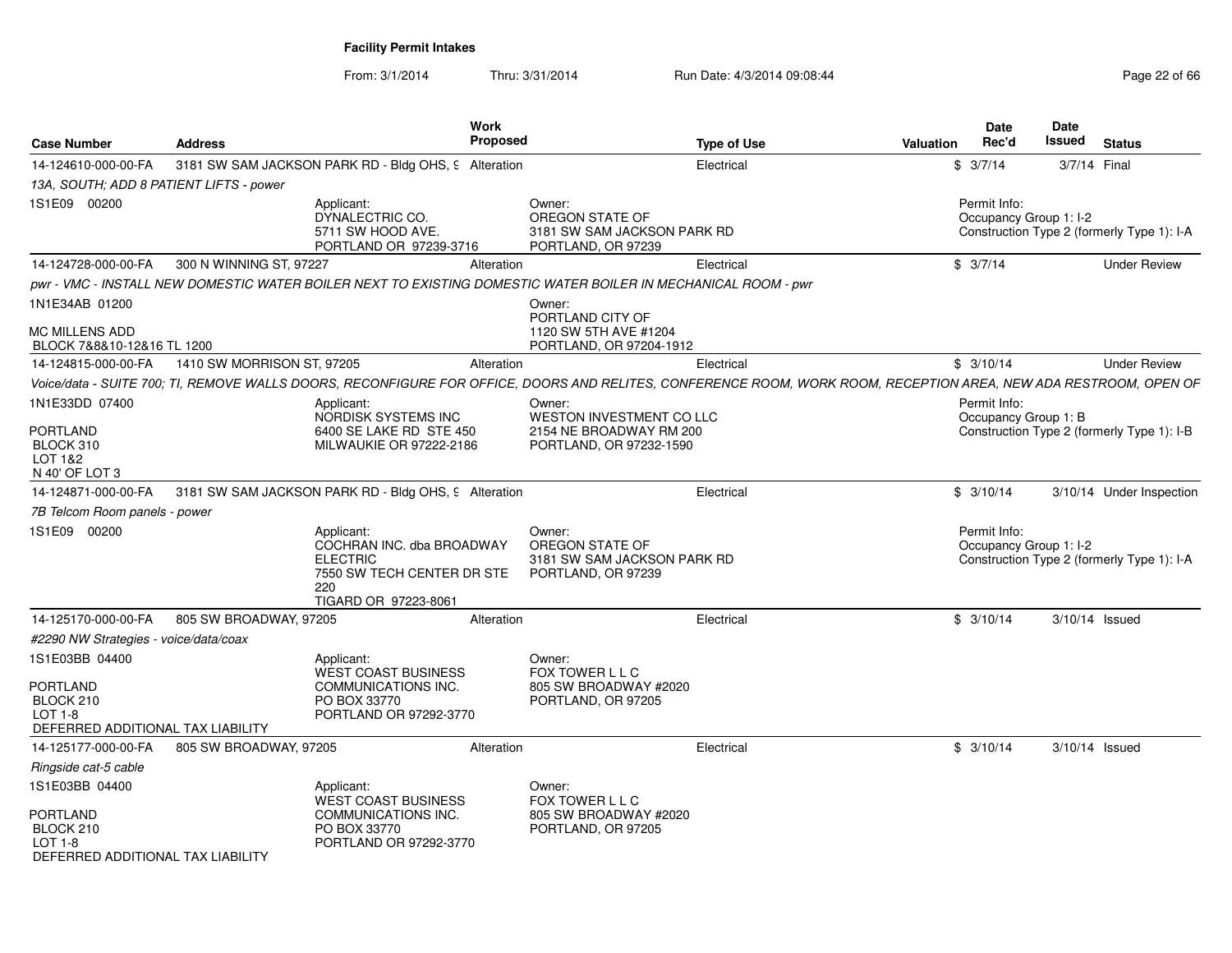# Facility Permit Intakes

From: 3/1/2014 Thru: 3/31/2014 Run Date: 4/3/2014 09:08:44

| Case Number | Address | Work Proposed | Type of Use | Valuation | Date Rec'd | Date Issued | Status |
|---|---|---|---|---|---|---|---|
| 14-124610-000-00-FA | 3181 SW SAM JACKSON PARK RD - Bldg OHS, 9 | Alteration | Electrical | $ | 3/7/14 | 3/7/14 | Final |

*13A, SOUTH; ADD 8 PATIENT LIFTS - power*

1S1E09 00200

Applicant: DYNALECTRIC CO. 5711 SW HOOD AVE. PORTLAND OR 97239-3716

Owner: OREGON STATE OF 3181 SW SAM JACKSON PARK RD PORTLAND, OR 97239

Permit Info: Occupancy Group 1: I-2 Construction Type 2 (formerly Type 1): I-A

---

| Case Number | Address | Work Proposed | Type of Use | Valuation | Date Rec'd | Date Issued | Status |
|---|---|---|---|---|---|---|---|
| 14-124728-000-00-FA | 300 N WINNING ST, 97227 | Alteration | Electrical | $ | 3/7/14 | | Under Review |

*pwr - VMC - INSTALL NEW DOMESTIC WATER BOILER NEXT TO EXISTING DOMESTIC WATER BOILER IN MECHANICAL ROOM - pwr*

1N1E34AB 01200

MC MILLENS ADD BLOCK 7&8&10-12&16 TL 1200

Owner: PORTLAND CITY OF 1120 SW 5TH AVE #1204 PORTLAND, OR 97204-1912

---

| Case Number | Address | Work Proposed | Type of Use | Valuation | Date Rec'd | Date Issued | Status |
|---|---|---|---|---|---|---|---|
| 14-124815-000-00-FA | 1410 SW MORRISON ST, 97205 | Alteration | Electrical | $ | 3/10/14 | | Under Review |

*Voice/data - SUITE 700; TI, REMOVE WALLS DOORS, RECONFIGURE FOR OFFICE, DOORS AND RELITES, CONFERENCE ROOM, WORK ROOM, RECEPTION AREA, NEW ADA RESTROOM, OPEN OF*

1N1E33DD 07400

PORTLAND BLOCK 310 LOT 1&2 N 40' OF LOT 3

Applicant: NORDISK SYSTEMS INC 6400 SE LAKE RD STE 450 MILWAUKIE OR 97222-2186

Owner: WESTON INVESTMENT CO LLC 2154 NE BROADWAY RM 200 PORTLAND, OR 97232-1590

Permit Info: Occupancy Group 1: B Construction Type 2 (formerly Type 1): I-B

---

| Case Number | Address | Work Proposed | Type of Use | Valuation | Date Rec'd | Date Issued | Status |
|---|---|---|---|---|---|---|---|
| 14-124871-000-00-FA | 3181 SW SAM JACKSON PARK RD - Bldg OHS, 9 | Alteration | Electrical | $ | 3/10/14 | 3/10/14 | Under Inspection |

*7B Telcom Room panels - power*

1S1E09 00200

Applicant: COCHRAN INC. dba BROADWAY ELECTRIC 7550 SW TECH CENTER DR STE 220 TIGARD OR 97223-8061

Owner: OREGON STATE OF 3181 SW SAM JACKSON PARK RD PORTLAND, OR 97239

Permit Info: Occupancy Group 1: I-2 Construction Type 2 (formerly Type 1): I-A

---

| Case Number | Address | Work Proposed | Type of Use | Valuation | Date Rec'd | Date Issued | Status |
|---|---|---|---|---|---|---|---|
| 14-125170-000-00-FA | 805 SW BROADWAY, 97205 | Alteration | Electrical | $ | 3/10/14 | 3/10/14 | Issued |

*#2290 NW Strategies - voice/data/coax*

1S1E03BB 04400

PORTLAND BLOCK 210 LOT 1-8 DEFERRED ADDITIONAL TAX LIABILITY

Applicant: WEST COAST BUSINESS COMMUNICATIONS INC. PO BOX 33770 PORTLAND OR 97292-3770

Owner: FOX TOWER L L C 805 SW BROADWAY #2020 PORTLAND, OR 97205

---

| Case Number | Address | Work Proposed | Type of Use | Valuation | Date Rec'd | Date Issued | Status |
|---|---|---|---|---|---|---|---|
| 14-125177-000-00-FA | 805 SW BROADWAY, 97205 | Alteration | Electrical | $ | 3/10/14 | 3/10/14 | Issued |

*Ringside cat-5 cable*

1S1E03BB 04400

PORTLAND BLOCK 210 LOT 1-8 DEFERRED ADDITIONAL TAX LIABILITY

Applicant: WEST COAST BUSINESS COMMUNICATIONS INC. PO BOX 33770 PORTLAND OR 97292-3770

Owner: FOX TOWER L L C 805 SW BROADWAY #2020 PORTLAND, OR 97205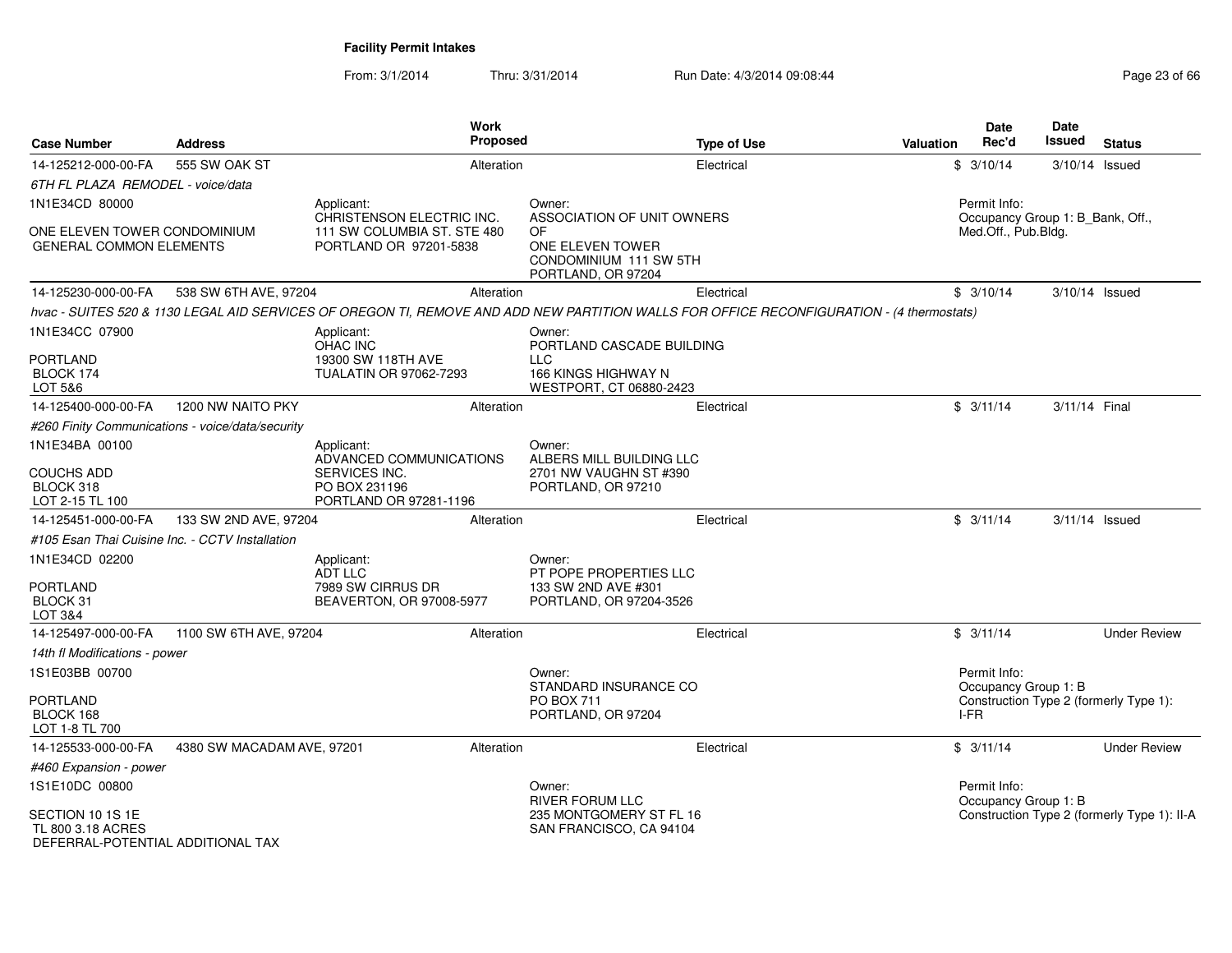**Facility Permit Intakes**

From: 3/1/2014 Thru: 3/31/2014 Run Date: 4/3/2014 09:08:44

| Case Number | Address | Work Proposed | Type of Use | Valuation | Date Rec'd | Date Issued | Status |
|---|---|---|---|---|---|---|---|
| 14-125212-000-00-FA | 555 SW OAK ST | Alteration | Electrical | $ | 3/10/14 | 3/10/14 | Issued |

*6TH FL PLAZA REMODEL - voice/data*

1N1E34CD 80000

ONE ELEVEN TOWER CONDOMINIUM GENERAL COMMON ELEMENTS

Applicant: CHRISTENSON ELECTRIC INC. 111 SW COLUMBIA ST. STE 480 PORTLAND OR 97201-5838

Owner: ASSOCIATION OF UNIT OWNERS OF ONE ELEVEN TOWER CONDOMINIUM 111 SW 5TH PORTLAND, OR 97204

Permit Info: Occupancy Group 1: B_Bank, Off., Med.Off., Pub.Bldg.

| Case Number | Address | Work Proposed | Type of Use | Valuation | Date Rec'd | Date Issued | Status |
|---|---|---|---|---|---|---|---|
| 14-125230-000-00-FA | 538 SW 6TH AVE, 97204 | Alteration | Electrical | $ | 3/10/14 | 3/10/14 | Issued |

*hvac - SUITES 520 & 1130 LEGAL AID SERVICES OF OREGON TI, REMOVE AND ADD NEW PARTITION WALLS FOR OFFICE RECONFIGURATION - (4 thermostats)*

1N1E34CC 07900

PORTLAND BLOCK 174 LOT 5&6

Applicant: OHAC INC 19300 SW 118TH AVE TUALATIN OR 97062-7293

Owner: PORTLAND CASCADE BUILDING LLC 166 KINGS HIGHWAY N WESTPORT, CT 06880-2423

| Case Number | Address | Work Proposed | Type of Use | Valuation | Date Rec'd | Date Issued | Status |
|---|---|---|---|---|---|---|---|
| 14-125400-000-00-FA | 1200 NW NAITO PKY | Alteration | Electrical | $ | 3/11/14 | 3/11/14 | Final |

*#260 Finity Communications - voice/data/security*

1N1E34BA 00100

COUCHS ADD BLOCK 318 LOT 2-15 TL 100

Applicant: ADVANCED COMMUNICATIONS SERVICES INC. PO BOX 231196 PORTLAND OR 97281-1196

Owner: ALBERS MILL BUILDING LLC 2701 NW VAUGHN ST #390 PORTLAND, OR 97210

| Case Number | Address | Work Proposed | Type of Use | Valuation | Date Rec'd | Date Issued | Status |
|---|---|---|---|---|---|---|---|
| 14-125451-000-00-FA | 133 SW 2ND AVE, 97204 | Alteration | Electrical | $ | 3/11/14 | 3/11/14 | Issued |

*#105 Esan Thai Cuisine Inc. - CCTV Installation*

1N1E34CD 02200

PORTLAND BLOCK 31 LOT 3&4

Applicant: ADT LLC 7989 SW CIRRUS DR BEAVERTON, OR 97008-5977

Owner: PT POPE PROPERTIES LLC 133 SW 2ND AVE #301 PORTLAND, OR 97204-3526

| Case Number | Address | Work Proposed | Type of Use | Valuation | Date Rec'd | Date Issued | Status |
|---|---|---|---|---|---|---|---|
| 14-125497-000-00-FA | 1100 SW 6TH AVE, 97204 | Alteration | Electrical | $ | 3/11/14 | | Under Review |

*14th fl Modifications - power*

1S1E03BB 00700

PORTLAND BLOCK 168 LOT 1-8 TL 700

Owner: STANDARD INSURANCE CO PO BOX 711 PORTLAND, OR 97204

Permit Info: Occupancy Group 1: B Construction Type 2 (formerly Type 1): I-FR

| Case Number | Address | Work Proposed | Type of Use | Valuation | Date Rec'd | Date Issued | Status |
|---|---|---|---|---|---|---|---|
| 14-125533-000-00-FA | 4380 SW MACADAM AVE, 97201 | Alteration | Electrical | $ | 3/11/14 | | Under Review |

*#460 Expansion - power*

1S1E10DC 00800

SECTION 10 1S 1E TL 800 3.18 ACRES DEFERRAL-POTENTIAL ADDITIONAL TAX

Owner: RIVER FORUM LLC 235 MONTGOMERY ST FL 16 SAN FRANCISCO, CA 94104

Permit Info: Occupancy Group 1: B Construction Type 2 (formerly Type 1): II-A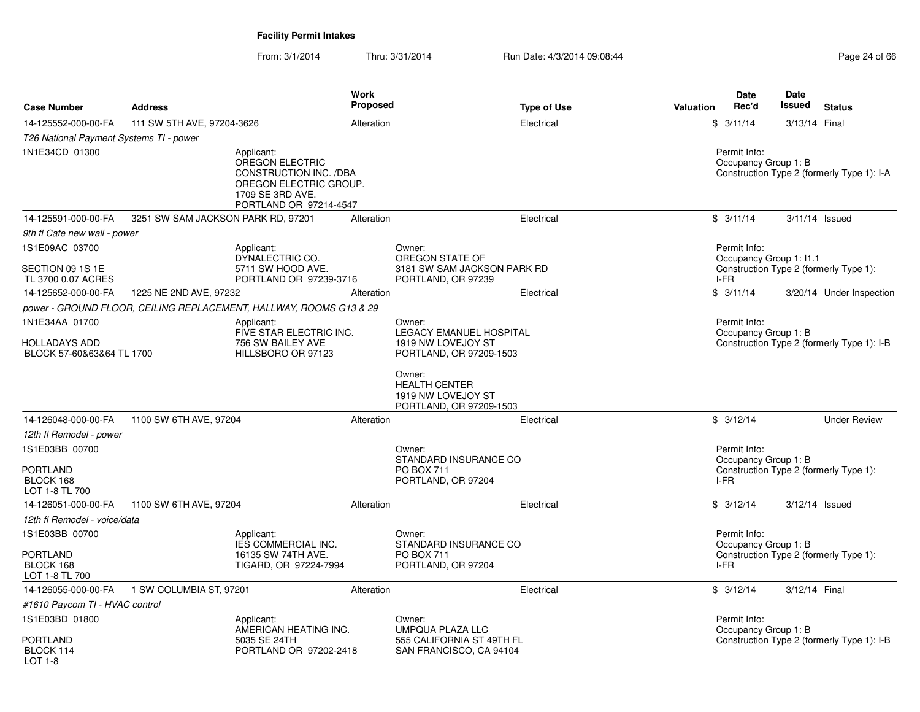# Facility Permit Intakes

From: 3/1/2014 Thru: 3/31/2014 Run Date: 4/3/2014 09:08:44

| Case Number | Address | Work Proposed | Type of Use | Valuation | Date Rec'd | Date Issued | Status |
|---|---|---|---|---|---|---|---|
| 14-125552-000-00-FA | 111 SW 5TH AVE, 97204-3626 | Alteration | Electrical | $ | 3/11/14 | 3/13/14 | Final |
| T26 National Payment Systems TI - power | | | | | | | |
| 1N1E34CD 01300 | Applicant: OREGON ELECTRIC CONSTRUCTION INC. /DBA OREGON ELECTRIC GROUP. 1709 SE 3RD AVE. PORTLAND OR 97214-4547 | | | | Permit Info: Occupancy Group 1: B Construction Type 2 (formerly Type 1): I-A | | |
| 14-125591-000-00-FA | 3251 SW SAM JACKSON PARK RD, 97201 | Alteration | Electrical | $ | 3/11/14 | 3/11/14 | Issued |
| 9th fl Cafe new wall - power | | | | | | | |
| 1S1E09AC 03700 SECTION 09 1S 1E TL 3700 0.07 ACRES | Applicant: DYNALECTRIC CO. 5711 SW HOOD AVE. PORTLAND OR 97239-3716 | Owner: OREGON STATE OF 3181 SW SAM JACKSON PARK RD PORTLAND, OR 97239 | | | Permit Info: Occupancy Group 1: I1.1 Construction Type 2 (formerly Type 1): I-FR | | |
| 14-125652-000-00-FA | 1225 NE 2ND AVE, 97232 | Alteration | Electrical | $ | 3/11/14 | 3/20/14 | Under Inspection |
| power - GROUND FLOOR, CEILING REPLACEMENT, HALLWAY, ROOMS G13 & 29 | | | | | | | |
| 1N1E34AA 01700 HOLLADAYS ADD BLOCK 57-60&63&64 TL 1700 | Applicant: FIVE STAR ELECTRIC INC. 756 SW BAILEY AVE HILLSBORO OR 97123 | Owner: LEGACY EMANUEL HOSPITAL 1919 NW LOVEJOY ST PORTLAND, OR 97209-1503 Owner: HEALTH CENTER 1919 NW LOVEJOY ST PORTLAND, OR 97209-1503 | | | Permit Info: Occupancy Group 1: B Construction Type 2 (formerly Type 1): I-B | | |
| 14-126048-000-00-FA | 1100 SW 6TH AVE, 97204 | Alteration | Electrical | $ | 3/12/14 | | Under Review |
| 12th fl Remodel - power | | | | | | | |
| 1S1E03BB 00700 PORTLAND BLOCK 168 LOT 1-8 TL 700 | | Owner: STANDARD INSURANCE CO PO BOX 711 PORTLAND, OR 97204 | | | Permit Info: Occupancy Group 1: B Construction Type 2 (formerly Type 1): I-FR | | |
| 14-126051-000-00-FA | 1100 SW 6TH AVE, 97204 | Alteration | Electrical | $ | 3/12/14 | 3/12/14 | Issued |
| 12th fl Remodel - voice/data | | | | | | | |
| 1S1E03BB 00700 PORTLAND BLOCK 168 LOT 1-8 TL 700 | Applicant: IES COMMERCIAL INC. 16135 SW 74TH AVE. TIGARD, OR 97224-7994 | Owner: STANDARD INSURANCE CO PO BOX 711 PORTLAND, OR 97204 | | | Permit Info: Occupancy Group 1: B Construction Type 2 (formerly Type 1): I-FR | | |
| 14-126055-000-00-FA | 1 SW COLUMBIA ST, 97201 | Alteration | Electrical | $ | 3/12/14 | 3/12/14 | Final |
| #1610 Paycom TI - HVAC control | | | | | | | |
| 1S1E03BD 01800 PORTLAND BLOCK 114 LOT 1-8 | Applicant: AMERICAN HEATING INC. 5035 SE 24TH PORTLAND OR 97202-2418 | Owner: UMPQUA PLAZA LLC 555 CALIFORNIA ST 49TH FL SAN FRANCISCO, CA 94104 | | | Permit Info: Occupancy Group 1: B Construction Type 2 (formerly Type 1): I-B | | |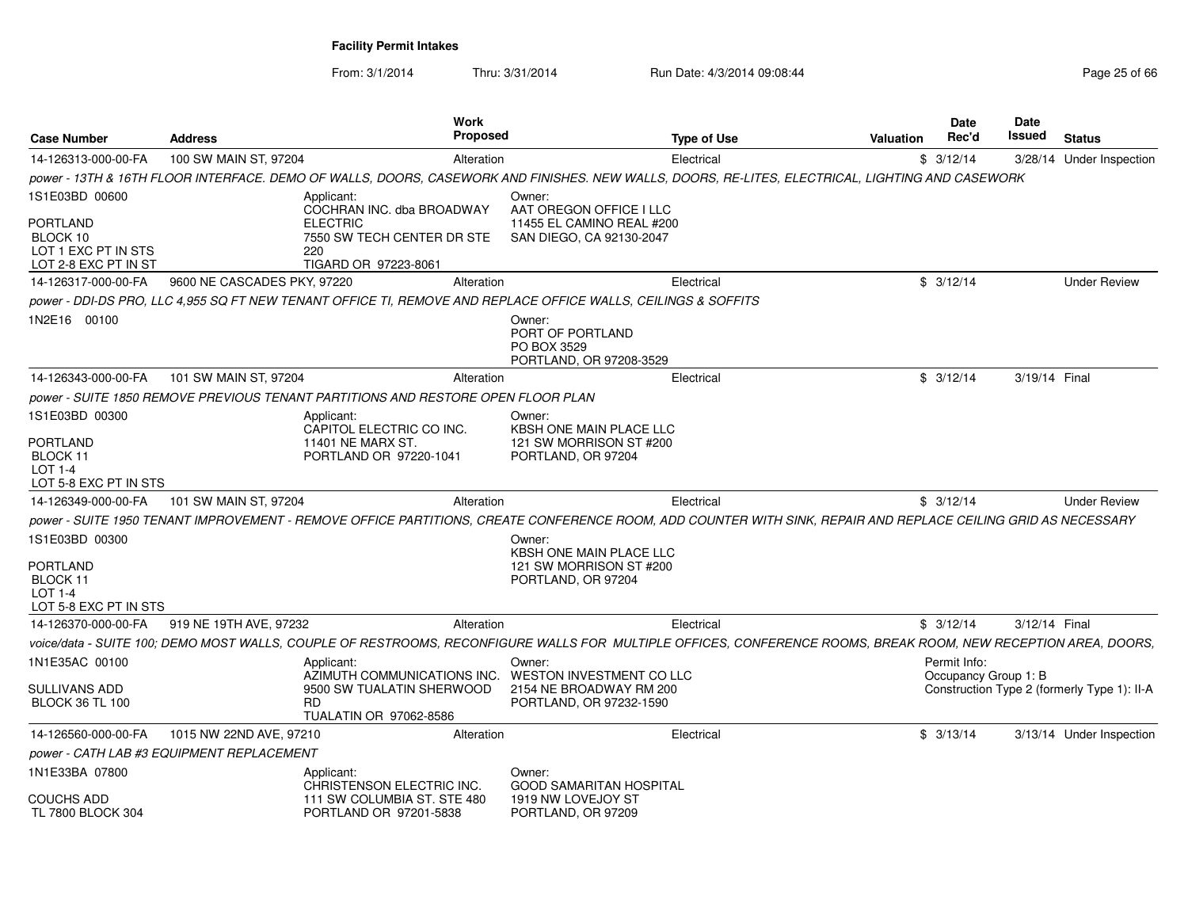**Facility Permit Intakes**

From: 3/1/2014 Thru: 3/31/2014 Run Date: 4/3/2014 09:08:44

| Case Number | Address | Work Proposed | Type of Use | Valuation | Date Rec'd | Date Issued | Status |
|---|---|---|---|---|---|---|---|
| 14-126313-000-00-FA | 100 SW MAIN ST, 97204 | Alteration | Electrical | $ | 3/12/14 | 3/28/14 | Under Inspection |
| *power - 13TH & 16TH FLOOR INTERFACE. DEMO OF WALLS, DOORS, CASEWORK AND FINISHES. NEW WALLS, DOORS, RE-LITES, ELECTRICAL, LIGHTING AND CASEWORK* | | | | | | | |
| 1S1E03BD 00600<br>PORTLAND<br>BLOCK 10<br>LOT 1 EXC PT IN STS<br>LOT 2-8 EXC PT IN ST | | Applicant:<br>COCHRAN INC. dba BROADWAY ELECTRIC<br>7550 SW TECH CENTER DR STE 220<br>TIGARD OR 97223-8061 | Owner:<br>AAT OREGON OFFICE I LLC<br>11455 EL CAMINO REAL #200<br>SAN DIEGO, CA 92130-2047 | | | | |
| 14-126317-000-00-FA | 9600 NE CASCADES PKY, 97220 | Alteration | Electrical | $ | 3/12/14 | | Under Review |
| *power - DDI-DS PRO, LLC 4,955 SQ FT NEW TENANT OFFICE TI, REMOVE AND REPLACE OFFICE WALLS, CEILINGS & SOFFITS* | | | | | | | |
| 1N2E16 00100 | | | Owner:<br>PORT OF PORTLAND<br>PO BOX 3529<br>PORTLAND, OR 97208-3529 | | | | |
| 14-126343-000-00-FA | 101 SW MAIN ST, 97204 | Alteration | Electrical | $ | 3/12/14 | 3/19/14 | Final |
| *power - SUITE 1850 REMOVE PREVIOUS TENANT PARTITIONS AND RESTORE OPEN FLOOR PLAN* | | | | | | | |
| 1S1E03BD 00300<br>PORTLAND<br>BLOCK 11<br>LOT 1-4<br>LOT 5-8 EXC PT IN STS | | Applicant:<br>CAPITOL ELECTRIC CO INC.<br>11401 NE MARX ST.<br>PORTLAND OR 97220-1041 | Owner:<br>KBSH ONE MAIN PLACE LLC<br>121 SW MORRISON ST #200<br>PORTLAND, OR 97204 | | | | |
| 14-126349-000-00-FA | 101 SW MAIN ST, 97204 | Alteration | Electrical | $ | 3/12/14 | | Under Review |
| *power - SUITE 1950 TENANT IMPROVEMENT - REMOVE OFFICE PARTITIONS, CREATE CONFERENCE ROOM, ADD COUNTER WITH SINK, REPAIR AND REPLACE CEILING GRID AS NECESSARY* | | | | | | | |
| 1S1E03BD 00300<br>PORTLAND<br>BLOCK 11<br>LOT 1-4<br>LOT 5-8 EXC PT IN STS | | | Owner:<br>KBSH ONE MAIN PLACE LLC<br>121 SW MORRISON ST #200<br>PORTLAND, OR 97204 | | | | |
| 14-126370-000-00-FA | 919 NE 19TH AVE, 97232 | Alteration | Electrical | $ | 3/12/14 | 3/12/14 | Final |
| *voice/data - SUITE 100; DEMO MOST WALLS, COUPLE OF RESTROOMS, RECONFIGURE WALLS FOR MULTIPLE OFFICES, CONFERENCE ROOMS, BREAK ROOM, NEW RECEPTION AREA, DOORS,* | | | | | | | |
| 1N1E35AC 00100<br>SULLIVANS ADD<br>BLOCK 36 TL 100 | | Applicant:<br>AZIMUTH COMMUNICATIONS INC.<br>9500 SW TUALATIN SHERWOOD RD<br>TUALATIN OR 97062-8586 | Owner:<br>WESTON INVESTMENT CO LLC<br>2154 NE BROADWAY RM 200<br>PORTLAND, OR 97232-1590 | | Permit Info:<br>Occupancy Group 1: B<br>Construction Type 2 (formerly Type 1): II-A | | |
| 14-126560-000-00-FA | 1015 NW 22ND AVE, 97210 | Alteration | Electrical | $ | 3/13/14 | 3/13/14 | Under Inspection |
| *power - CATH LAB #3 EQUIPMENT REPLACEMENT* | | | | | | | |
| 1N1E33BA 07800<br>COUCHS ADD<br>TL 7800 BLOCK 304 | | Applicant:<br>CHRISTENSON ELECTRIC INC.<br>111 SW COLUMBIA ST. STE 480<br>PORTLAND OR 97201-5838 | Owner:<br>GOOD SAMARITAN HOSPITAL<br>1919 NW LOVEJOY ST<br>PORTLAND, OR 97209 | | | | |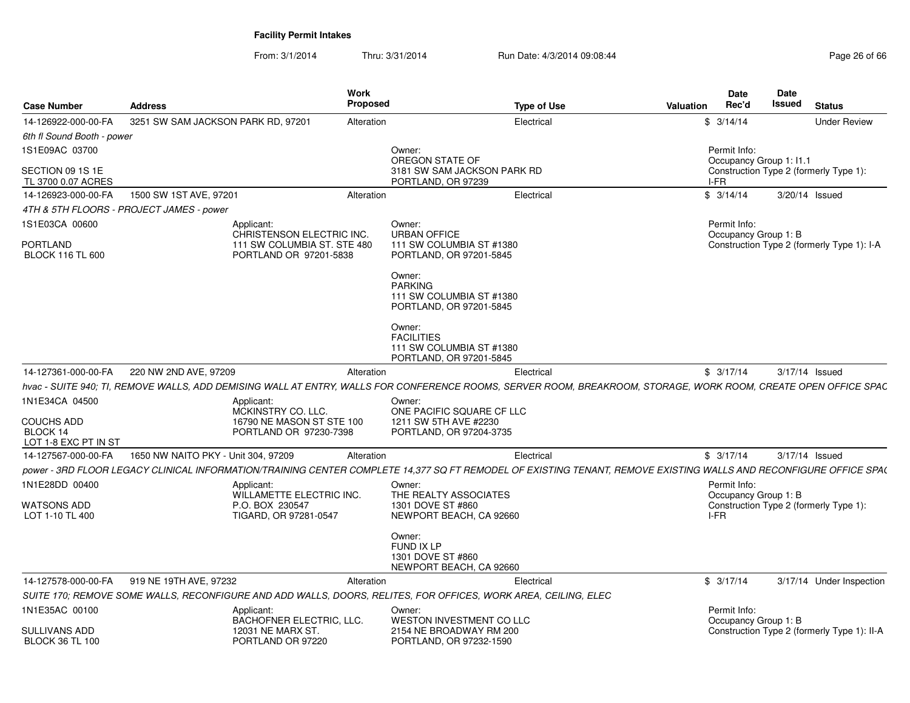**Facility Permit Intakes**

From: 3/1/2014 Thru: 3/31/2014 Run Date: 4/3/2014 09:08:44

| Case Number | Address | Work Proposed | Type of Use | Valuation | Date Rec'd | Date Issued | Status |
|---|---|---|---|---|---|---|---|
| 14-126922-000-00-FA | 3251 SW SAM JACKSON PARK RD, 97201 | Alteration | Electrical | $ | 3/14/14 | | Under Review |
| 14-126923-000-00-FA | 1500 SW 1ST AVE, 97201 | Alteration | Electrical | $ | 3/14/14 | 3/20/14 | Issued |
| 14-127361-000-00-FA | 220 NW 2ND AVE, 97209 | Alteration | Electrical | $ | 3/17/14 | 3/17/14 | Issued |
| 14-127567-000-00-FA | 1650 NW NAITO PKY - Unit 304, 97209 | Alteration | Electrical | $ | 3/17/14 | 3/17/14 | Issued |
| 14-127578-000-00-FA | 919 NE 19TH AVE, 97232 | Alteration | Electrical | $ | 3/17/14 | 3/17/14 | Under Inspection |

**14-126922-000-00-FA** — 3251 SW SAM JACKSON PARK RD, 97201

*6th fl Sound Booth - power*

1S1E09AC 03700
SECTION 09 1S 1E
TL 3700 0.07 ACRES

Owner:
OREGON STATE OF
3181 SW SAM JACKSON PARK RD
PORTLAND, OR 97239

Permit Info:
Occupancy Group 1: I1.1
Construction Type 2 (formerly Type 1): I-FR

**14-126923-000-00-FA** — 1500 SW 1ST AVE, 97201

*4TH & 5TH FLOORS - PROJECT JAMES - power*

1S1E03CA 00600
PORTLAND
BLOCK 116 TL 600

Applicant:
CHRISTENSON ELECTRIC INC.
111 SW COLUMBIA ST. STE 480
PORTLAND OR 97201-5838

Owner:
URBAN OFFICE
111 SW COLUMBIA ST #1380
PORTLAND, OR 97201-5845

Owner:
PARKING
111 SW COLUMBIA ST #1380
PORTLAND, OR 97201-5845

Owner:
FACILITIES
111 SW COLUMBIA ST #1380
PORTLAND, OR 97201-5845

Permit Info:
Occupancy Group 1: B
Construction Type 2 (formerly Type 1): I-A

**14-127361-000-00-FA** — 220 NW 2ND AVE, 97209

*hvac - SUITE 940; TI, REMOVE WALLS, ADD DEMISING WALL AT ENTRY, WALLS FOR CONFERENCE ROOMS, SERVER ROOM, BREAKROOM, STORAGE, WORK ROOM, CREATE OPEN OFFICE SPAC*

1N1E34CA 04500
COUCHS ADD
BLOCK 14
LOT 1-8 EXC PT IN ST

Applicant:
MCKINSTRY CO. LLC.
16790 NE MASON ST STE 100
PORTLAND OR 97230-7398

Owner:
ONE PACIFIC SQUARE CF LLC
1211 SW 5TH AVE #2230
PORTLAND, OR 97204-3735

**14-127567-000-00-FA** — 1650 NW NAITO PKY - Unit 304, 97209

*power - 3RD FLOOR LEGACY CLINICAL INFORMATION/TRAINING CENTER COMPLETE 14,377 SQ FT REMODEL OF EXISTING TENANT, REMOVE EXISTING WALLS AND RECONFIGURE OFFICE SPA(*

1N1E28DD 00400
WATSONS ADD
LOT 1-10 TL 400

Applicant:
WILLAMETTE ELECTRIC INC.
P.O. BOX 230547
TIGARD, OR 97281-0547

Owner:
THE REALTY ASSOCIATES
1301 DOVE ST #860
NEWPORT BEACH, CA 92660

Owner:
FUND IX LP
1301 DOVE ST #860
NEWPORT BEACH, CA 92660

Permit Info:
Occupancy Group 1: B
Construction Type 2 (formerly Type 1): I-FR

**14-127578-000-00-FA** — 919 NE 19TH AVE, 97232

*SUITE 170; REMOVE SOME WALLS, RECONFIGURE AND ADD WALLS, DOORS, RELITES, FOR OFFICES, WORK AREA, CEILING, ELEC*

1N1E35AC 00100
SULLIVANS ADD
BLOCK 36 TL 100

Applicant:
BACHOFNER ELECTRIC, LLC.
12031 NE MARX ST.
PORTLAND OR 97220

Owner:
WESTON INVESTMENT CO LLC
2154 NE BROADWAY RM 200
PORTLAND, OR 97232-1590

Permit Info:
Occupancy Group 1: B
Construction Type 2 (formerly Type 1): II-A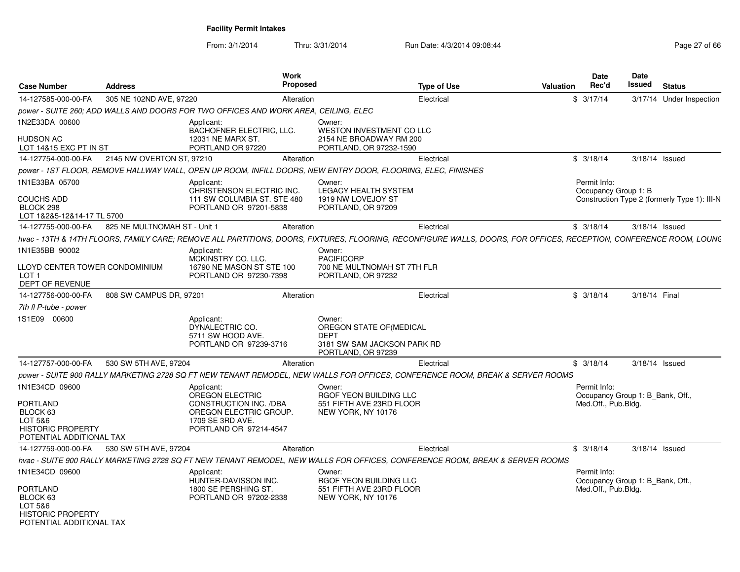**Facility Permit Intakes**

From: 3/1/2014 Thru: 3/31/2014 Run Date: 4/3/2014 09:08:44

| Case Number | Address | Work Proposed | Type of Use | Valuation | Date Rec'd | Date Issued | Status |
|---|---|---|---|---|---|---|---|
| 14-127585-000-00-FA | 305 NE 102ND AVE, 97220 | Alteration | Electrical | $ | 3/17/14 | 3/17/14 | Under Inspection |

*power - SUITE 260; ADD WALLS AND DOORS FOR TWO OFFICES AND WORK AREA, CEILING, ELEC*

1N2E33DA 00600

HUDSON AC
LOT 14&15 EXC PT IN ST

Applicant:
BACHOFNER ELECTRIC, LLC.
12031 NE MARX ST.
PORTLAND OR 97220

Owner:
WESTON INVESTMENT CO LLC
2154 NE BROADWAY RM 200
PORTLAND, OR 97232-1590

---

| Case Number | Address | Work Proposed | Type of Use | Valuation | Date Rec'd | Date Issued | Status |
|---|---|---|---|---|---|---|---|
| 14-127754-000-00-FA | 2145 NW OVERTON ST, 97210 | Alteration | Electrical | $ | 3/18/14 | 3/18/14 | Issued |

*power - 1ST FLOOR, REMOVE HALLWAY WALL, OPEN UP ROOM, INFILL DOORS, NEW ENTRY DOOR, FLOORING, ELEC, FINISHES*

1N1E33BA 05700

COUCHS ADD
BLOCK 298
LOT 1&2&5-12&14-17 TL 5700

Applicant:
CHRISTENSON ELECTRIC INC.
111 SW COLUMBIA ST. STE 480
PORTLAND OR 97201-5838

Owner:
LEGACY HEALTH SYSTEM
1919 NW LOVEJOY ST
PORTLAND, OR 97209

Permit Info:
Occupancy Group 1: B
Construction Type 2 (formerly Type 1): III-N

---

| Case Number | Address | Work Proposed | Type of Use | Valuation | Date Rec'd | Date Issued | Status |
|---|---|---|---|---|---|---|---|
| 14-127755-000-00-FA | 825 NE MULTNOMAH ST - Unit 1 | Alteration | Electrical | $ | 3/18/14 | 3/18/14 | Issued |

*hvac - 13TH & 14TH FLOORS, FAMILY CARE; REMOVE ALL PARTITIONS, DOORS, FIXTURES, FLOORING, RECONFIGURE WALLS, DOORS, FOR OFFICES, RECEPTION, CONFERENCE ROOM, LOUNG*

1N1E35BB 90002

LLOYD CENTER TOWER CONDOMINIUM
LOT 1
DEPT OF REVENUE

Applicant:
MCKINSTRY CO. LLC.
16790 NE MASON ST STE 100
PORTLAND OR 97230-7398

Owner:
PACIFICORP
700 NE MULTNOMAH ST 7TH FLR
PORTLAND, OR 97232

---

| Case Number | Address | Work Proposed | Type of Use | Valuation | Date Rec'd | Date Issued | Status |
|---|---|---|---|---|---|---|---|
| 14-127756-000-00-FA | 808 SW CAMPUS DR, 97201 | Alteration | Electrical | $ | 3/18/14 | 3/18/14 | Final |

*7th fl P-tube - power*

1S1E09 00600

Applicant:
DYNALECTRIC CO.
5711 SW HOOD AVE.
PORTLAND OR 97239-3716

Owner:
OREGON STATE OF(MEDICAL DEPT
3181 SW SAM JACKSON PARK RD
PORTLAND, OR 97239

---

| Case Number | Address | Work Proposed | Type of Use | Valuation | Date Rec'd | Date Issued | Status |
|---|---|---|---|---|---|---|---|
| 14-127757-000-00-FA | 530 SW 5TH AVE, 97204 | Alteration | Electrical | $ | 3/18/14 | 3/18/14 | Issued |

*power - SUITE 900 RALLY MARKETING 2728 SQ FT NEW TENANT REMODEL, NEW WALLS FOR OFFICES, CONFERENCE ROOM, BREAK & SERVER ROOMS*

1N1E34CD 09600

PORTLAND
BLOCK 63
LOT 5&6
HISTORIC PROPERTY
POTENTIAL ADDITIONAL TAX

Applicant:
OREGON ELECTRIC CONSTRUCTION INC. /DBA OREGON ELECTRIC GROUP.
1709 SE 3RD AVE.
PORTLAND OR 97214-4547

Owner:
RGOF YEON BUILDING LLC
551 FIFTH AVE 23RD FLOOR
NEW YORK, NY 10176

Permit Info:
Occupancy Group 1: B_Bank, Off., Med.Off., Pub.Bldg.

---

| Case Number | Address | Work Proposed | Type of Use | Valuation | Date Rec'd | Date Issued | Status |
|---|---|---|---|---|---|---|---|
| 14-127759-000-00-FA | 530 SW 5TH AVE, 97204 | Alteration | Electrical | $ | 3/18/14 | 3/18/14 | Issued |

*hvac - SUITE 900 RALLY MARKETING 2728 SQ FT NEW TENANT REMODEL, NEW WALLS FOR OFFICES, CONFERENCE ROOM, BREAK & SERVER ROOMS*

1N1E34CD 09600

PORTLAND
BLOCK 63
LOT 5&6
HISTORIC PROPERTY
POTENTIAL ADDITIONAL TAX

Applicant:
HUNTER-DAVISSON INC.
1800 SE PERSHING ST.
PORTLAND OR 97202-2338

Owner:
RGOF YEON BUILDING LLC
551 FIFTH AVE 23RD FLOOR
NEW YORK, NY 10176

Permit Info:
Occupancy Group 1: B_Bank, Off., Med.Off., Pub.Bldg.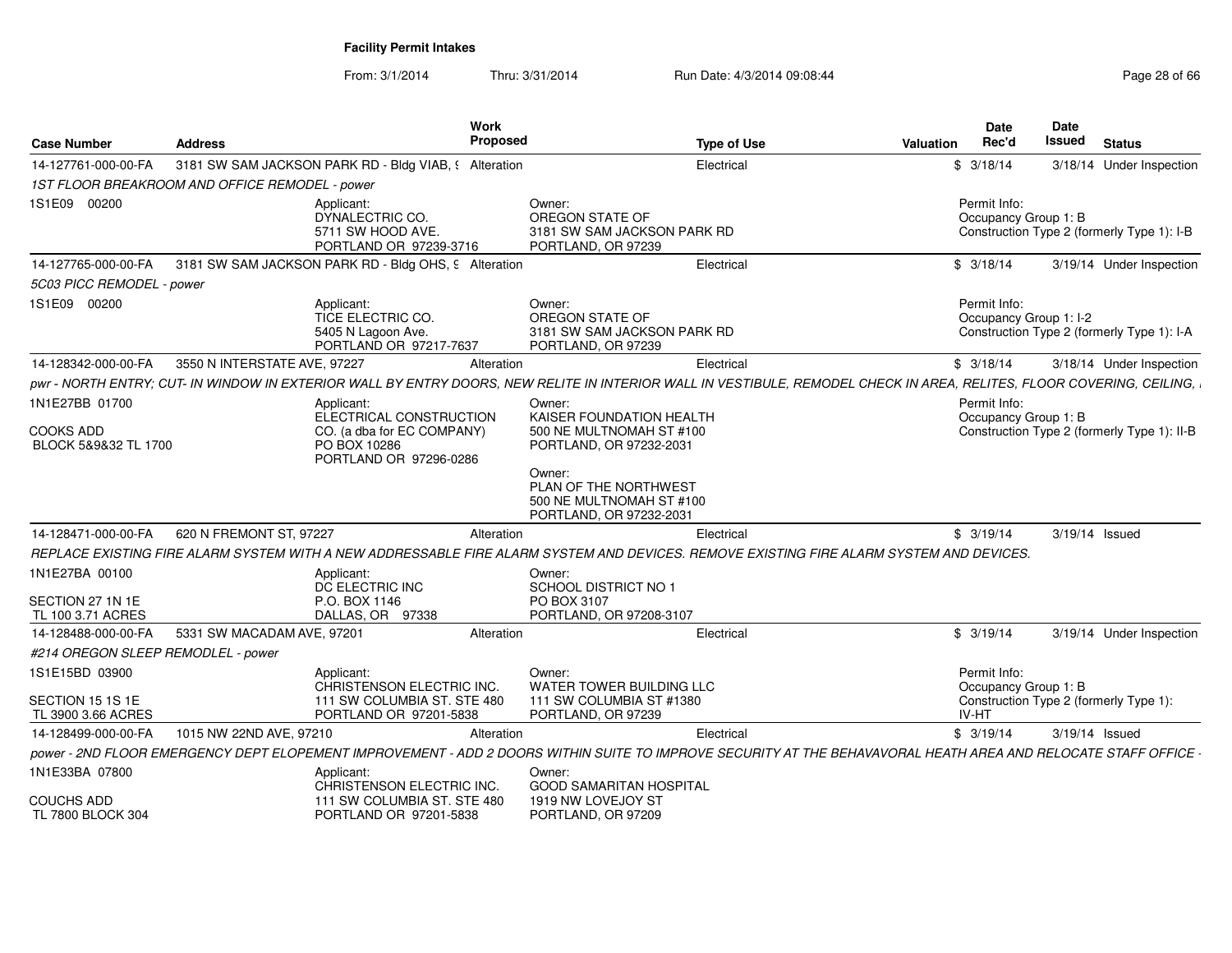**Facility Permit Intakes**

From: 3/1/2014 Thru: 3/31/2014 Run Date: 4/3/2014 09:08:44

| Case Number | Address | Work Proposed | Type of Use | Valuation | Date Rec'd | Date Issued | Status |
|---|---|---|---|---|---|---|---|
| 14-127761-000-00-FA | 3181 SW SAM JACKSON PARK RD - Bldg VIAB, 9 | Alteration | Electrical | $ | 3/18/14 | 3/18/14 | Under Inspection |

*1ST FLOOR BREAKROOM AND OFFICE REMODEL - power*

1S1E09 00200

Applicant: DYNALECTRIC CO. 5711 SW HOOD AVE. PORTLAND OR 97239-3716

Owner: OREGON STATE OF 3181 SW SAM JACKSON PARK RD PORTLAND, OR 97239

Permit Info: Occupancy Group 1: B; Construction Type 2 (formerly Type 1): I-B

| Case Number | Address | Work Proposed | Type of Use | Valuation | Date Rec'd | Date Issued | Status |
|---|---|---|---|---|---|---|---|
| 14-127765-000-00-FA | 3181 SW SAM JACKSON PARK RD - Bldg OHS, 9 | Alteration | Electrical | $ | 3/18/14 | 3/19/14 | Under Inspection |

*5C03 PICC REMODEL - power*

1S1E09 00200

Applicant: TICE ELECTRIC CO. 5405 N Lagoon Ave. PORTLAND OR 97217-7637

Owner: OREGON STATE OF 3181 SW SAM JACKSON PARK RD PORTLAND, OR 97239

Permit Info: Occupancy Group 1: I-2; Construction Type 2 (formerly Type 1): I-A

| Case Number | Address | Work Proposed | Type of Use | Valuation | Date Rec'd | Date Issued | Status |
|---|---|---|---|---|---|---|---|
| 14-128342-000-00-FA | 3550 N INTERSTATE AVE, 97227 | Alteration | Electrical | $ | 3/18/14 | 3/18/14 | Under Inspection |

*pwr - NORTH ENTRY; CUT- IN WINDOW IN EXTERIOR WALL BY ENTRY DOORS, NEW RELITE IN INTERIOR WALL IN VESTIBULE, REMODEL CHECK IN AREA, RELITES, FLOOR COVERING, CEILING,*

1N1E27BB 01700

COOKS ADD BLOCK 5&9&32 TL 1700

Applicant: ELECTRICAL CONSTRUCTION CO. (a dba for EC COMPANY) PO BOX 10286 PORTLAND OR 97296-0286

Owner: KAISER FOUNDATION HEALTH 500 NE MULTNOMAH ST #100 PORTLAND, OR 97232-2031

Owner: PLAN OF THE NORTHWEST 500 NE MULTNOMAH ST #100 PORTLAND, OR 97232-2031

Permit Info: Occupancy Group 1: B; Construction Type 2 (formerly Type 1): II-B

| Case Number | Address | Work Proposed | Type of Use | Valuation | Date Rec'd | Date Issued | Status |
|---|---|---|---|---|---|---|---|
| 14-128471-000-00-FA | 620 N FREMONT ST, 97227 | Alteration | Electrical | $ | 3/19/14 | 3/19/14 | Issued |

*REPLACE EXISTING FIRE ALARM SYSTEM WITH A NEW ADDRESSABLE FIRE ALARM SYSTEM AND DEVICES. REMOVE EXISTING FIRE ALARM SYSTEM AND DEVICES.*

1N1E27BA 00100

SECTION 27 1N 1E TL 100 3.71 ACRES

Applicant: DC ELECTRIC INC P.O. BOX 1146 DALLAS, OR 97338

Owner: SCHOOL DISTRICT NO 1 PO BOX 3107 PORTLAND, OR 97208-3107

| Case Number | Address | Work Proposed | Type of Use | Valuation | Date Rec'd | Date Issued | Status |
|---|---|---|---|---|---|---|---|
| 14-128488-000-00-FA | 5331 SW MACADAM AVE, 97201 | Alteration | Electrical | $ | 3/19/14 | 3/19/14 | Under Inspection |

*#214 OREGON SLEEP REMODLEL - power*

1S1E15BD 03900

SECTION 15 1S 1E TL 3900 3.66 ACRES

Applicant: CHRISTENSON ELECTRIC INC. 111 SW COLUMBIA ST. STE 480 PORTLAND OR 97201-5838

Owner: WATER TOWER BUILDING LLC 111 SW COLUMBIA ST #1380 PORTLAND, OR 97239

Permit Info: Occupancy Group 1: B; Construction Type 2 (formerly Type 1): IV-HT

| Case Number | Address | Work Proposed | Type of Use | Valuation | Date Rec'd | Date Issued | Status |
|---|---|---|---|---|---|---|---|
| 14-128499-000-00-FA | 1015 NW 22ND AVE, 97210 | Alteration | Electrical | $ | 3/19/14 | 3/19/14 | Issued |

*power - 2ND FLOOR EMERGENCY DEPT ELOPEMENT IMPROVEMENT - ADD 2 DOORS WITHIN SUITE TO IMPROVE SECURITY AT THE BEHAVAVORAL HEATH AREA AND RELOCATE STAFF OFFICE -*

1N1E33BA 07800

COUCHS ADD TL 7800 BLOCK 304

Applicant: CHRISTENSON ELECTRIC INC. 111 SW COLUMBIA ST. STE 480 PORTLAND OR 97201-5838

Owner: GOOD SAMARITAN HOSPITAL 1919 NW LOVEJOY ST PORTLAND, OR 97209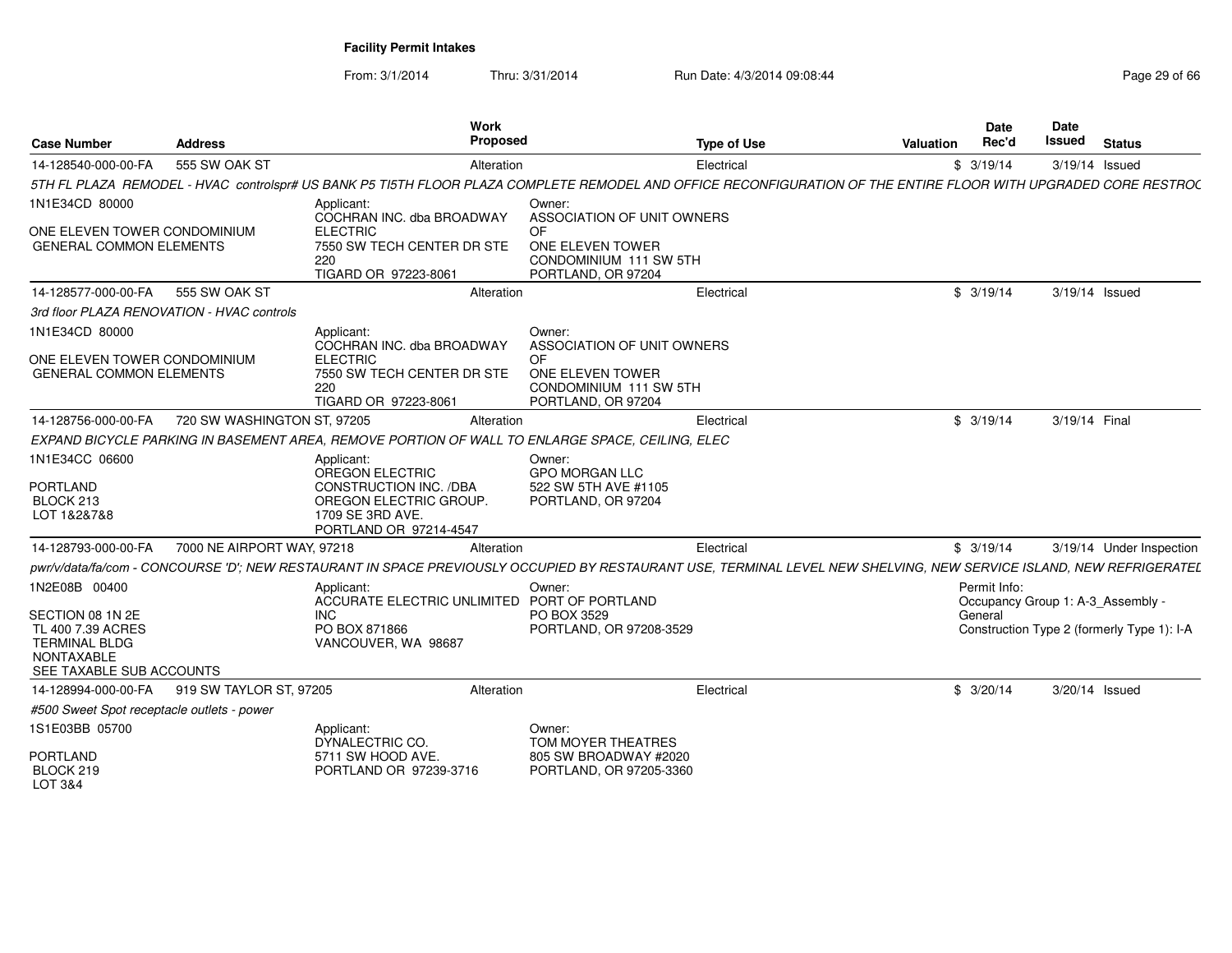**Facility Permit Intakes**

From: 3/1/2014 Thru: 3/31/2014 Run Date: 4/3/2014 09:08:44

| Case Number | Address | Work Proposed | Type of Use | Valuation | Date Rec'd | Date Issued | Status |
|---|---|---|---|---|---|---|---|
| 14-128540-000-00-FA | 555 SW OAK ST | Alteration | Electrical | $ | 3/19/14 | 3/19/14 | Issued |

5TH FL PLAZA REMODEL - HVAC controlspr# US BANK P5 TI5TH FLOOR PLAZA COMPLETE REMODEL AND OFFICE RECONFIGURATION OF THE ENTIRE FLOOR WITH UPGRADED CORE RESTROC

1N1E34CD 80000

ONE ELEVEN TOWER CONDOMINIUM
GENERAL COMMON ELEMENTS

Applicant:
COCHRAN INC. dba BROADWAY ELECTRIC
7550 SW TECH CENTER DR STE 220
TIGARD OR 97223-8061

Owner:
ASSOCIATION OF UNIT OWNERS OF
ONE ELEVEN TOWER CONDOMINIUM 111 SW 5TH
PORTLAND, OR 97204

| Case Number | Address | Work Proposed | Type of Use | Valuation | Date Rec'd | Date Issued | Status |
|---|---|---|---|---|---|---|---|
| 14-128577-000-00-FA | 555 SW OAK ST | Alteration | Electrical | $ | 3/19/14 | 3/19/14 | Issued |

3rd floor PLAZA RENOVATION - HVAC controls

1N1E34CD 80000

ONE ELEVEN TOWER CONDOMINIUM
GENERAL COMMON ELEMENTS

Applicant:
COCHRAN INC. dba BROADWAY ELECTRIC
7550 SW TECH CENTER DR STE 220
TIGARD OR 97223-8061

Owner:
ASSOCIATION OF UNIT OWNERS OF
ONE ELEVEN TOWER CONDOMINIUM 111 SW 5TH
PORTLAND, OR 97204

| Case Number | Address | Work Proposed | Type of Use | Valuation | Date Rec'd | Date Issued | Status |
|---|---|---|---|---|---|---|---|
| 14-128756-000-00-FA | 720 SW WASHINGTON ST, 97205 | Alteration | Electrical | $ | 3/19/14 | 3/19/14 | Final |

EXPAND BICYCLE PARKING IN BASEMENT AREA, REMOVE PORTION OF WALL TO ENLARGE SPACE, CEILING, ELEC

1N1E34CC 06600

PORTLAND
BLOCK 213
LOT 1&2&7&8

Applicant:
OREGON ELECTRIC CONSTRUCTION INC. /DBA OREGON ELECTRIC GROUP.
1709 SE 3RD AVE.
PORTLAND OR 97214-4547

Owner:
GPO MORGAN LLC
522 SW 5TH AVE #1105
PORTLAND, OR 97204

| Case Number | Address | Work Proposed | Type of Use | Valuation | Date Rec'd | Date Issued | Status |
|---|---|---|---|---|---|---|---|
| 14-128793-000-00-FA | 7000 NE AIRPORT WAY, 97218 | Alteration | Electrical | $ | 3/19/14 | 3/19/14 | Under Inspection |

pwr/v/data/fa/com - CONCOURSE 'D'; NEW RESTAURANT IN SPACE PREVIOUSLY OCCUPIED BY RESTAURANT USE, TERMINAL LEVEL NEW SHELVING, NEW SERVICE ISLAND, NEW REFRIGERATEL

1N2E08B 00400

SECTION 08 1N 2E
TL 400 7.39 ACRES
TERMINAL BLDG
NONTAXABLE
SEE TAXABLE SUB ACCOUNTS

Applicant:
ACCURATE ELECTRIC UNLIMITED INC
PO BOX 871866
VANCOUVER, WA 98687

Owner:
PORT OF PORTLAND
PO BOX 3529
PORTLAND, OR 97208-3529

Permit Info:
Occupancy Group 1: A-3_Assembly - General
Construction Type 2 (formerly Type 1): I-A

| Case Number | Address | Work Proposed | Type of Use | Valuation | Date Rec'd | Date Issued | Status |
|---|---|---|---|---|---|---|---|
| 14-128994-000-00-FA | 919 SW TAYLOR ST, 97205 | Alteration | Electrical | $ | 3/20/14 | 3/20/14 | Issued |

#500 Sweet Spot receptacle outlets - power

1S1E03BB 05700

PORTLAND
BLOCK 219
LOT 3&4

Applicant:
DYNALECTRIC CO.
5711 SW HOOD AVE.
PORTLAND OR 97239-3716

Owner:
TOM MOYER THEATRES
805 SW BROADWAY #2020
PORTLAND, OR 97205-3360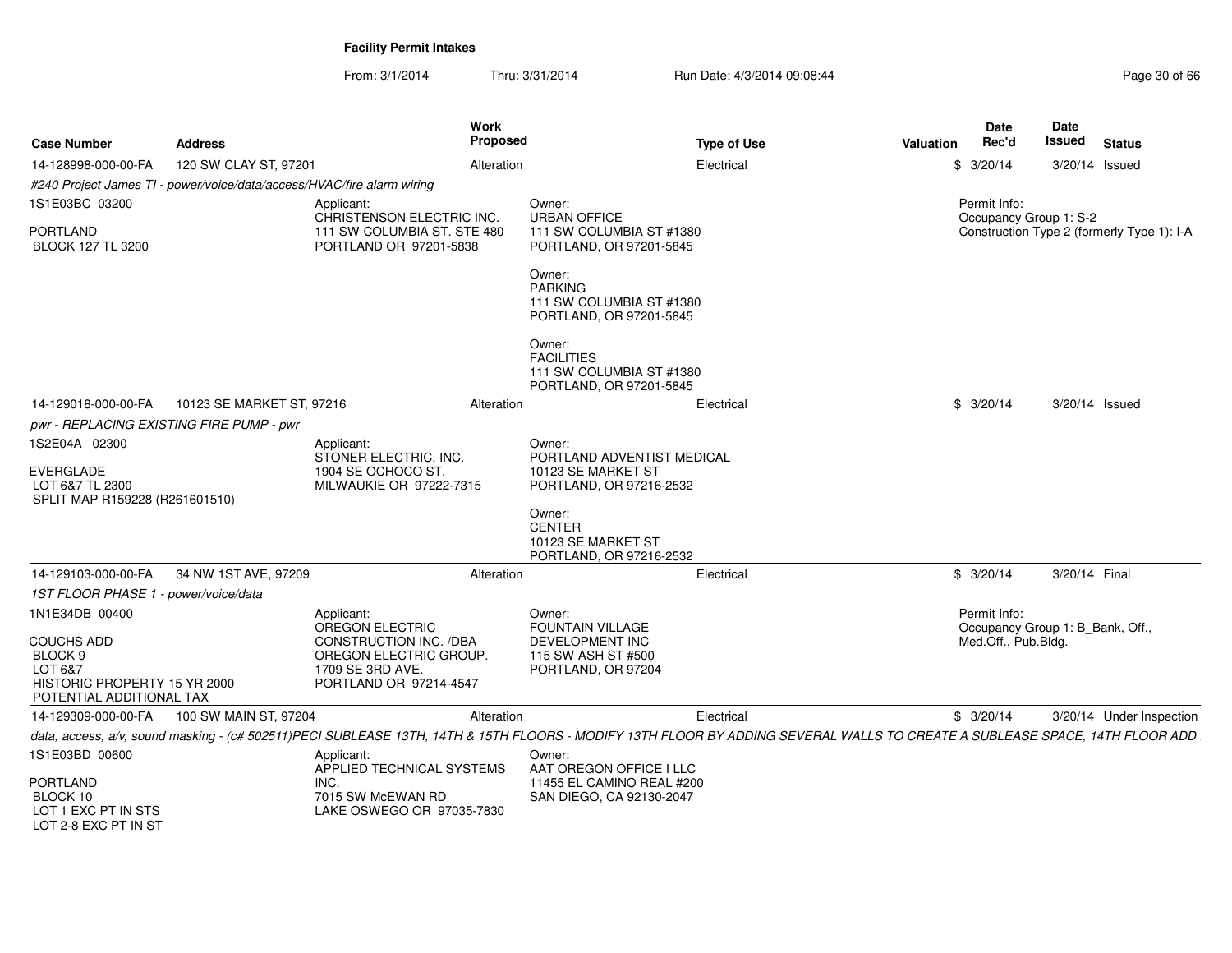**Facility Permit Intakes**

From: 3/1/2014 Thru: 3/31/2014 Run Date: 4/3/2014 09:08:44

| Case Number | Address | Work Proposed | Type of Use | Valuation | Date Rec'd | Date Issued | Status |
|---|---|---|---|---|---|---|---|
| 14-128998-000-00-FA | 120 SW CLAY ST, 97201 | Alteration | Electrical | $ | 3/20/14 | 3/20/14 | Issued |

*#240 Project James TI - power/voice/data/access/HVAC/fire alarm wiring*

1S1E03BC 03200

PORTLAND
BLOCK 127 TL 3200

Applicant:
CHRISTENSON ELECTRIC INC.
111 SW COLUMBIA ST. STE 480
PORTLAND OR 97201-5838

Owner:
URBAN OFFICE
111 SW COLUMBIA ST #1380
PORTLAND, OR 97201-5845

Owner:
PARKING
111 SW COLUMBIA ST #1380
PORTLAND, OR 97201-5845

Owner:
FACILITIES
111 SW COLUMBIA ST #1380
PORTLAND, OR 97201-5845

Permit Info:
Occupancy Group 1: S-2
Construction Type 2 (formerly Type 1): I-A

| Case Number | Address | Work Proposed | Type of Use | Valuation | Date Rec'd | Date Issued | Status |
|---|---|---|---|---|---|---|---|
| 14-129018-000-00-FA | 10123 SE MARKET ST, 97216 | Alteration | Electrical | $ | 3/20/14 | 3/20/14 | Issued |

*pwr - REPLACING EXISTING FIRE PUMP - pwr*

1S2E04A 02300

EVERGLADE
LOT 6&7 TL 2300
SPLIT MAP R159228 (R261601510)

Applicant:
STONER ELECTRIC, INC.
1904 SE OCHOCO ST.
MILWAUKIE OR 97222-7315

Owner:
PORTLAND ADVENTIST MEDICAL
10123 SE MARKET ST
PORTLAND, OR 97216-2532

Owner:
CENTER
10123 SE MARKET ST
PORTLAND, OR 97216-2532

| Case Number | Address | Work Proposed | Type of Use | Valuation | Date Rec'd | Date Issued | Status |
|---|---|---|---|---|---|---|---|
| 14-129103-000-00-FA | 34 NW 1ST AVE, 97209 | Alteration | Electrical | $ | 3/20/14 | 3/20/14 | Final |

*1ST FLOOR PHASE 1 - power/voice/data*

1N1E34DB 00400

COUCHS ADD
BLOCK 9
LOT 6&7
HISTORIC PROPERTY 15 YR 2000
POTENTIAL ADDITIONAL TAX

Applicant:
OREGON ELECTRIC
CONSTRUCTION INC. /DBA
OREGON ELECTRIC GROUP.
1709 SE 3RD AVE.
PORTLAND OR 97214-4547

Owner:
FOUNTAIN VILLAGE
DEVELOPMENT INC
115 SW ASH ST #500
PORTLAND, OR 97204

Permit Info:
Occupancy Group 1: B_Bank, Off., Med.Off., Pub.Bldg.

| Case Number | Address | Work Proposed | Type of Use | Valuation | Date Rec'd | Date Issued | Status |
|---|---|---|---|---|---|---|---|
| 14-129309-000-00-FA | 100 SW MAIN ST, 97204 | Alteration | Electrical | $ | 3/20/14 | 3/20/14 | Under Inspection |

*data, access, a/v, sound masking - (c# 502511)PECI SUBLEASE 13TH, 14TH & 15TH FLOORS - MODIFY 13TH FLOOR BY ADDING SEVERAL WALLS TO CREATE A SUBLEASE SPACE, 14TH FLOOR ADD*

1S1E03BD 00600

PORTLAND
BLOCK 10
LOT 1 EXC PT IN STS
LOT 2-8 EXC PT IN ST

Applicant:
APPLIED TECHNICAL SYSTEMS
INC.
7015 SW McEWAN RD
LAKE OSWEGO OR 97035-7830

Owner:
AAT OREGON OFFICE I LLC
11455 EL CAMINO REAL #200
SAN DIEGO, CA 92130-2047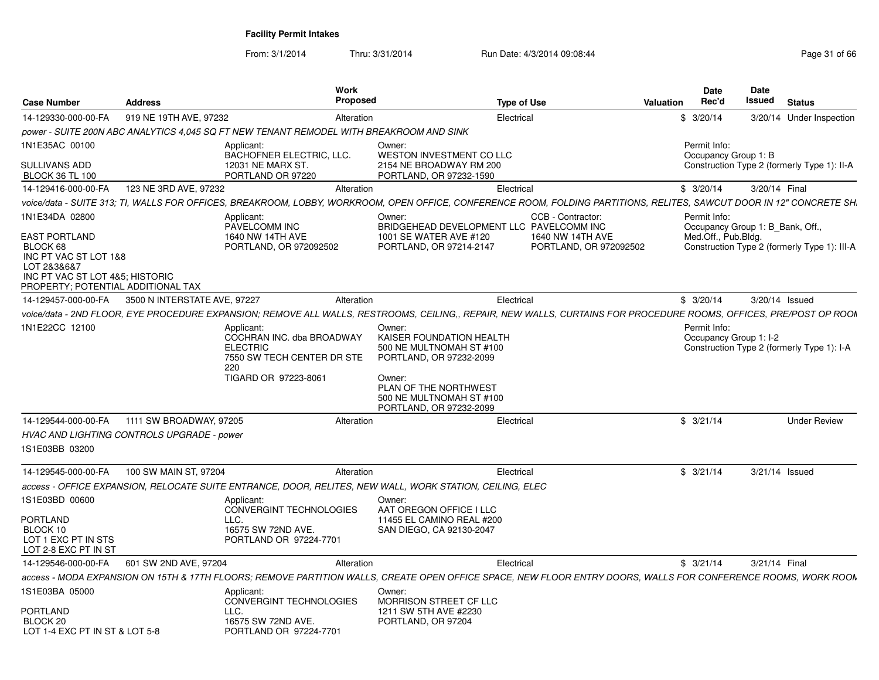# Facility Permit Intakes

From: 3/1/2014 Thru: 3/31/2014 Run Date: 4/3/2014 09:08:44

| Case Number | Address | Work Proposed | Type of Use | Valuation | Date Rec'd | Date Issued | Status |
|---|---|---|---|---|---|---|---|
| 14-129330-000-00-FA | 919 NE 19TH AVE, 97232 | Alteration | Electrical | $ | 3/20/14 | 3/20/14 | Under Inspection |

power - SUITE 200N ABC ANALYTICS 4,045 SQ FT NEW TENANT REMODEL WITH BREAKROOM AND SINK

1N1E35AC 00100

SULLIVANS ADD
BLOCK 36 TL 100

Applicant:
BACHOFNER ELECTRIC, LLC.
12031 NE MARX ST.
PORTLAND OR 97220

Owner:
WESTON INVESTMENT CO LLC
2154 NE BROADWAY RM 200
PORTLAND, OR 97232-1590

Permit Info:
Occupancy Group 1: B
Construction Type 2 (formerly Type 1): II-A

---

| Case Number | Address | Work Proposed | Type of Use | Valuation | Date Rec'd | Date Issued | Status |
|---|---|---|---|---|---|---|---|
| 14-129416-000-00-FA | 123 NE 3RD AVE, 97232 | Alteration | Electrical | $ | 3/20/14 | 3/20/14 | Final |

voice/data - SUITE 313; TI, WALLS FOR OFFICES, BREAKROOM, LOBBY, WORKROOM, OPEN OFFICE, CONFERENCE ROOM, FOLDING PARTITIONS, RELITES, SAWCUT DOOR IN 12" CONCRETE SH

1N1E34DA 02800

EAST PORTLAND
BLOCK 68
INC PT VAC ST LOT 1&8
LOT 2&3&6&7
INC PT VAC ST LOT 4&5; HISTORIC
PROPERTY; POTENTIAL ADDITIONAL TAX

Applicant:
PAVELCOMM INC
1640 NW 14TH AVE
PORTLAND, OR 972092502

Owner:
BRIDGEHEAD DEVELOPMENT LLC
1001 SE WATER AVE #120
PORTLAND, OR 97214-2147

CCB - Contractor:
PAVELCOMM INC
1640 NW 14TH AVE
PORTLAND, OR 972092502

Permit Info:
Occupancy Group 1: B_Bank, Off., Med.Off., Pub.Bldg.
Construction Type 2 (formerly Type 1): III-A

---

| Case Number | Address | Work Proposed | Type of Use | Valuation | Date Rec'd | Date Issued | Status |
|---|---|---|---|---|---|---|---|
| 14-129457-000-00-FA | 3500 N INTERSTATE AVE, 97227 | Alteration | Electrical | $ | 3/20/14 | 3/20/14 | Issued |

voice/data - 2ND FLOOR, EYE PROCEDURE EXPANSION; REMOVE ALL WALLS, RESTROOMS, CEILING,, REPAIR, NEW WALLS, CURTAINS FOR PROCEDURE ROOMS, OFFICES, PRE/POST OP ROOM

1N1E22CC 12100

Applicant:
COCHRAN INC. dba BROADWAY ELECTRIC
7550 SW TECH CENTER DR STE 220
TIGARD OR 97223-8061

Owner:
KAISER FOUNDATION HEALTH
500 NE MULTNOMAH ST #100
PORTLAND, OR 97232-2099

Owner:
PLAN OF THE NORTHWEST
500 NE MULTNOMAH ST #100
PORTLAND, OR 97232-2099

Permit Info:
Occupancy Group 1: I-2
Construction Type 2 (formerly Type 1): I-A

---

| Case Number | Address | Work Proposed | Type of Use | Valuation | Date Rec'd | Date Issued | Status |
|---|---|---|---|---|---|---|---|
| 14-129544-000-00-FA | 1111 SW BROADWAY, 97205 | Alteration | Electrical | $ | 3/21/14 | | Under Review |

HVAC AND LIGHTING CONTROLS UPGRADE - power

1S1E03BB 03200

---

| Case Number | Address | Work Proposed | Type of Use | Valuation | Date Rec'd | Date Issued | Status |
|---|---|---|---|---|---|---|---|
| 14-129545-000-00-FA | 100 SW MAIN ST, 97204 | Alteration | Electrical | $ | 3/21/14 | 3/21/14 | Issued |

access - OFFICE EXPANSION, RELOCATE SUITE ENTRANCE, DOOR, RELITES, NEW WALL, WORK STATION, CEILING, ELEC

1S1E03BD 00600

PORTLAND
BLOCK 10
LOT 1 EXC PT IN STS
LOT 2-8 EXC PT IN ST

Applicant:
CONVERGINT TECHNOLOGIES LLC.
16575 SW 72ND AVE.
PORTLAND OR 97224-7701

Owner:
AAT OREGON OFFICE I LLC
11455 EL CAMINO REAL #200
SAN DIEGO, CA 92130-2047

---

| Case Number | Address | Work Proposed | Type of Use | Valuation | Date Rec'd | Date Issued | Status |
|---|---|---|---|---|---|---|---|
| 14-129546-000-00-FA | 601 SW 2ND AVE, 97204 | Alteration | Electrical | $ | 3/21/14 | 3/21/14 | Final |

access - MODA EXPANSION ON 15TH & 17TH FLOORS; REMOVE PARTITION WALLS, CREATE OPEN OFFICE SPACE, NEW FLOOR ENTRY DOORS, WALLS FOR CONFERENCE ROOMS, WORK ROOM

1S1E03BA 05000

PORTLAND
BLOCK 20
LOT 1-4 EXC PT IN ST & LOT 5-8

Applicant:
CONVERGINT TECHNOLOGIES LLC.
16575 SW 72ND AVE.
PORTLAND OR 97224-7701

Owner:
MORRISON STREET CF LLC
1211 SW 5TH AVE #2230
PORTLAND, OR 97204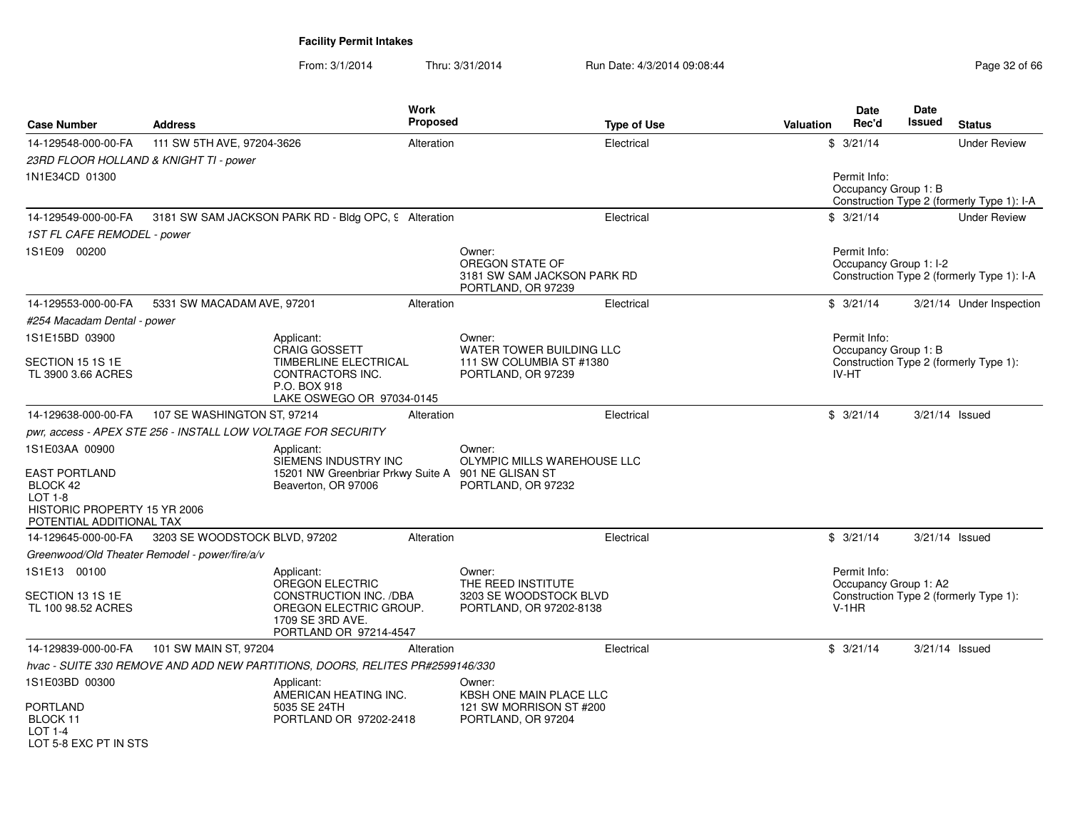**Facility Permit Intakes**

From: 3/1/2014 Thru: 3/31/2014 Run Date: 4/3/2014 09:08:44

| Case Number | Address | Work Proposed | Type of Use | Valuation | Date Rec'd | Date Issued | Status |
|---|---|---|---|---|---|---|---|
| 14-129548-000-00-FA | 111 SW 5TH AVE, 97204-3626 | Alteration | Electrical | $ | 3/21/14 | | Under Review |
| 23RD FLOOR HOLLAND & KNIGHT TI - power | | | | | | | |
| 1N1E34CD 01300 | | | | | Permit Info: Occupancy Group 1: B Construction Type 2 (formerly Type 1): I-A | | |
| 14-129549-000-00-FA | 3181 SW SAM JACKSON PARK RD - Bldg OPC, 9 | Alteration | Electrical | $ | 3/21/14 | | Under Review |
| 1ST FL CAFE REMODEL - power | | | | | | | |
| 1S1E09 00200 | | Owner: OREGON STATE OF 3181 SW SAM JACKSON PARK RD PORTLAND, OR 97239 | | | Permit Info: Occupancy Group 1: I-2 Construction Type 2 (formerly Type 1): I-A | | |
| 14-129553-000-00-FA | 5331 SW MACADAM AVE, 97201 | Alteration | Electrical | $ | 3/21/14 | 3/21/14 | Under Inspection |
| #254 Macadam Dental - power | | | | | | | |
| 1S1E15BD 03900 SECTION 15 1S 1E TL 3900 3.66 ACRES | Applicant: CRAIG GOSSETT TIMBERLINE ELECTRICAL CONTRACTORS INC. P.O. BOX 918 LAKE OSWEGO OR 97034-0145 | Owner: WATER TOWER BUILDING LLC 111 SW COLUMBIA ST #1380 PORTLAND, OR 97239 | | | Permit Info: Occupancy Group 1: B Construction Type 2 (formerly Type 1): IV-HT | | |
| 14-129638-000-00-FA | 107 SE WASHINGTON ST, 97214 | Alteration | Electrical | $ | 3/21/14 | 3/21/14 | Issued |
| pwr, access - APEX STE 256 - INSTALL LOW VOLTAGE FOR SECURITY | | | | | | | |
| 1S1E03AA 00900 EAST PORTLAND BLOCK 42 LOT 1-8 HISTORIC PROPERTY 15 YR 2006 POTENTIAL ADDITIONAL TAX | Applicant: SIEMENS INDUSTRY INC 15201 NW Greenbriar Prkwy Suite A Beaverton, OR 97006 | Owner: OLYMPIC MILLS WAREHOUSE LLC 901 NE GLISAN ST PORTLAND, OR 97232 | | | | | |
| 14-129645-000-00-FA | 3203 SE WOODSTOCK BLVD, 97202 | Alteration | Electrical | $ | 3/21/14 | 3/21/14 | Issued |
| Greenwood/Old Theater Remodel - power/fire/a/v | | | | | | | |
| 1S1E13 00100 SECTION 13 1S 1E TL 100 98.52 ACRES | Applicant: OREGON ELECTRIC CONSTRUCTION INC. /DBA OREGON ELECTRIC GROUP. 1709 SE 3RD AVE. PORTLAND OR 97214-4547 | Owner: THE REED INSTITUTE 3203 SE WOODSTOCK BLVD PORTLAND, OR 97202-8138 | | | Permit Info: Occupancy Group 1: A2 Construction Type 2 (formerly Type 1): V-1HR | | |
| 14-129839-000-00-FA | 101 SW MAIN ST, 97204 | Alteration | Electrical | $ | 3/21/14 | 3/21/14 | Issued |
| hvac - SUITE 330 REMOVE AND ADD NEW PARTITIONS, DOORS, RELITES PR#2599146/330 | | | | | | | |
| 1S1E03BD 00300 PORTLAND BLOCK 11 LOT 1-4 LOT 5-8 EXC PT IN STS | Applicant: AMERICAN HEATING INC. 5035 SE 24TH PORTLAND OR 97202-2418 | Owner: KBSH ONE MAIN PLACE LLC 121 SW MORRISON ST #200 PORTLAND, OR 97204 | | | | | |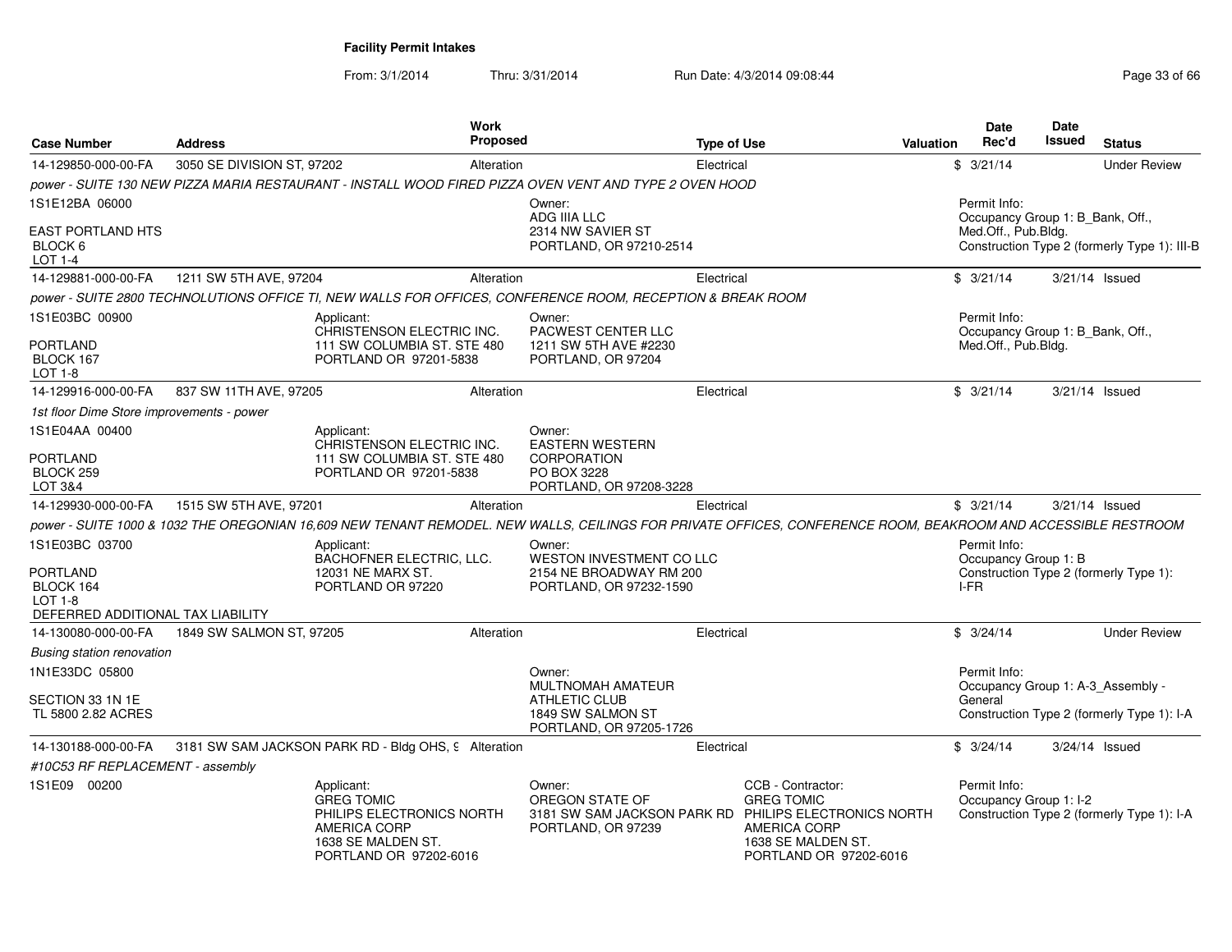**Facility Permit Intakes**

From: 3/1/2014 Thru: 3/31/2014 Run Date: 4/3/2014 09:08:44

| Case Number | Address | Work Proposed | Type of Use | Valuation | Date Rec'd | Date Issued | Status |
|---|---|---|---|---|---|---|---|
| 14-129850-000-00-FA | 3050 SE DIVISION ST, 97202 | Alteration | Electrical | $ | 3/21/14 | | Under Review |

*power - SUITE 130 NEW PIZZA MARIA RESTAURANT - INSTALL WOOD FIRED PIZZA OVEN VENT AND TYPE 2 OVEN HOOD*

1S1E12BA 06000
EAST PORTLAND HTS
BLOCK 6
LOT 1-4

Owner:
ADG IIIA LLC
2314 NW SAVIER ST
PORTLAND, OR 97210-2514

Permit Info:
Occupancy Group 1: B_Bank, Off., Med.Off., Pub.Bldg.
Construction Type 2 (formerly Type 1): III-B

| Case Number | Address | Work Proposed | Type of Use | Valuation | Date Rec'd | Date Issued | Status |
|---|---|---|---|---|---|---|---|
| 14-129881-000-00-FA | 1211 SW 5TH AVE, 97204 | Alteration | Electrical | $ | 3/21/14 | 3/21/14 | Issued |

*power - SUITE 2800 TECHNOLUTIONS OFFICE TI, NEW WALLS FOR OFFICES, CONFERENCE ROOM, RECEPTION & BREAK ROOM*

1S1E03BC 00900
PORTLAND
BLOCK 167
LOT 1-8

Applicant:
CHRISTENSON ELECTRIC INC.
111 SW COLUMBIA ST. STE 480
PORTLAND OR 97201-5838

Owner:
PACWEST CENTER LLC
1211 SW 5TH AVE #2230
PORTLAND, OR 97204

Permit Info:
Occupancy Group 1: B_Bank, Off., Med.Off., Pub.Bldg.

| Case Number | Address | Work Proposed | Type of Use | Valuation | Date Rec'd | Date Issued | Status |
|---|---|---|---|---|---|---|---|
| 14-129916-000-00-FA | 837 SW 11TH AVE, 97205 | Alteration | Electrical | $ | 3/21/14 | 3/21/14 | Issued |

*1st floor Dime Store improvements - power*

1S1E04AA 00400
PORTLAND
BLOCK 259
LOT 3&4

Applicant:
CHRISTENSON ELECTRIC INC.
111 SW COLUMBIA ST. STE 480
PORTLAND OR 97201-5838

Owner:
EASTERN WESTERN CORPORATION
PO BOX 3228
PORTLAND, OR 97208-3228

| Case Number | Address | Work Proposed | Type of Use | Valuation | Date Rec'd | Date Issued | Status |
|---|---|---|---|---|---|---|---|
| 14-129930-000-00-FA | 1515 SW 5TH AVE, 97201 | Alteration | Electrical | $ | 3/21/14 | 3/21/14 | Issued |

*power - SUITE 1000 & 1032 THE OREGONIAN 16,609 NEW TENANT REMODEL. NEW WALLS, CEILINGS FOR PRIVATE OFFICES, CONFERENCE ROOM, BEAKROOM AND ACCESSIBLE RESTROOM*

1S1E03BC 03700
PORTLAND
BLOCK 164
LOT 1-8
DEFERRED ADDITIONAL TAX LIABILITY

Applicant:
BACHOFNER ELECTRIC, LLC.
12031 NE MARX ST.
PORTLAND OR 97220

Owner:
WESTON INVESTMENT CO LLC
2154 NE BROADWAY RM 200
PORTLAND, OR 97232-1590

Permit Info:
Occupancy Group 1: B
Construction Type 2 (formerly Type 1): I-FR

| Case Number | Address | Work Proposed | Type of Use | Valuation | Date Rec'd | Date Issued | Status |
|---|---|---|---|---|---|---|---|
| 14-130080-000-00-FA | 1849 SW SALMON ST, 97205 | Alteration | Electrical | $ | 3/24/14 | | Under Review |

*Busing station renovation*

1N1E33DC 05800
SECTION 33 1N 1E
TL 5800 2.82 ACRES

Owner:
MULTNOMAH AMATEUR ATHLETIC CLUB
1849 SW SALMON ST
PORTLAND, OR 97205-1726

Permit Info:
Occupancy Group 1: A-3_Assembly - General
Construction Type 2 (formerly Type 1): I-A

| Case Number | Address | Work Proposed | Type of Use | Valuation | Date Rec'd | Date Issued | Status |
|---|---|---|---|---|---|---|---|
| 14-130188-000-00-FA | 3181 SW SAM JACKSON PARK RD - Bldg OHS, 9 | Alteration | Electrical | $ | 3/24/14 | 3/24/14 | Issued |

*#10C53 RF REPLACEMENT - assembly*

1S1E09 00200

Applicant:
GREG TOMIC
PHILIPS ELECTRONICS NORTH AMERICA CORP
1638 SE MALDEN ST.
PORTLAND OR 97202-6016

Owner:
OREGON STATE OF
3181 SW SAM JACKSON PARK RD
PORTLAND, OR 97239

CCB - Contractor:
GREG TOMIC
PHILIPS ELECTRONICS NORTH AMERICA CORP
1638 SE MALDEN ST.
PORTLAND OR 97202-6016

Permit Info:
Occupancy Group 1: I-2
Construction Type 2 (formerly Type 1): I-A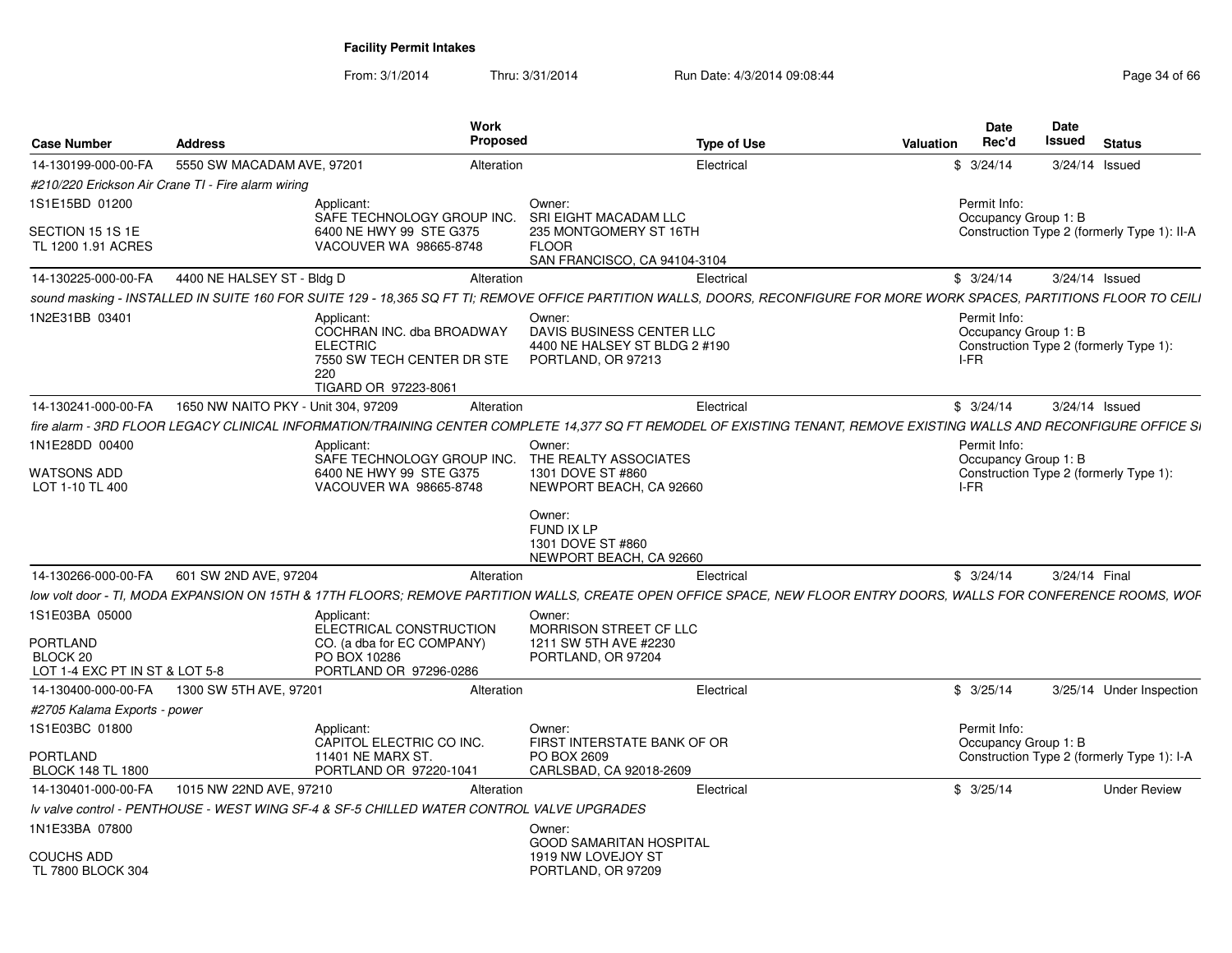**Facility Permit Intakes**

From: 3/1/2014 Thru: 3/31/2014 Run Date: 4/3/2014 09:08:44

| Case Number | Address | Work Proposed | Type of Use | Valuation | Date Rec'd | Date Issued | Status |
|---|---|---|---|---|---|---|---|
| 14-130199-000-00-FA | 5550 SW MACADAM AVE, 97201 | Alteration | Electrical | $ | 3/24/14 | 3/24/14 | Issued |

*#210/220 Erickson Air Crane TI - Fire alarm wiring*

1S1E15BD 01200

SECTION 15 1S 1E
TL 1200 1.91 ACRES

Applicant:
SAFE TECHNOLOGY GROUP INC.
6400 NE HWY 99 STE G375
VACOUVER WA 98665-8748

Owner:
SRI EIGHT MACADAM LLC
235 MONTGOMERY ST 16TH FLOOR
SAN FRANCISCO, CA 94104-3104

Permit Info:
Occupancy Group 1: B
Construction Type 2 (formerly Type 1): II-A

| Case Number | Address | Work Proposed | Type of Use | Valuation | Date Rec'd | Date Issued | Status |
|---|---|---|---|---|---|---|---|
| 14-130225-000-00-FA | 4400 NE HALSEY ST - Bldg D | Alteration | Electrical | $ | 3/24/14 | 3/24/14 | Issued |

*sound masking - INSTALLED IN SUITE 160 FOR SUITE 129 - 18,365 SQ FT TI; REMOVE OFFICE PARTITION WALLS, DOORS, RECONFIGURE FOR MORE WORK SPACES, PARTITIONS FLOOR TO CEILI*

1N2E31BB 03401

Applicant:
COCHRAN INC. dba BROADWAY ELECTRIC
7550 SW TECH CENTER DR STE 220
TIGARD OR 97223-8061

Owner:
DAVIS BUSINESS CENTER LLC
4400 NE HALSEY ST BLDG 2 #190
PORTLAND, OR 97213

Permit Info:
Occupancy Group 1: B
Construction Type 2 (formerly Type 1): I-FR

| Case Number | Address | Work Proposed | Type of Use | Valuation | Date Rec'd | Date Issued | Status |
|---|---|---|---|---|---|---|---|
| 14-130241-000-00-FA | 1650 NW NAITO PKY - Unit 304, 97209 | Alteration | Electrical | $ | 3/24/14 | 3/24/14 | Issued |

*fire alarm - 3RD FLOOR LEGACY CLINICAL INFORMATION/TRAINING CENTER COMPLETE 14,377 SQ FT REMODEL OF EXISTING TENANT, REMOVE EXISTING WALLS AND RECONFIGURE OFFICE SI*

1N1E28DD 00400

WATSONS ADD
LOT 1-10 TL 400

Applicant:
SAFE TECHNOLOGY GROUP INC.
6400 NE HWY 99 STE G375
VACOUVER WA 98665-8748

Owner:
THE REALTY ASSOCIATES
1301 DOVE ST #860
NEWPORT BEACH, CA 92660

Owner:
FUND IX LP
1301 DOVE ST #860
NEWPORT BEACH, CA 92660

Permit Info:
Occupancy Group 1: B
Construction Type 2 (formerly Type 1): I-FR

| Case Number | Address | Work Proposed | Type of Use | Valuation | Date Rec'd | Date Issued | Status |
|---|---|---|---|---|---|---|---|
| 14-130266-000-00-FA | 601 SW 2ND AVE, 97204 | Alteration | Electrical | $ | 3/24/14 | 3/24/14 | Final |

*low volt door - TI, MODA EXPANSION ON 15TH & 17TH FLOORS; REMOVE PARTITION WALLS, CREATE OPEN OFFICE SPACE, NEW FLOOR ENTRY DOORS, WALLS FOR CONFERENCE ROOMS, WOR*

1S1E03BA 05000

PORTLAND
BLOCK 20
LOT 1-4 EXC PT IN ST & LOT 5-8

Applicant:
ELECTRICAL CONSTRUCTION CO. (a dba for EC COMPANY)
PO BOX 10286
PORTLAND OR 97296-0286

Owner:
MORRISON STREET CF LLC
1211 SW 5TH AVE #2230
PORTLAND, OR 97204

| Case Number | Address | Work Proposed | Type of Use | Valuation | Date Rec'd | Date Issued | Status |
|---|---|---|---|---|---|---|---|
| 14-130400-000-00-FA | 1300 SW 5TH AVE, 97201 | Alteration | Electrical | $ | 3/25/14 | 3/25/14 | Under Inspection |

*#2705 Kalama Exports - power*

1S1E03BC 01800

PORTLAND
BLOCK 148 TL 1800

Applicant:
CAPITOL ELECTRIC CO INC.
11401 NE MARX ST.
PORTLAND OR 97220-1041

Owner:
FIRST INTERSTATE BANK OF OR
PO BOX 2609
CARLSBAD, CA 92018-2609

Permit Info:
Occupancy Group 1: B
Construction Type 2 (formerly Type 1): I-A

| Case Number | Address | Work Proposed | Type of Use | Valuation | Date Rec'd | Date Issued | Status |
|---|---|---|---|---|---|---|---|
| 14-130401-000-00-FA | 1015 NW 22ND AVE, 97210 | Alteration | Electrical | $ | 3/25/14 | | Under Review |

*lv valve control - PENTHOUSE - WEST WING SF-4 & SF-5 CHILLED WATER CONTROL VALVE UPGRADES*

1N1E33BA 07800

COUCHS ADD
TL 7800 BLOCK 304

Owner:
GOOD SAMARITAN HOSPITAL
1919 NW LOVEJOY ST
PORTLAND, OR 97209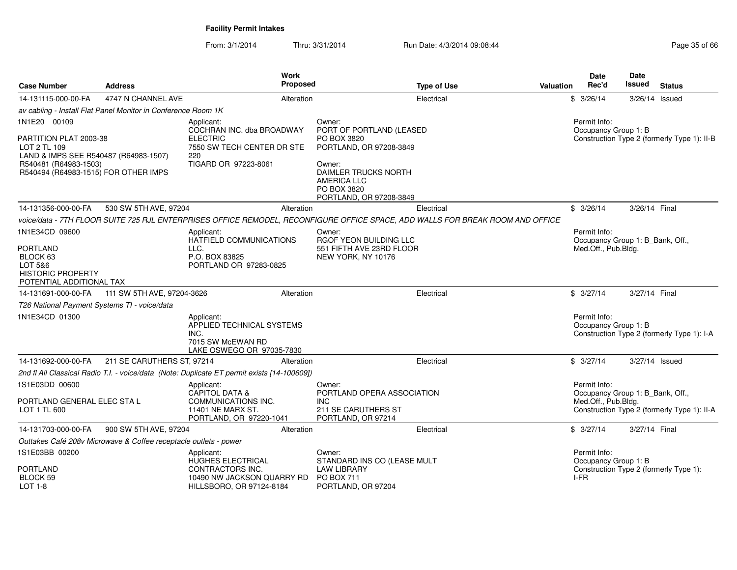**Facility Permit Intakes**

From: 3/1/2014 Thru: 3/31/2014 Run Date: 4/3/2014 09:08:44

| Case Number | Address | Work Proposed | Type of Use | Valuation | Date Rec'd | Date Issued | Status |
|---|---|---|---|---|---|---|---|
| 14-131115-000-00-FA | 4747 N CHANNEL AVE | Alteration | Electrical | $ | 3/26/14 | 3/26/14 | Issued |

*av cabling - Install Flat Panel Monitor in Conference Room 1K*

1N1E20 00109

PARTITION PLAT 2003-38
LOT 2 TL 109
LAND & IMPS SEE R540487 (R64983-1507)
R540481 (R64983-1503)
R540494 (R64983-1515) FOR OTHER IMPS

Applicant:
COCHRAN INC. dba BROADWAY ELECTRIC
7550 SW TECH CENTER DR STE 220
TIGARD OR 97223-8061

Owner:
PORT OF PORTLAND (LEASED
PO BOX 3820
PORTLAND, OR 97208-3849

Owner:
DAIMLER TRUCKS NORTH AMERICA LLC
PO BOX 3820
PORTLAND, OR 97208-3849

Permit Info:
Occupancy Group 1: B
Construction Type 2 (formerly Type 1): II-B

| Case Number | Address | Work Proposed | Type of Use | Valuation | Date Rec'd | Date Issued | Status |
|---|---|---|---|---|---|---|---|
| 14-131356-000-00-FA | 530 SW 5TH AVE, 97204 | Alteration | Electrical | $ | 3/26/14 | 3/26/14 | Final |

*voice/data - 7TH FLOOR SUITE 725 RJL ENTERPRISES OFFICE REMODEL, RECONFIGURE OFFICE SPACE, ADD WALLS FOR BREAK ROOM AND OFFICE*

1N1E34CD 09600

PORTLAND
BLOCK 63
LOT 5&6
HISTORIC PROPERTY
POTENTIAL ADDITIONAL TAX

Applicant:
HATFIELD COMMUNICATIONS LLC.
P.O. BOX 83825
PORTLAND OR 97283-0825

Owner:
RGOF YEON BUILDING LLC
551 FIFTH AVE 23RD FLOOR
NEW YORK, NY 10176

Permit Info:
Occupancy Group 1: B_Bank, Off., Med.Off., Pub.Bldg.

| Case Number | Address | Work Proposed | Type of Use | Valuation | Date Rec'd | Date Issued | Status |
|---|---|---|---|---|---|---|---|
| 14-131691-000-00-FA | 111 SW 5TH AVE, 97204-3626 | Alteration | Electrical | $ | 3/27/14 | 3/27/14 | Final |

*T26 National Payment Systems TI - voice/data*

1N1E34CD 01300

Applicant:
APPLIED TECHNICAL SYSTEMS INC.
7015 SW McEWAN RD
LAKE OSWEGO OR 97035-7830

Permit Info:
Occupancy Group 1: B
Construction Type 2 (formerly Type 1): I-A

| Case Number | Address | Work Proposed | Type of Use | Valuation | Date Rec'd | Date Issued | Status |
|---|---|---|---|---|---|---|---|
| 14-131692-000-00-FA | 211 SE CARUTHERS ST, 97214 | Alteration | Electrical | $ | 3/27/14 | 3/27/14 | Issued |

*2nd fl All Classical Radio T.I. - voice/data (Note: Duplicate ET permit exists [14-100609])*

1S1E03DD 00600

PORTLAND GENERAL ELEC STA L
LOT 1 TL 600

Applicant:
CAPITOL DATA & COMMUNICATIONS INC.
11401 NE MARX ST.
PORTLAND, OR 97220-1041

Owner:
PORTLAND OPERA ASSOCIATION INC
211 SE CARUTHERS ST
PORTLAND, OR 97214

Permit Info:
Occupancy Group 1: B_Bank, Off., Med.Off., Pub.Bldg.
Construction Type 2 (formerly Type 1): II-A

| Case Number | Address | Work Proposed | Type of Use | Valuation | Date Rec'd | Date Issued | Status |
|---|---|---|---|---|---|---|---|
| 14-131703-000-00-FA | 900 SW 5TH AVE, 97204 | Alteration | Electrical | $ | 3/27/14 | 3/27/14 | Final |

*Outtakes Café 208v Microwave & Coffee receptacle outlets - power*

1S1E03BB 00200

PORTLAND
BLOCK 59
LOT 1-8

Applicant:
HUGHES ELECTRICAL CONTRACTORS INC.
10490 NW JACKSON QUARRY RD
HILLSBORO, OR 97124-8184

Owner:
STANDARD INS CO (LEASE MULT LAW LIBRARY
PO BOX 711
PORTLAND, OR 97204

Permit Info:
Occupancy Group 1: B
Construction Type 2 (formerly Type 1): I-FR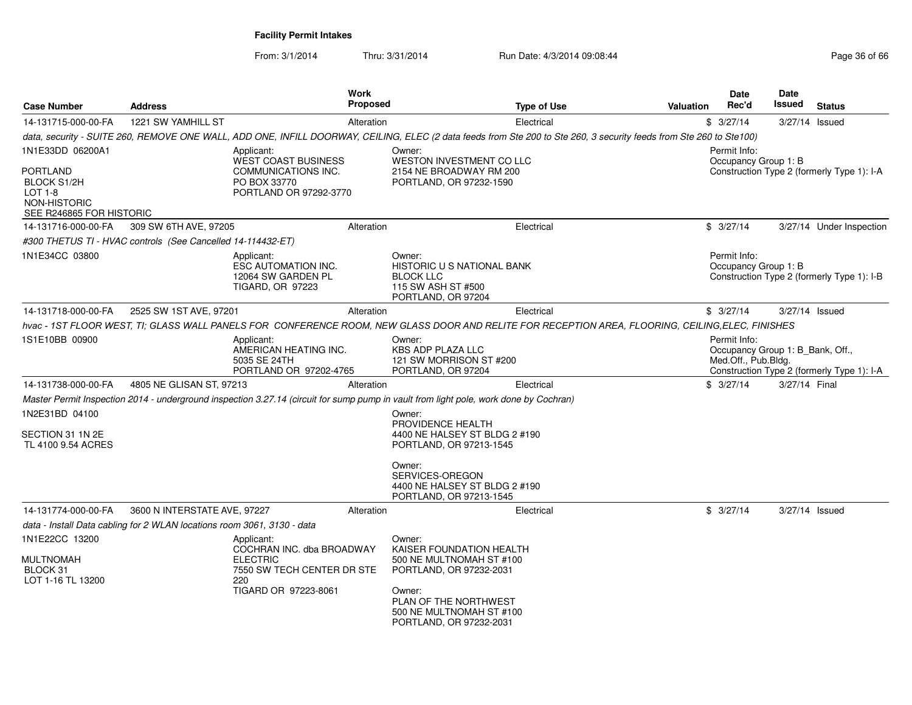**Facility Permit Intakes**

From: 3/1/2014 Thru: 3/31/2014 Run Date: 4/3/2014 09:08:44

| Case Number | Address | Work Proposed | Type of Use | Valuation | Date Rec'd | Date Issued | Status |
|---|---|---|---|---|---|---|---|
| 14-131715-000-00-FA | 1221 SW YAMHILL ST | Alteration | Electrical | $ | 3/27/14 | 3/27/14 | Issued |

data, security - SUITE 260, REMOVE ONE WALL, ADD ONE, INFILL DOORWAY, CEILING, ELEC (2 data feeds from Ste 200 to Ste 260, 3 security feeds from Ste 260 to Ste100)

1N1E33DD 06200A1
PORTLAND
BLOCK S1/2H
LOT 1-8
NON-HISTORIC
SEE R246865 FOR HISTORIC

Applicant:
WEST COAST BUSINESS COMMUNICATIONS INC.
PO BOX 33770
PORTLAND OR 97292-3770

Owner:
WESTON INVESTMENT CO LLC
2154 NE BROADWAY RM 200
PORTLAND, OR 97232-1590

Permit Info:
Occupancy Group 1: B
Construction Type 2 (formerly Type 1): I-A

---

| Case Number | Address | Work Proposed | Type of Use | Valuation | Date Rec'd | Date Issued | Status |
|---|---|---|---|---|---|---|---|
| 14-131716-000-00-FA | 309 SW 6TH AVE, 97205 | Alteration | Electrical | $ | 3/27/14 | 3/27/14 | Under Inspection |

#300 THETUS TI - HVAC controls (See Cancelled 14-114432-ET)

1N1E34CC 03800

Applicant:
ESC AUTOMATION INC.
12064 SW GARDEN PL
TIGARD, OR 97223

Owner:
HISTORIC U S NATIONAL BANK BLOCK LLC
115 SW ASH ST #500
PORTLAND, OR 97204

Permit Info:
Occupancy Group 1: B
Construction Type 2 (formerly Type 1): I-B

---

| Case Number | Address | Work Proposed | Type of Use | Valuation | Date Rec'd | Date Issued | Status |
|---|---|---|---|---|---|---|---|
| 14-131718-000-00-FA | 2525 SW 1ST AVE, 97201 | Alteration | Electrical | $ | 3/27/14 | 3/27/14 | Issued |

hvac - 1ST FLOOR WEST, TI; GLASS WALL PANELS FOR CONFERENCE ROOM, NEW GLASS DOOR AND RELITE FOR RECEPTION AREA, FLOORING, CEILING,ELEC, FINISHES

1S1E10BB 00900

Applicant:
AMERICAN HEATING INC.
5035 SE 24TH
PORTLAND OR 97202-4765

Owner:
KBS ADP PLAZA LLC
121 SW MORRISON ST #200
PORTLAND, OR 97204

Permit Info:
Occupancy Group 1: B_Bank, Off., Med.Off., Pub.Bldg.
Construction Type 2 (formerly Type 1): I-A

---

| Case Number | Address | Work Proposed | Type of Use | Valuation | Date Rec'd | Date Issued | Status |
|---|---|---|---|---|---|---|---|
| 14-131738-000-00-FA | 4805 NE GLISAN ST, 97213 | Alteration | Electrical | $ | 3/27/14 | 3/27/14 | Final |

Master Permit Inspection 2014 - underground inspection 3.27.14 (circuit for sump pump in vault from light pole, work done by Cochran)

1N2E31BD 04100
SECTION 31 1N 2E
TL 4100 9.54 ACRES

Owner:
PROVIDENCE HEALTH
4400 NE HALSEY ST BLDG 2 #190
PORTLAND, OR 97213-1545

Owner:
SERVICES-OREGON
4400 NE HALSEY ST BLDG 2 #190
PORTLAND, OR 97213-1545

---

| Case Number | Address | Work Proposed | Type of Use | Valuation | Date Rec'd | Date Issued | Status |
|---|---|---|---|---|---|---|---|
| 14-131774-000-00-FA | 3600 N INTERSTATE AVE, 97227 | Alteration | Electrical | $ | 3/27/14 | 3/27/14 | Issued |

data - Install Data cabling for 2 WLAN locations room 3061, 3130 - data

1N1E22CC 13200
MULTNOMAH
BLOCK 31
LOT 1-16 TL 13200

Applicant:
COCHRAN INC. dba BROADWAY ELECTRIC
7550 SW TECH CENTER DR STE 220
TIGARD OR 97223-8061

Owner:
KAISER FOUNDATION HEALTH
500 NE MULTNOMAH ST #100
PORTLAND, OR 97232-2031

Owner:
PLAN OF THE NORTHWEST
500 NE MULTNOMAH ST #100
PORTLAND, OR 97232-2031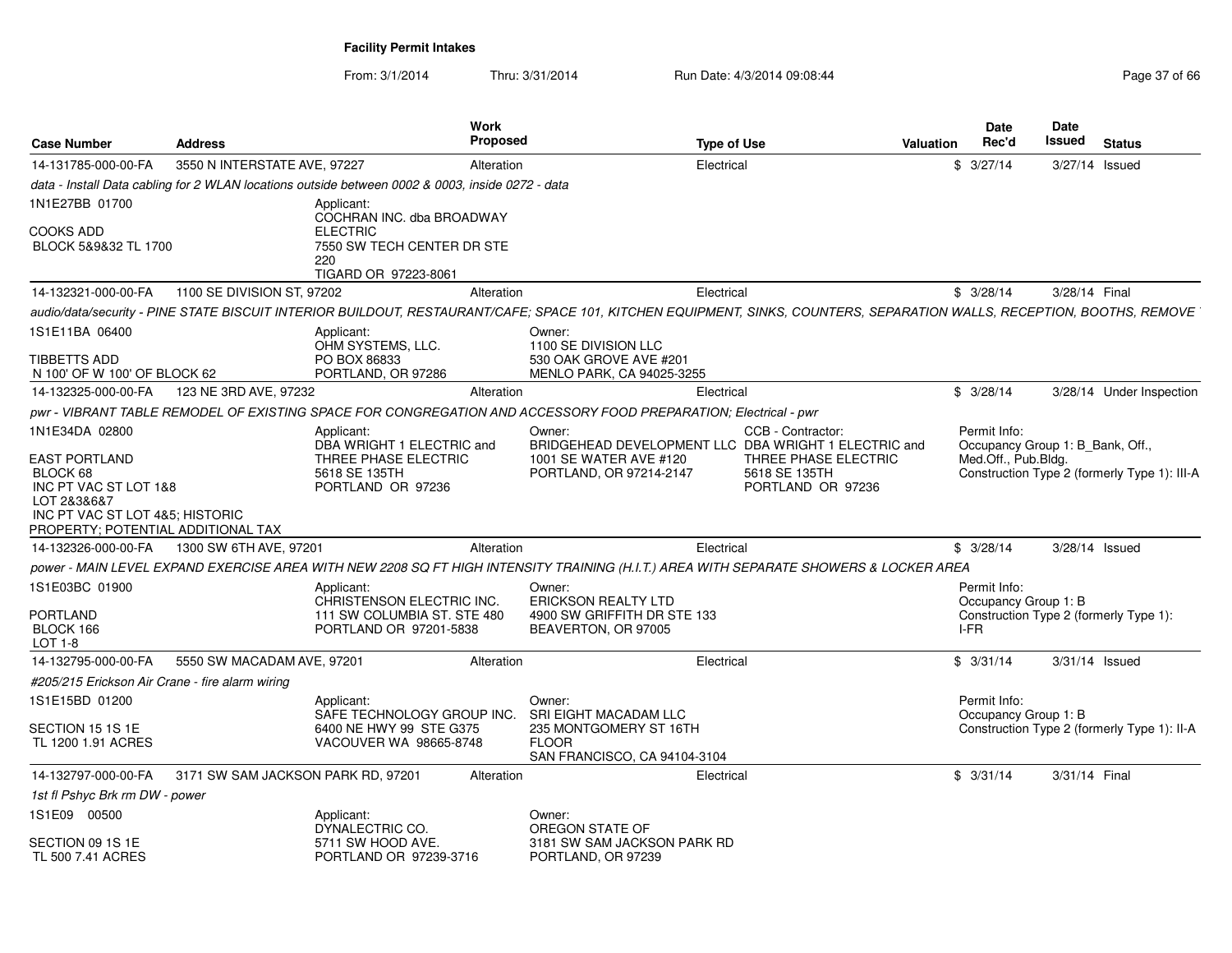**Facility Permit Intakes**

From: 3/1/2014 Thru: 3/31/2014 Run Date: 4/3/2014 09:08:44

| Case Number | Address | Work Proposed | Type of Use | Valuation | Date Rec'd | Date Issued | Status |
|---|---|---|---|---|---|---|---|
| 14-131785-000-00-FA | 3550 N INTERSTATE AVE, 97227 | Alteration | Electrical | $ | 3/27/14 | 3/27/14 | Issued |
| 14-132321-000-00-FA | 1100 SE DIVISION ST, 97202 | Alteration | Electrical | $ | 3/28/14 | 3/28/14 | Final |
| 14-132325-000-00-FA | 123 NE 3RD AVE, 97232 | Alteration | Electrical | $ | 3/28/14 | 3/28/14 | Under Inspection |
| 14-132326-000-00-FA | 1300 SW 6TH AVE, 97201 | Alteration | Electrical | $ | 3/28/14 | 3/28/14 | Issued |
| 14-132795-000-00-FA | 5550 SW MACADAM AVE, 97201 | Alteration | Electrical | $ | 3/31/14 | 3/31/14 | Issued |
| 14-132797-000-00-FA | 3171 SW SAM JACKSON PARK RD, 97201 | Alteration | Electrical | $ | 3/31/14 | 3/31/14 | Final |

**14-131785-000-00-FA**

*data - Install Data cabling for 2 WLAN locations outside between 0002 & 0003, inside 0272 - data*

1N1E27BB 01700
COOKS ADD
BLOCK 5&9&32 TL 1700

Applicant: COCHRAN INC. dba BROADWAY ELECTRIC, 7550 SW TECH CENTER DR STE 220, TIGARD OR 97223-8061

**14-132321-000-00-FA**

*audio/data/security - PINE STATE BISCUIT INTERIOR BUILDOUT, RESTAURANT/CAFE; SPACE 101, KITCHEN EQUIPMENT, SINKS, COUNTERS, SEPARATION WALLS, RECEPTION, BOOTHS, REMOVE*

1S1E11BA 06400
TIBBETTS ADD
N 100' OF W 100' OF BLOCK 62

Applicant: OHM SYSTEMS, LLC., PO BOX 86833, PORTLAND, OR 97286

Owner: 1100 SE DIVISION LLC, 530 OAK GROVE AVE #201, MENLO PARK, CA 94025-3255

**14-132325-000-00-FA**

*pwr - VIBRANT TABLE REMODEL OF EXISTING SPACE FOR CONGREGATION AND ACCESSORY FOOD PREPARATION; Electrical - pwr*

1N1E34DA 02800
EAST PORTLAND
BLOCK 68
INC PT VAC ST LOT 1&8
LOT 2&3&6&7
INC PT VAC ST LOT 4&5; HISTORIC
PROPERTY; POTENTIAL ADDITIONAL TAX

Applicant: DBA WRIGHT 1 ELECTRIC and THREE PHASE ELECTRIC, 5618 SE 135TH, PORTLAND OR 97236

Owner: BRIDGEHEAD DEVELOPMENT LLC, 1001 SE WATER AVE #120, PORTLAND, OR 97214-2147

CCB - Contractor: DBA WRIGHT 1 ELECTRIC and THREE PHASE ELECTRIC, 5618 SE 135TH, PORTLAND OR 97236

Permit Info: Occupancy Group 1: B_Bank, Off., Med.Off., Pub.Bldg. Construction Type 2 (formerly Type 1): III-A

**14-132326-000-00-FA**

*power - MAIN LEVEL EXPAND EXERCISE AREA WITH NEW 2208 SQ FT HIGH INTENSITY TRAINING (H.I.T.) AREA WITH SEPARATE SHOWERS & LOCKER AREA*

1S1E03BC 01900
PORTLAND
BLOCK 166
LOT 1-8

Applicant: CHRISTENSON ELECTRIC INC., 111 SW COLUMBIA ST. STE 480, PORTLAND OR 97201-5838

Owner: ERICKSON REALTY LTD, 4900 SW GRIFFITH DR STE 133, BEAVERTON, OR 97005

Permit Info: Occupancy Group 1: B. Construction Type 2 (formerly Type 1): I-FR

**14-132795-000-00-FA**

*#205/215 Erickson Air Crane - fire alarm wiring*

1S1E15BD 01200
SECTION 15 1S 1E
TL 1200 1.91 ACRES

Applicant: SAFE TECHNOLOGY GROUP INC., 6400 NE HWY 99 STE G375, VACOUVER WA 98665-8748

Owner: SRI EIGHT MACADAM LLC, 235 MONTGOMERY ST 16TH FLOOR, SAN FRANCISCO, CA 94104-3104

Permit Info: Occupancy Group 1: B. Construction Type 2 (formerly Type 1): II-A

**14-132797-000-00-FA**

*1st fl Pshyc Brk rm DW - power*

1S1E09 00500
SECTION 09 1S 1E
TL 500 7.41 ACRES

Applicant: DYNALECTRIC CO., 5711 SW HOOD AVE., PORTLAND OR 97239-3716

Owner: OREGON STATE OF, 3181 SW SAM JACKSON PARK RD, PORTLAND, OR 97239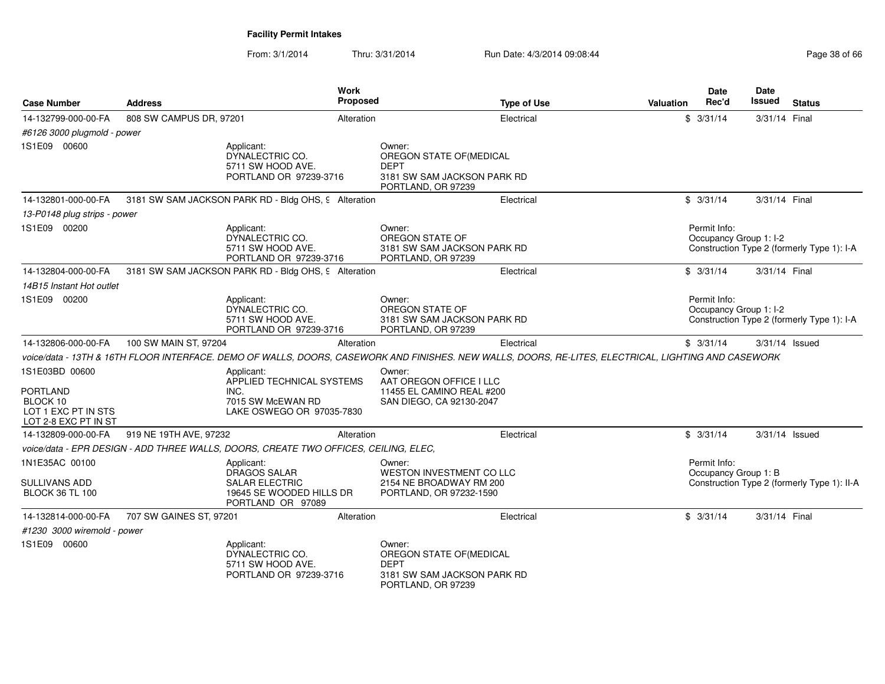**Facility Permit Intakes**

From: 3/1/2014 Thru: 3/31/2014 Run Date: 4/3/2014 09:08:44

| Case Number | Address | Work Proposed | Type of Use | Valuation | Date Rec'd | Date Issued | Status |
|---|---|---|---|---|---|---|---|
| 14-132799-000-00-FA | 808 SW CAMPUS DR, 97201 | Alteration | Electrical | $ | 3/31/14 | 3/31/14 | Final |
| #6126 3000 plugmold - power | | | | | | | |
| 1S1E09 00600 | Applicant: DYNALECTRIC CO. 5711 SW HOOD AVE. PORTLAND OR 97239-3716 | | Owner: OREGON STATE OF(MEDICAL DEPT 3181 SW SAM JACKSON PARK RD PORTLAND, OR 97239 | | | | |
| 14-132801-000-00-FA | 3181 SW SAM JACKSON PARK RD - Bldg OHS, 9 | Alteration | Electrical | $ | 3/31/14 | 3/31/14 | Final |
| 13-P0148 plug strips - power | | | | | | | |
| 1S1E09 00200 | Applicant: DYNALECTRIC CO. 5711 SW HOOD AVE. PORTLAND OR 97239-3716 | | Owner: OREGON STATE OF 3181 SW SAM JACKSON PARK RD PORTLAND, OR 97239 | | Permit Info: Occupancy Group 1: I-2 Construction Type 2 (formerly Type 1): I-A | | |
| 14-132804-000-00-FA | 3181 SW SAM JACKSON PARK RD - Bldg OHS, 9 | Alteration | Electrical | $ | 3/31/14 | 3/31/14 | Final |
| 14B15 Instant Hot outlet | | | | | | | |
| 1S1E09 00200 | Applicant: DYNALECTRIC CO. 5711 SW HOOD AVE. PORTLAND OR 97239-3716 | | Owner: OREGON STATE OF 3181 SW SAM JACKSON PARK RD PORTLAND, OR 97239 | | Permit Info: Occupancy Group 1: I-2 Construction Type 2 (formerly Type 1): I-A | | |
| 14-132806-000-00-FA | 100 SW MAIN ST, 97204 | Alteration | Electrical | $ | 3/31/14 | 3/31/14 | Issued |
| voice/data - 13TH & 16TH FLOOR INTERFACE. DEMO OF WALLS, DOORS, CASEWORK AND FINISHES. NEW WALLS, DOORS, RE-LITES, ELECTRICAL, LIGHTING AND CASEWORK | | | | | | | |
| 1S1E03BD 00600 PORTLAND BLOCK 10 LOT 1 EXC PT IN STS LOT 2-8 EXC PT IN ST | Applicant: APPLIED TECHNICAL SYSTEMS INC. 7015 SW McEWAN RD LAKE OSWEGO OR 97035-7830 | | Owner: AAT OREGON OFFICE I LLC 11455 EL CAMINO REAL #200 SAN DIEGO, CA 92130-2047 | | | | |
| 14-132809-000-00-FA | 919 NE 19TH AVE, 97232 | Alteration | Electrical | $ | 3/31/14 | 3/31/14 | Issued |
| voice/data - EPR DESIGN - ADD THREE WALLS, DOORS, CREATE TWO OFFICES, CEILING, ELEC, | | | | | | | |
| 1N1E35AC 00100 SULLIVANS ADD BLOCK 36 TL 100 | Applicant: DRAGOS SALAR SALAR ELECTRIC 19645 SE WOODED HILLS DR PORTLAND OR 97089 | | Owner: WESTON INVESTMENT CO LLC 2154 NE BROADWAY RM 200 PORTLAND, OR 97232-1590 | | Permit Info: Occupancy Group 1: B Construction Type 2 (formerly Type 1): II-A | | |
| 14-132814-000-00-FA | 707 SW GAINES ST, 97201 | Alteration | Electrical | $ | 3/31/14 | 3/31/14 | Final |
| #1230 3000 wiremold - power | | | | | | | |
| 1S1E09 00600 | Applicant: DYNALECTRIC CO. 5711 SW HOOD AVE. PORTLAND OR 97239-3716 | | Owner: OREGON STATE OF(MEDICAL DEPT 3181 SW SAM JACKSON PARK RD PORTLAND, OR 97239 | | | | |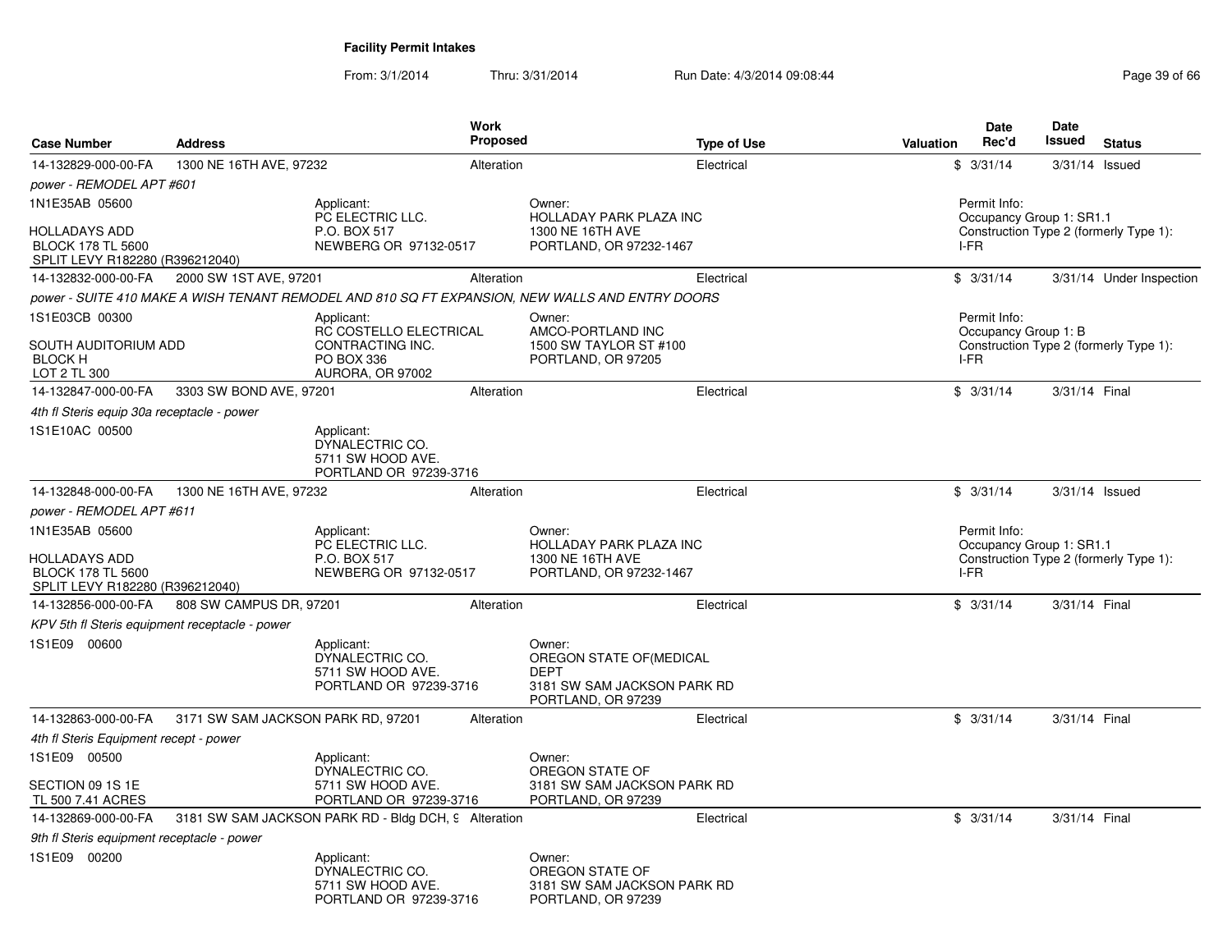**Facility Permit Intakes**

From: 3/1/2014 Thru: 3/31/2014 Run Date: 4/3/2014 09:08:44

| Case Number | Address | Work Proposed | Type of Use | Valuation | Date Rec'd | Date Issued | Status |
|---|---|---|---|---|---|---|---|
| 14-132829-000-00-FA | 1300 NE 16TH AVE, 97232 | Alteration | Electrical | $ | 3/31/14 | 3/31/14 | Issued |

*power - REMODEL APT #601*

1N1E35AB 05600

HOLLADAYS ADD
BLOCK 178 TL 5600
SPLIT LEVY R182280 (R396212040)

Applicant:
PC ELECTRIC LLC.
P.O. BOX 517
NEWBERG OR 97132-0517

Owner:
HOLLADAY PARK PLAZA INC
1300 NE 16TH AVE
PORTLAND, OR 97232-1467

Permit Info:
Occupancy Group 1: SR1.1
Construction Type 2 (formerly Type 1): I-FR

| Case Number | Address | Work Proposed | Type of Use | Valuation | Date Rec'd | Date Issued | Status |
|---|---|---|---|---|---|---|---|
| 14-132832-000-00-FA | 2000 SW 1ST AVE, 97201 | Alteration | Electrical | $ | 3/31/14 | 3/31/14 | Under Inspection |

*power - SUITE 410 MAKE A WISH TENANT REMODEL AND 810 SQ FT EXPANSION, NEW WALLS AND ENTRY DOORS*

1S1E03CB 00300

SOUTH AUDITORIUM ADD
BLOCK H
LOT 2 TL 300

Applicant:
RC COSTELLO ELECTRICAL CONTRACTING INC.
PO BOX 336
AURORA, OR 97002

Owner:
AMCO-PORTLAND INC
1500 SW TAYLOR ST #100
PORTLAND, OR 97205

Permit Info:
Occupancy Group 1: B
Construction Type 2 (formerly Type 1): I-FR

| Case Number | Address | Work Proposed | Type of Use | Valuation | Date Rec'd | Date Issued | Status |
|---|---|---|---|---|---|---|---|
| 14-132847-000-00-FA | 3303 SW BOND AVE, 97201 | Alteration | Electrical | $ | 3/31/14 | 3/31/14 | Final |

*4th fl Steris equip 30a receptacle - power*

1S1E10AC 00500

Applicant:
DYNALECTRIC CO.
5711 SW HOOD AVE.
PORTLAND OR 97239-3716

| Case Number | Address | Work Proposed | Type of Use | Valuation | Date Rec'd | Date Issued | Status |
|---|---|---|---|---|---|---|---|
| 14-132848-000-00-FA | 1300 NE 16TH AVE, 97232 | Alteration | Electrical | $ | 3/31/14 | 3/31/14 | Issued |

*power - REMODEL APT #611*

1N1E35AB 05600

HOLLADAYS ADD
BLOCK 178 TL 5600
SPLIT LEVY R182280 (R396212040)

Applicant:
PC ELECTRIC LLC.
P.O. BOX 517
NEWBERG OR 97132-0517

Owner:
HOLLADAY PARK PLAZA INC
1300 NE 16TH AVE
PORTLAND, OR 97232-1467

Permit Info:
Occupancy Group 1: SR1.1
Construction Type 2 (formerly Type 1): I-FR

| Case Number | Address | Work Proposed | Type of Use | Valuation | Date Rec'd | Date Issued | Status |
|---|---|---|---|---|---|---|---|
| 14-132856-000-00-FA | 808 SW CAMPUS DR, 97201 | Alteration | Electrical | $ | 3/31/14 | 3/31/14 | Final |

*KPV 5th fl Steris equipment receptacle - power*

1S1E09 00600

Applicant:
DYNALECTRIC CO.
5711 SW HOOD AVE.
PORTLAND OR 97239-3716

Owner:
OREGON STATE OF(MEDICAL DEPT
3181 SW SAM JACKSON PARK RD
PORTLAND, OR 97239

| Case Number | Address | Work Proposed | Type of Use | Valuation | Date Rec'd | Date Issued | Status |
|---|---|---|---|---|---|---|---|
| 14-132863-000-00-FA | 3171 SW SAM JACKSON PARK RD, 97201 | Alteration | Electrical | $ | 3/31/14 | 3/31/14 | Final |

*4th fl Steris Equipment recept - power*

1S1E09 00500

SECTION 09 1S 1E
TL 500 7.41 ACRES

Applicant:
DYNALECTRIC CO.
5711 SW HOOD AVE.
PORTLAND OR 97239-3716

Owner:
OREGON STATE OF
3181 SW SAM JACKSON PARK RD
PORTLAND, OR 97239

| Case Number | Address | Work Proposed | Type of Use | Valuation | Date Rec'd | Date Issued | Status |
|---|---|---|---|---|---|---|---|
| 14-132869-000-00-FA | 3181 SW SAM JACKSON PARK RD - Bldg DCH, 9 | Alteration | Electrical | $ | 3/31/14 | 3/31/14 | Final |

*9th fl Steris equipment receptacle - power*

1S1E09 00200

Applicant:
DYNALECTRIC CO.
5711 SW HOOD AVE.
PORTLAND OR 97239-3716

Owner:
OREGON STATE OF
3181 SW SAM JACKSON PARK RD
PORTLAND, OR 97239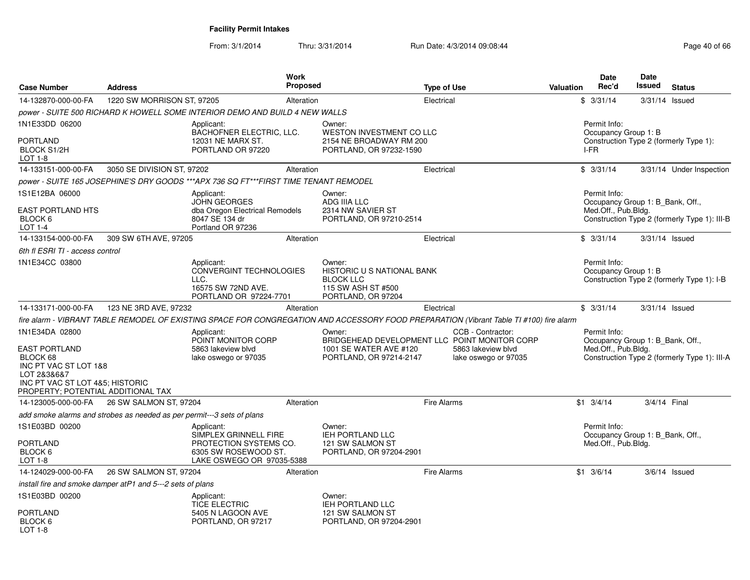**Facility Permit Intakes**

From: 3/1/2014 Thru: 3/31/2014 Run Date: 4/3/2014 09:08:44

| Case Number | Address | Work Proposed | Type of Use | Valuation | Date Rec'd | Date Issued | Status |
|---|---|---|---|---|---|---|---|
| 14-132870-000-00-FA | 1220 SW MORRISON ST, 97205 | Alteration | Electrical | $ | 3/31/14 | 3/31/14 | Issued |

*power - SUITE 500 RICHARD K HOWELL SOME INTERIOR DEMO AND BUILD 4 NEW WALLS*

1N1E33DD 06200
PORTLAND
BLOCK S1/2H
LOT 1-8

Applicant: BACHOFNER ELECTRIC, LLC. 12031 NE MARX ST. PORTLAND OR 97220

Owner: WESTON INVESTMENT CO LLC 2154 NE BROADWAY RM 200 PORTLAND, OR 97232-1590

Permit Info: Occupancy Group 1: B; Construction Type 2 (formerly Type 1): I-FR

| Case Number | Address | Work Proposed | Type of Use | Valuation | Date Rec'd | Date Issued | Status |
|---|---|---|---|---|---|---|---|
| 14-133151-000-00-FA | 3050 SE DIVISION ST, 97202 | Alteration | Electrical | $ | 3/31/14 | 3/31/14 | Under Inspection |

*power - SUITE 165 JOSEPHINE'S DRY GOODS ***APX 736 SQ FT***FIRST TIME TENANT REMODEL*

1S1E12BA 06000
EAST PORTLAND HTS
BLOCK 6
LOT 1-4

Applicant: JOHN GEORGES dba Oregon Electrical Remodels 8047 SE 134 dr Portland OR 97236

Owner: ADG IIIA LLC 2314 NW SAVIER ST PORTLAND, OR 97210-2514

Permit Info: Occupancy Group 1: B_Bank, Off., Med.Off., Pub.Bldg.; Construction Type 2 (formerly Type 1): III-B

| Case Number | Address | Work Proposed | Type of Use | Valuation | Date Rec'd | Date Issued | Status |
|---|---|---|---|---|---|---|---|
| 14-133154-000-00-FA | 309 SW 6TH AVE, 97205 | Alteration | Electrical | $ | 3/31/14 | 3/31/14 | Issued |

*6th fl ESRI TI - access control*

1N1E34CC 03800

Applicant: CONVERGINT TECHNOLOGIES LLC. 16575 SW 72ND AVE. PORTLAND OR 97224-7701

Owner: HISTORIC U S NATIONAL BANK BLOCK LLC 115 SW ASH ST #500 PORTLAND, OR 97204

Permit Info: Occupancy Group 1: B; Construction Type 2 (formerly Type 1): I-B

| Case Number | Address | Work Proposed | Type of Use | Valuation | Date Rec'd | Date Issued | Status |
|---|---|---|---|---|---|---|---|
| 14-133171-000-00-FA | 123 NE 3RD AVE, 97232 | Alteration | Electrical | $ | 3/31/14 | 3/31/14 | Issued |

*fire alarm - VIBRANT TABLE REMODEL OF EXISTING SPACE FOR CONGREGATION AND ACCESSORY FOOD PREPARATION (Vibrant Table TI #100) fire alarm*

1N1E34DA 02800
EAST PORTLAND
BLOCK 68
INC PT VAC ST LOT 1&8
LOT 2&3&6&7
INC PT VAC ST LOT 4&5; HISTORIC PROPERTY; POTENTIAL ADDITIONAL TAX

Applicant: POINT MONITOR CORP 5863 lakeview blvd lake oswego or 97035

Owner: BRIDGEHEAD DEVELOPMENT LLC 1001 SE WATER AVE #120 PORTLAND, OR 97214-2147

CCB - Contractor: POINT MONITOR CORP 5863 lakeview blvd lake oswego or 97035

Permit Info: Occupancy Group 1: B_Bank, Off., Med.Off., Pub.Bldg.; Construction Type 2 (formerly Type 1): III-A

| Case Number | Address | Work Proposed | Type of Use | Valuation | Date Rec'd | Date Issued | Status |
|---|---|---|---|---|---|---|---|
| 14-123005-000-00-FA | 26 SW SALMON ST, 97204 | Alteration | Fire Alarms | $1 | 3/4/14 | 3/4/14 | Final |

*add smoke alarms and strobes as needed as per permit---3 sets of plans*

1S1E03BD 00200
PORTLAND
BLOCK 6
LOT 1-8

Applicant: SIMPLEX GRINNELL FIRE PROTECTION SYSTEMS CO. 6305 SW ROSEWOOD ST. LAKE OSWEGO OR 97035-5388

Owner: IEH PORTLAND LLC 121 SW SALMON ST PORTLAND, OR 97204-2901

Permit Info: Occupancy Group 1: B_Bank, Off., Med.Off., Pub.Bldg.

| Case Number | Address | Work Proposed | Type of Use | Valuation | Date Rec'd | Date Issued | Status |
|---|---|---|---|---|---|---|---|
| 14-124029-000-00-FA | 26 SW SALMON ST, 97204 | Alteration | Fire Alarms | $1 | 3/6/14 | 3/6/14 | Issued |

*install fire and smoke damper atP1 and 5---2 sets of plans*

1S1E03BD 00200
PORTLAND
BLOCK 6
LOT 1-8

Applicant: TICE ELECTRIC 5405 N LAGOON AVE PORTLAND, OR 97217

Owner: IEH PORTLAND LLC 121 SW SALMON ST PORTLAND, OR 97204-2901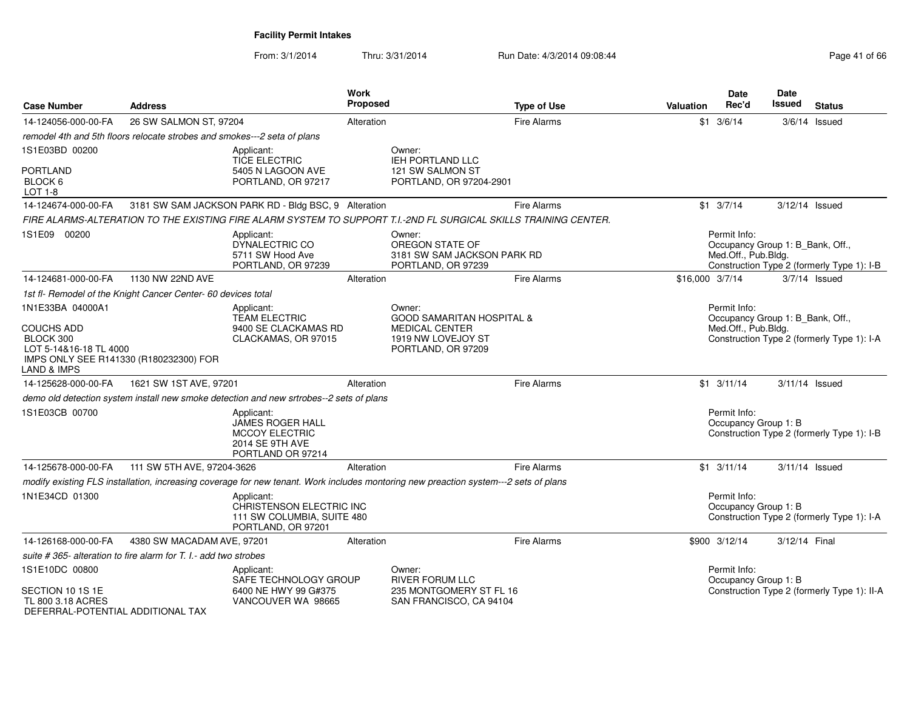**Facility Permit Intakes**

From: 3/1/2014 Thru: 3/31/2014 Run Date: 4/3/2014 09:08:44

| Case Number | Address | Work Proposed | Type of Use | Valuation | Date Rec'd | Date Issued | Status |
|---|---|---|---|---|---|---|---|
| 14-124056-000-00-FA | 26 SW SALMON ST, 97204 | Alteration | Fire Alarms | $1 | 3/6/14 | 3/6/14 | Issued |

*remodel 4th and 5th floors relocate strobes and smokes---2 seta of plans*

1S1E03BD 00200

PORTLAND
BLOCK 6
LOT 1-8

Applicant:
TICE ELECTRIC
5405 N LAGOON AVE
PORTLAND, OR 97217

Owner:
IEH PORTLAND LLC
121 SW SALMON ST
PORTLAND, OR 97204-2901

| Case Number | Address | Work Proposed | Type of Use | Valuation | Date Rec'd | Date Issued | Status |
|---|---|---|---|---|---|---|---|
| 14-124674-000-00-FA | 3181 SW SAM JACKSON PARK RD - Bldg BSC, 9 | Alteration | Fire Alarms | $1 | 3/7/14 | 3/12/14 | Issued |

*FIRE ALARMS-ALTERATION TO THE EXISTING FIRE ALARM SYSTEM TO SUPPORT T.I.-2ND FL SURGICAL SKILLS TRAINING CENTER.*

1S1E09 00200

Applicant:
DYNALECTRIC CO
5711 SW Hood Ave
PORTLAND, OR 97239

Owner:
OREGON STATE OF
3181 SW SAM JACKSON PARK RD
PORTLAND, OR 97239

Permit Info:
Occupancy Group 1: B_Bank, Off., Med.Off., Pub.Bldg.
Construction Type 2 (formerly Type 1): I-B

| Case Number | Address | Work Proposed | Type of Use | Valuation | Date Rec'd | Date Issued | Status |
|---|---|---|---|---|---|---|---|
| 14-124681-000-00-FA | 1130 NW 22ND AVE | Alteration | Fire Alarms | $16,000 | 3/7/14 | 3/7/14 | Issued |

*1st fl- Remodel of the Knight Cancer Center- 60 devices total*

1N1E33BA 04000A1

COUCHS ADD
BLOCK 300
LOT 5-14&16-18 TL 4000
IMPS ONLY SEE R141330 (R180232300) FOR LAND & IMPS

Applicant:
TEAM ELECTRIC
9400 SE CLACKAMAS RD
CLACKAMAS, OR 97015

Owner:
GOOD SAMARITAN HOSPITAL & MEDICAL CENTER
1919 NW LOVEJOY ST
PORTLAND, OR 97209

Permit Info:
Occupancy Group 1: B_Bank, Off., Med.Off., Pub.Bldg.
Construction Type 2 (formerly Type 1): I-A

| Case Number | Address | Work Proposed | Type of Use | Valuation | Date Rec'd | Date Issued | Status |
|---|---|---|---|---|---|---|---|
| 14-125628-000-00-FA | 1621 SW 1ST AVE, 97201 | Alteration | Fire Alarms | $1 | 3/11/14 | 3/11/14 | Issued |

*demo old detection system install new smoke detection and new srtrobes--2 sets of plans*

1S1E03CB 00700

Applicant:
JAMES ROGER HALL
MCCOY ELECTRIC
2014 SE 9TH AVE
PORTLAND OR 97214

Permit Info:
Occupancy Group 1: B
Construction Type 2 (formerly Type 1): I-B

| Case Number | Address | Work Proposed | Type of Use | Valuation | Date Rec'd | Date Issued | Status |
|---|---|---|---|---|---|---|---|
| 14-125678-000-00-FA | 111 SW 5TH AVE, 97204-3626 | Alteration | Fire Alarms | $1 | 3/11/14 | 3/11/14 | Issued |

*modify existing FLS installation, increasing coverage for new tenant. Work includes montoring new preaction system---2 sets of plans*

1N1E34CD 01300

Applicant:
CHRISTENSON ELECTRIC INC
111 SW COLUMBIA, SUITE 480
PORTLAND, OR 97201

Permit Info:
Occupancy Group 1: B
Construction Type 2 (formerly Type 1): I-A

| Case Number | Address | Work Proposed | Type of Use | Valuation | Date Rec'd | Date Issued | Status |
|---|---|---|---|---|---|---|---|
| 14-126168-000-00-FA | 4380 SW MACADAM AVE, 97201 | Alteration | Fire Alarms | $900 | 3/12/14 | 3/12/14 | Final |

*suite # 365- alteration to fire alarm for T. I.- add two strobes*

1S1E10DC 00800

SECTION 10 1S 1E
TL 800 3.18 ACRES
DEFERRAL-POTENTIAL ADDITIONAL TAX

Applicant:
SAFE TECHNOLOGY GROUP
6400 NE HWY 99 G#375
VANCOUVER WA 98665

Owner:
RIVER FORUM LLC
235 MONTGOMERY ST FL 16
SAN FRANCISCO, CA 94104

Permit Info:
Occupancy Group 1: B
Construction Type 2 (formerly Type 1): II-A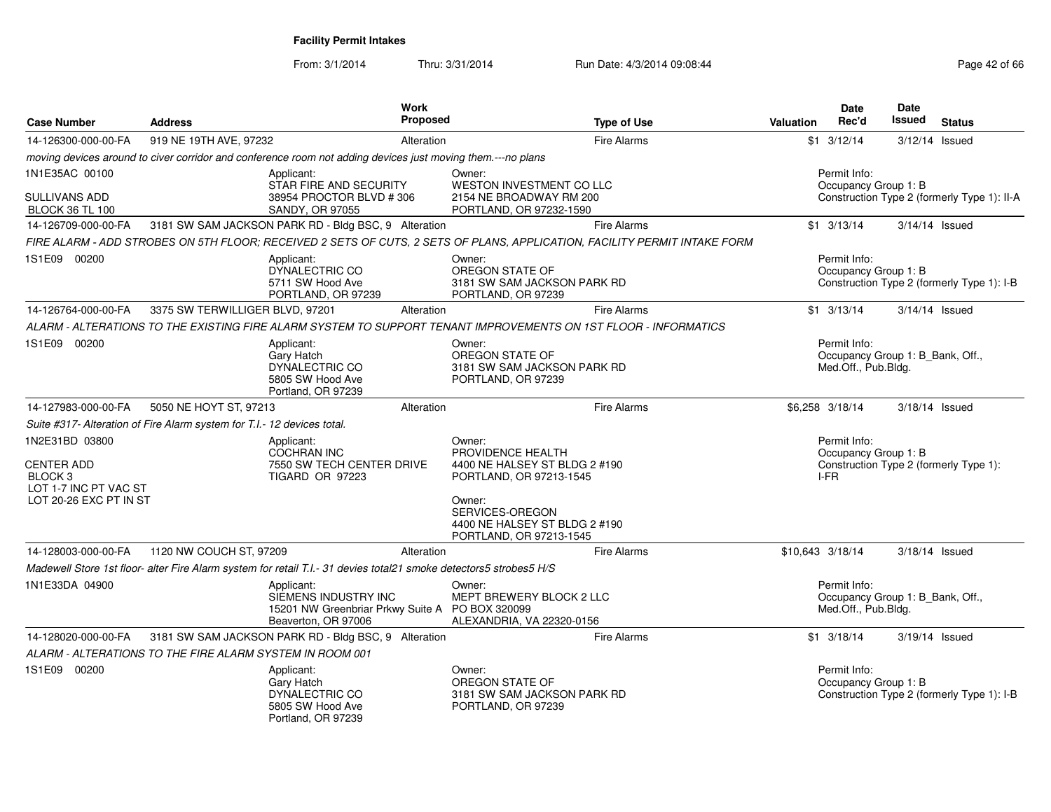**Facility Permit Intakes**

From: 3/1/2014 Thru: 3/31/2014 Run Date: 4/3/2014 09:08:44

| Case Number | Address | Work Proposed | Type of Use | Valuation | Date Rec'd | Date Issued | Status |
|---|---|---|---|---|---|---|---|
| 14-126300-000-00-FA | 919 NE 19TH AVE, 97232 | Alteration | Fire Alarms | $1 | 3/12/14 | 3/12/14 | Issued |

*moving devices around to civer corridor and conference room not adding devices just moving them.---no plans*

1N1E35AC 00100
SULLIVANS ADD
BLOCK 36 TL 100

Applicant:
STAR FIRE AND SECURITY
38954 PROCTOR BLVD # 306
SANDY, OR 97055

Owner:
WESTON INVESTMENT CO LLC
2154 NE BROADWAY RM 200
PORTLAND, OR 97232-1590

Permit Info:
Occupancy Group 1: B
Construction Type 2 (formerly Type 1): II-A

| Case Number | Address | Work Proposed | Type of Use | Valuation | Date Rec'd | Date Issued | Status |
|---|---|---|---|---|---|---|---|
| 14-126709-000-00-FA | 3181 SW SAM JACKSON PARK RD - Bldg BSC, 9 | Alteration | Fire Alarms | $1 | 3/13/14 | 3/14/14 | Issued |

*FIRE ALARM - ADD STROBES ON 5TH FLOOR; RECEIVED 2 SETS OF CUTS, 2 SETS OF PLANS, APPLICATION, FACILITY PERMIT INTAKE FORM*

1S1E09 00200

Applicant:
DYNALECTRIC CO
5711 SW Hood Ave
PORTLAND, OR 97239

Owner:
OREGON STATE OF
3181 SW SAM JACKSON PARK RD
PORTLAND, OR 97239

Permit Info:
Occupancy Group 1: B
Construction Type 2 (formerly Type 1): I-B

| Case Number | Address | Work Proposed | Type of Use | Valuation | Date Rec'd | Date Issued | Status |
|---|---|---|---|---|---|---|---|
| 14-126764-000-00-FA | 3375 SW TERWILLIGER BLVD, 97201 | Alteration | Fire Alarms | $1 | 3/13/14 | 3/14/14 | Issued |

*ALARM - ALTERATIONS TO THE EXISTING FIRE ALARM SYSTEM TO SUPPORT TENANT IMPROVEMENTS ON 1ST FLOOR - INFORMATICS*

1S1E09 00200

Applicant:
Gary Hatch
DYNALECTRIC CO
5805 SW Hood Ave
Portland, OR 97239

Owner:
OREGON STATE OF
3181 SW SAM JACKSON PARK RD
PORTLAND, OR 97239

Permit Info:
Occupancy Group 1: B_Bank, Off., Med.Off., Pub.Bldg.

| Case Number | Address | Work Proposed | Type of Use | Valuation | Date Rec'd | Date Issued | Status |
|---|---|---|---|---|---|---|---|
| 14-127983-000-00-FA | 5050 NE HOYT ST, 97213 | Alteration | Fire Alarms | $6,258 | 3/18/14 | 3/18/14 | Issued |

*Suite #317- Alteration of Fire Alarm system for T.I.- 12 devices total.*

1N2E31BD 03800
CENTER ADD
BLOCK 3
LOT 1-7 INC PT VAC ST
LOT 20-26 EXC PT IN ST

Applicant:
COCHRAN INC
7550 SW TECH CENTER DRIVE
TIGARD OR 97223

Owner:
PROVIDENCE HEALTH
4400 NE HALSEY ST BLDG 2 #190
PORTLAND, OR 97213-1545

Owner:
SERVICES-OREGON
4400 NE HALSEY ST BLDG 2 #190
PORTLAND, OR 97213-1545

Permit Info:
Occupancy Group 1: B
Construction Type 2 (formerly Type 1): I-FR

| Case Number | Address | Work Proposed | Type of Use | Valuation | Date Rec'd | Date Issued | Status |
|---|---|---|---|---|---|---|---|
| 14-128003-000-00-FA | 1120 NW COUCH ST, 97209 | Alteration | Fire Alarms | $10,643 | 3/18/14 | 3/18/14 | Issued |

*Madewell Store 1st floor- alter Fire Alarm system for retail T.I.- 31 devies total21 smoke detectors5 strobes5 H/S*

1N1E33DA 04900

Applicant:
SIEMENS INDUSTRY INC
15201 NW Greenbriar Prkwy Suite A
Beaverton, OR 97006

Owner:
MEPT BREWERY BLOCK 2 LLC
PO BOX 320099
ALEXANDRIA, VA 22320-0156

Permit Info:
Occupancy Group 1: B_Bank, Off., Med.Off., Pub.Bldg.

| Case Number | Address | Work Proposed | Type of Use | Valuation | Date Rec'd | Date Issued | Status |
|---|---|---|---|---|---|---|---|
| 14-128020-000-00-FA | 3181 SW SAM JACKSON PARK RD - Bldg BSC, 9 | Alteration | Fire Alarms | $1 | 3/18/14 | 3/19/14 | Issued |

*ALARM - ALTERATIONS TO THE FIRE ALARM SYSTEM IN ROOM 001*

1S1E09 00200

Applicant:
Gary Hatch
DYNALECTRIC CO
5805 SW Hood Ave
Portland, OR 97239

Owner:
OREGON STATE OF
3181 SW SAM JACKSON PARK RD
PORTLAND, OR 97239

Permit Info:
Occupancy Group 1: B
Construction Type 2 (formerly Type 1): I-B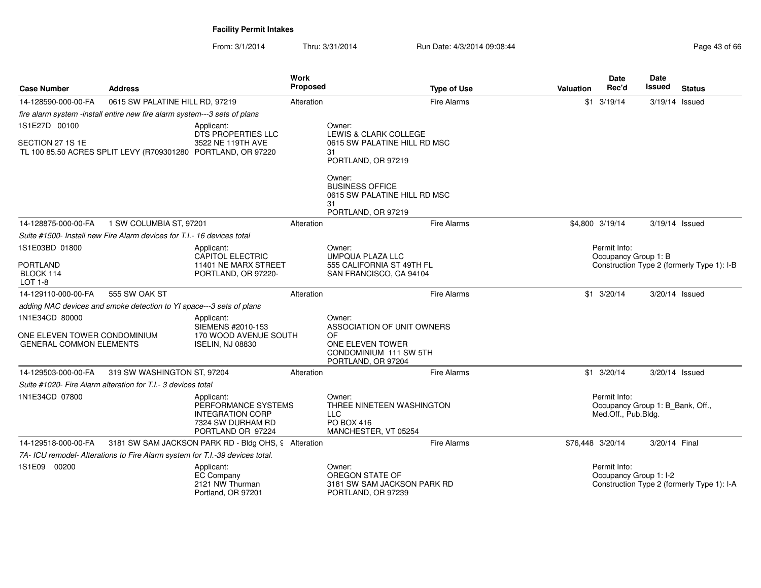**Facility Permit Intakes**

From: 3/1/2014 Thru: 3/31/2014 Run Date: 4/3/2014 09:08:44

| Case Number | Address | Work Proposed | Type of Use | Valuation | Date Rec'd | Date Issued | Status |
|---|---|---|---|---|---|---|---|
| 14-128590-000-00-FA | 0615 SW PALATINE HILL RD, 97219 | Alteration | Fire Alarms | $1 | 3/19/14 | 3/19/14 | Issued |

*fire alarm system -install entire new fire alarm system---3 sets of plans*

1S1E27D 00100

SECTION 27 1S 1E
TL 100 85.50 ACRES SPLIT LEVY (R709301280

Applicant:
DTS PROPERTIES LLC
3522 NE 119TH AVE
PORTLAND, OR 97220

Owner:
LEWIS & CLARK COLLEGE
0615 SW PALATINE HILL RD MSC 31
PORTLAND, OR 97219

Owner:
BUSINESS OFFICE
0615 SW PALATINE HILL RD MSC 31
PORTLAND, OR 97219

| Case Number | Address | Work Proposed | Type of Use | Valuation | Date Rec'd | Date Issued | Status |
|---|---|---|---|---|---|---|---|
| 14-128875-000-00-FA | 1 SW COLUMBIA ST, 97201 | Alteration | Fire Alarms | $4,800 | 3/19/14 | 3/19/14 | Issued |

*Suite #1500- Install new Fire Alarm devices for T.I.- 16 devices total*

1S1E03BD 01800

PORTLAND
BLOCK 114
LOT 1-8

Applicant:
CAPITOL ELECTRIC
11401 NE MARX STREET
PORTLAND, OR 97220-

Owner:
UMPQUA PLAZA LLC
555 CALIFORNIA ST 49TH FL
SAN FRANCISCO, CA 94104

Permit Info:
Occupancy Group 1: B
Construction Type 2 (formerly Type 1): I-B

| Case Number | Address | Work Proposed | Type of Use | Valuation | Date Rec'd | Date Issued | Status |
|---|---|---|---|---|---|---|---|
| 14-129110-000-00-FA | 555 SW OAK ST | Alteration | Fire Alarms | $1 | 3/20/14 | 3/20/14 | Issued |

*adding NAC devices and smoke detection to YI space---3 sets of plans*

1N1E34CD 80000

ONE ELEVEN TOWER CONDOMINIUM
GENERAL COMMON ELEMENTS

Applicant:
SIEMENS #2010-153
170 WOOD AVENUE SOUTH
ISELIN, NJ 08830

Owner:
ASSOCIATION OF UNIT OWNERS OF
ONE ELEVEN TOWER
CONDOMINIUM 111 SW 5TH
PORTLAND, OR 97204

| Case Number | Address | Work Proposed | Type of Use | Valuation | Date Rec'd | Date Issued | Status |
|---|---|---|---|---|---|---|---|
| 14-129503-000-00-FA | 319 SW WASHINGTON ST, 97204 | Alteration | Fire Alarms | $1 | 3/20/14 | 3/20/14 | Issued |

*Suite #1020- Fire Alarm alteration for T.I.- 3 devices total*

1N1E34CD 07800

Applicant:
PERFORMANCE SYSTEMS INTEGRATION CORP
7324 SW DURHAM RD
PORTLAND OR 97224

Owner:
THREE NINETEEN WASHINGTON LLC
PO BOX 416
MANCHESTER, VT 05254

Permit Info:
Occupancy Group 1: B_Bank, Off., Med.Off., Pub.Bldg.

| Case Number | Address | Work Proposed | Type of Use | Valuation | Date Rec'd | Date Issued | Status |
|---|---|---|---|---|---|---|---|
| 14-129518-000-00-FA | 3181 SW SAM JACKSON PARK RD - Bldg OHS, 9 | Alteration | Fire Alarms | $76,448 | 3/20/14 | 3/20/14 | Final |

*7A- ICU remodel- Alterations to Fire Alarm system for T.I.-39 devices total.*

1S1E09 00200

Applicant:
EC Company
2121 NW Thurman
Portland, OR 97201

Owner:
OREGON STATE OF
3181 SW SAM JACKSON PARK RD
PORTLAND, OR 97239

Permit Info:
Occupancy Group 1: I-2
Construction Type 2 (formerly Type 1): I-A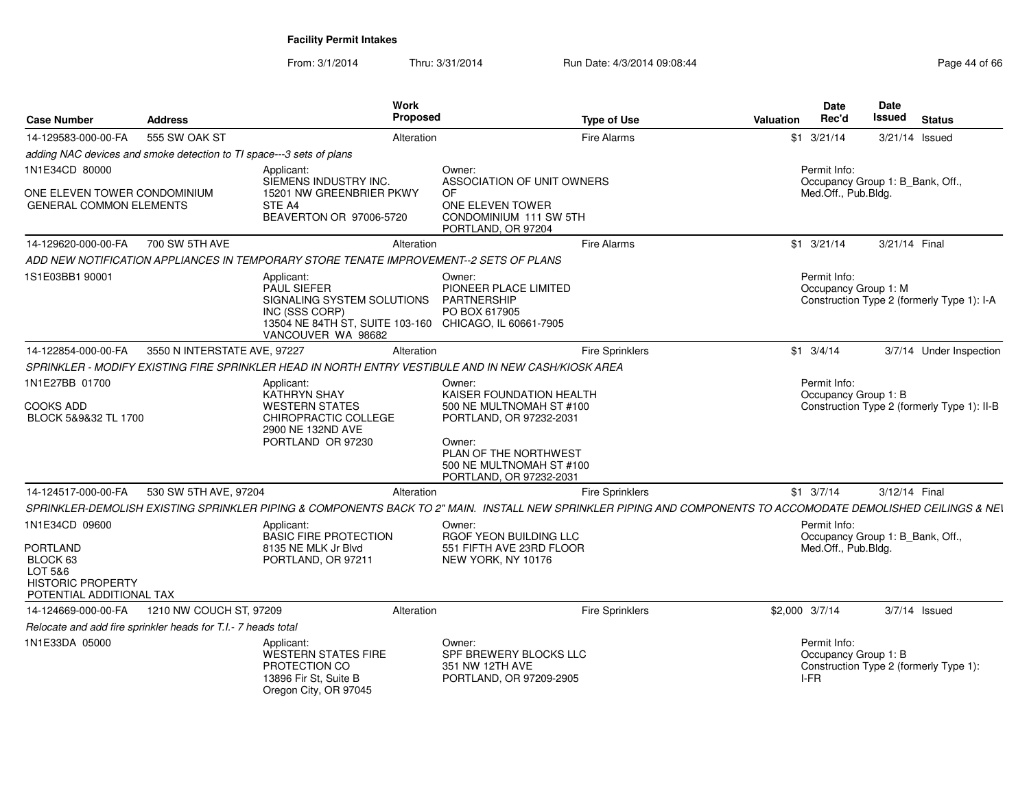**Facility Permit Intakes**

From: 3/1/2014 Thru: 3/31/2014 Run Date: 4/3/2014 09:08:44

| Case Number | Address | Work Proposed | Type of Use | Valuation | Date Rec'd | Date Issued | Status |
|---|---|---|---|---|---|---|---|
| 14-129583-000-00-FA | 555 SW OAK ST | Alteration | Fire Alarms | $1 | 3/21/14 | 3/21/14 | Issued |

adding NAC devices and smoke detection to TI space---3 sets of plans

1N1E34CD 80000

ONE ELEVEN TOWER CONDOMINIUM GENERAL COMMON ELEMENTS

Applicant: SIEMENS INDUSTRY INC. 15201 NW GREENBRIER PKWY STE A4 BEAVERTON OR 97006-5720

Owner: ASSOCIATION OF UNIT OWNERS OF ONE ELEVEN TOWER CONDOMINIUM 111 SW 5TH PORTLAND, OR 97204

Permit Info: Occupancy Group 1: B_Bank, Off., Med.Off., Pub.Bldg.

| Case Number | Address | Work Proposed | Type of Use | Valuation | Date Rec'd | Date Issued | Status |
|---|---|---|---|---|---|---|---|
| 14-129620-000-00-FA | 700 SW 5TH AVE | Alteration | Fire Alarms | $1 | 3/21/14 | 3/21/14 | Final |

ADD NEW NOTIFICATION APPLIANCES IN TEMPORARY STORE TENATE IMPROVEMENT--2 SETS OF PLANS

1S1E03BB1 90001

Applicant: PAUL SIEFER SIGNALING SYSTEM SOLUTIONS INC (SSS CORP) 13504 NE 84TH ST, SUITE 103-160 VANCOUVER WA 98682

Owner: PIONEER PLACE LIMITED PARTNERSHIP PO BOX 617905 CHICAGO, IL 60661-7905

Permit Info: Occupancy Group 1: M Construction Type 2 (formerly Type 1): I-A

| Case Number | Address | Work Proposed | Type of Use | Valuation | Date Rec'd | Date Issued | Status |
|---|---|---|---|---|---|---|---|
| 14-122854-000-00-FA | 3550 N INTERSTATE AVE, 97227 | Alteration | Fire Sprinklers | $1 | 3/4/14 | 3/7/14 | Under Inspection |

SPRINKLER - MODIFY EXISTING FIRE SPRINKLER HEAD IN NORTH ENTRY VESTIBULE AND IN NEW CASH/KIOSK AREA

1N1E27BB 01700

COOKS ADD BLOCK 5&9&32 TL 1700

Applicant: KATHRYN SHAY WESTERN STATES CHIROPRACTIC COLLEGE 2900 NE 132ND AVE PORTLAND OR 97230

Owner: KAISER FOUNDATION HEALTH 500 NE MULTNOMAH ST #100 PORTLAND, OR 97232-2031

Owner: PLAN OF THE NORTHWEST 500 NE MULTNOMAH ST #100 PORTLAND, OR 97232-2031

Permit Info: Occupancy Group 1: B Construction Type 2 (formerly Type 1): II-B

| Case Number | Address | Work Proposed | Type of Use | Valuation | Date Rec'd | Date Issued | Status |
|---|---|---|---|---|---|---|---|
| 14-124517-000-00-FA | 530 SW 5TH AVE, 97204 | Alteration | Fire Sprinklers | $1 | 3/7/14 | 3/12/14 | Final |

SPRINKLER-DEMOLISH EXISTING SPRINKLER PIPING & COMPONENTS BACK TO 2" MAIN. INSTALL NEW SPRINKLER PIPING AND COMPONENTS TO ACCOMODATE DEMOLISHED CEILINGS & NEI

1N1E34CD 09600

PORTLAND BLOCK 63 LOT 5&6 HISTORIC PROPERTY POTENTIAL ADDITIONAL TAX

Applicant: BASIC FIRE PROTECTION 8135 NE MLK Jr Blvd PORTLAND, OR 97211

Owner: RGOF YEON BUILDING LLC 551 FIFTH AVE 23RD FLOOR NEW YORK, NY 10176

Permit Info: Occupancy Group 1: B_Bank, Off., Med.Off., Pub.Bldg.

| Case Number | Address | Work Proposed | Type of Use | Valuation | Date Rec'd | Date Issued | Status |
|---|---|---|---|---|---|---|---|
| 14-124669-000-00-FA | 1210 NW COUCH ST, 97209 | Alteration | Fire Sprinklers | $2,000 | 3/7/14 | 3/7/14 | Issued |

Relocate and add fire sprinkler heads for T.I.- 7 heads total

1N1E33DA 05000

Applicant: WESTERN STATES FIRE PROTECTION CO 13896 Fir St, Suite B Oregon City, OR 97045

Owner: SPF BREWERY BLOCKS LLC 351 NW 12TH AVE PORTLAND, OR 97209-2905

Permit Info: Occupancy Group 1: B Construction Type 2 (formerly Type 1): I-FR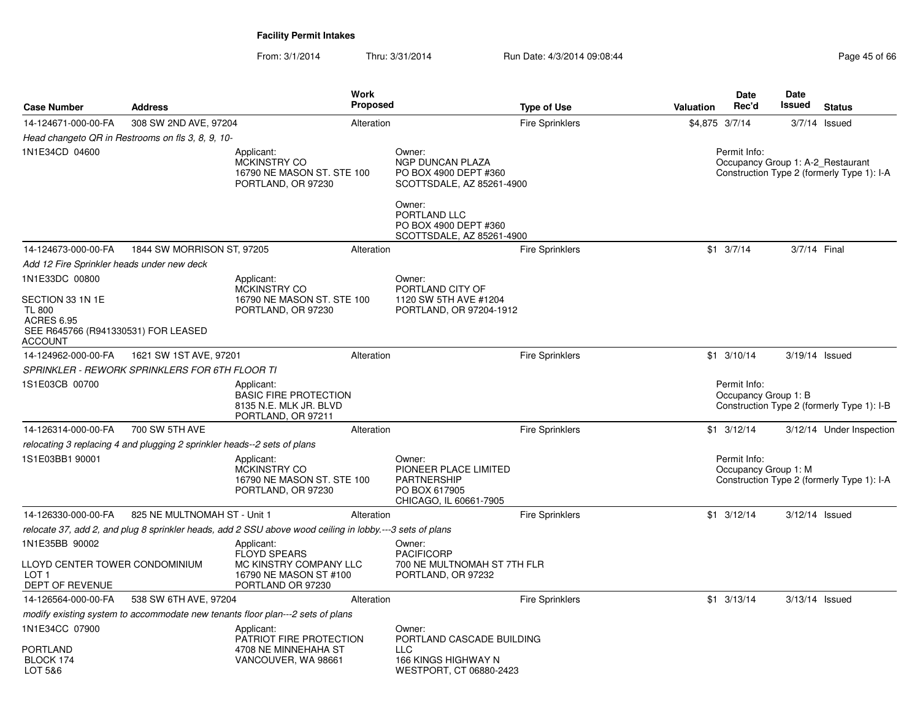**Facility Permit Intakes**

From: 3/1/2014 Thru: 3/31/2014 Run Date: 4/3/2014 09:08:44

| Case Number | Address | Work Proposed | Type of Use | Valuation | Date Rec'd | Date Issued | Status |
|---|---|---|---|---|---|---|---|
| 14-124671-000-00-FA | 308 SW 2ND AVE, 97204 | Alteration | Fire Sprinklers | $4,875 | 3/7/14 | 3/7/14 | Issued |

*Head changeto QR in Restrooms on fls 3, 8, 9, 10-*

1N1E34CD 04600

Applicant:
MCKINSTRY CO
16790 NE MASON ST. STE 100
PORTLAND, OR 97230

Owner:
NGP DUNCAN PLAZA
PO BOX 4900 DEPT #360
SCOTTSDALE, AZ 85261-4900

Owner:
PORTLAND LLC
PO BOX 4900 DEPT #360
SCOTTSDALE, AZ 85261-4900

Permit Info:
Occupancy Group 1: A-2_Restaurant
Construction Type 2 (formerly Type 1): I-A

| Case Number | Address | Work Proposed | Type of Use | Valuation | Date Rec'd | Date Issued | Status |
|---|---|---|---|---|---|---|---|
| 14-124673-000-00-FA | 1844 SW MORRISON ST, 97205 | Alteration | Fire Sprinklers | $1 | 3/7/14 | 3/7/14 | Final |

*Add 12 Fire Sprinkler heads under new deck*

1N1E33DC 00800

SECTION 33 1N 1E
TL 800
ACRES 6.95
SEE R645766 (R941330531) FOR LEASED ACCOUNT

Applicant:
MCKINSTRY CO
16790 NE MASON ST. STE 100
PORTLAND, OR 97230

Owner:
PORTLAND CITY OF
1120 SW 5TH AVE #1204
PORTLAND, OR 97204-1912

| Case Number | Address | Work Proposed | Type of Use | Valuation | Date Rec'd | Date Issued | Status |
|---|---|---|---|---|---|---|---|
| 14-124962-000-00-FA | 1621 SW 1ST AVE, 97201 | Alteration | Fire Sprinklers | $1 | 3/10/14 | 3/19/14 | Issued |

*SPRINKLER - REWORK SPRINKLERS FOR 6TH FLOOR TI*

1S1E03CB 00700

Applicant:
BASIC FIRE PROTECTION
8135 N.E. MLK JR. BLVD
PORTLAND, OR 97211

Permit Info:
Occupancy Group 1: B
Construction Type 2 (formerly Type 1): I-B

| Case Number | Address | Work Proposed | Type of Use | Valuation | Date Rec'd | Date Issued | Status |
|---|---|---|---|---|---|---|---|
| 14-126314-000-00-FA | 700 SW 5TH AVE | Alteration | Fire Sprinklers | $1 | 3/12/14 | 3/12/14 | Under Inspection |

*relocating 3 replacing 4 and plugging 2 sprinkler heads--2 sets of plans*

1S1E03BB1 90001

Applicant:
MCKINSTRY CO
16790 NE MASON ST. STE 100
PORTLAND, OR 97230

Owner:
PIONEER PLACE LIMITED PARTNERSHIP
PO BOX 617905
CHICAGO, IL 60661-7905

Permit Info:
Occupancy Group 1: M
Construction Type 2 (formerly Type 1): I-A

| Case Number | Address | Work Proposed | Type of Use | Valuation | Date Rec'd | Date Issued | Status |
|---|---|---|---|---|---|---|---|
| 14-126330-000-00-FA | 825 NE MULTNOMAH ST - Unit 1 | Alteration | Fire Sprinklers | $1 | 3/12/14 | 3/12/14 | Issued |

*relocate 37, add 2, and plug 8 sprinkler heads, add 2 SSU above wood ceiling in lobby.---3 sets of plans*

1N1E35BB 90002

LLOYD CENTER TOWER CONDOMINIUM
LOT 1
DEPT OF REVENUE

Applicant:
FLOYD SPEARS
MC KINSTRY COMPANY LLC
16790 NE MASON ST #100
PORTLAND OR 97230

Owner:
PACIFICORP
700 NE MULTNOMAH ST 7TH FLR
PORTLAND, OR 97232

| Case Number | Address | Work Proposed | Type of Use | Valuation | Date Rec'd | Date Issued | Status |
|---|---|---|---|---|---|---|---|
| 14-126564-000-00-FA | 538 SW 6TH AVE, 97204 | Alteration | Fire Sprinklers | $1 | 3/13/14 | 3/13/14 | Issued |

*modify existing system to accommodate new tenants floor plan---2 sets of plans*

1N1E34CC 07900

PORTLAND
BLOCK 174
LOT 5&6

Applicant:
PATRIOT FIRE PROTECTION
4708 NE MINNEHAHA ST
VANCOUVER, WA 98661

Owner:
PORTLAND CASCADE BUILDING LLC
166 KINGS HIGHWAY N
WESTPORT, CT 06880-2423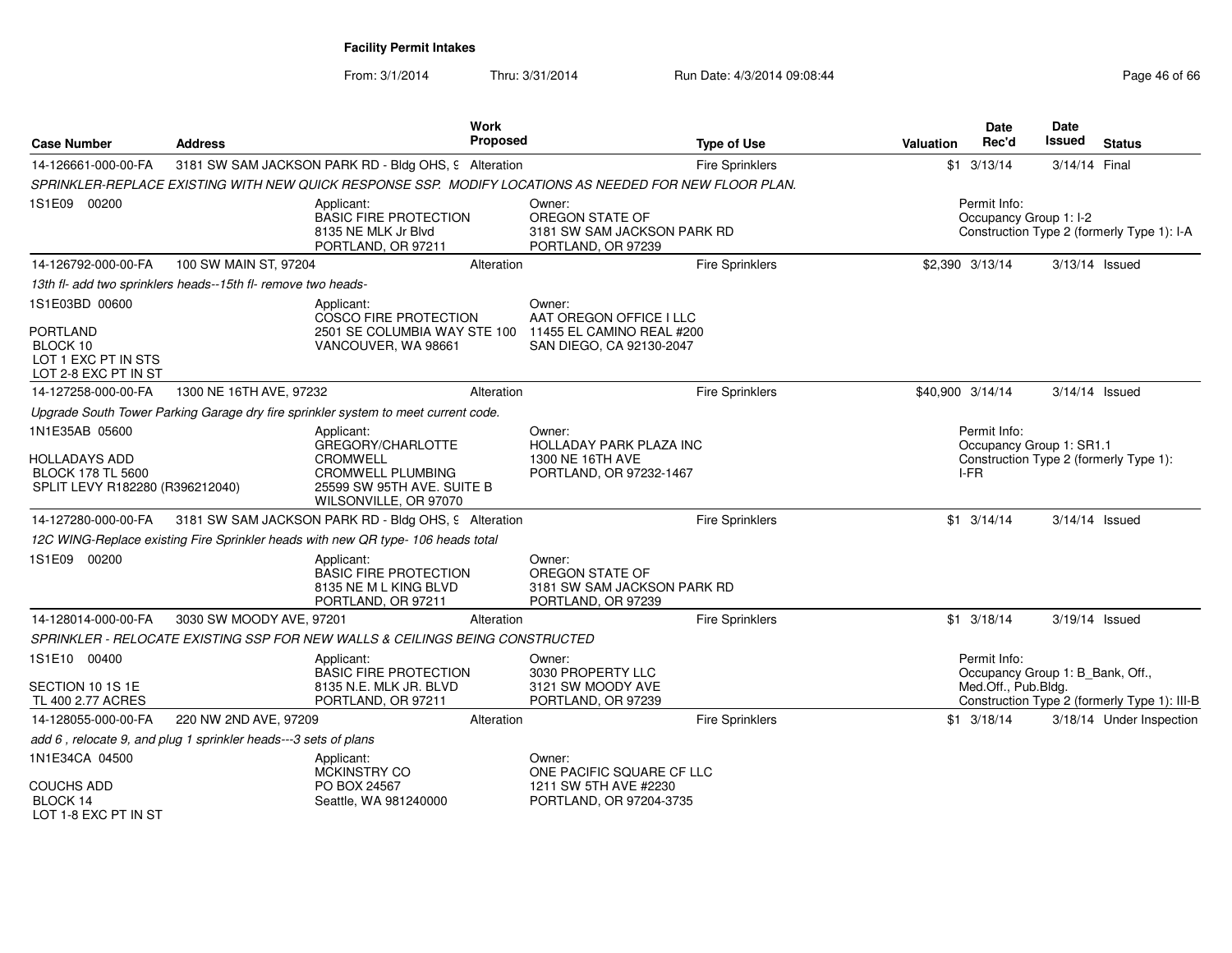**Facility Permit Intakes**

From: 3/1/2014 Thru: 3/31/2014 Run Date: 4/3/2014 09:08:44

| Case Number | Address | Work Proposed | Type of Use | Valuation | Date Rec'd | Date Issued | Status |
|---|---|---|---|---|---|---|---|
| 14-126661-000-00-FA | 3181 SW SAM JACKSON PARK RD - Bldg OHS, 9 | Alteration | Fire Sprinklers | $1 | 3/13/14 | 3/14/14 | Final |
| 14-126792-000-00-FA | 100 SW MAIN ST, 97204 | Alteration | Fire Sprinklers | $2,390 | 3/13/14 | 3/13/14 | Issued |
| 14-127258-000-00-FA | 1300 NE 16TH AVE, 97232 | Alteration | Fire Sprinklers | $40,900 | 3/14/14 | 3/14/14 | Issued |
| 14-127280-000-00-FA | 3181 SW SAM JACKSON PARK RD - Bldg OHS, 9 | Alteration | Fire Sprinklers | $1 | 3/14/14 | 3/14/14 | Issued |
| 14-128014-000-00-FA | 3030 SW MOODY AVE, 97201 | Alteration | Fire Sprinklers | $1 | 3/18/14 | 3/19/14 | Issued |
| 14-128055-000-00-FA | 220 NW 2ND AVE, 97209 | Alteration | Fire Sprinklers | $1 | 3/18/14 | 3/18/14 | Under Inspection |

**14-126661-000-00-FA**

SPRINKLER-REPLACE EXISTING WITH NEW QUICK RESPONSE SSP. MODIFY LOCATIONS AS NEEDED FOR NEW FLOOR PLAN.

1S1E09 00200

Applicant: BASIC FIRE PROTECTION, 8135 NE MLK Jr Blvd, PORTLAND, OR 97211

Owner: OREGON STATE OF, 3181 SW SAM JACKSON PARK RD, PORTLAND, OR 97239

Permit Info: Occupancy Group 1: I-2; Construction Type 2 (formerly Type 1): I-A

**14-126792-000-00-FA**

13th fl- add two sprinklers heads--15th fl- remove two heads-

1S1E03BD 00600, PORTLAND, BLOCK 10, LOT 1 EXC PT IN STS, LOT 2-8 EXC PT IN ST

Applicant: COSCO FIRE PROTECTION, 2501 SE COLUMBIA WAY STE 100, VANCOUVER, WA 98661

Owner: AAT OREGON OFFICE I LLC, 11455 EL CAMINO REAL #200, SAN DIEGO, CA 92130-2047

**14-127258-000-00-FA**

Upgrade South Tower Parking Garage dry fire sprinkler system to meet current code.

1N1E35AB 05600, HOLLADAYS ADD, BLOCK 178 TL 5600, SPLIT LEVY R182280 (R396212040)

Applicant: GREGORY/CHARLOTTE CROMWELL, CROMWELL PLUMBING, 25599 SW 95TH AVE. SUITE B, WILSONVILLE, OR 97070

Owner: HOLLADAY PARK PLAZA INC, 1300 NE 16TH AVE, PORTLAND, OR 97232-1467

Permit Info: Occupancy Group 1: SR1.1; Construction Type 2 (formerly Type 1): I-FR

**14-127280-000-00-FA**

12C WING-Replace existing Fire Sprinkler heads with new QR type- 106 heads total

1S1E09 00200

Applicant: BASIC FIRE PROTECTION, 8135 NE M L KING BLVD, PORTLAND, OR 97211

Owner: OREGON STATE OF, 3181 SW SAM JACKSON PARK RD, PORTLAND, OR 97239

**14-128014-000-00-FA**

SPRINKLER - RELOCATE EXISTING SSP FOR NEW WALLS & CEILINGS BEING CONSTRUCTED

1S1E10 00400, SECTION 10 1S 1E, TL 400 2.77 ACRES

Applicant: BASIC FIRE PROTECTION, 8135 N.E. MLK JR. BLVD, PORTLAND, OR 97211

Owner: 3030 PROPERTY LLC, 3121 SW MOODY AVE, PORTLAND, OR 97239

Permit Info: Occupancy Group 1: B_Bank, Off., Med.Off., Pub.Bldg.; Construction Type 2 (formerly Type 1): III-B

**14-128055-000-00-FA**

add 6 , relocate 9, and plug 1 sprinkler heads---3 sets of plans

1N1E34CA 04500, COUCHS ADD, BLOCK 14, LOT 1-8 EXC PT IN ST

Applicant: MCKINSTRY CO, PO BOX 24567, Seattle, WA 981240000

Owner: ONE PACIFIC SQUARE CF LLC, 1211 SW 5TH AVE #2230, PORTLAND, OR 97204-3735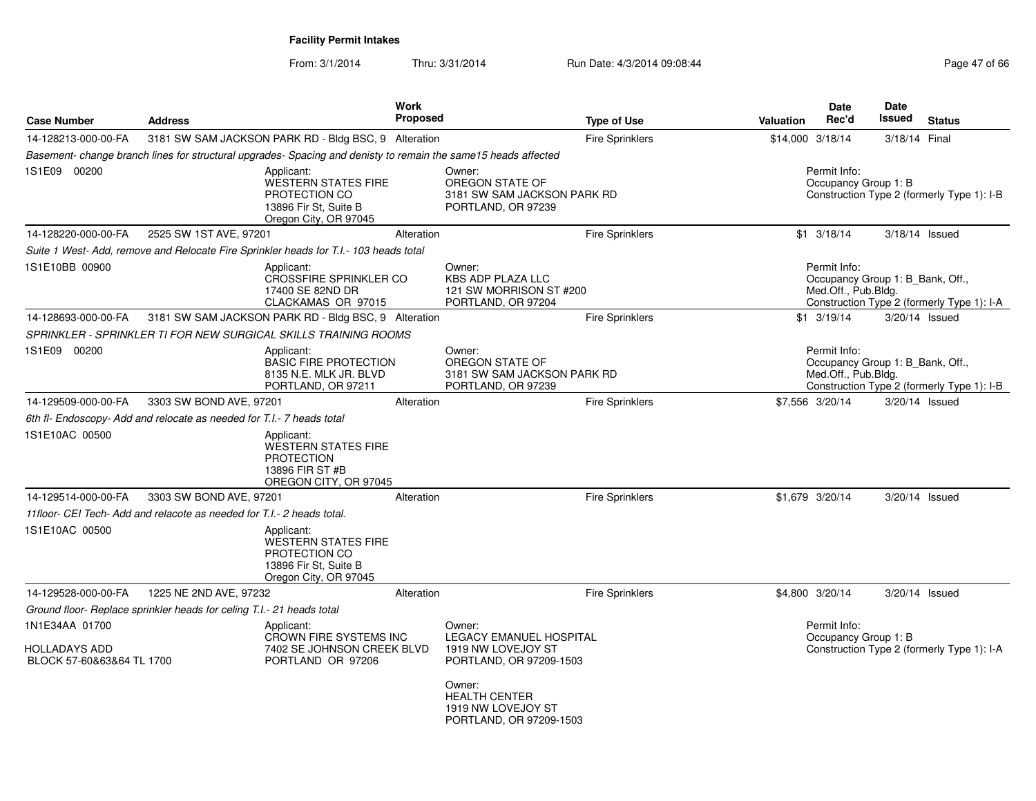## Facility Permit Intakes

From: 3/1/2014 Thru: 3/31/2014 Run Date: 4/3/2014 09:08:44

| Case Number | Address | Work Proposed | Type of Use | Valuation | Date Rec'd | Date Issued | Status |
|---|---|---|---|---|---|---|---|
| 14-128213-000-00-FA | 3181 SW SAM JACKSON PARK RD - Bldg BSC, 9 | Alteration | Fire Sprinklers | $14,000 | 3/18/14 | 3/18/14 | Final |

*Basement- change branch lines for structural upgrades- Spacing and denisty to remain the same15 heads affected*

1S1E09 00200

Applicant:
WESTERN STATES FIRE PROTECTION CO
13896 Fir St, Suite B
Oregon City, OR 97045

Owner:
OREGON STATE OF
3181 SW SAM JACKSON PARK RD
PORTLAND, OR 97239

Permit Info:
Occupancy Group 1: B
Construction Type 2 (formerly Type 1): I-B

| Case Number | Address | Work Proposed | Type of Use | Valuation | Date Rec'd | Date Issued | Status |
|---|---|---|---|---|---|---|---|
| 14-128220-000-00-FA | 2525 SW 1ST AVE, 97201 | Alteration | Fire Sprinklers | $1 | 3/18/14 | 3/18/14 | Issued |

*Suite 1 West- Add, remove and Relocate Fire Sprinkler heads for T.I.- 103 heads total*

1S1E10BB 00900

Applicant:
CROSSFIRE SPRINKLER CO
17400 SE 82ND DR
CLACKAMAS OR 97015

Owner:
KBS ADP PLAZA LLC
121 SW MORRISON ST #200
PORTLAND, OR 97204

Permit Info:
Occupancy Group 1: B_Bank, Off., Med.Off., Pub.Bldg.
Construction Type 2 (formerly Type 1): I-A

| Case Number | Address | Work Proposed | Type of Use | Valuation | Date Rec'd | Date Issued | Status |
|---|---|---|---|---|---|---|---|
| 14-128693-000-00-FA | 3181 SW SAM JACKSON PARK RD - Bldg BSC, 9 | Alteration | Fire Sprinklers | $1 | 3/19/14 | 3/20/14 | Issued |

*SPRINKLER - SPRINKLER TI FOR NEW SURGICAL SKILLS TRAINING ROOMS*

1S1E09 00200

Applicant:
BASIC FIRE PROTECTION
8135 N.E. MLK JR. BLVD
PORTLAND, OR 97211

Owner:
OREGON STATE OF
3181 SW SAM JACKSON PARK RD
PORTLAND, OR 97239

Permit Info:
Occupancy Group 1: B_Bank, Off., Med.Off., Pub.Bldg.
Construction Type 2 (formerly Type 1): I-B

| Case Number | Address | Work Proposed | Type of Use | Valuation | Date Rec'd | Date Issued | Status |
|---|---|---|---|---|---|---|---|
| 14-129509-000-00-FA | 3303 SW BOND AVE, 97201 | Alteration | Fire Sprinklers | $7,556 | 3/20/14 | 3/20/14 | Issued |

*6th fl- Endoscopy- Add and relocate as needed for T.I.- 7 heads total*

1S1E10AC 00500

Applicant:
WESTERN STATES FIRE PROTECTION
13896 FIR ST #B
OREGON CITY, OR 97045

| Case Number | Address | Work Proposed | Type of Use | Valuation | Date Rec'd | Date Issued | Status |
|---|---|---|---|---|---|---|---|
| 14-129514-000-00-FA | 3303 SW BOND AVE, 97201 | Alteration | Fire Sprinklers | $1,679 | 3/20/14 | 3/20/14 | Issued |

*11floor- CEI Tech- Add and relacote as needed for T.I.- 2 heads total.*

1S1E10AC 00500

Applicant:
WESTERN STATES FIRE PROTECTION CO
13896 Fir St, Suite B
Oregon City, OR 97045

| Case Number | Address | Work Proposed | Type of Use | Valuation | Date Rec'd | Date Issued | Status |
|---|---|---|---|---|---|---|---|
| 14-129528-000-00-FA | 1225 NE 2ND AVE, 97232 | Alteration | Fire Sprinklers | $4,800 | 3/20/14 | 3/20/14 | Issued |

*Ground floor- Replace sprinkler heads for celing T.I.- 21 heads total*

1N1E34AA 01700

HOLLADAYS ADD
BLOCK 57-60&63&64 TL 1700

Applicant:
CROWN FIRE SYSTEMS INC
7402 SE JOHNSON CREEK BLVD
PORTLAND OR 97206

Owner:
LEGACY EMANUEL HOSPITAL
1919 NW LOVEJOY ST
PORTLAND, OR 97209-1503

Owner:
HEALTH CENTER
1919 NW LOVEJOY ST
PORTLAND, OR 97209-1503

Permit Info:
Occupancy Group 1: B
Construction Type 2 (formerly Type 1): I-A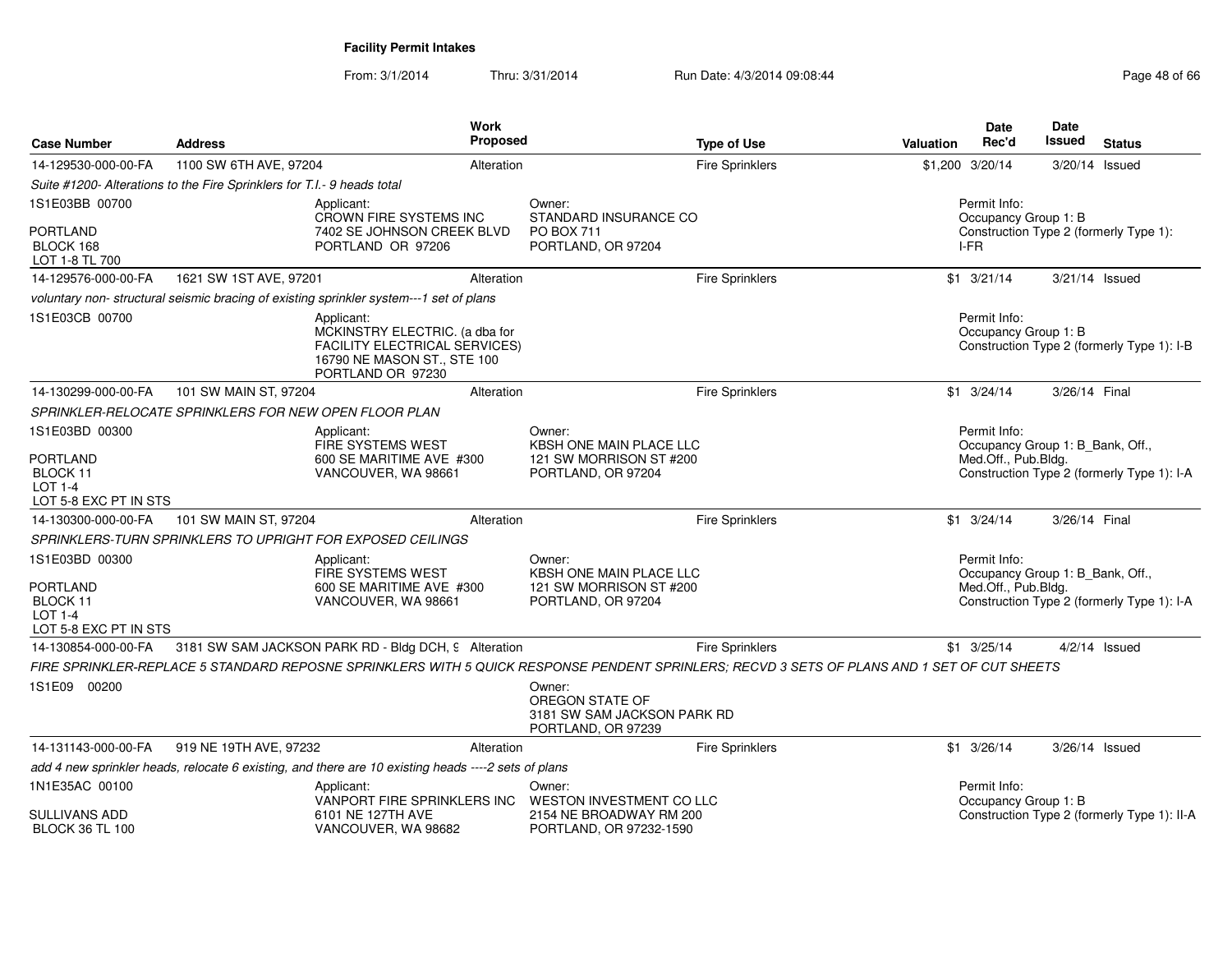**Facility Permit Intakes**

From: 3/1/2014 Thru: 3/31/2014 Run Date: 4/3/2014 09:08:44

| Case Number | Address | Work Proposed | Type of Use | Valuation | Date Rec'd | Date Issued | Status |
|---|---|---|---|---|---|---|---|
| 14-129530-000-00-FA | 1100 SW 6TH AVE, 97204 | Alteration | Fire Sprinklers | $1,200 | 3/20/14 | 3/20/14 | Issued |

*Suite #1200- Alterations to the Fire Sprinklers for T.I.- 9 heads total*

1S1E03BB 00700
PORTLAND
BLOCK 168
LOT 1-8 TL 700

Applicant:
CROWN FIRE SYSTEMS INC
7402 SE JOHNSON CREEK BLVD
PORTLAND OR 97206

Owner:
STANDARD INSURANCE CO
PO BOX 711
PORTLAND, OR 97204

Permit Info:
Occupancy Group 1: B
Construction Type 2 (formerly Type 1): I-FR

| Case Number | Address | Work Proposed | Type of Use | Valuation | Date Rec'd | Date Issued | Status |
|---|---|---|---|---|---|---|---|
| 14-129576-000-00-FA | 1621 SW 1ST AVE, 97201 | Alteration | Fire Sprinklers | $1 | 3/21/14 | 3/21/14 | Issued |

*voluntary non- structural seismic bracing of existing sprinkler system---1 set of plans*

1S1E03CB 00700

Applicant:
MCKINSTRY ELECTRIC. (a dba for FACILITY ELECTRICAL SERVICES)
16790 NE MASON ST., STE 100
PORTLAND OR 97230

Permit Info:
Occupancy Group 1: B
Construction Type 2 (formerly Type 1): I-B

| Case Number | Address | Work Proposed | Type of Use | Valuation | Date Rec'd | Date Issued | Status |
|---|---|---|---|---|---|---|---|
| 14-130299-000-00-FA | 101 SW MAIN ST, 97204 | Alteration | Fire Sprinklers | $1 | 3/24/14 | 3/26/14 | Final |

*SPRINKLER-RELOCATE SPRINKLERS FOR NEW OPEN FLOOR PLAN*

1S1E03BD 00300
PORTLAND
BLOCK 11
LOT 1-4
LOT 5-8 EXC PT IN STS

Applicant:
FIRE SYSTEMS WEST
600 SE MARITIME AVE #300
VANCOUVER, WA 98661

Owner:
KBSH ONE MAIN PLACE LLC
121 SW MORRISON ST #200
PORTLAND, OR 97204

Permit Info:
Occupancy Group 1: B_Bank, Off., Med.Off., Pub.Bldg.
Construction Type 2 (formerly Type 1): I-A

| Case Number | Address | Work Proposed | Type of Use | Valuation | Date Rec'd | Date Issued | Status |
|---|---|---|---|---|---|---|---|
| 14-130300-000-00-FA | 101 SW MAIN ST, 97204 | Alteration | Fire Sprinklers | $1 | 3/24/14 | 3/26/14 | Final |

*SPRINKLERS-TURN SPRINKLERS TO UPRIGHT FOR EXPOSED CEILINGS*

1S1E03BD 00300
PORTLAND
BLOCK 11
LOT 1-4
LOT 5-8 EXC PT IN STS

Applicant:
FIRE SYSTEMS WEST
600 SE MARITIME AVE #300
VANCOUVER, WA 98661

Owner:
KBSH ONE MAIN PLACE LLC
121 SW MORRISON ST #200
PORTLAND, OR 97204

Permit Info:
Occupancy Group 1: B_Bank, Off., Med.Off., Pub.Bldg.
Construction Type 2 (formerly Type 1): I-A

| Case Number | Address | Work Proposed | Type of Use | Valuation | Date Rec'd | Date Issued | Status |
|---|---|---|---|---|---|---|---|
| 14-130854-000-00-FA | 3181 SW SAM JACKSON PARK RD - Bldg DCH, 9 | Alteration | Fire Sprinklers | $1 | 3/25/14 | 4/2/14 | Issued |

*FIRE SPRINKLER-REPLACE 5 STANDARD REPOSNE SPRINKLERS WITH 5 QUICK RESPONSE PENDENT SPRINLERS; RECVD 3 SETS OF PLANS AND 1 SET OF CUT SHEETS*

1S1E09 00200

Owner:
OREGON STATE OF
3181 SW SAM JACKSON PARK RD
PORTLAND, OR 97239

| Case Number | Address | Work Proposed | Type of Use | Valuation | Date Rec'd | Date Issued | Status |
|---|---|---|---|---|---|---|---|
| 14-131143-000-00-FA | 919 NE 19TH AVE, 97232 | Alteration | Fire Sprinklers | $1 | 3/26/14 | 3/26/14 | Issued |

*add 4 new sprinkler heads, relocate 6 existing, and there are 10 existing heads ----2 sets of plans*

1N1E35AC 00100
SULLIVANS ADD
BLOCK 36 TL 100

Applicant:
VANPORT FIRE SPRINKLERS INC
6101 NE 127TH AVE
VANCOUVER, WA 98682

Owner:
WESTON INVESTMENT CO LLC
2154 NE BROADWAY RM 200
PORTLAND, OR 97232-1590

Permit Info:
Occupancy Group 1: B
Construction Type 2 (formerly Type 1): II-A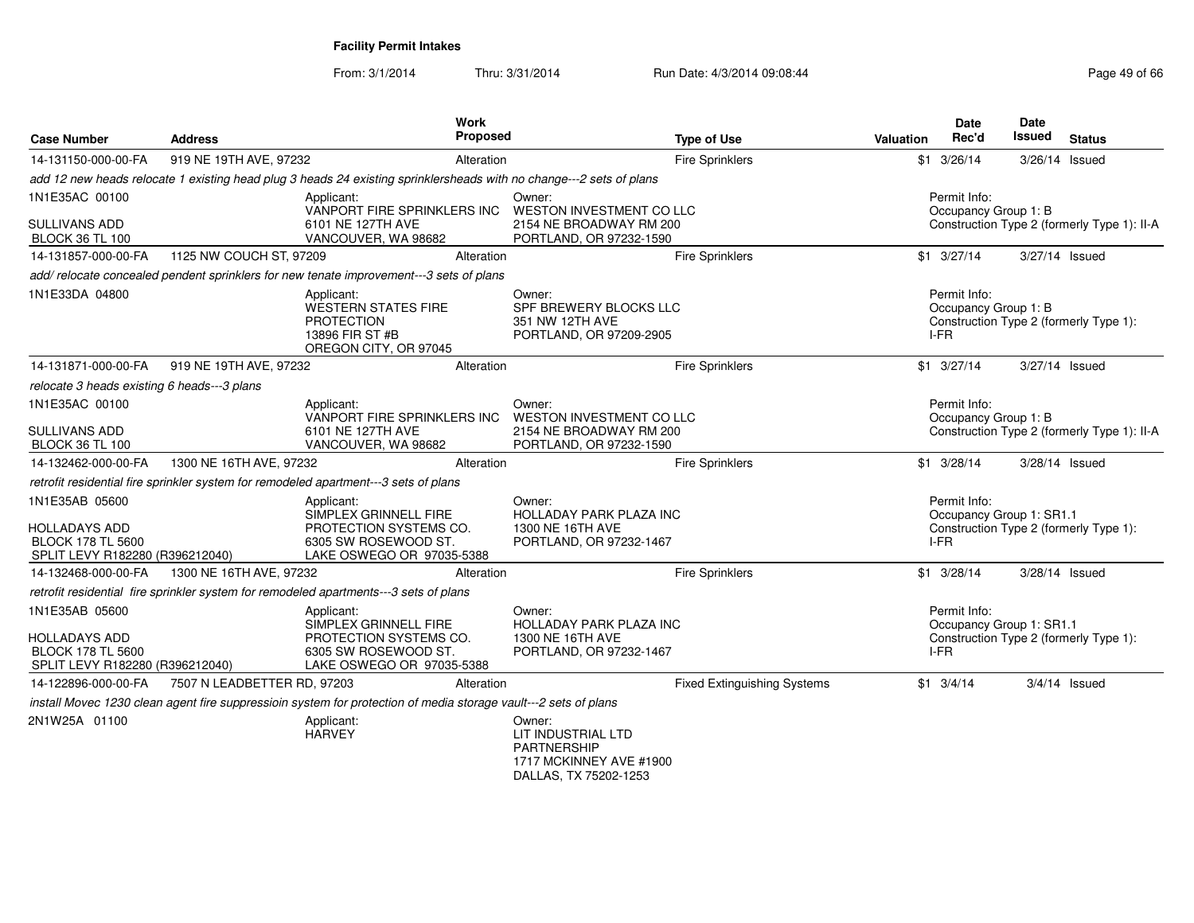**Facility Permit Intakes**

From: 3/1/2014 Thru: 3/31/2014 Run Date: 4/3/2014 09:08:44

| Case Number | Address | Work Proposed | Type of Use | Valuation | Date Rec'd | Date Issued | Status |
|---|---|---|---|---|---|---|---|
| 14-131150-000-00-FA | 919 NE 19TH AVE, 97232 | Alteration | Fire Sprinklers | $1 | 3/26/14 | 3/26/14 | Issued |
| *add 12 new heads relocate 1 existing head plug 3 heads 24 existing sprinklersheads with no change---2 sets of plans* | | | | | | | |
| 1N1E35AC 00100<br>SULLIVANS ADD<br>BLOCK 36 TL 100 | | Applicant:<br>VANPORT FIRE SPRINKLERS INC<br>6101 NE 127TH AVE<br>VANCOUVER, WA 98682 | Owner:<br>WESTON INVESTMENT CO LLC<br>2154 NE BROADWAY RM 200<br>PORTLAND, OR 97232-1590 | | Permit Info:<br>Occupancy Group 1: B<br>Construction Type 2 (formerly Type 1): II-A | | |
| 14-131857-000-00-FA | 1125 NW COUCH ST, 97209 | Alteration | Fire Sprinklers | $1 | 3/27/14 | 3/27/14 | Issued |
| *add/ relocate concealed pendent sprinklers for new tenate improvement---3 sets of plans* | | | | | | | |
| 1N1E33DA 04800 | | Applicant:<br>WESTERN STATES FIRE PROTECTION<br>13896 FIR ST #B<br>OREGON CITY, OR 97045 | Owner:<br>SPF BREWERY BLOCKS LLC<br>351 NW 12TH AVE<br>PORTLAND, OR 97209-2905 | | Permit Info:<br>Occupancy Group 1: B<br>Construction Type 2 (formerly Type 1): I-FR | | |
| 14-131871-000-00-FA | 919 NE 19TH AVE, 97232 | Alteration | Fire Sprinklers | $1 | 3/27/14 | 3/27/14 | Issued |
| *relocate 3 heads existing 6 heads---3 plans* | | | | | | | |
| 1N1E35AC 00100<br>SULLIVANS ADD<br>BLOCK 36 TL 100 | | Applicant:<br>VANPORT FIRE SPRINKLERS INC<br>6101 NE 127TH AVE<br>VANCOUVER, WA 98682 | Owner:<br>WESTON INVESTMENT CO LLC<br>2154 NE BROADWAY RM 200<br>PORTLAND, OR 97232-1590 | | Permit Info:<br>Occupancy Group 1: B<br>Construction Type 2 (formerly Type 1): II-A | | |
| 14-132462-000-00-FA | 1300 NE 16TH AVE, 97232 | Alteration | Fire Sprinklers | $1 | 3/28/14 | 3/28/14 | Issued |
| *retrofit residential fire sprinkler system for remodeled apartment---3 sets of plans* | | | | | | | |
| 1N1E35AB 05600<br>HOLLADAYS ADD<br>BLOCK 178 TL 5600<br>SPLIT LEVY R182280 (R396212040) | | Applicant:<br>SIMPLEX GRINNELL FIRE PROTECTION SYSTEMS CO.<br>6305 SW ROSEWOOD ST.<br>LAKE OSWEGO OR 97035-5388 | Owner:<br>HOLLADAY PARK PLAZA INC<br>1300 NE 16TH AVE<br>PORTLAND, OR 97232-1467 | | Permit Info:<br>Occupancy Group 1: SR1.1<br>Construction Type 2 (formerly Type 1): I-FR | | |
| 14-132468-000-00-FA | 1300 NE 16TH AVE, 97232 | Alteration | Fire Sprinklers | $1 | 3/28/14 | 3/28/14 | Issued |
| *retrofit residential fire sprinkler system for remodeled apartments---3 sets of plans* | | | | | | | |
| 1N1E35AB 05600<br>HOLLADAYS ADD<br>BLOCK 178 TL 5600<br>SPLIT LEVY R182280 (R396212040) | | Applicant:<br>SIMPLEX GRINNELL FIRE PROTECTION SYSTEMS CO.<br>6305 SW ROSEWOOD ST.<br>LAKE OSWEGO OR 97035-5388 | Owner:<br>HOLLADAY PARK PLAZA INC<br>1300 NE 16TH AVE<br>PORTLAND, OR 97232-1467 | | Permit Info:<br>Occupancy Group 1: SR1.1<br>Construction Type 2 (formerly Type 1): I-FR | | |
| 14-122896-000-00-FA | 7507 N LEADBETTER RD, 97203 | Alteration | Fixed Extinguishing Systems | $1 | 3/4/14 | 3/4/14 | Issued |
| *install Movec 1230 clean agent fire suppressioin system for protection of media storage vault---2 sets of plans* | | | | | | | |
| 2N1W25A 01100 | | Applicant:<br>HARVEY | Owner:<br>LIT INDUSTRIAL LTD PARTNERSHIP<br>1717 MCKINNEY AVE #1900<br>DALLAS, TX 75202-1253 | | | | |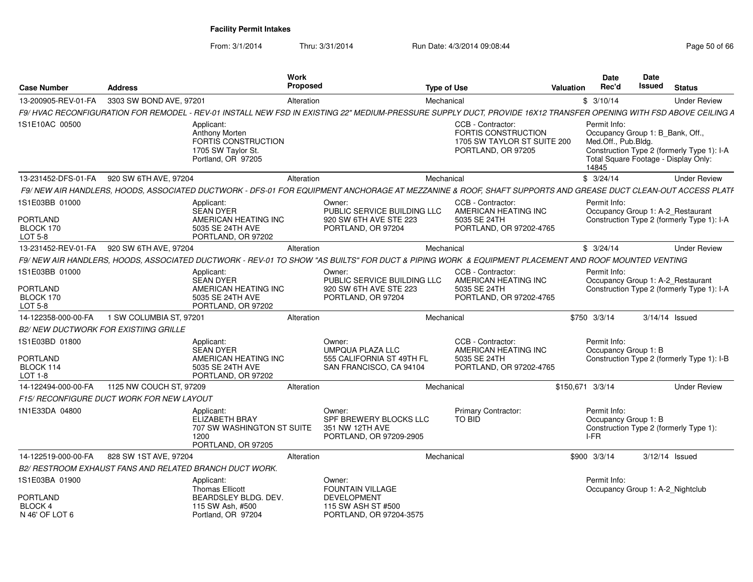**Facility Permit Intakes**

From: 3/1/2014 Thru: 3/31/2014 Run Date: 4/3/2014 09:08:44

| Case Number | Address | Work Proposed | Type of Use | Valuation | Date Rec'd | Date Issued | Status |
|---|---|---|---|---|---|---|---|
| 13-200905-REV-01-FA | 3303 SW BOND AVE, 97201 | Alteration | Mechanical | $ | 3/10/14 | | Under Review |

F9/ HVAC RECONFIGURATION FOR REMODEL - REV-01 INSTALL NEW FSD IN EXISTING 22" MEDIUM-PRESSURE SUPPLY DUCT, PROVIDE 16X12 TRANSFER OPENING WITH FSD ABOVE CEILING A

1S1E10AC 00500

Applicant: Anthony Morten, FORTIS CONSTRUCTION, 1705 SW Taylor St., Portland, OR 97205

CCB - Contractor: FORTIS CONSTRUCTION, 1705 SW TAYLOR ST SUITE 200, PORTLAND, OR 97205

Permit Info: Occupancy Group 1: B_Bank, Off., Med.Off., Pub.Bldg. Construction Type 2 (formerly Type 1): I-A. Total Square Footage - Display Only: 14845

| Case Number | Address | Work Proposed | Type of Use | Valuation | Date Rec'd | Date Issued | Status |
|---|---|---|---|---|---|---|---|
| 13-231452-DFS-01-FA | 920 SW 6TH AVE, 97204 | Alteration | Mechanical | $ | 3/24/14 | | Under Review |

F9/ NEW AIR HANDLERS, HOODS, ASSOCIATED DUCTWORK - DFS-01 FOR EQUIPMENT ANCHORAGE AT MEZZANINE & ROOF, SHAFT SUPPORTS AND GREASE DUCT CLEAN-OUT ACCESS PLATF

1S1E03BB 01000, PORTLAND, BLOCK 170, LOT 5-8

Applicant: SEAN DYER, AMERICAN HEATING INC, 5035 SE 24TH AVE, PORTLAND, OR 97202

Owner: PUBLIC SERVICE BUILDING LLC, 920 SW 6TH AVE STE 223, PORTLAND, OR 97204

CCB - Contractor: AMERICAN HEATING INC, 5035 SE 24TH, PORTLAND, OR 97202-4765

Permit Info: Occupancy Group 1: A-2_Restaurant. Construction Type 2 (formerly Type 1): I-A

| Case Number | Address | Work Proposed | Type of Use | Valuation | Date Rec'd | Date Issued | Status |
|---|---|---|---|---|---|---|---|
| 13-231452-REV-01-FA | 920 SW 6TH AVE, 97204 | Alteration | Mechanical | $ | 3/24/14 | | Under Review |

F9/ NEW AIR HANDLERS, HOODS, ASSOCIATED DUCTWORK - REV-01 TO SHOW "AS BUILTS" FOR DUCT & PIPING WORK & EQUIPMENT PLACEMENT AND ROOF MOUNTED VENTING

1S1E03BB 01000, PORTLAND, BLOCK 170, LOT 5-8

Applicant: SEAN DYER, AMERICAN HEATING INC, 5035 SE 24TH AVE, PORTLAND, OR 97202

Owner: PUBLIC SERVICE BUILDING LLC, 920 SW 6TH AVE STE 223, PORTLAND, OR 97204

CCB - Contractor: AMERICAN HEATING INC, 5035 SE 24TH, PORTLAND, OR 97202-4765

Permit Info: Occupancy Group 1: A-2_Restaurant. Construction Type 2 (formerly Type 1): I-A

| Case Number | Address | Work Proposed | Type of Use | Valuation | Date Rec'd | Date Issued | Status |
|---|---|---|---|---|---|---|---|
| 14-122358-000-00-FA | 1 SW COLUMBIA ST, 97201 | Alteration | Mechanical | $750 | 3/3/14 | 3/14/14 | Issued |

B2/ NEW DUCTWORK FOR EXISTIING GRILLE

1S1E03BD 01800, PORTLAND, BLOCK 114, LOT 1-8

Applicant: SEAN DYER, AMERICAN HEATING INC, 5035 SE 24TH AVE, PORTLAND, OR 97202

Owner: UMPQUA PLAZA LLC, 555 CALIFORNIA ST 49TH FL, SAN FRANCISCO, CA 94104

CCB - Contractor: AMERICAN HEATING INC, 5035 SE 24TH, PORTLAND, OR 97202-4765

Permit Info: Occupancy Group 1: B. Construction Type 2 (formerly Type 1): I-B

| Case Number | Address | Work Proposed | Type of Use | Valuation | Date Rec'd | Date Issued | Status |
|---|---|---|---|---|---|---|---|
| 14-122494-000-00-FA | 1125 NW COUCH ST, 97209 | Alteration | Mechanical | $150,671 | 3/3/14 | | Under Review |

F15/ RECONFIGURE DUCT WORK FOR NEW LAYOUT

1N1E33DA 04800

Applicant: ELIZABETH BRAY, 707 SW WASHINGTON ST SUITE 1200, PORTLAND, OR 97205

Owner: SPF BREWERY BLOCKS LLC, 351 NW 12TH AVE, PORTLAND, OR 97209-2905

Primary Contractor: TO BID

Permit Info: Occupancy Group 1: B. Construction Type 2 (formerly Type 1): I-FR

| Case Number | Address | Work Proposed | Type of Use | Valuation | Date Rec'd | Date Issued | Status |
|---|---|---|---|---|---|---|---|
| 14-122519-000-00-FA | 828 SW 1ST AVE, 97204 | Alteration | Mechanical | $900 | 3/3/14 | 3/12/14 | Issued |

B2/ RESTROOM EXHAUST FANS AND RELATED BRANCH DUCT WORK.

1S1E03BA 01900, PORTLAND, BLOCK 4, N 46' OF LOT 6

Applicant: Thomas Ellicott, BEARDSLEY BLDG. DEV., 115 SW Ash, #500, Portland, OR 97204

Owner: FOUNTAIN VILLAGE DEVELOPMENT, 115 SW ASH ST #500, PORTLAND, OR 97204-3575

Permit Info: Occupancy Group 1: A-2_Nightclub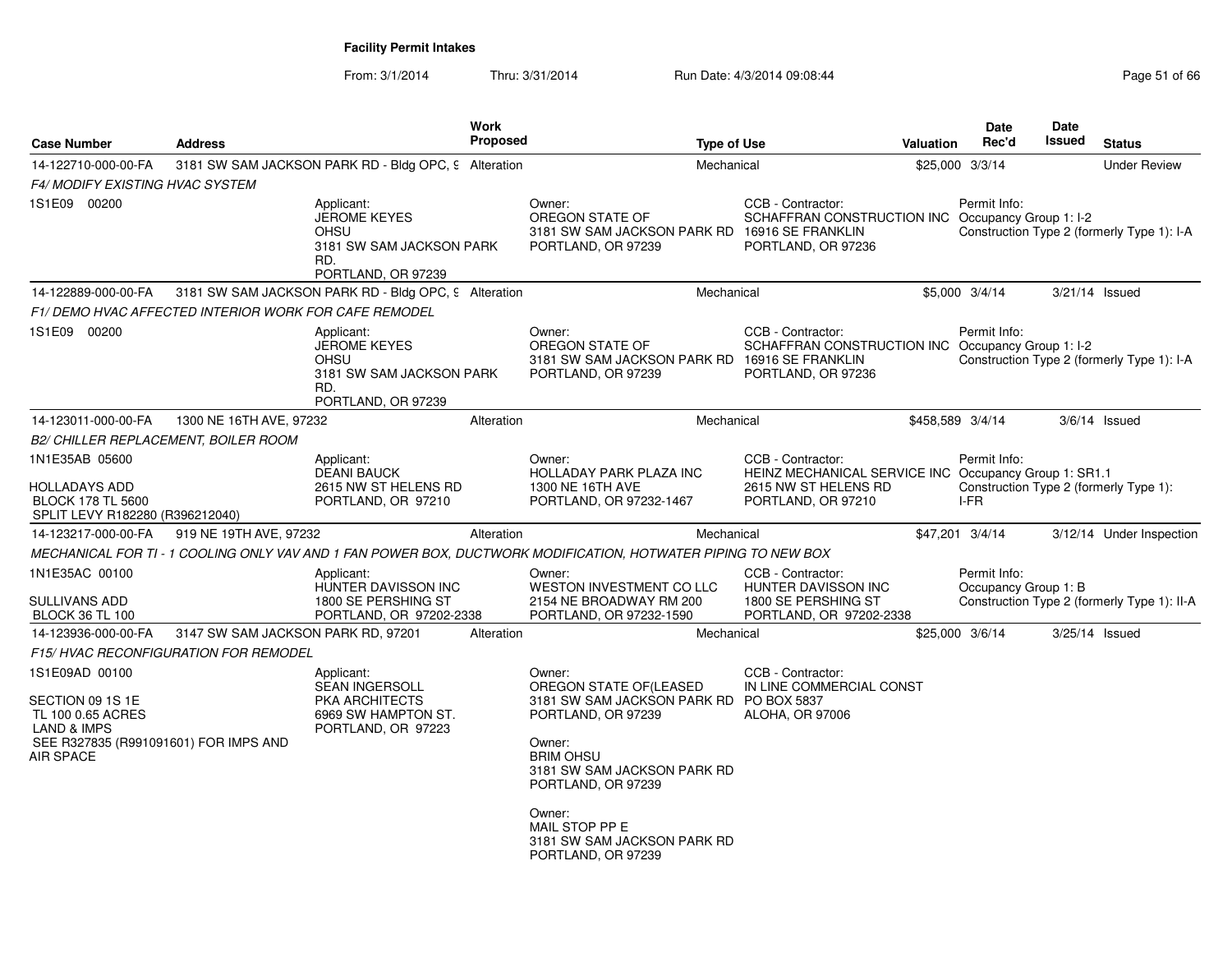**Facility Permit Intakes**

From: 3/1/2014 Thru: 3/31/2014 Run Date: 4/3/2014 09:08:44

| Case Number | Address | Work Proposed | Type of Use | Valuation | Date Rec'd | Date Issued | Status |
|---|---|---|---|---|---|---|---|
| 14-122710-000-00-FA | 3181 SW SAM JACKSON PARK RD - Bldg OPC, 9 | Alteration | Mechanical | $25,000 | 3/3/14 | | Under Review |

*F4/ MODIFY EXISTING HVAC SYSTEM*

1S1E09 00200

Applicant: JEROME KEYES, OHSU, 3181 SW SAM JACKSON PARK RD., PORTLAND, OR 97239

Owner: OREGON STATE OF, 3181 SW SAM JACKSON PARK RD, PORTLAND, OR 97239

CCB - Contractor: SCHAFFRAN CONSTRUCTION INC, 16916 SE FRANKLIN, PORTLAND, OR 97236

Permit Info: Occupancy Group 1: I-2; Construction Type 2 (formerly Type 1): I-A

| Case Number | Address | Work Proposed | Type of Use | Valuation | Date Rec'd | Date Issued | Status |
|---|---|---|---|---|---|---|---|
| 14-122889-000-00-FA | 3181 SW SAM JACKSON PARK RD - Bldg OPC, 9 | Alteration | Mechanical | $5,000 | 3/4/14 | 3/21/14 | Issued |

*F1/ DEMO HVAC AFFECTED INTERIOR WORK FOR CAFE REMODEL*

1S1E09 00200

Applicant: JEROME KEYES, OHSU, 3181 SW SAM JACKSON PARK RD., PORTLAND, OR 97239

Owner: OREGON STATE OF, 3181 SW SAM JACKSON PARK RD, PORTLAND, OR 97239

CCB - Contractor: SCHAFFRAN CONSTRUCTION INC, 16916 SE FRANKLIN, PORTLAND, OR 97236

Permit Info: Occupancy Group 1: I-2; Construction Type 2 (formerly Type 1): I-A

| Case Number | Address | Work Proposed | Type of Use | Valuation | Date Rec'd | Date Issued | Status |
|---|---|---|---|---|---|---|---|
| 14-123011-000-00-FA | 1300 NE 16TH AVE, 97232 | Alteration | Mechanical | $458,589 | 3/4/14 | 3/6/14 | Issued |

*B2/ CHILLER REPLACEMENT, BOILER ROOM*

1N1E35AB 05600
HOLLADAYS ADD
BLOCK 178 TL 5600
SPLIT LEVY R182280 (R396212040)

Applicant: DEANI BAUCK, 2615 NW ST HELENS RD, PORTLAND, OR 97210

Owner: HOLLADAY PARK PLAZA INC, 1300 NE 16TH AVE, PORTLAND, OR 97232-1467

CCB - Contractor: HEINZ MECHANICAL SERVICE INC, 2615 NW ST HELENS RD, PORTLAND, OR 97210

Permit Info: Occupancy Group 1: SR1.1; Construction Type 2 (formerly Type 1): I-FR

| Case Number | Address | Work Proposed | Type of Use | Valuation | Date Rec'd | Date Issued | Status |
|---|---|---|---|---|---|---|---|
| 14-123217-000-00-FA | 919 NE 19TH AVE, 97232 | Alteration | Mechanical | $47,201 | 3/4/14 | 3/12/14 | Under Inspection |

*MECHANICAL FOR TI - 1 COOLING ONLY VAV AND 1 FAN POWER BOX, DUCTWORK MODIFICATION, HOTWATER PIPING TO NEW BOX*

1N1E35AC 00100
SULLIVANS ADD
BLOCK 36 TL 100

Applicant: HUNTER DAVISSON INC, 1800 SE PERSHING ST, PORTLAND, OR 97202-2338

Owner: WESTON INVESTMENT CO LLC, 2154 NE BROADWAY RM 200, PORTLAND, OR 97232-1590

CCB - Contractor: HUNTER DAVISSON INC, 1800 SE PERSHING ST, PORTLAND, OR 97202-2338

Permit Info: Occupancy Group 1: B; Construction Type 2 (formerly Type 1): II-A

| Case Number | Address | Work Proposed | Type of Use | Valuation | Date Rec'd | Date Issued | Status |
|---|---|---|---|---|---|---|---|
| 14-123936-000-00-FA | 3147 SW SAM JACKSON PARK RD, 97201 | Alteration | Mechanical | $25,000 | 3/6/14 | 3/25/14 | Issued |

*F15/ HVAC RECONFIGURATION FOR REMODEL*

1S1E09AD 00100
SECTION 09 1S 1E
TL 100 0.65 ACRES
LAND & IMPS
SEE R327835 (R991091601) FOR IMPS AND AIR SPACE

Applicant: SEAN INGERSOLL, PKA ARCHITECTS, 6969 SW HAMPTON ST., PORTLAND, OR 97223

Owner: OREGON STATE OF(LEASED, 3181 SW SAM JACKSON PARK RD, PORTLAND, OR 97239

Owner: BRIM OHSU, 3181 SW SAM JACKSON PARK RD, PORTLAND, OR 97239

Owner: MAIL STOP PP E, 3181 SW SAM JACKSON PARK RD, PORTLAND, OR 97239

CCB - Contractor: IN LINE COMMERCIAL CONST, PO BOX 5837, ALOHA, OR 97006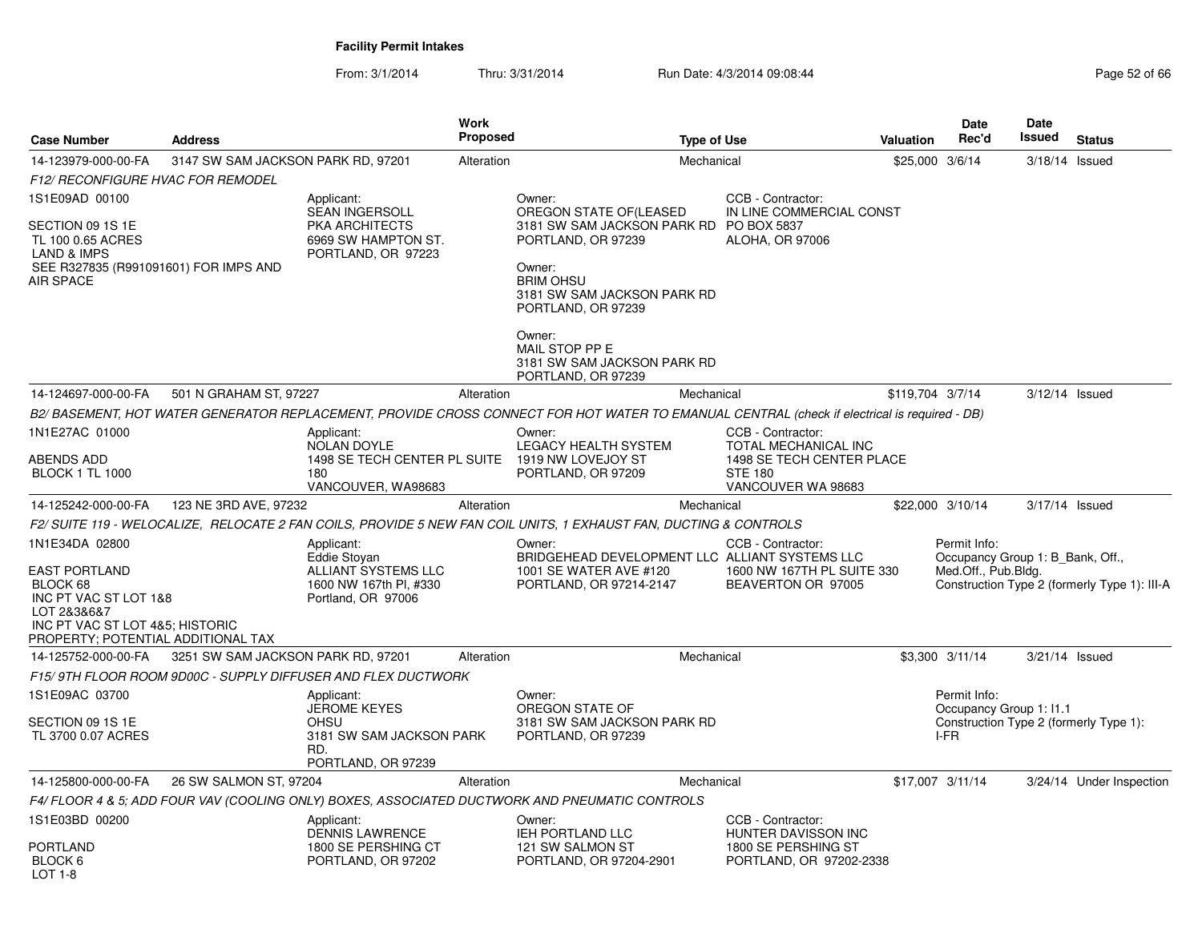**Facility Permit Intakes**

From: 3/1/2014 Thru: 3/31/2014 Run Date: 4/3/2014 09:08:44

| Case Number | Address | Work Proposed | Type of Use | Valuation | Date Rec'd | Date Issued | Status |
|---|---|---|---|---|---|---|---|
| 14-123979-000-00-FA | 3147 SW SAM JACKSON PARK RD, 97201 | Alteration | Mechanical | $25,000 | 3/6/14 | 3/18/14 | Issued |

*F12/ RECONFIGURE HVAC FOR REMODEL*

1S1E09AD 00100

SECTION 09 1S 1E
TL 100 0.65 ACRES
LAND & IMPS
SEE R327835 (R991091601) FOR IMPS AND AIR SPACE

Applicant:
SEAN INGERSOLL
PKA ARCHITECTS
6969 SW HAMPTON ST.
PORTLAND, OR 97223

Owner:
OREGON STATE OF(LEASED
3181 SW SAM JACKSON PARK RD
PORTLAND, OR 97239

Owner:
BRIM OHSU
3181 SW SAM JACKSON PARK RD
PORTLAND, OR 97239

Owner:
MAIL STOP PP E
3181 SW SAM JACKSON PARK RD
PORTLAND, OR 97239

CCB - Contractor:
IN LINE COMMERCIAL CONST
PO BOX 5837
ALOHA, OR 97006

| Case Number | Address | Work Proposed | Type of Use | Valuation | Date Rec'd | Date Issued | Status |
|---|---|---|---|---|---|---|---|
| 14-124697-000-00-FA | 501 N GRAHAM ST, 97227 | Alteration | Mechanical | $119,704 | 3/7/14 | 3/12/14 | Issued |

*B2/ BASEMENT, HOT WATER GENERATOR REPLACEMENT, PROVIDE CROSS CONNECT FOR HOT WATER TO EMANUAL CENTRAL (check if electrical is required - DB)*

1N1E27AC 01000

ABENDS ADD
BLOCK 1 TL 1000

Applicant:
NOLAN DOYLE
1498 SE TECH CENTER PL SUITE 180
VANCOUVER, WA98683

Owner:
LEGACY HEALTH SYSTEM
1919 NW LOVEJOY ST
PORTLAND, OR 97209

CCB - Contractor:
TOTAL MECHANICAL INC
1498 SE TECH CENTER PLACE
STE 180
VANCOUVER WA 98683

| Case Number | Address | Work Proposed | Type of Use | Valuation | Date Rec'd | Date Issued | Status |
|---|---|---|---|---|---|---|---|
| 14-125242-000-00-FA | 123 NE 3RD AVE, 97232 | Alteration | Mechanical | $22,000 | 3/10/14 | 3/17/14 | Issued |

*F2/ SUITE 119 - WELOCALIZE, RELOCATE 2 FAN COILS, PROVIDE 5 NEW FAN COIL UNITS, 1 EXHAUST FAN, DUCTING & CONTROLS*

1N1E34DA 02800

EAST PORTLAND
BLOCK 68
INC PT VAC ST LOT 1&8
LOT 2&3&6&7
INC PT VAC ST LOT 4&5; HISTORIC PROPERTY; POTENTIAL ADDITIONAL TAX

Applicant:
Eddie Stoyan
ALLIANT SYSTEMS LLC
1600 NW 167th Pl, #330
Portland, OR 97006

Owner:
BRIDGEHEAD DEVELOPMENT LLC
1001 SE WATER AVE #120
PORTLAND, OR 97214-2147

CCB - Contractor:
ALLIANT SYSTEMS LLC
1600 NW 167TH PL SUITE 330
BEAVERTON OR 97005

Permit Info:
Occupancy Group 1: B_Bank, Off., Med.Off., Pub.Bldg.
Construction Type 2 (formerly Type 1): III-A

| Case Number | Address | Work Proposed | Type of Use | Valuation | Date Rec'd | Date Issued | Status |
|---|---|---|---|---|---|---|---|
| 14-125752-000-00-FA | 3251 SW SAM JACKSON PARK RD, 97201 | Alteration | Mechanical | $3,300 | 3/11/14 | 3/21/14 | Issued |

*F15/ 9TH FLOOR ROOM 9D00C - SUPPLY DIFFUSER AND FLEX DUCTWORK*

1S1E09AC 03700

SECTION 09 1S 1E
TL 3700 0.07 ACRES

Applicant:
JEROME KEYES
OHSU
3181 SW SAM JACKSON PARK RD.
PORTLAND, OR 97239

Owner:
OREGON STATE OF
3181 SW SAM JACKSON PARK RD
PORTLAND, OR 97239

Permit Info:
Occupancy Group 1: I1.1
Construction Type 2 (formerly Type 1): I-FR

| Case Number | Address | Work Proposed | Type of Use | Valuation | Date Rec'd | Date Issued | Status |
|---|---|---|---|---|---|---|---|
| 14-125800-000-00-FA | 26 SW SALMON ST, 97204 | Alteration | Mechanical | $17,007 | 3/11/14 | 3/24/14 | Under Inspection |

*F4/ FLOOR 4 & 5; ADD FOUR VAV (COOLING ONLY) BOXES, ASSOCIATED DUCTWORK AND PNEUMATIC CONTROLS*

1S1E03BD 00200

PORTLAND
BLOCK 6
LOT 1-8

Applicant:
DENNIS LAWRENCE
1800 SE PERSHING CT
PORTLAND, OR 97202

Owner:
IEH PORTLAND LLC
121 SW SALMON ST
PORTLAND, OR 97204-2901

CCB - Contractor:
HUNTER DAVISSON INC
1800 SE PERSHING ST
PORTLAND, OR 97202-2338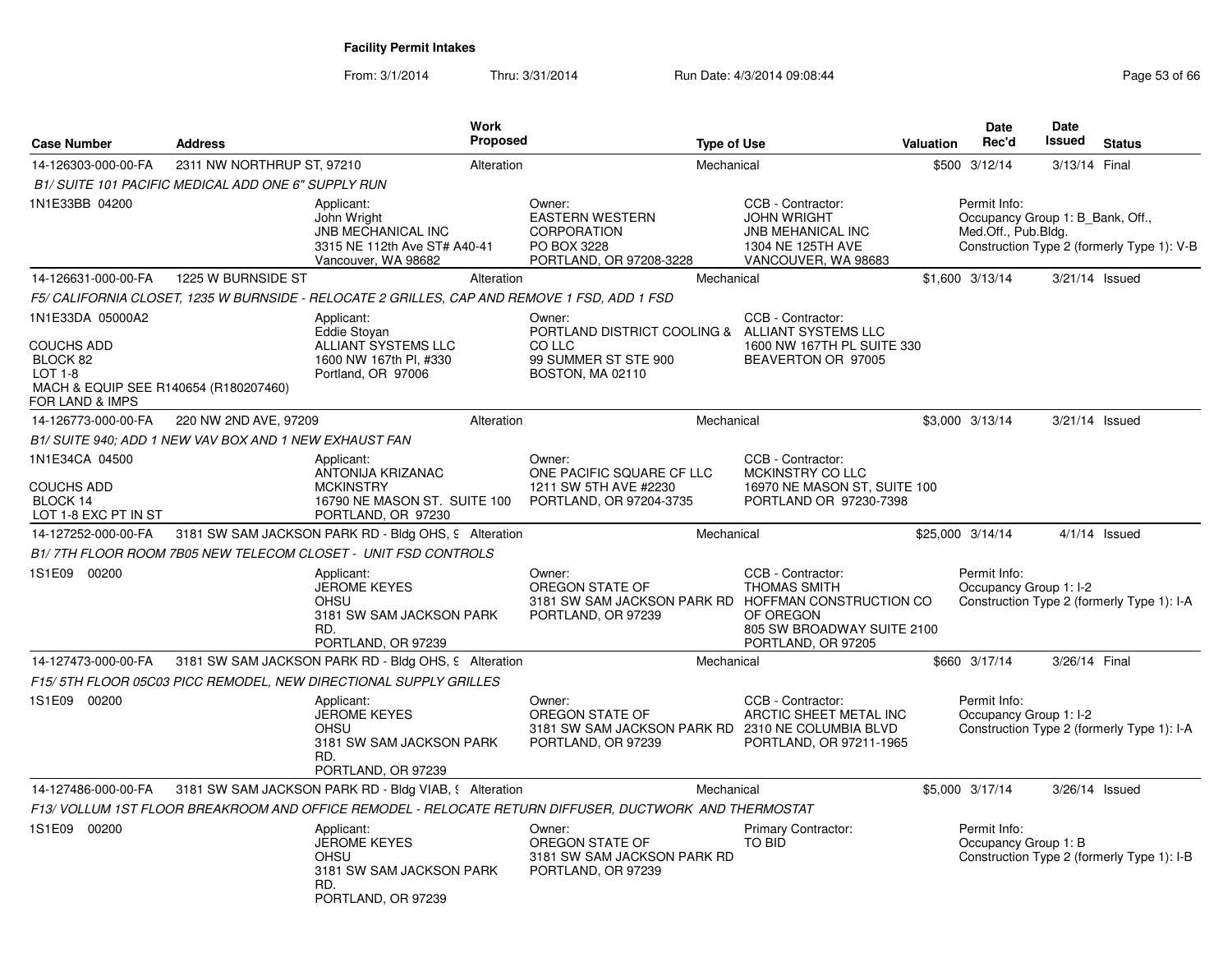# Facility Permit Intakes

From: 3/1/2014 Thru: 3/31/2014 Run Date: 4/3/2014 09:08:44

| Case Number | Address | Work Proposed | Type of Use | Valuation | Date Rec'd | Date Issued | Status |
|---|---|---|---|---|---|---|---|
| 14-126303-000-00-FA | 2311 NW NORTHRUP ST, 97210 | Alteration | Mechanical | $500 | 3/12/14 | 3/13/14 | Final |

*B1/ SUITE 101 PACIFIC MEDICAL ADD ONE 6" SUPPLY RUN*

1N1E33BB 04200

Applicant: John Wright, JNB MECHANICAL INC, 3315 NE 112th Ave ST# A40-41, Vancouver, WA 98682

Owner: EASTERN WESTERN CORPORATION, PO BOX 3228, PORTLAND, OR 97208-3228

CCB - Contractor: JOHN WRIGHT, JNB MEHANICAL INC, 1304 NE 125TH AVE, VANCOUVER, WA 98683

Permit Info: Occupancy Group 1: B_Bank, Off., Med.Off., Pub.Bldg. Construction Type 2 (formerly Type 1): V-B

| Case Number | Address | Work Proposed | Type of Use | Valuation | Date Rec'd | Date Issued | Status |
|---|---|---|---|---|---|---|---|
| 14-126631-000-00-FA | 1225 W BURNSIDE ST | Alteration | Mechanical | $1,600 | 3/13/14 | 3/21/14 | Issued |

*F5/ CALIFORNIA CLOSET, 1235 W BURNSIDE - RELOCATE 2 GRILLES, CAP AND REMOVE 1 FSD, ADD 1 FSD*

1N1E33DA 05000A2

COUCHS ADD
BLOCK 82
LOT 1-8
MACH & EQUIP SEE R140654 (R180207460)
FOR LAND & IMPS

Applicant: Eddie Stoyan, ALLIANT SYSTEMS LLC, 1600 NW 167th Pl, #330, Portland, OR 97006

Owner: PORTLAND DISTRICT COOLING & CO LLC, 99 SUMMER ST STE 900, BOSTON, MA 02110

CCB - Contractor: ALLIANT SYSTEMS LLC, 1600 NW 167TH PL SUITE 330, BEAVERTON OR 97005

| Case Number | Address | Work Proposed | Type of Use | Valuation | Date Rec'd | Date Issued | Status |
|---|---|---|---|---|---|---|---|
| 14-126773-000-00-FA | 220 NW 2ND AVE, 97209 | Alteration | Mechanical | $3,000 | 3/13/14 | 3/21/14 | Issued |

*B1/ SUITE 940; ADD 1 NEW VAV BOX AND 1 NEW EXHAUST FAN*

1N1E34CA 04500

COUCHS ADD
BLOCK 14
LOT 1-8 EXC PT IN ST

Applicant: ANTONIJA KRIZANAC, MCKINSTRY, 16790 NE MASON ST. SUITE 100, PORTLAND, OR 97230

Owner: ONE PACIFIC SQUARE CF LLC, 1211 SW 5TH AVE #2230, PORTLAND, OR 97204-3735

CCB - Contractor: MCKINSTRY CO LLC, 16970 NE MASON ST, SUITE 100, PORTLAND OR 97230-7398

| Case Number | Address | Work Proposed | Type of Use | Valuation | Date Rec'd | Date Issued | Status |
|---|---|---|---|---|---|---|---|
| 14-127252-000-00-FA | 3181 SW SAM JACKSON PARK RD - Bldg OHS, 9 | Alteration | Mechanical | $25,000 | 3/14/14 | 4/1/14 | Issued |

*B1/ 7TH FLOOR ROOM 7B05 NEW TELECOM CLOSET - UNIT FSD CONTROLS*

1S1E09 00200

Applicant: JEROME KEYES, OHSU, 3181 SW SAM JACKSON PARK RD., PORTLAND, OR 97239

Owner: OREGON STATE OF, 3181 SW SAM JACKSON PARK RD, PORTLAND, OR 97239

CCB - Contractor: THOMAS SMITH, HOFFMAN CONSTRUCTION CO OF OREGON, 805 SW BROADWAY SUITE 2100, PORTLAND, OR 97205

Permit Info: Occupancy Group 1: I-2 Construction Type 2 (formerly Type 1): I-A

| Case Number | Address | Work Proposed | Type of Use | Valuation | Date Rec'd | Date Issued | Status |
|---|---|---|---|---|---|---|---|
| 14-127473-000-00-FA | 3181 SW SAM JACKSON PARK RD - Bldg OHS, 9 | Alteration | Mechanical | $660 | 3/17/14 | 3/26/14 | Final |

*F15/ 5TH FLOOR 05C03 PICC REMODEL, NEW DIRECTIONAL SUPPLY GRILLES*

1S1E09 00200

Applicant: JEROME KEYES, OHSU, 3181 SW SAM JACKSON PARK RD., PORTLAND, OR 97239

Owner: OREGON STATE OF, 3181 SW SAM JACKSON PARK RD, PORTLAND, OR 97239

CCB - Contractor: ARCTIC SHEET METAL INC, 2310 NE COLUMBIA BLVD, PORTLAND, OR 97211-1965

Permit Info: Occupancy Group 1: I-2 Construction Type 2 (formerly Type 1): I-A

| Case Number | Address | Work Proposed | Type of Use | Valuation | Date Rec'd | Date Issued | Status |
|---|---|---|---|---|---|---|---|
| 14-127486-000-00-FA | 3181 SW SAM JACKSON PARK RD - Bldg VIAB, 9 | Alteration | Mechanical | $5,000 | 3/17/14 | 3/26/14 | Issued |

*F13/ VOLLUM 1ST FLOOR BREAKROOM AND OFFICE REMODEL - RELOCATE RETURN DIFFUSER, DUCTWORK AND THERMOSTAT*

1S1E09 00200

Applicant: JEROME KEYES, OHSU, 3181 SW SAM JACKSON PARK RD., PORTLAND, OR 97239

Owner: OREGON STATE OF, 3181 SW SAM JACKSON PARK RD, PORTLAND, OR 97239

Primary Contractor: TO BID

Permit Info: Occupancy Group 1: B Construction Type 2 (formerly Type 1): I-B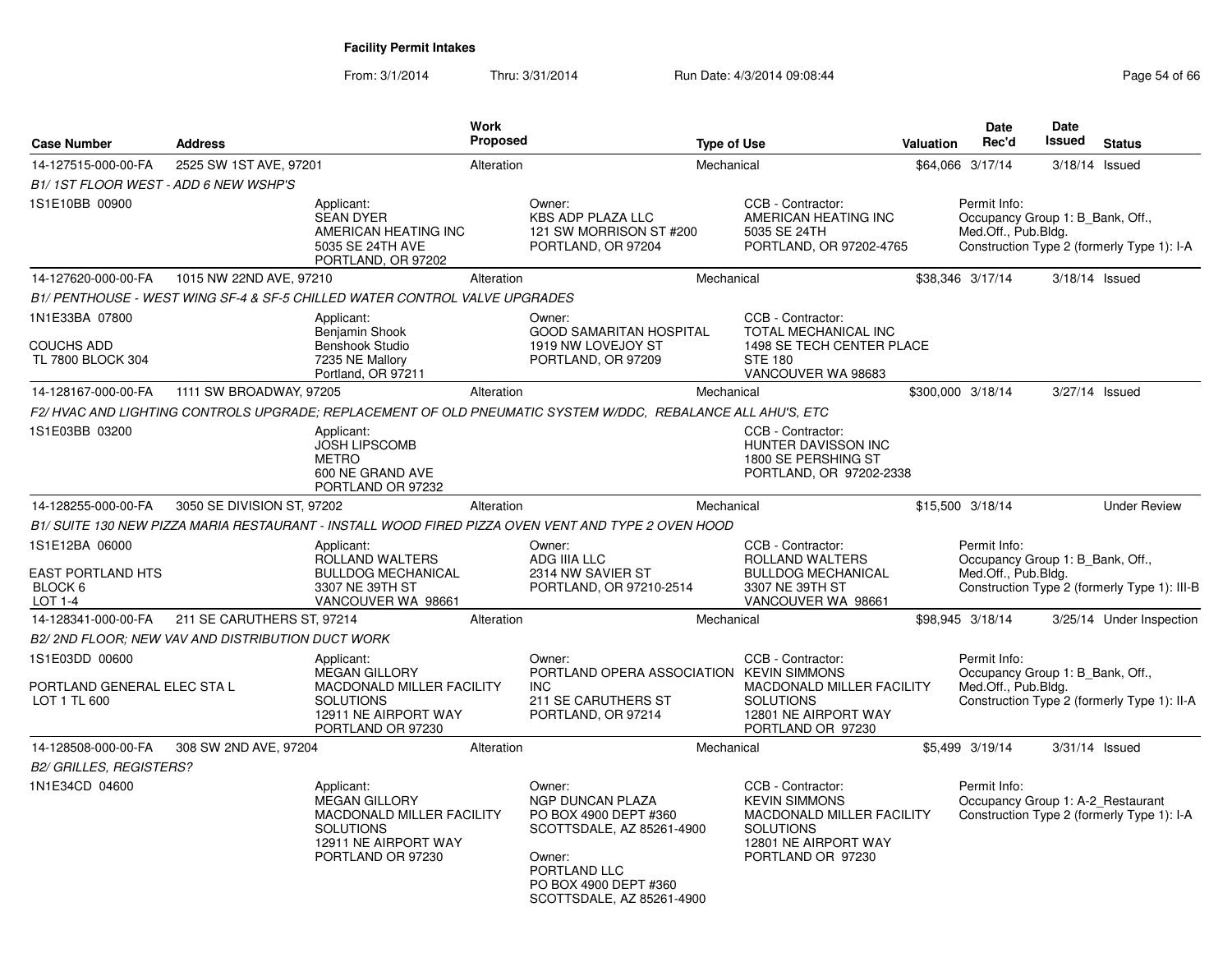**Facility Permit Intakes**

From: 3/1/2014 Thru: 3/31/2014 Run Date: 4/3/2014 09:08:44

| Case Number | Address | Work Proposed | Type of Use | Valuation | Date Rec'd | Date Issued | Status |
|---|---|---|---|---|---|---|---|
| 14-127515-000-00-FA | 2525 SW 1ST AVE, 97201 | Alteration | Mechanical | $64,066 | 3/17/14 | 3/18/14 | Issued |

*B1/ 1ST FLOOR WEST - ADD 6 NEW WSHP'S*

1S1E10BB 00900

Applicant: SEAN DYER, AMERICAN HEATING INC, 5035 SE 24TH AVE, PORTLAND, OR 97202

Owner: KBS ADP PLAZA LLC, 121 SW MORRISON ST #200, PORTLAND, OR 97204

CCB - Contractor: AMERICAN HEATING INC, 5035 SE 24TH, PORTLAND, OR 97202-4765

Permit Info: Occupancy Group 1: B_Bank, Off., Med.Off., Pub.Bldg. Construction Type 2 (formerly Type 1): I-A

| Case Number | Address | Work Proposed | Type of Use | Valuation | Date Rec'd | Date Issued | Status |
|---|---|---|---|---|---|---|---|
| 14-127620-000-00-FA | 1015 NW 22ND AVE, 97210 | Alteration | Mechanical | $38,346 | 3/17/14 | 3/18/14 | Issued |

*B1/ PENTHOUSE - WEST WING SF-4 & SF-5 CHILLED WATER CONTROL VALVE UPGRADES*

1N1E33BA 07800
COUCHS ADD
TL 7800 BLOCK 304

Applicant: Benjamin Shook, Benshook Studio, 7235 NE Mallory, Portland, OR 97211

Owner: GOOD SAMARITAN HOSPITAL, 1919 NW LOVEJOY ST, PORTLAND, OR 97209

CCB - Contractor: TOTAL MECHANICAL INC, 1498 SE TECH CENTER PLACE, STE 180, VANCOUVER WA 98683

| Case Number | Address | Work Proposed | Type of Use | Valuation | Date Rec'd | Date Issued | Status |
|---|---|---|---|---|---|---|---|
| 14-128167-000-00-FA | 1111 SW BROADWAY, 97205 | Alteration | Mechanical | $300,000 | 3/18/14 | 3/27/14 | Issued |

*F2/ HVAC AND LIGHTING CONTROLS UPGRADE; REPLACEMENT OF OLD PNEUMATIC SYSTEM W/DDC, REBALANCE ALL AHU'S, ETC*

1S1E03BB 03200

Applicant: JOSH LIPSCOMB, METRO, 600 NE GRAND AVE, PORTLAND OR 97232

CCB - Contractor: HUNTER DAVISSON INC, 1800 SE PERSHING ST, PORTLAND, OR 97202-2338

| Case Number | Address | Work Proposed | Type of Use | Valuation | Date Rec'd | Date Issued | Status |
|---|---|---|---|---|---|---|---|
| 14-128255-000-00-FA | 3050 SE DIVISION ST, 97202 | Alteration | Mechanical | $15,500 | 3/18/14 | | Under Review |

*B1/ SUITE 130 NEW PIZZA MARIA RESTAURANT - INSTALL WOOD FIRED PIZZA OVEN VENT AND TYPE 2 OVEN HOOD*

1S1E12BA 06000
EAST PORTLAND HTS
BLOCK 6
LOT 1-4

Applicant: ROLLAND WALTERS, BULLDOG MECHANICAL, 3307 NE 39TH ST, VANCOUVER WA 98661

Owner: ADG IIIA LLC, 2314 NW SAVIER ST, PORTLAND, OR 97210-2514

CCB - Contractor: ROLLAND WALTERS, BULLDOG MECHANICAL, 3307 NE 39TH ST, VANCOUVER WA 98661

Permit Info: Occupancy Group 1: B_Bank, Off., Med.Off., Pub.Bldg. Construction Type 2 (formerly Type 1): III-B

| Case Number | Address | Work Proposed | Type of Use | Valuation | Date Rec'd | Date Issued | Status |
|---|---|---|---|---|---|---|---|
| 14-128341-000-00-FA | 211 SE CARUTHERS ST, 97214 | Alteration | Mechanical | $98,945 | 3/18/14 | 3/25/14 | Under Inspection |

*B2/ 2ND FLOOR; NEW VAV AND DISTRIBUTION DUCT WORK*

1S1E03DD 00600
PORTLAND GENERAL ELEC STA L
LOT 1 TL 600

Applicant: MEGAN GILLORY, MACDONALD MILLER FACILITY SOLUTIONS, 12911 NE AIRPORT WAY, PORTLAND OR 97230

Owner: PORTLAND OPERA ASSOCIATION INC, 211 SE CARUTHERS ST, PORTLAND, OR 97214

CCB - Contractor: KEVIN SIMMONS, MACDONALD MILLER FACILITY SOLUTIONS, 12801 NE AIRPORT WAY, PORTLAND OR 97230

Permit Info: Occupancy Group 1: B_Bank, Off., Med.Off., Pub.Bldg. Construction Type 2 (formerly Type 1): II-A

| Case Number | Address | Work Proposed | Type of Use | Valuation | Date Rec'd | Date Issued | Status |
|---|---|---|---|---|---|---|---|
| 14-128508-000-00-FA | 308 SW 2ND AVE, 97204 | Alteration | Mechanical | $5,499 | 3/19/14 | 3/31/14 | Issued |

*B2/ GRILLES, REGISTERS?*

1N1E34CD 04600

Applicant: MEGAN GILLORY, MACDONALD MILLER FACILITY SOLUTIONS, 12911 NE AIRPORT WAY, PORTLAND OR 97230

Owner: NGP DUNCAN PLAZA, PO BOX 4900 DEPT #360, SCOTTSDALE, AZ 85261-4900

Owner: PORTLAND LLC, PO BOX 4900 DEPT #360, SCOTTSDALE, AZ 85261-4900

CCB - Contractor: KEVIN SIMMONS, MACDONALD MILLER FACILITY SOLUTIONS, 12801 NE AIRPORT WAY, PORTLAND OR 97230

Permit Info: Occupancy Group 1: A-2_Restaurant Construction Type 2 (formerly Type 1): I-A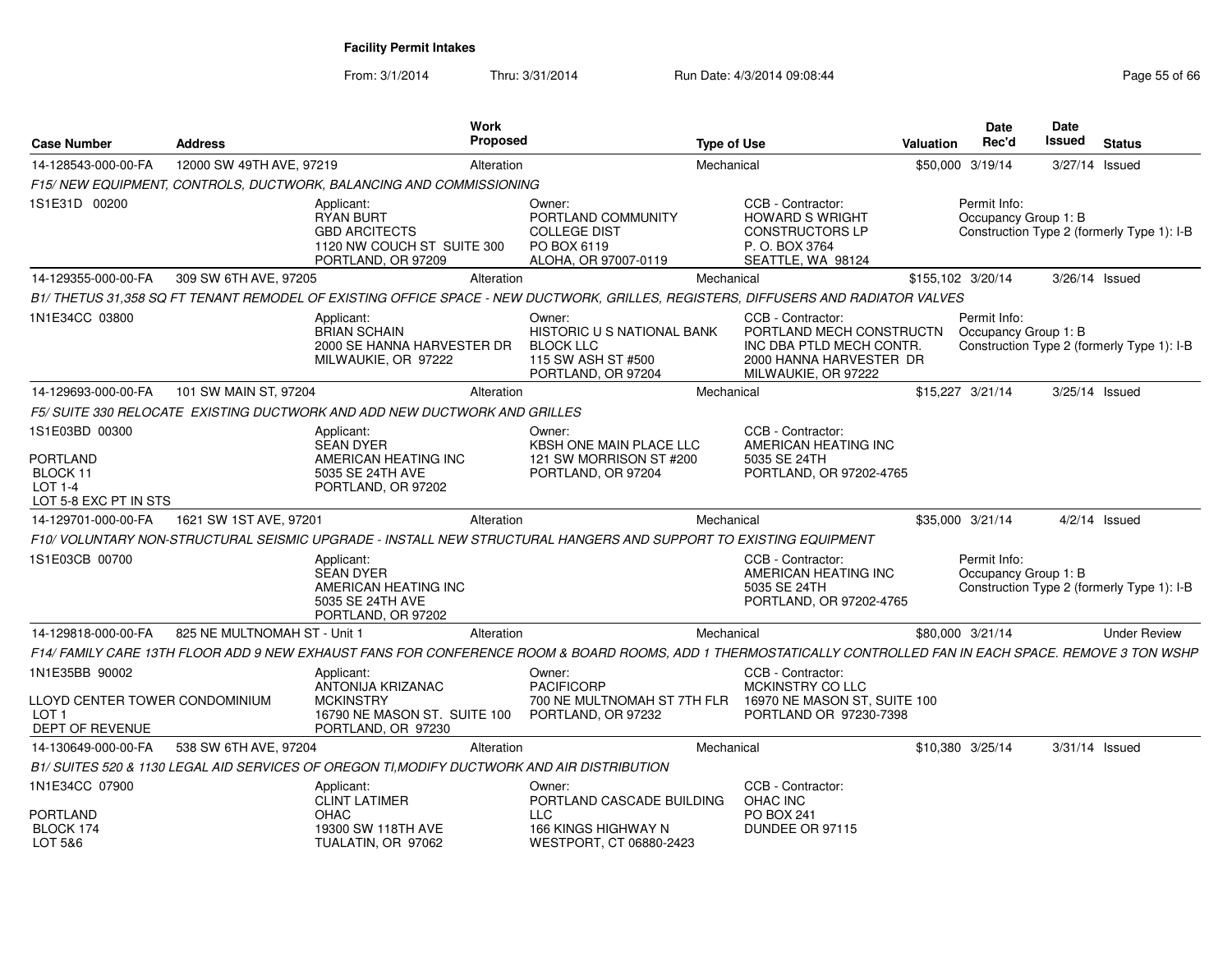**Facility Permit Intakes**

From: 3/1/2014 Thru: 3/31/2014 Run Date: 4/3/2014 09:08:44

| Case Number | Address | Work Proposed | Type of Use | Valuation | Date Rec'd | Date Issued | Status |
|---|---|---|---|---|---|---|---|
| 14-128543-000-00-FA | 12000 SW 49TH AVE, 97219 | Alteration | Mechanical | $50,000 | 3/19/14 | 3/27/14 | Issued |

*F15/ NEW EQUIPMENT, CONTROLS, DUCTWORK, BALANCING AND COMMISSIONING*

1S1E31D 00200

Applicant: RYAN BURT, GBD ARCITECTS, 1120 NW COUCH ST SUITE 300, PORTLAND, OR 97209

Owner: PORTLAND COMMUNITY COLLEGE DIST, PO BOX 6119, ALOHA, OR 97007-0119

CCB - Contractor: HOWARD S WRIGHT CONSTRUCTORS LP, P. O. BOX 3764, SEATTLE, WA 98124

Permit Info: Occupancy Group 1: B, Construction Type 2 (formerly Type 1): I-B

| Case Number | Address | Work Proposed | Type of Use | Valuation | Date Rec'd | Date Issued | Status |
|---|---|---|---|---|---|---|---|
| 14-129355-000-00-FA | 309 SW 6TH AVE, 97205 | Alteration | Mechanical | $155,102 | 3/20/14 | 3/26/14 | Issued |

*B1/ THETUS 31,358 SQ FT TENANT REMODEL OF EXISTING OFFICE SPACE - NEW DUCTWORK, GRILLES, REGISTERS, DIFFUSERS AND RADIATOR VALVES*

1N1E34CC 03800

Applicant: BRIAN SCHAIN, 2000 SE HANNA HARVESTER DR, MILWAUKIE, OR 97222

Owner: HISTORIC U S NATIONAL BANK BLOCK LLC, 115 SW ASH ST #500, PORTLAND, OR 97204

CCB - Contractor: PORTLAND MECH CONSTRUCTN INC DBA PTLD MECH CONTR., 2000 HANNA HARVESTER DR, MILWAUKIE, OR 97222

Permit Info: Occupancy Group 1: B, Construction Type 2 (formerly Type 1): I-B

| Case Number | Address | Work Proposed | Type of Use | Valuation | Date Rec'd | Date Issued | Status |
|---|---|---|---|---|---|---|---|
| 14-129693-000-00-FA | 101 SW MAIN ST, 97204 | Alteration | Mechanical | $15,227 | 3/21/14 | 3/25/14 | Issued |

*F5/ SUITE 330 RELOCATE EXISTING DUCTWORK AND ADD NEW DUCTWORK AND GRILLES*

1S1E03BD 00300, PORTLAND, BLOCK 11, LOT 1-4, LOT 5-8 EXC PT IN STS

Applicant: SEAN DYER, AMERICAN HEATING INC, 5035 SE 24TH AVE, PORTLAND, OR 97202

Owner: KBSH ONE MAIN PLACE LLC, 121 SW MORRISON ST #200, PORTLAND, OR 97204

CCB - Contractor: AMERICAN HEATING INC, 5035 SE 24TH, PORTLAND, OR 97202-4765

| Case Number | Address | Work Proposed | Type of Use | Valuation | Date Rec'd | Date Issued | Status |
|---|---|---|---|---|---|---|---|
| 14-129701-000-00-FA | 1621 SW 1ST AVE, 97201 | Alteration | Mechanical | $35,000 | 3/21/14 | 4/2/14 | Issued |

*F10/ VOLUNTARY NON-STRUCTURAL SEISMIC UPGRADE - INSTALL NEW STRUCTURAL HANGERS AND SUPPORT TO EXISTING EQUIPMENT*

1S1E03CB 00700

Applicant: SEAN DYER, AMERICAN HEATING INC, 5035 SE 24TH AVE, PORTLAND, OR 97202

CCB - Contractor: AMERICAN HEATING INC, 5035 SE 24TH, PORTLAND, OR 97202-4765

Permit Info: Occupancy Group 1: B, Construction Type 2 (formerly Type 1): I-B

| Case Number | Address | Work Proposed | Type of Use | Valuation | Date Rec'd | Date Issued | Status |
|---|---|---|---|---|---|---|---|
| 14-129818-000-00-FA | 825 NE MULTNOMAH ST - Unit 1 | Alteration | Mechanical | $80,000 | 3/21/14 | | Under Review |

*F14/ FAMILY CARE 13TH FLOOR ADD 9 NEW EXHAUST FANS FOR CONFERENCE ROOM & BOARD ROOMS, ADD 1 THERMOSTATICALLY CONTROLLED FAN IN EACH SPACE. REMOVE 3 TON WSHP*

1N1E35BB 90002, LLOYD CENTER TOWER CONDOMINIUM, LOT 1, DEPT OF REVENUE

Applicant: ANTONIJA KRIZANAC, MCKINSTRY, 16790 NE MASON ST. SUITE 100, PORTLAND, OR 97230

Owner: PACIFICORP, 700 NE MULTNOMAH ST 7TH FLR, PORTLAND, OR 97232

CCB - Contractor: MCKINSTRY CO LLC, 16970 NE MASON ST, SUITE 100, PORTLAND OR 97230-7398

| Case Number | Address | Work Proposed | Type of Use | Valuation | Date Rec'd | Date Issued | Status |
|---|---|---|---|---|---|---|---|
| 14-130649-000-00-FA | 538 SW 6TH AVE, 97204 | Alteration | Mechanical | $10,380 | 3/25/14 | 3/31/14 | Issued |

*B1/ SUITES 520 & 1130 LEGAL AID SERVICES OF OREGON TI,MODIFY DUCTWORK AND AIR DISTRIBUTION*

1N1E34CC 07900, PORTLAND, BLOCK 174, LOT 5&6

Applicant: CLINT LATIMER, OHAC, 19300 SW 118TH AVE, TUALATIN, OR 97062

Owner: PORTLAND CASCADE BUILDING LLC, 166 KINGS HIGHWAY N, WESTPORT, CT 06880-2423

CCB - Contractor: OHAC INC, PO BOX 241, DUNDEE OR 97115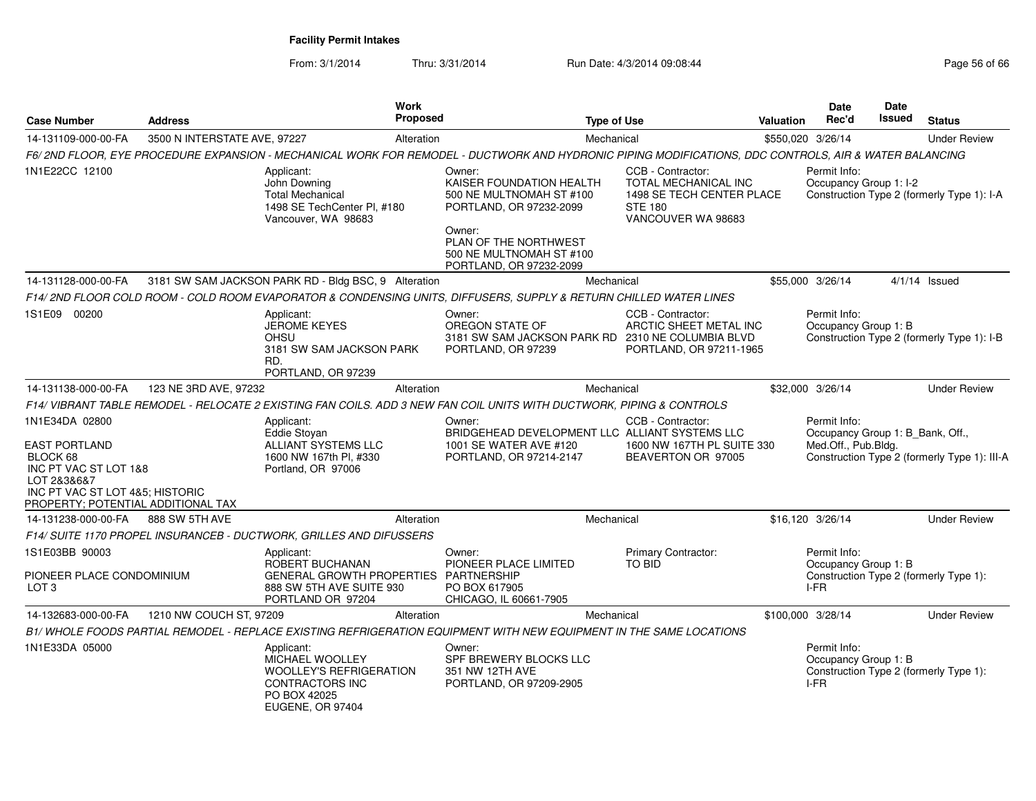**Facility Permit Intakes**

From: 3/1/2014 Thru: 3/31/2014 Run Date: 4/3/2014 09:08:44

| Case Number | Address | Work Proposed | Type of Use | Valuation | Date Rec'd | Date Issued | Status |
|---|---|---|---|---|---|---|---|
| 14-131109-000-00-FA | 3500 N INTERSTATE AVE, 97227 | Alteration | Mechanical | $550,020 | 3/26/14 | | Under Review |

*F6/ 2ND FLOOR, EYE PROCEDURE EXPANSION - MECHANICAL WORK FOR REMODEL - DUCTWORK AND HYDRONIC PIPING MODIFICATIONS, DDC CONTROLS, AIR & WATER BALANCING*

1N1E22CC 12100

Applicant: John Downing, Total Mechanical, 1498 SE TechCenter Pl, #180, Vancouver, WA 98683

Owner: KAISER FOUNDATION HEALTH, 500 NE MULTNOMAH ST #100, PORTLAND, OR 97232-2099

Owner: PLAN OF THE NORTHWEST, 500 NE MULTNOMAH ST #100, PORTLAND, OR 97232-2099

CCB - Contractor: TOTAL MECHANICAL INC, 1498 SE TECH CENTER PLACE, STE 180, VANCOUVER WA 98683

Permit Info: Occupancy Group 1: I-2; Construction Type 2 (formerly Type 1): I-A

| Case Number | Address | Work Proposed | Type of Use | Valuation | Date Rec'd | Date Issued | Status |
|---|---|---|---|---|---|---|---|
| 14-131128-000-00-FA | 3181 SW SAM JACKSON PARK RD - Bldg BSC, 9 | Alteration | Mechanical | $55,000 | 3/26/14 | 4/1/14 | Issued |

*F14/ 2ND FLOOR COLD ROOM - COLD ROOM EVAPORATOR & CONDENSING UNITS, DIFFUSERS, SUPPLY & RETURN CHILLED WATER LINES*

1S1E09 00200

Applicant: JEROME KEYES, OHSU, 3181 SW SAM JACKSON PARK RD., PORTLAND, OR 97239

Owner: OREGON STATE OF, 3181 SW SAM JACKSON PARK RD, PORTLAND, OR 97239

CCB - Contractor: ARCTIC SHEET METAL INC, 2310 NE COLUMBIA BLVD, PORTLAND, OR 97211-1965

Permit Info: Occupancy Group 1: B; Construction Type 2 (formerly Type 1): I-B

| Case Number | Address | Work Proposed | Type of Use | Valuation | Date Rec'd | Date Issued | Status |
|---|---|---|---|---|---|---|---|
| 14-131138-000-00-FA | 123 NE 3RD AVE, 97232 | Alteration | Mechanical | $32,000 | 3/26/14 | | Under Review |

*F14/ VIBRANT TABLE REMODEL - RELOCATE 2 EXISTING FAN COILS. ADD 3 NEW FAN COIL UNITS WITH DUCTWORK, PIPING & CONTROLS*

1N1E34DA 02800

EAST PORTLAND
BLOCK 68
INC PT VAC ST LOT 1&8
LOT 2&3&6&7
INC PT VAC ST LOT 4&5; HISTORIC PROPERTY; POTENTIAL ADDITIONAL TAX

Applicant: Eddie Stoyan, ALLIANT SYSTEMS LLC, 1600 NW 167th Pl, #330, Portland, OR 97006

Owner: BRIDGEHEAD DEVELOPMENT LLC, 1001 SE WATER AVE #120, PORTLAND, OR 97214-2147

CCB - Contractor: ALLIANT SYSTEMS LLC, 1600 NW 167TH PL SUITE 330, BEAVERTON OR 97005

Permit Info: Occupancy Group 1: B_Bank, Off., Med.Off., Pub.Bldg.; Construction Type 2 (formerly Type 1): III-A

| Case Number | Address | Work Proposed | Type of Use | Valuation | Date Rec'd | Date Issued | Status |
|---|---|---|---|---|---|---|---|
| 14-131238-000-00-FA | 888 SW 5TH AVE | Alteration | Mechanical | $16,120 | 3/26/14 | | Under Review |

*F14/ SUITE 1170 PROPEL INSURANCEB - DUCTWORK, GRILLES AND DIFUSSERS*

1S1E03BB 90003

PIONEER PLACE CONDOMINIUM
LOT 3

Applicant: ROBERT BUCHANAN, GENERAL GROWTH PROPERTIES, 888 SW 5TH AVE SUITE 930, PORTLAND OR 97204

Owner: PIONEER PLACE LIMITED PARTNERSHIP, PO BOX 617905, CHICAGO, IL 60661-7905

Primary Contractor: TO BID

Permit Info: Occupancy Group 1: B; Construction Type 2 (formerly Type 1): I-FR

| Case Number | Address | Work Proposed | Type of Use | Valuation | Date Rec'd | Date Issued | Status |
|---|---|---|---|---|---|---|---|
| 14-132683-000-00-FA | 1210 NW COUCH ST, 97209 | Alteration | Mechanical | $100,000 | 3/28/14 | | Under Review |

*B1/ WHOLE FOODS PARTIAL REMODEL - REPLACE EXISTING REFRIGERATION EQUIPMENT WITH NEW EQUIPMENT IN THE SAME LOCATIONS*

1N1E33DA 05000

Applicant: MICHAEL WOOLLEY, WOOLLEY'S REFRIGERATION CONTRACTORS INC, PO BOX 42025, EUGENE, OR 97404

Owner: SPF BREWERY BLOCKS LLC, 351 NW 12TH AVE, PORTLAND, OR 97209-2905

Permit Info: Occupancy Group 1: B; Construction Type 2 (formerly Type 1): I-FR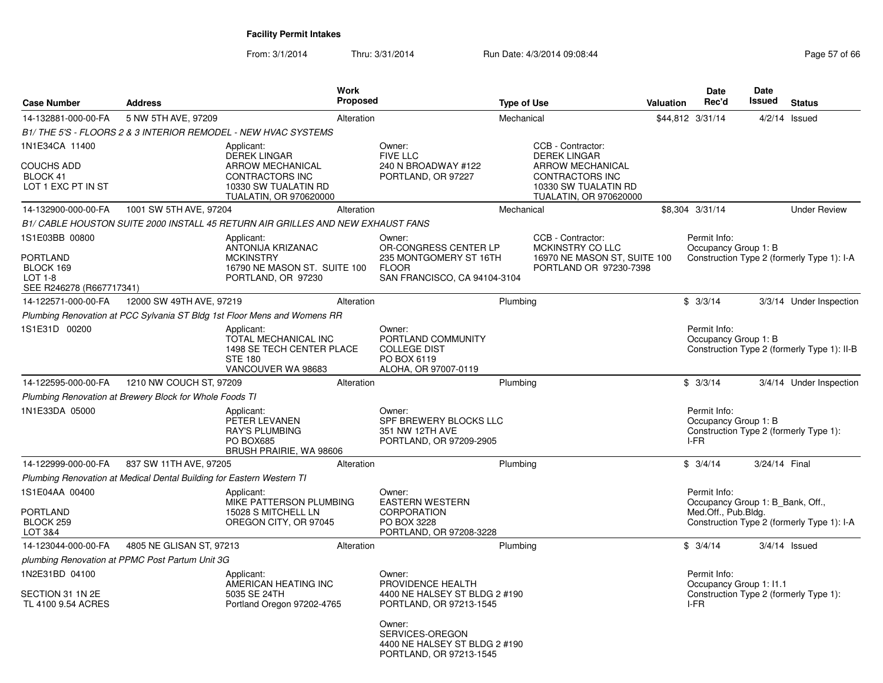**Facility Permit Intakes**

From: 3/1/2014 Thru: 3/31/2014 Run Date: 4/3/2014 09:08:44

| Case Number | Address | Work Proposed | Type of Use | Valuation | Date Rec'd | Date Issued | Status |
|---|---|---|---|---|---|---|---|
| 14-132881-000-00-FA | 5 NW 5TH AVE, 97209 | Alteration | Mechanical | $44,812 | 3/31/14 | 4/2/14 | Issued |

*B1/ THE 5'S - FLOORS 2 & 3 INTERIOR REMODEL - NEW HVAC SYSTEMS*

1N1E34CA 11400
COUCHS ADD
BLOCK 41
LOT 1 EXC PT IN ST

Applicant:
DEREK LINGAR
ARROW MECHANICAL
CONTRACTORS INC
10330 SW TUALATIN RD
TUALATIN, OR 970620000

Owner:
FIVE LLC
240 N BROADWAY #122
PORTLAND, OR 97227

CCB - Contractor:
DEREK LINGAR
ARROW MECHANICAL
CONTRACTORS INC
10330 SW TUALATIN RD
TUALATIN, OR 970620000

| Case Number | Address | Work Proposed | Type of Use | Valuation | Date Rec'd | Date Issued | Status |
|---|---|---|---|---|---|---|---|
| 14-132900-000-00-FA | 1001 SW 5TH AVE, 97204 | Alteration | Mechanical | $8,304 | 3/31/14 | | Under Review |

*B1/ CABLE HOUSTON SUITE 2000 INSTALL 45 RETURN AIR GRILLES AND NEW EXHAUST FANS*

1S1E03BB 00800
PORTLAND
BLOCK 169
LOT 1-8
SEE R246278 (R667717341)

Applicant:
ANTONIJA KRIZANAC
MCKINSTRY
16790 NE MASON ST. SUITE 100
PORTLAND, OR 97230

Owner:
OR-CONGRESS CENTER LP
235 MONTGOMERY ST 16TH
FLOOR
SAN FRANCISCO, CA 94104-3104

CCB - Contractor:
MCKINSTRY CO LLC
16970 NE MASON ST, SUITE 100
PORTLAND OR 97230-7398

Permit Info:
Occupancy Group 1: B
Construction Type 2 (formerly Type 1): I-A

| Case Number | Address | Work Proposed | Type of Use | Valuation | Date Rec'd | Date Issued | Status |
|---|---|---|---|---|---|---|---|
| 14-122571-000-00-FA | 12000 SW 49TH AVE, 97219 | Alteration | Plumbing | $ | 3/3/14 | 3/3/14 | Under Inspection |

*Plumbing Renovation at PCC Sylvania ST Bldg 1st Floor Mens and Womens RR*

1S1E31D 00200

Applicant:
TOTAL MECHANICAL INC
1498 SE TECH CENTER PLACE
STE 180
VANCOUVER WA 98683

Owner:
PORTLAND COMMUNITY
COLLEGE DIST
PO BOX 6119
ALOHA, OR 97007-0119

Permit Info:
Occupancy Group 1: B
Construction Type 2 (formerly Type 1): II-B

| Case Number | Address | Work Proposed | Type of Use | Valuation | Date Rec'd | Date Issued | Status |
|---|---|---|---|---|---|---|---|
| 14-122595-000-00-FA | 1210 NW COUCH ST, 97209 | Alteration | Plumbing | $ | 3/3/14 | 3/4/14 | Under Inspection |

*Plumbing Renovation at Brewery Block for Whole Foods TI*

1N1E33DA 05000

Applicant:
PETER LEVANEN
RAY'S PLUMBING
PO BOX685
BRUSH PRAIRIE, WA 98606

Owner:
SPF BREWERY BLOCKS LLC
351 NW 12TH AVE
PORTLAND, OR 97209-2905

Permit Info:
Occupancy Group 1: B
Construction Type 2 (formerly Type 1): I-FR

| Case Number | Address | Work Proposed | Type of Use | Valuation | Date Rec'd | Date Issued | Status |
|---|---|---|---|---|---|---|---|
| 14-122999-000-00-FA | 837 SW 11TH AVE, 97205 | Alteration | Plumbing | $ | 3/4/14 | 3/24/14 | Final |

*Plumbing Renovation at Medical Dental Building for Eastern Western TI*

1S1E04AA 00400
PORTLAND
BLOCK 259
LOT 3&4

Applicant:
MIKE PATTERSON PLUMBING
15028 S MITCHELL LN
OREGON CITY, OR 97045

Owner:
EASTERN WESTERN
CORPORATION
PO BOX 3228
PORTLAND, OR 97208-3228

Permit Info:
Occupancy Group 1: B_Bank, Off., Med.Off., Pub.Bldg.
Construction Type 2 (formerly Type 1): I-A

| Case Number | Address | Work Proposed | Type of Use | Valuation | Date Rec'd | Date Issued | Status |
|---|---|---|---|---|---|---|---|
| 14-123044-000-00-FA | 4805 NE GLISAN ST, 97213 | Alteration | Plumbing | $ | 3/4/14 | 3/4/14 | Issued |

*plumbing Renovation at PPMC Post Partum Unit 3G*

1N2E31BD 04100
SECTION 31 1N 2E
TL 4100 9.54 ACRES

Applicant:
AMERICAN HEATING INC
5035 SE 24TH
Portland Oregon 97202-4765

Owner:
PROVIDENCE HEALTH
4400 NE HALSEY ST BLDG 2 #190
PORTLAND, OR 97213-1545

Owner:
SERVICES-OREGON
4400 NE HALSEY ST BLDG 2 #190
PORTLAND, OR 97213-1545

Permit Info:
Occupancy Group 1: I1.1
Construction Type 2 (formerly Type 1): I-FR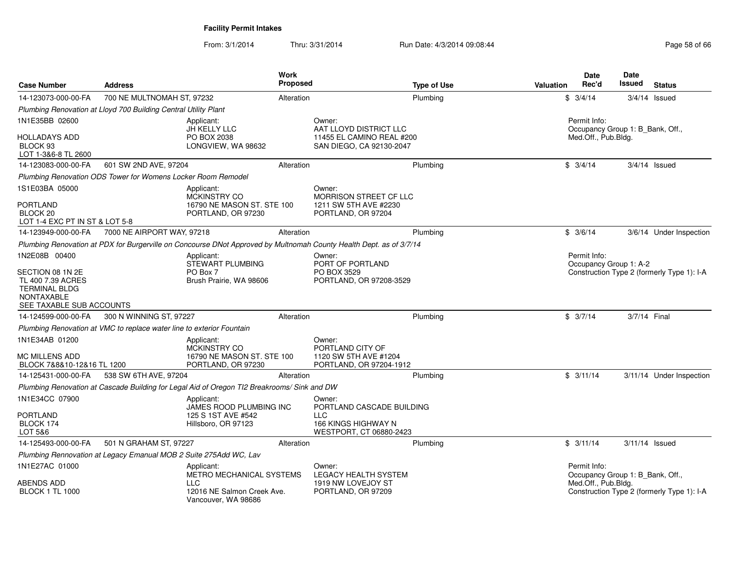# Facility Permit Intakes

From: 3/1/2014 Thru: 3/31/2014 Run Date: 4/3/2014 09:08:44

| Case Number | Address | Work Proposed | Type of Use | Valuation | Date Rec'd | Date Issued | Status |
|---|---|---|---|---|---|---|---|
| 14-123073-000-00-FA | 700 NE MULTNOMAH ST, 97232 | Alteration | Plumbing | $ | 3/4/14 | 3/4/14 | Issued |

*Plumbing Renovation at Lloyd 700 Building Central Utility Plant*

1N1E35BB 02600
HOLLADAYS ADD
BLOCK 93
LOT 1-3&6-8 TL 2600

Applicant:
JH KELLY LLC
PO BOX 2038
LONGVIEW, WA 98632

Owner:
AAT LLOYD DISTRICT LLC
11455 EL CAMINO REAL #200
SAN DIEGO, CA 92130-2047

Permit Info:
Occupancy Group 1: B_Bank, Off., Med.Off., Pub.Bldg.

| Case Number | Address | Work Proposed | Type of Use | Valuation | Date Rec'd | Date Issued | Status |
|---|---|---|---|---|---|---|---|
| 14-123083-000-00-FA | 601 SW 2ND AVE, 97204 | Alteration | Plumbing | $ | 3/4/14 | 3/4/14 | Issued |

*Plumbing Renovation ODS Tower for Womens Locker Room Remodel*

1S1E03BA 05000
PORTLAND
BLOCK 20
LOT 1-4 EXC PT IN ST & LOT 5-8

Applicant:
MCKINSTRY CO
16790 NE MASON ST. STE 100
PORTLAND, OR 97230

Owner:
MORRISON STREET CF LLC
1211 SW 5TH AVE #2230
PORTLAND, OR 97204

| Case Number | Address | Work Proposed | Type of Use | Valuation | Date Rec'd | Date Issued | Status |
|---|---|---|---|---|---|---|---|
| 14-123949-000-00-FA | 7000 NE AIRPORT WAY, 97218 | Alteration | Plumbing | $ | 3/6/14 | 3/6/14 | Under Inspection |

*Plumbing Renovation at PDX for Burgerville on Concourse DNot Approved by Multnomah County Health Dept. as of 3/7/14*

1N2E08B 00400
SECTION 08 1N 2E
TL 400 7.39 ACRES
TERMINAL BLDG
NONTAXABLE
SEE TAXABLE SUB ACCOUNTS

Applicant:
STEWART PLUMBING
PO Box 7
Brush Prairie, WA 98606

Owner:
PORT OF PORTLAND
PO BOX 3529
PORTLAND, OR 97208-3529

Permit Info:
Occupancy Group 1: A-2
Construction Type 2 (formerly Type 1): I-A

| Case Number | Address | Work Proposed | Type of Use | Valuation | Date Rec'd | Date Issued | Status |
|---|---|---|---|---|---|---|---|
| 14-124599-000-00-FA | 300 N WINNING ST, 97227 | Alteration | Plumbing | $ | 3/7/14 | 3/7/14 | Final |

*Plumbing Renovation at VMC to replace water line to exterior Fountain*

1N1E34AB 01200
MC MILLENS ADD
BLOCK 7&8&10-12&16 TL 1200

Applicant:
MCKINSTRY CO
16790 NE MASON ST. STE 100
PORTLAND, OR 97230

Owner:
PORTLAND CITY OF
1120 SW 5TH AVE #1204
PORTLAND, OR 97204-1912

| Case Number | Address | Work Proposed | Type of Use | Valuation | Date Rec'd | Date Issued | Status |
|---|---|---|---|---|---|---|---|
| 14-125431-000-00-FA | 538 SW 6TH AVE, 97204 | Alteration | Plumbing | $ | 3/11/14 | 3/11/14 | Under Inspection |

*Plumbing Renovation at Cascade Building for Legal Aid of Oregon TI2 Breakrooms/ Sink and DW*

1N1E34CC 07900
PORTLAND
BLOCK 174
LOT 5&6

Applicant:
JAMES ROOD PLUMBING INC
125 S 1ST AVE #542
Hillsboro, OR 97123

Owner:
PORTLAND CASCADE BUILDING LLC
166 KINGS HIGHWAY N
WESTPORT, CT 06880-2423

| Case Number | Address | Work Proposed | Type of Use | Valuation | Date Rec'd | Date Issued | Status |
|---|---|---|---|---|---|---|---|
| 14-125493-000-00-FA | 501 N GRAHAM ST, 97227 | Alteration | Plumbing | $ | 3/11/14 | 3/11/14 | Issued |

*Plumbing Rennovation at Legacy Emanual MOB 2 Suite 275Add WC, Lav*

1N1E27AC 01000
ABENDS ADD
BLOCK 1 TL 1000

Applicant:
METRO MECHANICAL SYSTEMS LLC
12016 NE Salmon Creek Ave.
Vancouver, WA 98686

Owner:
LEGACY HEALTH SYSTEM
1919 NW LOVEJOY ST
PORTLAND, OR 97209

Permit Info:
Occupancy Group 1: B_Bank, Off., Med.Off., Pub.Bldg.
Construction Type 2 (formerly Type 1): I-A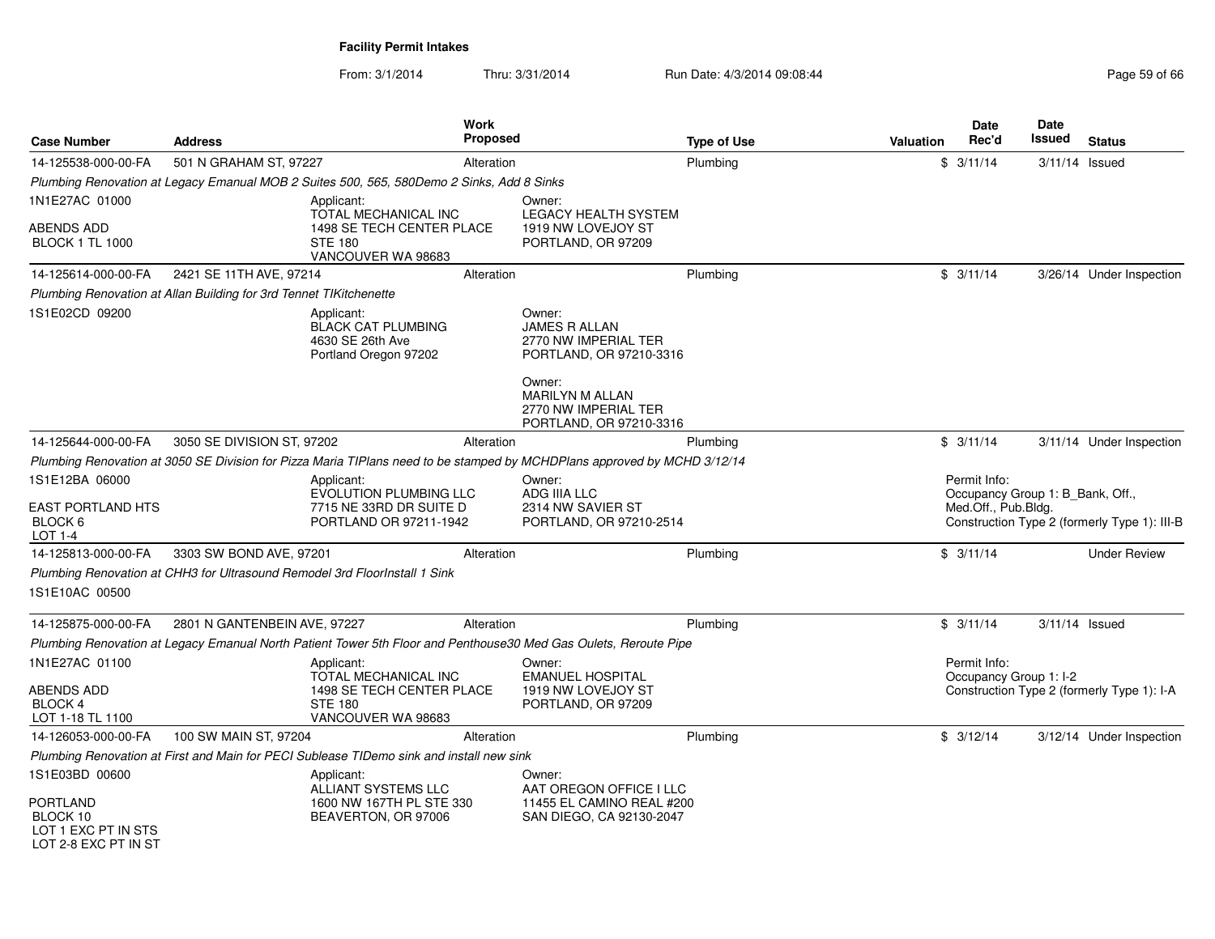**Facility Permit Intakes**

From: 3/1/2014 Thru: 3/31/2014 Run Date: 4/3/2014 09:08:44

| Case Number | Address | Work Proposed | Type of Use | Valuation | Date Rec'd | Date Issued | Status |
|---|---|---|---|---|---|---|---|
| 14-125538-000-00-FA | 501 N GRAHAM ST, 97227 | Alteration | Plumbing | $ | 3/11/14 | 3/11/14 | Issued |

*Plumbing Renovation at Legacy Emanual MOB 2 Suites 500, 565, 580Demo 2 Sinks, Add 8 Sinks*

1N1E27AC 01000

ABENDS ADD
BLOCK 1 TL 1000

Applicant:
TOTAL MECHANICAL INC
1498 SE TECH CENTER PLACE
STE 180
VANCOUVER WA 98683

Owner:
LEGACY HEALTH SYSTEM
1919 NW LOVEJOY ST
PORTLAND, OR 97209

| Case Number | Address | Work Proposed | Type of Use | Valuation | Date Rec'd | Date Issued | Status |
|---|---|---|---|---|---|---|---|
| 14-125614-000-00-FA | 2421 SE 11TH AVE, 97214 | Alteration | Plumbing | $ | 3/11/14 | 3/26/14 | Under Inspection |

*Plumbing Renovation at Allan Building for 3rd Tennet TIKitchenette*

1S1E02CD 09200

Applicant:
BLACK CAT PLUMBING
4630 SE 26th Ave
Portland Oregon 97202

Owner:
JAMES R ALLAN
2770 NW IMPERIAL TER
PORTLAND, OR 97210-3316

Owner:
MARILYN M ALLAN
2770 NW IMPERIAL TER
PORTLAND, OR 97210-3316

| Case Number | Address | Work Proposed | Type of Use | Valuation | Date Rec'd | Date Issued | Status |
|---|---|---|---|---|---|---|---|
| 14-125644-000-00-FA | 3050 SE DIVISION ST, 97202 | Alteration | Plumbing | $ | 3/11/14 | 3/11/14 | Under Inspection |

*Plumbing Renovation at 3050 SE Division for Pizza Maria TIPlans need to be stamped by MCHDPlans approved by MCHD 3/12/14*

1S1E12BA 06000

EAST PORTLAND HTS
BLOCK 6
LOT 1-4

Applicant:
EVOLUTION PLUMBING LLC
7715 NE 33RD DR SUITE D
PORTLAND OR 97211-1942

Owner:
ADG IIIA LLC
2314 NW SAVIER ST
PORTLAND, OR 97210-2514

Permit Info:
Occupancy Group 1: B_Bank, Off., Med.Off., Pub.Bldg.
Construction Type 2 (formerly Type 1): III-B

| Case Number | Address | Work Proposed | Type of Use | Valuation | Date Rec'd | Date Issued | Status |
|---|---|---|---|---|---|---|---|
| 14-125813-000-00-FA | 3303 SW BOND AVE, 97201 | Alteration | Plumbing | $ | 3/11/14 | | Under Review |

*Plumbing Renovation at CHH3 for Ultrasound Remodel 3rd FloorInstall 1 Sink*

1S1E10AC 00500

| Case Number | Address | Work Proposed | Type of Use | Valuation | Date Rec'd | Date Issued | Status |
|---|---|---|---|---|---|---|---|
| 14-125875-000-00-FA | 2801 N GANTENBEIN AVE, 97227 | Alteration | Plumbing | $ | 3/11/14 | 3/11/14 | Issued |

*Plumbing Renovation at Legacy Emanual North Patient Tower 5th Floor and Penthouse30 Med Gas Oulets, Reroute Pipe*

1N1E27AC 01100

ABENDS ADD
BLOCK 4
LOT 1-18 TL 1100

Applicant:
TOTAL MECHANICAL INC
1498 SE TECH CENTER PLACE
STE 180
VANCOUVER WA 98683

Owner:
EMANUEL HOSPITAL
1919 NW LOVEJOY ST
PORTLAND, OR 97209

Permit Info:
Occupancy Group 1: I-2
Construction Type 2 (formerly Type 1): I-A

| Case Number | Address | Work Proposed | Type of Use | Valuation | Date Rec'd | Date Issued | Status |
|---|---|---|---|---|---|---|---|
| 14-126053-000-00-FA | 100 SW MAIN ST, 97204 | Alteration | Plumbing | $ | 3/12/14 | 3/12/14 | Under Inspection |

*Plumbing Renovation at First and Main for PECI Sublease TIDemo sink and install new sink*

1S1E03BD 00600

PORTLAND
BLOCK 10
LOT 1 EXC PT IN STS
LOT 2-8 EXC PT IN ST

Applicant:
ALLIANT SYSTEMS LLC
1600 NW 167TH PL STE 330
BEAVERTON, OR 97006

Owner:
AAT OREGON OFFICE I LLC
11455 EL CAMINO REAL #200
SAN DIEGO, CA 92130-2047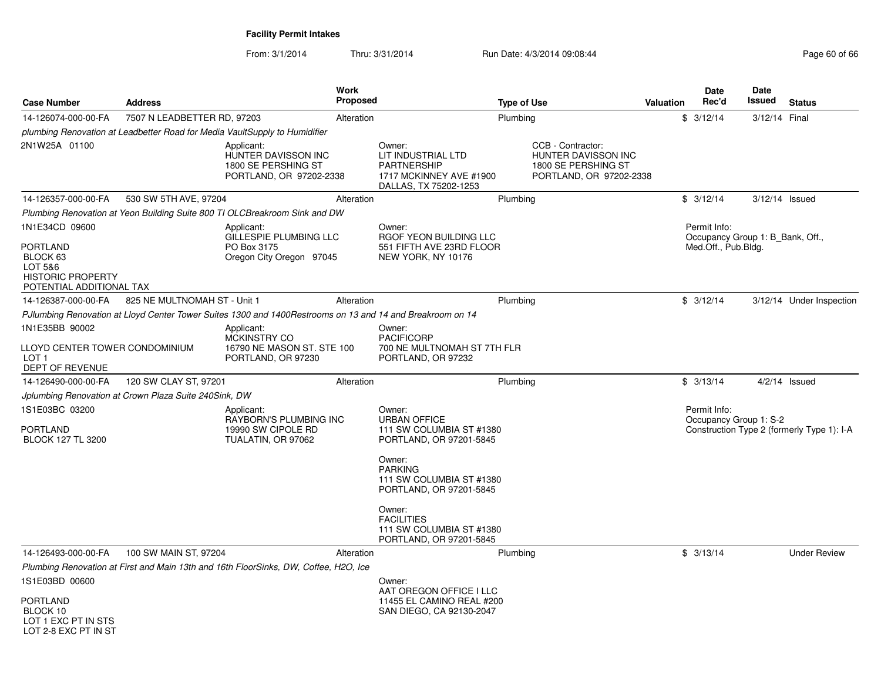**Facility Permit Intakes**

From: 3/1/2014 Thru: 3/31/2014 Run Date: 4/3/2014 09:08:44

| Case Number | Address | Work Proposed | Type of Use | Valuation | Date Rec'd | Date Issued | Status |
|---|---|---|---|---|---|---|---|
| 14-126074-000-00-FA | 7507 N LEADBETTER RD, 97203 | Alteration | Plumbing | $ | 3/12/14 | 3/12/14 | Final |

*plumbing Renovation at Leadbetter Road for Media VaultSupply to Humidifier*

2N1W25A 01100

Applicant: HUNTER DAVISSON INC, 1800 SE PERSHING ST, PORTLAND, OR 97202-2338

Owner: LIT INDUSTRIAL LTD PARTNERSHIP, 1717 MCKINNEY AVE #1900, DALLAS, TX 75202-1253

CCB - Contractor: HUNTER DAVISSON INC, 1800 SE PERSHING ST, PORTLAND, OR 97202-2338

| Case Number | Address | Work Proposed | Type of Use | Valuation | Date Rec'd | Date Issued | Status |
|---|---|---|---|---|---|---|---|
| 14-126357-000-00-FA | 530 SW 5TH AVE, 97204 | Alteration | Plumbing | $ | 3/12/14 | 3/12/14 | Issued |

*Plumbing Renovation at Yeon Building Suite 800 TI OLCBreakroom Sink and DW*

1N1E34CD 09600

PORTLAND
BLOCK 63
LOT 5&6
HISTORIC PROPERTY
POTENTIAL ADDITIONAL TAX

Applicant: GILLESPIE PLUMBING LLC, PO Box 3175, Oregon City Oregon 97045

Owner: RGOF YEON BUILDING LLC, 551 FIFTH AVE 23RD FLOOR, NEW YORK, NY 10176

Permit Info: Occupancy Group 1: B_Bank, Off., Med.Off., Pub.Bldg.

| Case Number | Address | Work Proposed | Type of Use | Valuation | Date Rec'd | Date Issued | Status |
|---|---|---|---|---|---|---|---|
| 14-126387-000-00-FA | 825 NE MULTNOMAH ST - Unit 1 | Alteration | Plumbing | $ | 3/12/14 | 3/12/14 | Under Inspection |

*PJlumbing Renovation at Lloyd Center Tower Suites 1300 and 1400Restrooms on 13 and 14 and Breakroom on 14*

1N1E35BB 90002

LLOYD CENTER TOWER CONDOMINIUM
LOT 1
DEPT OF REVENUE

Applicant: MCKINSTRY CO, 16790 NE MASON ST. STE 100, PORTLAND, OR 97230

Owner: PACIFICORP, 700 NE MULTNOMAH ST 7TH FLR, PORTLAND, OR 97232

| Case Number | Address | Work Proposed | Type of Use | Valuation | Date Rec'd | Date Issued | Status |
|---|---|---|---|---|---|---|---|
| 14-126490-000-00-FA | 120 SW CLAY ST, 97201 | Alteration | Plumbing | $ | 3/13/14 | 4/2/14 | Issued |

*Jplumbing Renovation at Crown Plaza Suite 240Sink, DW*

1S1E03BC 03200

PORTLAND
BLOCK 127 TL 3200

Applicant: RAYBORN'S PLUMBING INC, 19990 SW CIPOLE RD, TUALATIN, OR 97062

Owner: URBAN OFFICE, 111 SW COLUMBIA ST #1380, PORTLAND, OR 97201-5845

Owner: PARKING, 111 SW COLUMBIA ST #1380, PORTLAND, OR 97201-5845

Owner: FACILITIES, 111 SW COLUMBIA ST #1380, PORTLAND, OR 97201-5845

Permit Info: Occupancy Group 1: S-2; Construction Type 2 (formerly Type 1): I-A

| Case Number | Address | Work Proposed | Type of Use | Valuation | Date Rec'd | Date Issued | Status |
|---|---|---|---|---|---|---|---|
| 14-126493-000-00-FA | 100 SW MAIN ST, 97204 | Alteration | Plumbing | $ | 3/13/14 | | Under Review |

*Plumbing Renovation at First and Main 13th and 16th FloorSinks, DW, Coffee, H2O, Ice*

1S1E03BD 00600

PORTLAND
BLOCK 10
LOT 1 EXC PT IN STS
LOT 2-8 EXC PT IN ST

Owner: AAT OREGON OFFICE I LLC, 11455 EL CAMINO REAL #200, SAN DIEGO, CA 92130-2047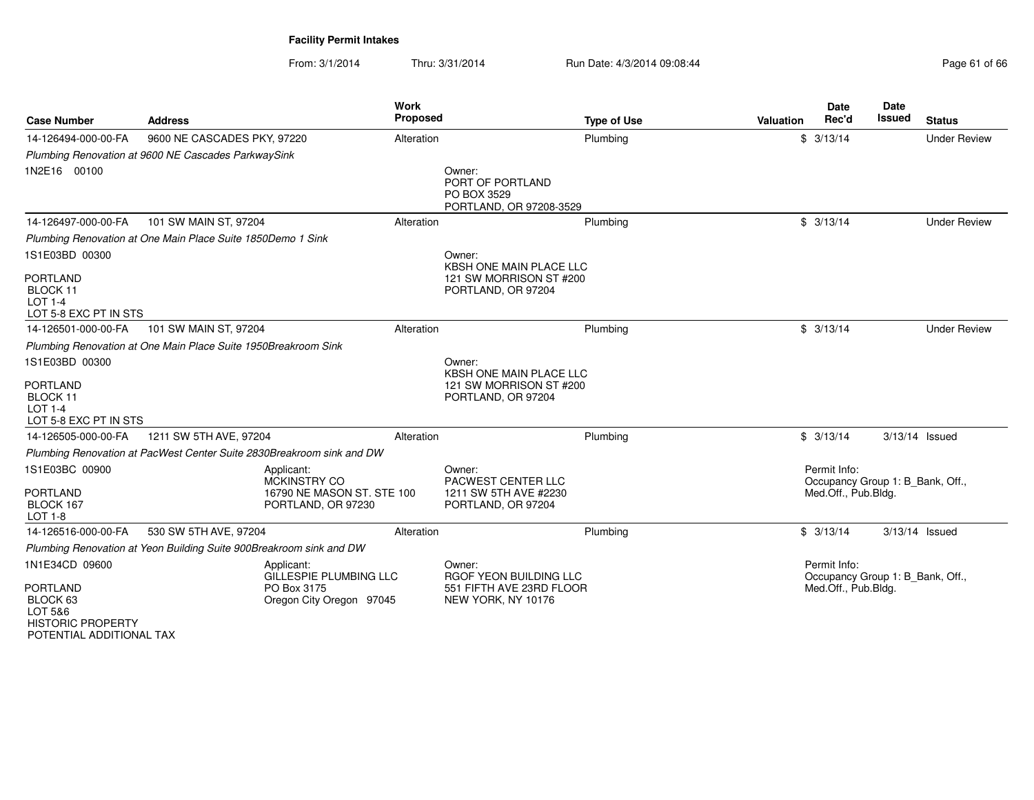**Facility Permit Intakes**

From: 3/1/2014 Thru: 3/31/2014 Run Date: 4/3/2014 09:08:44

| Case Number | Address | Work Proposed | Type of Use | Valuation | Date Rec'd | Date Issued | Status |
|---|---|---|---|---|---|---|---|
| 14-126494-000-00-FA | 9600 NE CASCADES PKY, 97220 | Alteration | Plumbing | $ | 3/13/14 | | Under Review |
| *Plumbing Renovation at 9600 NE Cascades ParkwaySink* | | | | | | | |
| 1N2E16 00100 | | Owner: PORT OF PORTLAND PO BOX 3529 PORTLAND, OR 97208-3529 | | | | | |
| 14-126497-000-00-FA | 101 SW MAIN ST, 97204 | Alteration | Plumbing | $ | 3/13/14 | | Under Review |
| *Plumbing Renovation at One Main Place Suite 1850Demo 1 Sink* | | | | | | | |
| 1S1E03BD 00300 PORTLAND BLOCK 11 LOT 1-4 LOT 5-8 EXC PT IN STS | | Owner: KBSH ONE MAIN PLACE LLC 121 SW MORRISON ST #200 PORTLAND, OR 97204 | | | | | |
| 14-126501-000-00-FA | 101 SW MAIN ST, 97204 | Alteration | Plumbing | $ | 3/13/14 | | Under Review |
| *Plumbing Renovation at One Main Place Suite 1950Breakroom Sink* | | | | | | | |
| 1S1E03BD 00300 PORTLAND BLOCK 11 LOT 1-4 LOT 5-8 EXC PT IN STS | | Owner: KBSH ONE MAIN PLACE LLC 121 SW MORRISON ST #200 PORTLAND, OR 97204 | | | | | |
| 14-126505-000-00-FA | 1211 SW 5TH AVE, 97204 | Alteration | Plumbing | $ | 3/13/14 | 3/13/14 | Issued |
| *Plumbing Renovation at PacWest Center Suite 2830Breakroom sink and DW* | | | | | | | |
| 1S1E03BC 00900 PORTLAND BLOCK 167 LOT 1-8 | Applicant: MCKINSTRY CO 16790 NE MASON ST. STE 100 PORTLAND, OR 97230 | Owner: PACWEST CENTER LLC 1211 SW 5TH AVE #2230 PORTLAND, OR 97204 | | | Permit Info: Occupancy Group 1: B_Bank, Off., Med.Off., Pub.Bldg. | | |
| 14-126516-000-00-FA | 530 SW 5TH AVE, 97204 | Alteration | Plumbing | $ | 3/13/14 | 3/13/14 | Issued |
| *Plumbing Renovation at Yeon Building Suite 900Breakroom sink and DW* | | | | | | | |
| 1N1E34CD 09600 PORTLAND BLOCK 63 LOT 5&6 HISTORIC PROPERTY POTENTIAL ADDITIONAL TAX | Applicant: GILLESPIE PLUMBING LLC PO Box 3175 Oregon City Oregon 97045 | Owner: RGOF YEON BUILDING LLC 551 FIFTH AVE 23RD FLOOR NEW YORK, NY 10176 | | | Permit Info: Occupancy Group 1: B_Bank, Off., Med.Off., Pub.Bldg. | | |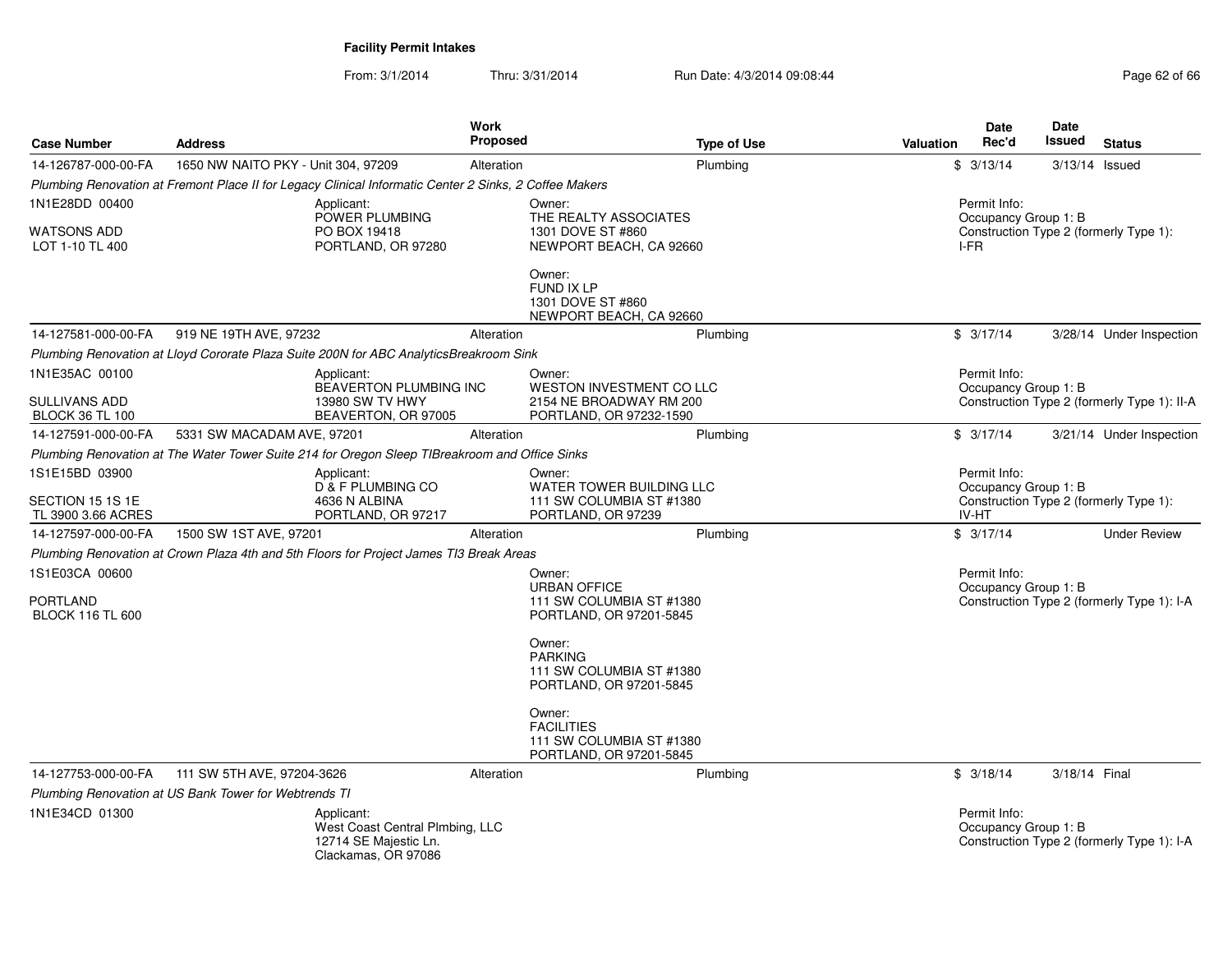# Facility Permit Intakes

From: 3/1/2014 Thru: 3/31/2014 Run Date: 4/3/2014 09:08:44

| Case Number | Address | Work Proposed | Type of Use | Valuation | Date Rec'd | Date Issued | Status |
|---|---|---|---|---|---|---|---|
| 14-126787-000-00-FA | 1650 NW NAITO PKY - Unit 304, 97209 | Alteration | Plumbing | $ | 3/13/14 | 3/13/14 | Issued |

*Plumbing Renovation at Fremont Place II for Legacy Clinical Informatic Center 2 Sinks, 2 Coffee Makers*

1N1E28DD 00400
WATSONS ADD
LOT 1-10 TL 400

Applicant:
POWER PLUMBING
PO BOX 19418
PORTLAND, OR 97280

Owner:
THE REALTY ASSOCIATES
1301 DOVE ST #860
NEWPORT BEACH, CA 92660

Owner:
FUND IX LP
1301 DOVE ST #860
NEWPORT BEACH, CA 92660

Permit Info:
Occupancy Group 1: B
Construction Type 2 (formerly Type 1): I-FR

---

| Case Number | Address | Work Proposed | Type of Use | Valuation | Date Rec'd | Date Issued | Status |
|---|---|---|---|---|---|---|---|
| 14-127581-000-00-FA | 919 NE 19TH AVE, 97232 | Alteration | Plumbing | $ | 3/17/14 | 3/28/14 | Under Inspection |

*Plumbing Renovation at Lloyd Cororate Plaza Suite 200N for ABC AnalyticsBreakroom Sink*

1N1E35AC 00100
SULLIVANS ADD
BLOCK 36 TL 100

Applicant:
BEAVERTON PLUMBING INC
13980 SW TV HWY
BEAVERTON, OR 97005

Owner:
WESTON INVESTMENT CO LLC
2154 NE BROADWAY RM 200
PORTLAND, OR 97232-1590

Permit Info:
Occupancy Group 1: B
Construction Type 2 (formerly Type 1): II-A

---

| Case Number | Address | Work Proposed | Type of Use | Valuation | Date Rec'd | Date Issued | Status |
|---|---|---|---|---|---|---|---|
| 14-127591-000-00-FA | 5331 SW MACADAM AVE, 97201 | Alteration | Plumbing | $ | 3/17/14 | 3/21/14 | Under Inspection |

*Plumbing Renovation at The Water Tower Suite 214 for Oregon Sleep TIBreakroom and Office Sinks*

1S1E15BD 03900
SECTION 15 1S 1E
TL 3900 3.66 ACRES

Applicant:
D & F PLUMBING CO
4636 N ALBINA
PORTLAND, OR 97217

Owner:
WATER TOWER BUILDING LLC
111 SW COLUMBIA ST #1380
PORTLAND, OR 97239

Permit Info:
Occupancy Group 1: B
Construction Type 2 (formerly Type 1): IV-HT

---

| Case Number | Address | Work Proposed | Type of Use | Valuation | Date Rec'd | Date Issued | Status |
|---|---|---|---|---|---|---|---|
| 14-127597-000-00-FA | 1500 SW 1ST AVE, 97201 | Alteration | Plumbing | $ | 3/17/14 | | Under Review |

*Plumbing Renovation at Crown Plaza 4th and 5th Floors for Project James TI3 Break Areas*

1S1E03CA 00600
PORTLAND
BLOCK 116 TL 600

Owner:
URBAN OFFICE
111 SW COLUMBIA ST #1380
PORTLAND, OR 97201-5845

Owner:
PARKING
111 SW COLUMBIA ST #1380
PORTLAND, OR 97201-5845

Owner:
FACILITIES
111 SW COLUMBIA ST #1380
PORTLAND, OR 97201-5845

Permit Info:
Occupancy Group 1: B
Construction Type 2 (formerly Type 1): I-A

---

| Case Number | Address | Work Proposed | Type of Use | Valuation | Date Rec'd | Date Issued | Status |
|---|---|---|---|---|---|---|---|
| 14-127753-000-00-FA | 111 SW 5TH AVE, 97204-3626 | Alteration | Plumbing | $ | 3/18/14 | 3/18/14 | Final |

*Plumbing Renovation at US Bank Tower for Webtrends TI*

1N1E34CD 01300

Applicant:
West Coast Central Plmbing, LLC
12714 SE Majestic Ln.
Clackamas, OR 97086

Permit Info:
Occupancy Group 1: B
Construction Type 2 (formerly Type 1): I-A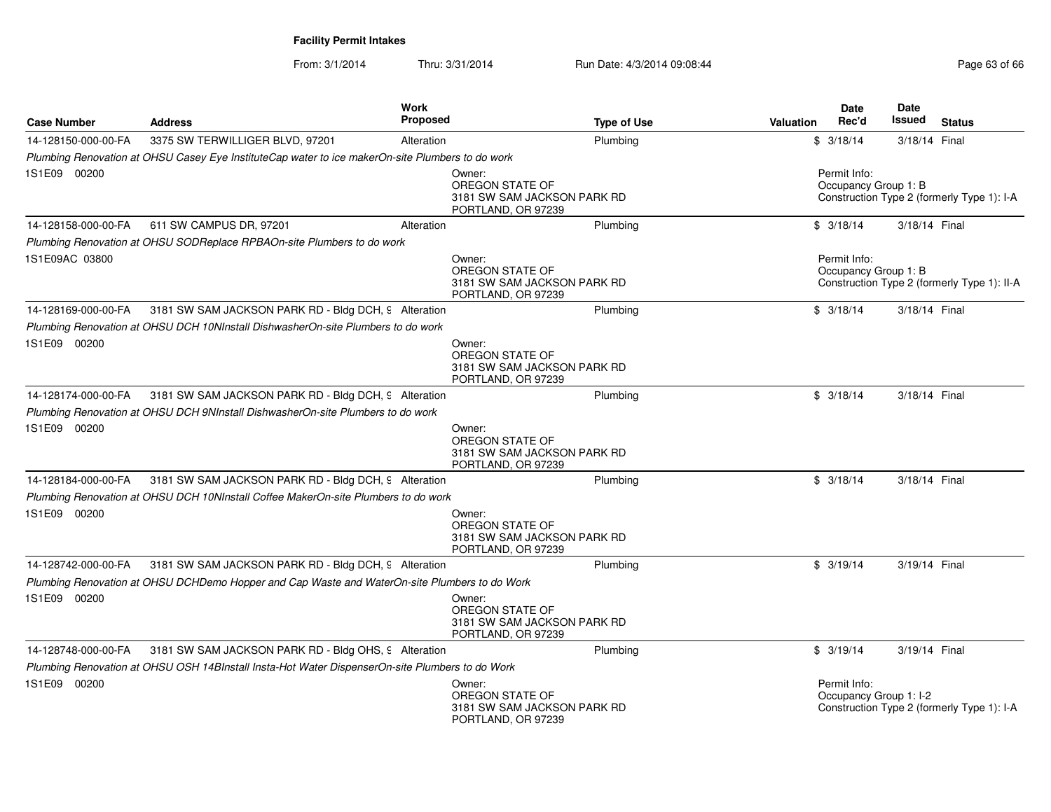**Facility Permit Intakes**

From: 3/1/2014 Thru: 3/31/2014 Run Date: 4/3/2014 09:08:44

| Case Number | Address | Work Proposed | Type of Use | Valuation | Date Rec'd | Date Issued | Status |
|---|---|---|---|---|---|---|---|
| 14-128150-000-00-FA | 3375 SW TERWILLIGER BLVD, 97201 | Alteration | Plumbing | $ | 3/18/14 | 3/18/14 | Final |
| *Plumbing Renovation at OHSU Casey Eye InstituteCap water to ice makerOn-site Plumbers to do work* | | | | | | | |
| 1S1E09 00200 | | Owner: OREGON STATE OF 3181 SW SAM JACKSON PARK RD PORTLAND, OR 97239 | | | Permit Info: Occupancy Group 1: B Construction Type 2 (formerly Type 1): I-A | | |
| 14-128158-000-00-FA | 611 SW CAMPUS DR, 97201 | Alteration | Plumbing | $ | 3/18/14 | 3/18/14 | Final |
| *Plumbing Renovation at OHSU SODReplace RPBAOn-site Plumbers to do work* | | | | | | | |
| 1S1E09AC 03800 | | Owner: OREGON STATE OF 3181 SW SAM JACKSON PARK RD PORTLAND, OR 97239 | | | Permit Info: Occupancy Group 1: B Construction Type 2 (formerly Type 1): II-A | | |
| 14-128169-000-00-FA | 3181 SW SAM JACKSON PARK RD - Bldg DCH, 9 | Alteration | Plumbing | $ | 3/18/14 | 3/18/14 | Final |
| *Plumbing Renovation at OHSU DCH 10NInstall DishwasherOn-site Plumbers to do work* | | | | | | | |
| 1S1E09 00200 | | Owner: OREGON STATE OF 3181 SW SAM JACKSON PARK RD PORTLAND, OR 97239 | | | | | |
| 14-128174-000-00-FA | 3181 SW SAM JACKSON PARK RD - Bldg DCH, 9 | Alteration | Plumbing | $ | 3/18/14 | 3/18/14 | Final |
| *Plumbing Renovation at OHSU DCH 9NInstall DishwasherOn-site Plumbers to do work* | | | | | | | |
| 1S1E09 00200 | | Owner: OREGON STATE OF 3181 SW SAM JACKSON PARK RD PORTLAND, OR 97239 | | | | | |
| 14-128184-000-00-FA | 3181 SW SAM JACKSON PARK RD - Bldg DCH, 9 | Alteration | Plumbing | $ | 3/18/14 | 3/18/14 | Final |
| *Plumbing Renovation at OHSU DCH 10NInstall Coffee MakerOn-site Plumbers to do work* | | | | | | | |
| 1S1E09 00200 | | Owner: OREGON STATE OF 3181 SW SAM JACKSON PARK RD PORTLAND, OR 97239 | | | | | |
| 14-128742-000-00-FA | 3181 SW SAM JACKSON PARK RD - Bldg DCH, 9 | Alteration | Plumbing | $ | 3/19/14 | 3/19/14 | Final |
| *Plumbing Renovation at OHSU DCHDemo Hopper and Cap Waste and WaterOn-site Plumbers to do Work* | | | | | | | |
| 1S1E09 00200 | | Owner: OREGON STATE OF 3181 SW SAM JACKSON PARK RD PORTLAND, OR 97239 | | | | | |
| 14-128748-000-00-FA | 3181 SW SAM JACKSON PARK RD - Bldg OHS, 9 | Alteration | Plumbing | $ | 3/19/14 | 3/19/14 | Final |
| *Plumbing Renovation at OHSU OSH 14BInstall Insta-Hot Water DispenserOn-site Plumbers to do Work* | | | | | | | |
| 1S1E09 00200 | | Owner: OREGON STATE OF 3181 SW SAM JACKSON PARK RD PORTLAND, OR 97239 | | | Permit Info: Occupancy Group 1: I-2 Construction Type 2 (formerly Type 1): I-A | | |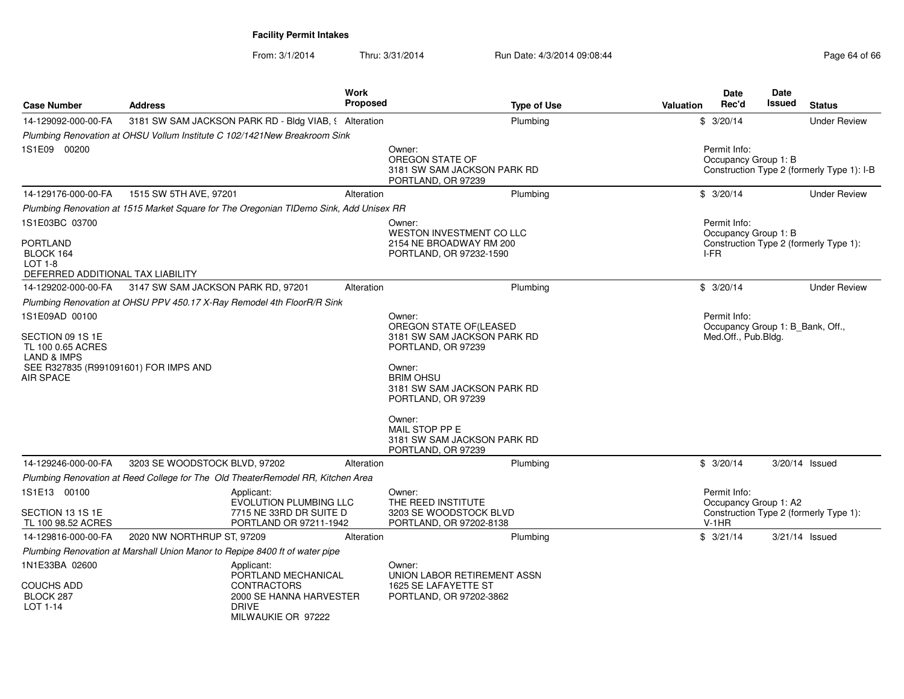**Facility Permit Intakes**

From: 3/1/2014 Thru: 3/31/2014 Run Date: 4/3/2014 09:08:44

| Case Number | Address | Work Proposed | Type of Use | Valuation | Date Rec'd | Date Issued | Status |
|---|---|---|---|---|---|---|---|
| 14-129092-000-00-FA | 3181 SW SAM JACKSON PARK RD - Bldg VIAB, 9 | Alteration | Plumbing | $ | 3/20/14 | | Under Review |

*Plumbing Renovation at OHSU Vollum Institute C 102/1421New Breakroom Sink*

1S1E09 00200

Owner:
OREGON STATE OF
3181 SW SAM JACKSON PARK RD
PORTLAND, OR 97239

Permit Info:
Occupancy Group 1: B
Construction Type 2 (formerly Type 1): I-B

| Case Number | Address | Work Proposed | Type of Use | Valuation | Date Rec'd | Date Issued | Status |
|---|---|---|---|---|---|---|---|
| 14-129176-000-00-FA | 1515 SW 5TH AVE, 97201 | Alteration | Plumbing | $ | 3/20/14 | | Under Review |

*Plumbing Renovation at 1515 Market Square for The Oregonian TIDemo Sink, Add Unisex RR*

1S1E03BC 03700

PORTLAND
BLOCK 164
LOT 1-8
DEFERRED ADDITIONAL TAX LIABILITY

Owner:
WESTON INVESTMENT CO LLC
2154 NE BROADWAY RM 200
PORTLAND, OR 97232-1590

Permit Info:
Occupancy Group 1: B
Construction Type 2 (formerly Type 1): I-FR

| Case Number | Address | Work Proposed | Type of Use | Valuation | Date Rec'd | Date Issued | Status |
|---|---|---|---|---|---|---|---|
| 14-129202-000-00-FA | 3147 SW SAM JACKSON PARK RD, 97201 | Alteration | Plumbing | $ | 3/20/14 | | Under Review |

*Plumbing Renovation at OHSU PPV 450.17 X-Ray Remodel 4th FloorR/R Sink*

1S1E09AD 00100

SECTION 09 1S 1E
TL 100 0.65 ACRES
LAND & IMPS
SEE R327835 (R991091601) FOR IMPS AND AIR SPACE

Owner:
OREGON STATE OF(LEASED
3181 SW SAM JACKSON PARK RD
PORTLAND, OR 97239

Owner:
BRIM OHSU
3181 SW SAM JACKSON PARK RD
PORTLAND, OR 97239

Owner:
MAIL STOP PP E
3181 SW SAM JACKSON PARK RD
PORTLAND, OR 97239

Permit Info:
Occupancy Group 1: B_Bank, Off., Med.Off., Pub.Bldg.

| Case Number | Address | Work Proposed | Type of Use | Valuation | Date Rec'd | Date Issued | Status |
|---|---|---|---|---|---|---|---|
| 14-129246-000-00-FA | 3203 SE WOODSTOCK BLVD, 97202 | Alteration | Plumbing | $ | 3/20/14 | 3/20/14 | Issued |

*Plumbing Renovation at Reed College for The Old TheaterRemodel RR, Kitchen Area*

1S1E13 00100

SECTION 13 1S 1E
TL 100 98.52 ACRES

Applicant:
EVOLUTION PLUMBING LLC
7715 NE 33RD DR SUITE D
PORTLAND OR 97211-1942

Owner:
THE REED INSTITUTE
3203 SE WOODSTOCK BLVD
PORTLAND, OR 97202-8138

Permit Info:
Occupancy Group 1: A2
Construction Type 2 (formerly Type 1): V-1HR

| Case Number | Address | Work Proposed | Type of Use | Valuation | Date Rec'd | Date Issued | Status |
|---|---|---|---|---|---|---|---|
| 14-129816-000-00-FA | 2020 NW NORTHRUP ST, 97209 | Alteration | Plumbing | $ | 3/21/14 | 3/21/14 | Issued |

*Plumbing Renovation at Marshall Union Manor to Repipe 8400 ft of water pipe*

1N1E33BA 02600

COUCHS ADD
BLOCK 287
LOT 1-14

Applicant:
PORTLAND MECHANICAL CONTRACTORS
2000 SE HANNA HARVESTER DRIVE
MILWAUKIE OR 97222

Owner:
UNION LABOR RETIREMENT ASSN
1625 SE LAFAYETTE ST
PORTLAND, OR 97202-3862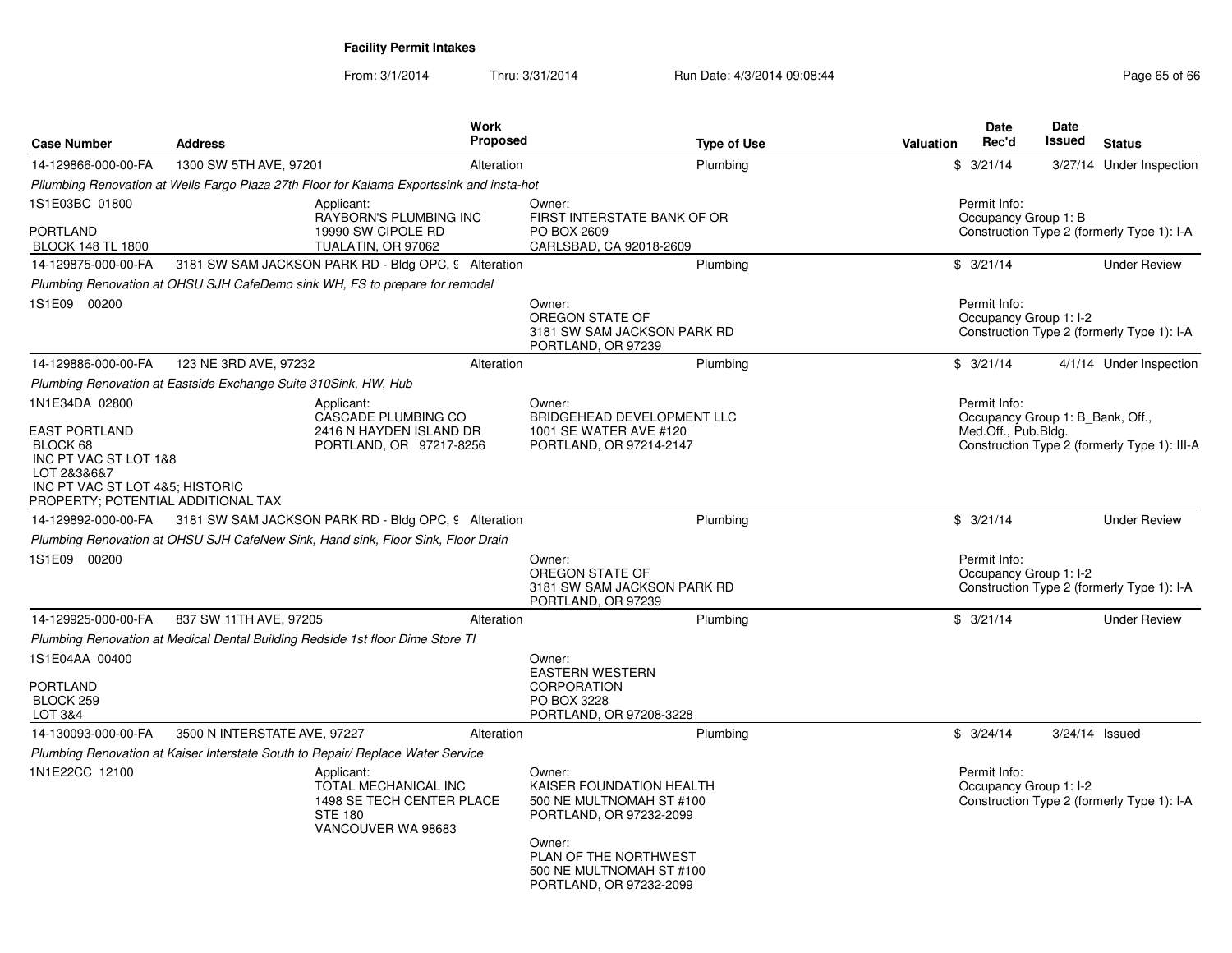**Facility Permit Intakes**

From: 3/1/2014 Thru: 3/31/2014 Run Date: 4/3/2014 09:08:44

| Case Number | Address | Work Proposed | Type of Use | Valuation | Date Rec'd | Date Issued | Status |
|---|---|---|---|---|---|---|---|
| 14-129866-000-00-FA | 1300 SW 5TH AVE, 97201 | Alteration | Plumbing | $ | 3/21/14 | 3/27/14 | Under Inspection |

*Pllumbing Renovation at Wells Fargo Plaza 27th Floor for Kalama Exportssink and insta-hot*

1S1E03BC 01800
PORTLAND
BLOCK 148 TL 1800

Applicant: RAYBORN'S PLUMBING INC, 19990 SW CIPOLE RD, TUALATIN, OR 97062

Owner: FIRST INTERSTATE BANK OF OR, PO BOX 2609, CARLSBAD, CA 92018-2609

Permit Info: Occupancy Group 1: B; Construction Type 2 (formerly Type 1): I-A

| Case Number | Address | Work Proposed | Type of Use | Valuation | Date Rec'd | Date Issued | Status |
|---|---|---|---|---|---|---|---|
| 14-129875-000-00-FA | 3181 SW SAM JACKSON PARK RD - Bldg OPC, 9 | Alteration | Plumbing | $ | 3/21/14 | | Under Review |

*Plumbing Renovation at OHSU SJH CafeDemo sink WH, FS to prepare for remodel*

1S1E09 00200

Owner: OREGON STATE OF, 3181 SW SAM JACKSON PARK RD, PORTLAND, OR 97239

Permit Info: Occupancy Group 1: I-2; Construction Type 2 (formerly Type 1): I-A

| Case Number | Address | Work Proposed | Type of Use | Valuation | Date Rec'd | Date Issued | Status |
|---|---|---|---|---|---|---|---|
| 14-129886-000-00-FA | 123 NE 3RD AVE, 97232 | Alteration | Plumbing | $ | 3/21/14 | 4/1/14 | Under Inspection |

*Plumbing Renovation at Eastside Exchange Suite 310Sink, HW, Hub*

1N1E34DA 02800
EAST PORTLAND
BLOCK 68
INC PT VAC ST LOT 1&8
LOT 2&3&6&7
INC PT VAC ST LOT 4&5; HISTORIC PROPERTY; POTENTIAL ADDITIONAL TAX

Applicant: CASCADE PLUMBING CO, 2416 N HAYDEN ISLAND DR, PORTLAND, OR 97217-8256

Owner: BRIDGEHEAD DEVELOPMENT LLC, 1001 SE WATER AVE #120, PORTLAND, OR 97214-2147

Permit Info: Occupancy Group 1: B_Bank, Off., Med.Off., Pub.Bldg.; Construction Type 2 (formerly Type 1): III-A

| Case Number | Address | Work Proposed | Type of Use | Valuation | Date Rec'd | Date Issued | Status |
|---|---|---|---|---|---|---|---|
| 14-129892-000-00-FA | 3181 SW SAM JACKSON PARK RD - Bldg OPC, 9 | Alteration | Plumbing | $ | 3/21/14 | | Under Review |

*Plumbing Renovation at OHSU SJH CafeNew Sink, Hand sink, Floor Sink, Floor Drain*

1S1E09 00200

Owner: OREGON STATE OF, 3181 SW SAM JACKSON PARK RD, PORTLAND, OR 97239

Permit Info: Occupancy Group 1: I-2; Construction Type 2 (formerly Type 1): I-A

| Case Number | Address | Work Proposed | Type of Use | Valuation | Date Rec'd | Date Issued | Status |
|---|---|---|---|---|---|---|---|
| 14-129925-000-00-FA | 837 SW 11TH AVE, 97205 | Alteration | Plumbing | $ | 3/21/14 | | Under Review |

*Plumbing Renovation at Medical Dental Building Redside 1st floor Dime Store TI*

1S1E04AA 00400
PORTLAND
BLOCK 259
LOT 3&4

Owner: EASTERN WESTERN CORPORATION, PO BOX 3228, PORTLAND, OR 97208-3228

| Case Number | Address | Work Proposed | Type of Use | Valuation | Date Rec'd | Date Issued | Status |
|---|---|---|---|---|---|---|---|
| 14-130093-000-00-FA | 3500 N INTERSTATE AVE, 97227 | Alteration | Plumbing | $ | 3/24/14 | 3/24/14 | Issued |

*Plumbing Renovation at Kaiser Interstate South to Repair/ Replace Water Service*

1N1E22CC 12100

Applicant: TOTAL MECHANICAL INC, 1498 SE TECH CENTER PLACE STE 180, VANCOUVER WA 98683

Owner: KAISER FOUNDATION HEALTH, 500 NE MULTNOMAH ST #100, PORTLAND, OR 97232-2099

Owner: PLAN OF THE NORTHWEST, 500 NE MULTNOMAH ST #100, PORTLAND, OR 97232-2099

Permit Info: Occupancy Group 1: I-2; Construction Type 2 (formerly Type 1): I-A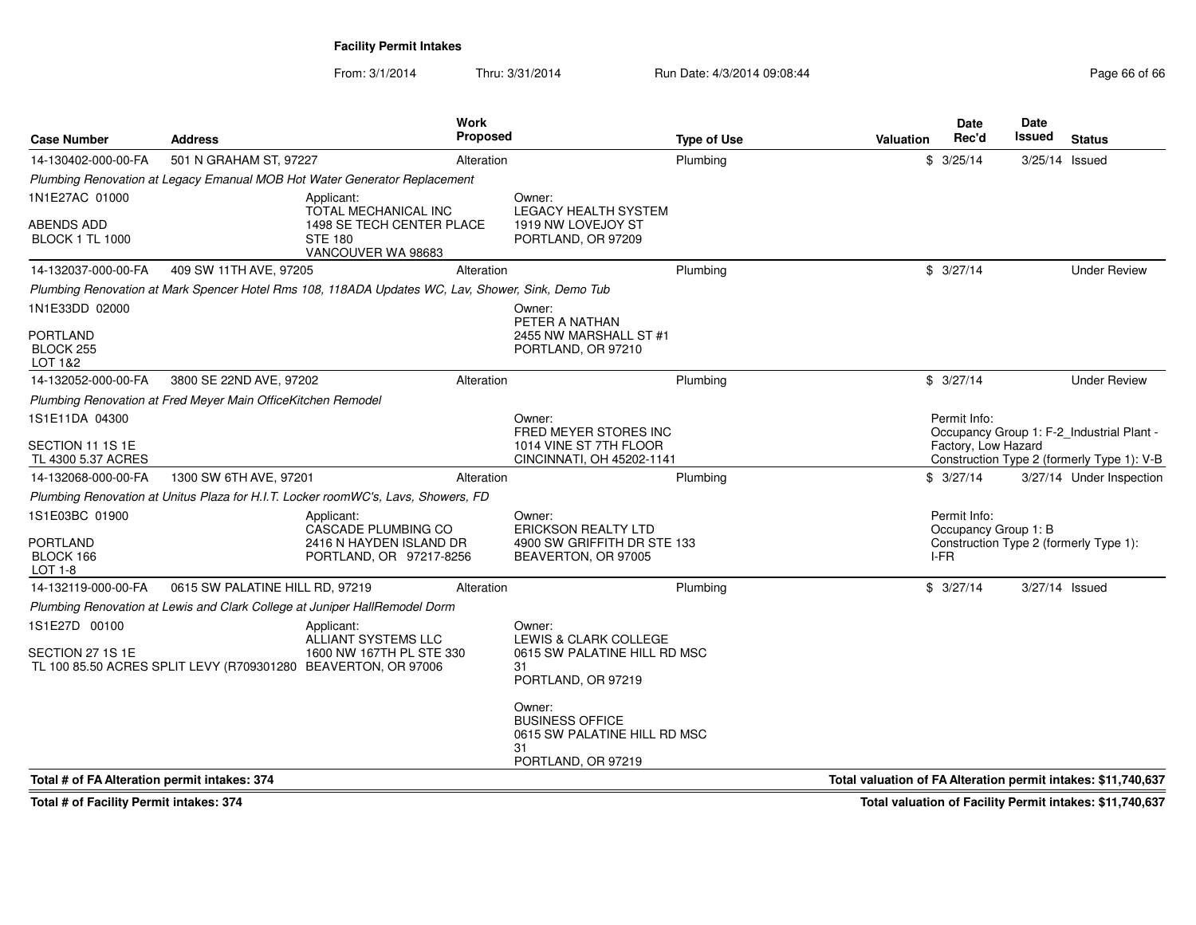**Facility Permit Intakes**

From: 3/1/2014 Thru: 3/31/2014 Run Date: 4/3/2014 09:08:44

| Case Number | Address | Work Proposed | Type of Use | Valuation | Date Rec'd | Date Issued | Status |
|---|---|---|---|---|---|---|---|
| 14-130402-000-00-FA | 501 N GRAHAM ST, 97227 | Alteration | Plumbing | $ | 3/25/14 | 3/25/14 | Issued |
| *Plumbing Renovation at Legacy Emanual MOB Hot Water Generator Replacement* | | | | | | | |
| 1N1E27AC 01000<br>ABENDS ADD<br>BLOCK 1 TL 1000 | Applicant:<br>TOTAL MECHANICAL INC<br>1498 SE TECH CENTER PLACE<br>STE 180<br>VANCOUVER WA 98683 | Owner:<br>LEGACY HEALTH SYSTEM<br>1919 NW LOVEJOY ST<br>PORTLAND, OR 97209 | | | | | |
| 14-132037-000-00-FA | 409 SW 11TH AVE, 97205 | Alteration | Plumbing | $ | 3/27/14 | | Under Review |
| *Plumbing Renovation at Mark Spencer Hotel Rms 108, 118ADA Updates WC, Lav, Shower, Sink, Demo Tub* | | | | | | | |
| 1N1E33DD 02000<br>PORTLAND<br>BLOCK 255<br>LOT 1&2 | | Owner:<br>PETER A NATHAN<br>2455 NW MARSHALL ST #1<br>PORTLAND, OR 97210 | | | | | |
| 14-132052-000-00-FA | 3800 SE 22ND AVE, 97202 | Alteration | Plumbing | $ | 3/27/14 | | Under Review |
| *Plumbing Renovation at Fred Meyer Main OfficeKitchen Remodel* | | | | | | | |
| 1S1E11DA 04300<br>SECTION 11 1S 1E<br>TL 4300 5.37 ACRES | | Owner:<br>FRED MEYER STORES INC<br>1014 VINE ST 7TH FLOOR<br>CINCINNATI, OH 45202-1141 | | Permit Info:<br>Occupancy Group 1: F-2_Industrial Plant - Factory, Low Hazard<br>Construction Type 2 (formerly Type 1): V-B | | | |
| 14-132068-000-00-FA | 1300 SW 6TH AVE, 97201 | Alteration | Plumbing | $ | 3/27/14 | 3/27/14 | Under Inspection |
| *Plumbing Renovation at Unitus Plaza for H.I.T. Locker roomWC's, Lavs, Showers, FD* | | | | | | | |
| 1S1E03BC 01900<br>PORTLAND<br>BLOCK 166<br>LOT 1-8 | Applicant:<br>CASCADE PLUMBING CO<br>2416 N HAYDEN ISLAND DR<br>PORTLAND, OR 97217-8256 | Owner:<br>ERICKSON REALTY LTD<br>4900 SW GRIFFITH DR STE 133<br>BEAVERTON, OR 97005 | | Permit Info:<br>Occupancy Group 1: B<br>Construction Type 2 (formerly Type 1): I-FR | | | |
| 14-132119-000-00-FA | 0615 SW PALATINE HILL RD, 97219 | Alteration | Plumbing | $ | 3/27/14 | 3/27/14 | Issued |
| *Plumbing Renovation at Lewis and Clark College at Juniper HallRemodel Dorm* | | | | | | | |
| 1S1E27D 00100<br>SECTION 27 1S 1E<br>TL 100 85.50 ACRES SPLIT LEVY (R709301280 | Applicant:<br>ALLIANT SYSTEMS LLC<br>1600 NW 167TH PL STE 330<br>BEAVERTON, OR 97006 | Owner:<br>LEWIS & CLARK COLLEGE<br>0615 SW PALATINE HILL RD MSC 31<br>PORTLAND, OR 97219<br><br>Owner:<br>BUSINESS OFFICE<br>0615 SW PALATINE HILL RD MSC 31<br>PORTLAND, OR 97219 | | | | | |

**Total # of FA Alteration permit intakes: 374** | **Total valuation of FA Alteration permit intakes: $11,740,637**

**Total # of Facility Permit intakes: 374** | **Total valuation of Facility Permit intakes: $11,740,637**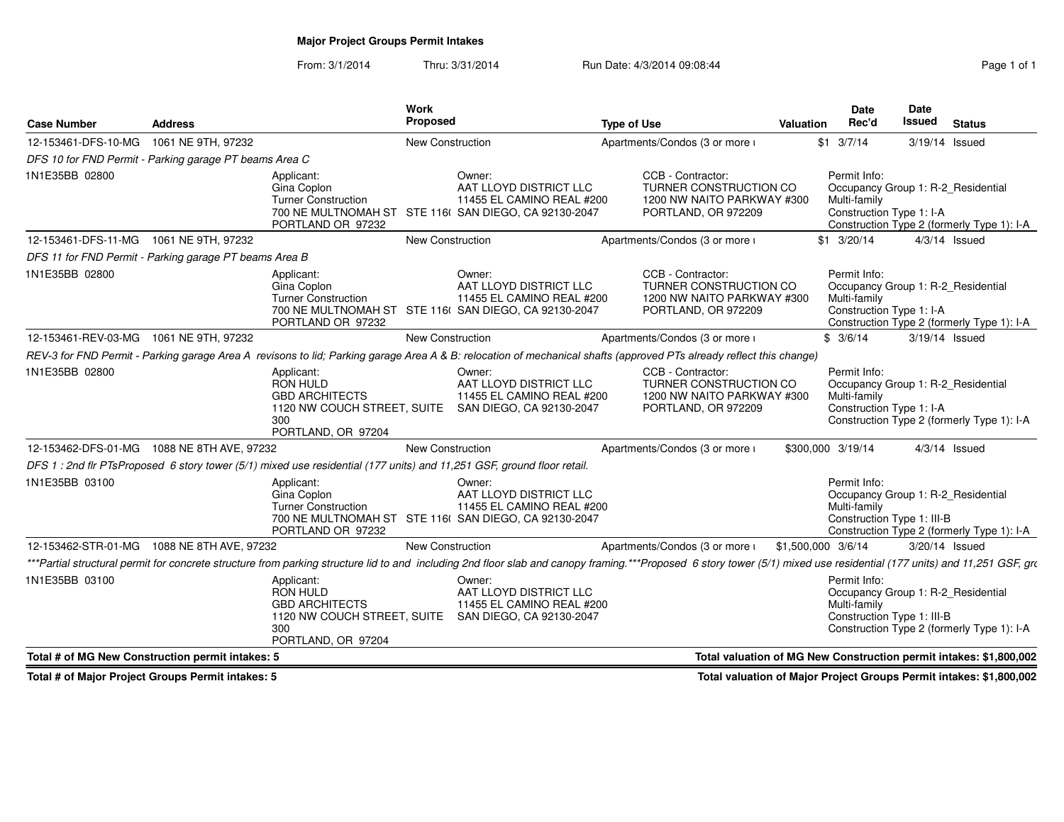## Major Project Groups Permit Intakes

From: 3/1/2014 Thru: 3/31/2014 Run Date: 4/3/2014 09:08:44

| Case Number | Address | Work Proposed | Type of Use | Valuation | Date Rec'd | Date Issued | Status |
|---|---|---|---|---|---|---|---|
| 12-153461-DFS-10-MG | 1061 NE 9TH, 97232 | New Construction | Apartments/Condos (3 or more ı | $1 | 3/7/14 | 3/19/14 | Issued |

*DFS 10 for FND Permit - Parking garage PT beams Area C*

1N1E35BB 02800

Applicant:
Gina Coplon
Turner Construction
700 NE MULTNOMAH ST STE 116(
PORTLAND OR 97232

Owner:
AAT LLOYD DISTRICT LLC
11455 EL CAMINO REAL #200
SAN DIEGO, CA 92130-2047

CCB - Contractor:
TURNER CONSTRUCTION CO
1200 NW NAITO PARKWAY #300
PORTLAND, OR 972209

Permit Info:
Occupancy Group 1: R-2_Residential Multi-family
Construction Type 1: I-A
Construction Type 2 (formerly Type 1): I-A

| Case Number | Address | Work Proposed | Type of Use | Valuation | Date Rec'd | Date Issued | Status |
|---|---|---|---|---|---|---|---|
| 12-153461-DFS-11-MG | 1061 NE 9TH, 97232 | New Construction | Apartments/Condos (3 or more ı | $1 | 3/20/14 | 4/3/14 | Issued |

*DFS 11 for FND Permit - Parking garage PT beams Area B*

1N1E35BB 02800

Applicant:
Gina Coplon
Turner Construction
700 NE MULTNOMAH ST STE 116(
PORTLAND OR 97232

Owner:
AAT LLOYD DISTRICT LLC
11455 EL CAMINO REAL #200
SAN DIEGO, CA 92130-2047

CCB - Contractor:
TURNER CONSTRUCTION CO
1200 NW NAITO PARKWAY #300
PORTLAND, OR 972209

Permit Info:
Occupancy Group 1: R-2_Residential Multi-family
Construction Type 1: I-A
Construction Type 2 (formerly Type 1): I-A

| Case Number | Address | Work Proposed | Type of Use | Valuation | Date Rec'd | Date Issued | Status |
|---|---|---|---|---|---|---|---|
| 12-153461-REV-03-MG | 1061 NE 9TH, 97232 | New Construction | Apartments/Condos (3 or more ı | $ | 3/6/14 | 3/19/14 | Issued |

*REV-3 for FND Permit - Parking garage Area A revisons to lid; Parking garage Area A & B: relocation of mechanical shafts (approved PTs already reflect this change)*

1N1E35BB 02800

Applicant:
RON HULD
GBD ARCHITECTS
1120 NW COUCH STREET, SUITE 300
PORTLAND, OR 97204

Owner:
AAT LLOYD DISTRICT LLC
11455 EL CAMINO REAL #200
SAN DIEGO, CA 92130-2047

CCB - Contractor:
TURNER CONSTRUCTION CO
1200 NW NAITO PARKWAY #300
PORTLAND, OR 972209

Permit Info:
Occupancy Group 1: R-2_Residential Multi-family
Construction Type 1: I-A
Construction Type 2 (formerly Type 1): I-A

| Case Number | Address | Work Proposed | Type of Use | Valuation | Date Rec'd | Date Issued | Status |
|---|---|---|---|---|---|---|---|
| 12-153462-DFS-01-MG | 1088 NE 8TH AVE, 97232 | New Construction | Apartments/Condos (3 or more ı | $300,000 | 3/19/14 | 4/3/14 | Issued |

*DFS 1 : 2nd flr PTsProposed 6 story tower (5/1) mixed use residential (177 units) and 11,251 GSF, ground floor retail.*

1N1E35BB 03100

Applicant:
Gina Coplon
Turner Construction
700 NE MULTNOMAH ST STE 116(
PORTLAND OR 97232

Owner:
AAT LLOYD DISTRICT LLC
11455 EL CAMINO REAL #200
SAN DIEGO, CA 92130-2047

Permit Info:
Occupancy Group 1: R-2_Residential Multi-family
Construction Type 1: III-B
Construction Type 2 (formerly Type 1): I-A

| Case Number | Address | Work Proposed | Type of Use | Valuation | Date Rec'd | Date Issued | Status |
|---|---|---|---|---|---|---|---|
| 12-153462-STR-01-MG | 1088 NE 8TH AVE, 97232 | New Construction | Apartments/Condos (3 or more ı | $1,500,000 | 3/6/14 | 3/20/14 | Issued |

****Partial structural permit for concrete structure from parking structure lid to and including 2nd floor slab and canopy framing.***Proposed 6 story tower (5/1) mixed use residential (177 units) and 11,251 GSF, grc*

1N1E35BB 03100

Applicant:
RON HULD
GBD ARCHITECTS
1120 NW COUCH STREET, SUITE 300
PORTLAND, OR 97204

Owner:
AAT LLOYD DISTRICT LLC
11455 EL CAMINO REAL #200
SAN DIEGO, CA 92130-2047

Permit Info:
Occupancy Group 1: R-2_Residential Multi-family
Construction Type 1: III-B
Construction Type 2 (formerly Type 1): I-A

**Total # of MG New Construction permit intakes: 5** — **Total valuation of MG New Construction permit intakes: $1,800,002**

**Total # of Major Project Groups Permit intakes: 5** — **Total valuation of Major Project Groups Permit intakes: $1,800,002**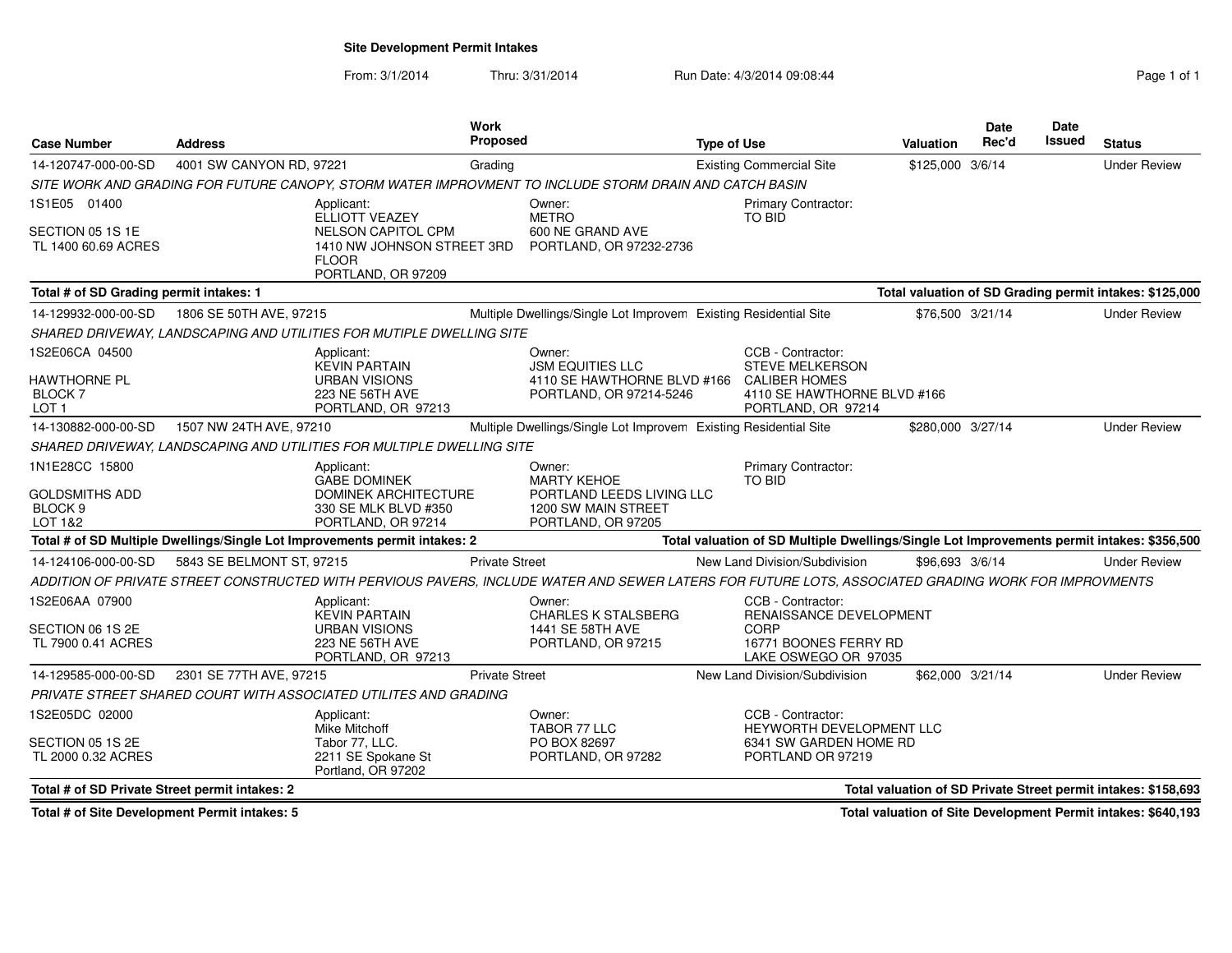# Site Development Permit Intakes

From: 3/1/2014 Thru: 3/31/2014 Run Date: 4/3/2014 09:08:44

| Case Number | Address | Work Proposed | Type of Use | Valuation | Date Rec'd | Date Issued | Status |
|---|---|---|---|---|---|---|---|
| 14-120747-000-00-SD | 4001 SW CANYON RD, 97221 | Grading | Existing Commercial Site | $125,000 | 3/6/14 | | Under Review |

*SITE WORK AND GRADING FOR FUTURE CANOPY, STORM WATER IMPROVMENT TO INCLUDE STORM DRAIN AND CATCH BASIN*

1S1E05 01400
SECTION 05 1S 1E
TL 1400 60.69 ACRES

Applicant: ELLIOTT VEAZEY, NELSON CAPITOL CPM, 1410 NW JOHNSON STREET 3RD FLOOR, PORTLAND, OR 97209

Owner: METRO, 600 NE GRAND AVE, PORTLAND, OR 97232-2736

Primary Contractor: TO BID

**Total # of SD Grading permit intakes: 1** — **Total valuation of SD Grading permit intakes: $125,000**

| Case Number | Address | Work Proposed | Type of Use | Valuation | Date Rec'd | Date Issued | Status |
|---|---|---|---|---|---|---|---|
| 14-129932-000-00-SD | 1806 SE 50TH AVE, 97215 | Multiple Dwellings/Single Lot Improvem | Existing Residential Site | $76,500 | 3/21/14 | | Under Review |

*SHARED DRIVEWAY, LANDSCAPING AND UTILITIES FOR MUTIPLE DWELLING SITE*

1S2E06CA 04500
HAWTHORNE PL
BLOCK 7
LOT 1

Applicant: KEVIN PARTAIN, URBAN VISIONS, 223 NE 56TH AVE, PORTLAND, OR 97213

Owner: JSM EQUITIES LLC, 4110 SE HAWTHORNE BLVD #166, PORTLAND, OR 97214-5246

CCB - Contractor: STEVE MELKERSON, CALIBER HOMES, 4110 SE HAWTHORNE BLVD #166, PORTLAND, OR 97214

| Case Number | Address | Work Proposed | Type of Use | Valuation | Date Rec'd | Date Issued | Status |
|---|---|---|---|---|---|---|---|
| 14-130882-000-00-SD | 1507 NW 24TH AVE, 97210 | Multiple Dwellings/Single Lot Improvem | Existing Residential Site | $280,000 | 3/27/14 | | Under Review |

*SHARED DRIVEWAY, LANDSCAPING AND UTILITIES FOR MULTIPLE DWELLING SITE*

1N1E28CC 15800
GOLDSMITHS ADD
BLOCK 9
LOT 1&2

Applicant: GABE DOMINEK, DOMINEK ARCHITECTURE, 330 SE MLK BLVD #350, PORTLAND, OR 97214

Owner: MARTY KEHOE, PORTLAND LEEDS LIVING LLC, 1200 SW MAIN STREET, PORTLAND, OR 97205

Primary Contractor: TO BID

**Total # of SD Multiple Dwellings/Single Lot Improvements permit intakes: 2** — **Total valuation of SD Multiple Dwellings/Single Lot Improvements permit intakes: $356,500**

| Case Number | Address | Work Proposed | Type of Use | Valuation | Date Rec'd | Date Issued | Status |
|---|---|---|---|---|---|---|---|
| 14-124106-000-00-SD | 5843 SE BELMONT ST, 97215 | Private Street | New Land Division/Subdivision | $96,693 | 3/6/14 | | Under Review |

*ADDITION OF PRIVATE STREET CONSTRUCTED WITH PERVIOUS PAVERS, INCLUDE WATER AND SEWER LATERS FOR FUTURE LOTS, ASSOCIATED GRADING WORK FOR IMPROVMENTS*

1S2E06AA 07900
SECTION 06 1S 2E
TL 7900 0.41 ACRES

Applicant: KEVIN PARTAIN, URBAN VISIONS, 223 NE 56TH AVE, PORTLAND, OR 97213

Owner: CHARLES K STALSBERG, 1441 SE 58TH AVE, PORTLAND, OR 97215

CCB - Contractor: RENAISSANCE DEVELOPMENT CORP, 16771 BOONES FERRY RD, LAKE OSWEGO OR 97035

| Case Number | Address | Work Proposed | Type of Use | Valuation | Date Rec'd | Date Issued | Status |
|---|---|---|---|---|---|---|---|
| 14-129585-000-00-SD | 2301 SE 77TH AVE, 97215 | Private Street | New Land Division/Subdivision | $62,000 | 3/21/14 | | Under Review |

*PRIVATE STREET SHARED COURT WITH ASSOCIATED UTILITES AND GRADING*

1S2E05DC 02000
SECTION 05 1S 2E
TL 2000 0.32 ACRES

Applicant: Mike Mitchoff, Tabor 77, LLC., 2211 SE Spokane St, Portland, OR 97202

Owner: TABOR 77 LLC, PO BOX 82697, PORTLAND, OR 97282

CCB - Contractor: HEYWORTH DEVELOPMENT LLC, 6341 SW GARDEN HOME RD, PORTLAND OR 97219

**Total # of SD Private Street permit intakes: 2** — **Total valuation of SD Private Street permit intakes: $158,693**

**Total # of Site Development Permit intakes: 5** — **Total valuation of Site Development Permit intakes: $640,193**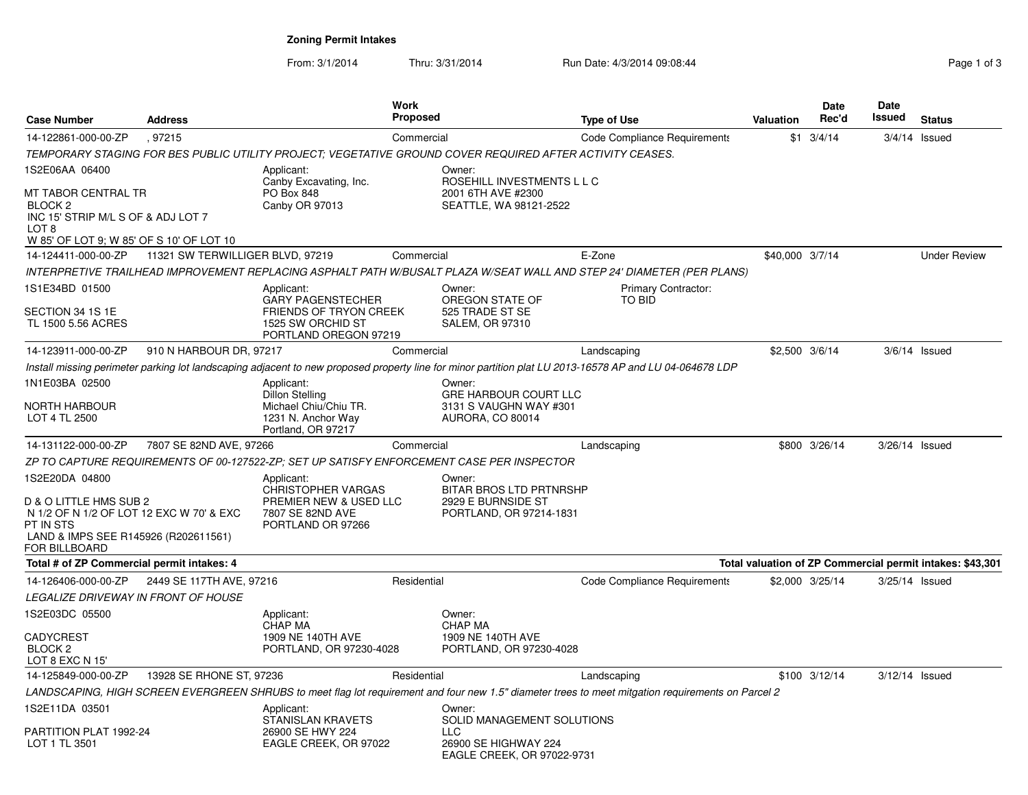# Zoning Permit Intakes

From: 3/1/2014 Thru: 3/31/2014 Run Date: 4/3/2014 09:08:44

| Case Number | Address | Work Proposed | Type of Use | Valuation | Date Rec'd | Date Issued | Status |
|---|---|---|---|---|---|---|---|
| 14-122861-000-00-ZP | , 97215 | Commercial | Code Compliance Requirements | $1 | 3/4/14 | 3/4/14 | Issued |

*TEMPORARY STAGING FOR BES PUBLIC UTILITY PROJECT; VEGETATIVE GROUND COVER REQUIRED AFTER ACTIVITY CEASES.*

1S2E06AA 06400

MT TABOR CENTRAL TR
BLOCK 2
INC 15' STRIP M/L S OF & ADJ LOT 7
LOT 8
W 85' OF LOT 9; W 85' OF S 10' OF LOT 10

Applicant:
Canby Excavating, Inc.
PO Box 848
Canby OR 97013

Owner:
ROSEHILL INVESTMENTS L L C
2001 6TH AVE #2300
SEATTLE, WA 98121-2522

| Case Number | Address | Work Proposed | Type of Use | Valuation | Date Rec'd | Date Issued | Status |
|---|---|---|---|---|---|---|---|
| 14-124411-000-00-ZP | 11321 SW TERWILLIGER BLVD, 97219 | Commercial | E-Zone | $40,000 | 3/7/14 | | Under Review |

*INTERPRETIVE TRAILHEAD IMPROVEMENT REPLACING ASPHALT PATH W/BUSALT PLAZA W/SEAT WALL AND STEP 24' DIAMETER (PER PLANS)*

1S1E34BD 01500

SECTION 34 1S 1E
TL 1500 5.56 ACRES

Applicant:
GARY PAGENSTECHER
FRIENDS OF TRYON CREEK
1525 SW ORCHID ST
PORTLAND OREGON 97219

Owner:
OREGON STATE OF
525 TRADE ST SE
SALEM, OR 97310

Primary Contractor:
TO BID

| Case Number | Address | Work Proposed | Type of Use | Valuation | Date Rec'd | Date Issued | Status |
|---|---|---|---|---|---|---|---|
| 14-123911-000-00-ZP | 910 N HARBOUR DR, 97217 | Commercial | Landscaping | $2,500 | 3/6/14 | 3/6/14 | Issued |

*Install missing perimeter parking lot landscaping adjacent to new proposed property line for minor partition plat LU 2013-16578 AP and LU 04-064678 LDP*

1N1E03BA 02500

NORTH HARBOUR
LOT 4 TL 2500

Applicant:
Dillon Stelling
Michael Chiu/Chiu TR.
1231 N. Anchor Way
Portland, OR 97217

Owner:
GRE HARBOUR COURT LLC
3131 S VAUGHN WAY #301
AURORA, CO 80014

| Case Number | Address | Work Proposed | Type of Use | Valuation | Date Rec'd | Date Issued | Status |
|---|---|---|---|---|---|---|---|
| 14-131122-000-00-ZP | 7807 SE 82ND AVE, 97266 | Commercial | Landscaping | $800 | 3/26/14 | 3/26/14 | Issued |

*ZP TO CAPTURE REQUIREMENTS OF 00-127522-ZP; SET UP SATISFY ENFORCEMENT CASE PER INSPECTOR*

1S2E20DA 04800

D & O LITTLE HMS SUB 2
N 1/2 OF N 1/2 OF LOT 12 EXC W 70' & EXC PT IN STS
LAND & IMPS SEE R145926 (R202611561) FOR BILLBOARD

Applicant:
CHRISTOPHER VARGAS
PREMIER NEW & USED LLC
7807 SE 82ND AVE
PORTLAND OR 97266

Owner:
BITAR BROS LTD PRTNRSHP
2929 E BURNSIDE ST
PORTLAND, OR 97214-1831

**Total # of ZP Commercial permit intakes: 4**

**Total valuation of ZP Commercial permit intakes: $43,301**

| Case Number | Address | Work Proposed | Type of Use | Valuation | Date Rec'd | Date Issued | Status |
|---|---|---|---|---|---|---|---|
| 14-126406-000-00-ZP | 2449 SE 117TH AVE, 97216 | Residential | Code Compliance Requirements | $2,000 | 3/25/14 | 3/25/14 | Issued |

*LEGALIZE DRIVEWAY IN FRONT OF HOUSE*

1S2E03DC 05500

CADYCREST
BLOCK 2
LOT 8 EXC N 15'

Applicant:
CHAP MA
1909 NE 140TH AVE
PORTLAND, OR 97230-4028

Owner:
CHAP MA
1909 NE 140TH AVE
PORTLAND, OR 97230-4028

| Case Number | Address | Work Proposed | Type of Use | Valuation | Date Rec'd | Date Issued | Status |
|---|---|---|---|---|---|---|---|
| 14-125849-000-00-ZP | 13928 SE RHONE ST, 97236 | Residential | Landscaping | $100 | 3/12/14 | 3/12/14 | Issued |

*LANDSCAPING, HIGH SCREEN EVERGREEN SHRUBS to meet flag lot requirement and four new 1.5" diameter trees to meet mitgation requirements on Parcel 2*

1S2E11DA 03501

PARTITION PLAT 1992-24
LOT 1 TL 3501

Applicant:
STANISLAN KRAVETS
26900 SE HWY 224
EAGLE CREEK, OR 97022

Owner:
SOLID MANAGEMENT SOLUTIONS LLC
26900 SE HIGHWAY 224
EAGLE CREEK, OR 97022-9731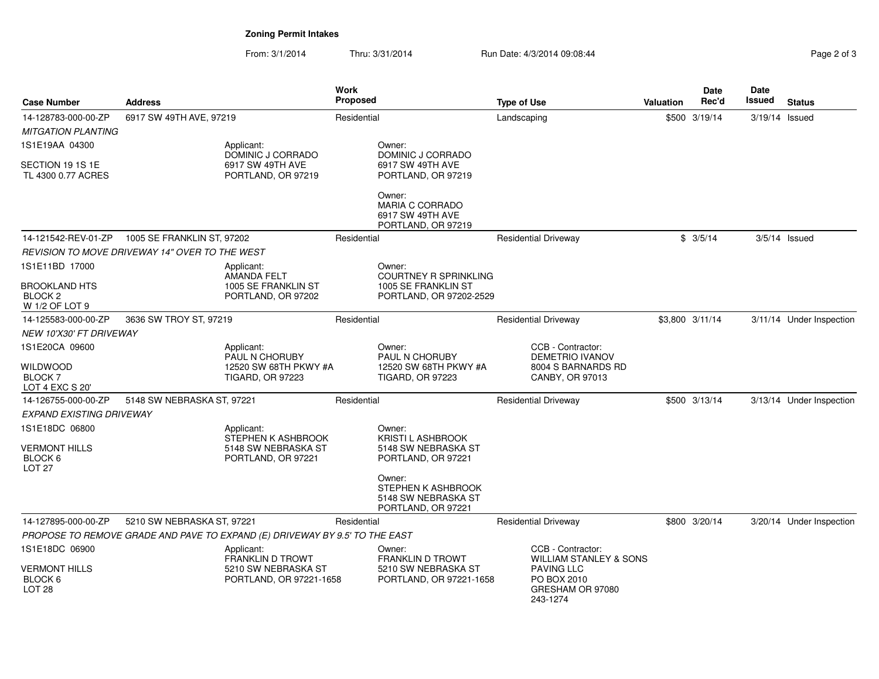**Zoning Permit Intakes**

From: 3/1/2014 Thru: 3/31/2014 Run Date: 4/3/2014 09:08:44

| Case Number | Address | Work Proposed | Type of Use | Valuation | Date Rec'd | Date Issued | Status |
|---|---|---|---|---|---|---|---|
| 14-128783-000-00-ZP | 6917 SW 49TH AVE, 97219 | Residential | Landscaping | $500 | 3/19/14 | 3/19/14 | Issued |
| *MITGATION PLANTING* | | | | | | | |
| 1S1E19AA 04300<br>SECTION 19 1S 1E<br>TL 4300 0.77 ACRES | Applicant:<br>DOMINIC J CORRADO<br>6917 SW 49TH AVE<br>PORTLAND, OR 97219 | Owner:<br>DOMINIC J CORRADO<br>6917 SW 49TH AVE<br>PORTLAND, OR 97219<br><br>Owner:<br>MARIA C CORRADO<br>6917 SW 49TH AVE<br>PORTLAND, OR 97219 | | | | | |
| 14-121542-REV-01-ZP | 1005 SE FRANKLIN ST, 97202 | Residential | Residential Driveway | $ | 3/5/14 | 3/5/14 | Issued |
| *REVISION TO MOVE DRIVEWAY 14" OVER TO THE WEST* | | | | | | | |
| 1S1E11BD 17000<br>BROOKLAND HTS<br>BLOCK 2<br>W 1/2 OF LOT 9 | Applicant:<br>AMANDA FELT<br>1005 SE FRANKLIN ST<br>PORTLAND, OR 97202 | Owner:<br>COURTNEY R SPRINKLING<br>1005 SE FRANKLIN ST<br>PORTLAND, OR 97202-2529 | | | | | |
| 14-125583-000-00-ZP | 3636 SW TROY ST, 97219 | Residential | Residential Driveway | $3,800 | 3/11/14 | 3/11/14 | Under Inspection |
| *NEW 10'X30' FT DRIVEWAY* | | | | | | | |
| 1S1E20CA 09600<br>WILDWOOD<br>BLOCK 7<br>LOT 4 EXC S 20' | Applicant:<br>PAUL N CHORUBY<br>12520 SW 68TH PKWY #A<br>TIGARD, OR 97223 | Owner:<br>PAUL N CHORUBY<br>12520 SW 68TH PKWY #A<br>TIGARD, OR 97223 | CCB - Contractor:<br>DEMETRIO IVANOV<br>8004 S BARNARDS RD<br>CANBY, OR 97013 | | | | |
| 14-126755-000-00-ZP | 5148 SW NEBRASKA ST, 97221 | Residential | Residential Driveway | $500 | 3/13/14 | 3/13/14 | Under Inspection |
| *EXPAND EXISTING DRIVEWAY* | | | | | | | |
| 1S1E18DC 06800<br>VERMONT HILLS<br>BLOCK 6<br>LOT 27 | Applicant:<br>STEPHEN K ASHBROOK<br>5148 SW NEBRASKA ST<br>PORTLAND, OR 97221 | Owner:<br>KRISTI L ASHBROOK<br>5148 SW NEBRASKA ST<br>PORTLAND, OR 97221<br><br>Owner:<br>STEPHEN K ASHBROOK<br>5148 SW NEBRASKA ST<br>PORTLAND, OR 97221 | | | | | |
| 14-127895-000-00-ZP | 5210 SW NEBRASKA ST, 97221 | Residential | Residential Driveway | $800 | 3/20/14 | 3/20/14 | Under Inspection |
| *PROPOSE TO REMOVE GRADE AND PAVE TO EXPAND (E) DRIVEWAY BY 9.5' TO THE EAST* | | | | | | | |
| 1S1E18DC 06900<br>VERMONT HILLS<br>BLOCK 6<br>LOT 28 | Applicant:<br>FRANKLIN D TROWT<br>5210 SW NEBRASKA ST<br>PORTLAND, OR 97221-1658 | Owner:<br>FRANKLIN D TROWT<br>5210 SW NEBRASKA ST<br>PORTLAND, OR 97221-1658 | CCB - Contractor:<br>WILLIAM STANLEY & SONS PAVING LLC<br>PO BOX 2010<br>GRESHAM OR 97080<br>243-1274 | | | | |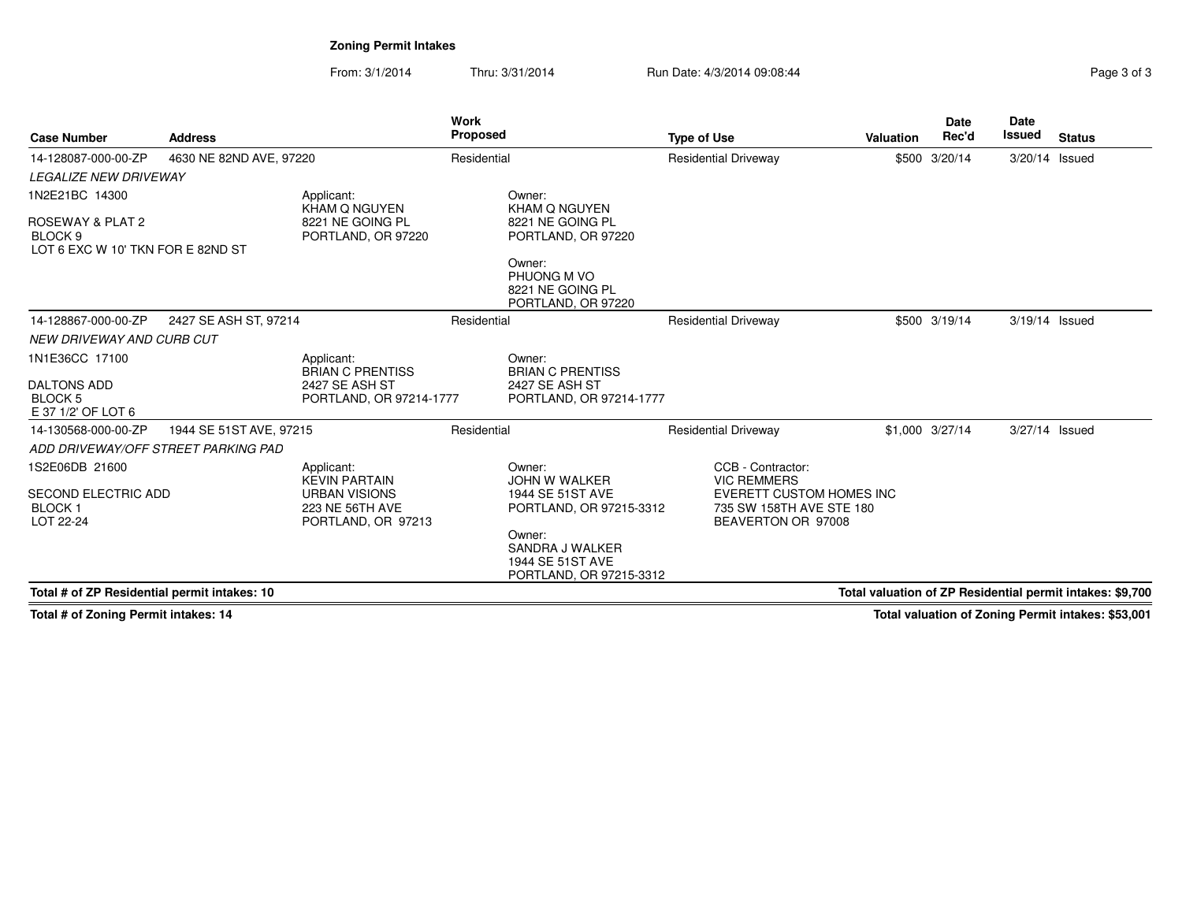**Zoning Permit Intakes**

From: 3/1/2014 Thru: 3/31/2014 Run Date: 4/3/2014 09:08:44

| Case Number | Address | Work Proposed | Type of Use | Valuation | Date Rec'd | Date Issued | Status |
|---|---|---|---|---|---|---|---|
| 14-128087-000-00-ZP | 4630 NE 82ND AVE, 97220 | Residential | Residential Driveway | $500 | 3/20/14 | 3/20/14 | Issued |
| *LEGALIZE NEW DRIVEWAY* | | | | | | | |
| 1N2E21BC 14300<br>ROSEWAY & PLAT 2<br>BLOCK 9<br>LOT 6 EXC W 10' TKN FOR E 82ND ST | Applicant:<br>KHAM Q NGUYEN<br>8221 NE GOING PL<br>PORTLAND, OR 97220 | Owner:<br>KHAM Q NGUYEN<br>8221 NE GOING PL<br>PORTLAND, OR 97220<br><br>Owner:<br>PHUONG M VO<br>8221 NE GOING PL<br>PORTLAND, OR 97220 | | | | | |
| 14-128867-000-00-ZP | 2427 SE ASH ST, 97214 | Residential | Residential Driveway | $500 | 3/19/14 | 3/19/14 | Issued |
| *NEW DRIVEWAY AND CURB CUT* | | | | | | | |
| 1N1E36CC 17100<br>DALTONS ADD<br>BLOCK 5<br>E 37 1/2' OF LOT 6 | Applicant:<br>BRIAN C PRENTISS<br>2427 SE ASH ST<br>PORTLAND, OR 97214-1777 | Owner:<br>BRIAN C PRENTISS<br>2427 SE ASH ST<br>PORTLAND, OR 97214-1777 | | | | | |
| 14-130568-000-00-ZP | 1944 SE 51ST AVE, 97215 | Residential | Residential Driveway | $1,000 | 3/27/14 | 3/27/14 | Issued |
| *ADD DRIVEWAY/OFF STREET PARKING PAD* | | | | | | | |
| 1S2E06DB 21600<br>SECOND ELECTRIC ADD<br>BLOCK 1<br>LOT 22-24 | Applicant:<br>KEVIN PARTAIN<br>URBAN VISIONS<br>223 NE 56TH AVE<br>PORTLAND, OR 97213 | Owner:<br>JOHN W WALKER<br>1944 SE 51ST AVE<br>PORTLAND, OR 97215-3312<br><br>Owner:<br>SANDRA J WALKER<br>1944 SE 51ST AVE<br>PORTLAND, OR 97215-3312 | CCB - Contractor:<br>VIC REMMERS<br>EVERETT CUSTOM HOMES INC<br>735 SW 158TH AVE STE 180<br>BEAVERTON OR 97008 | | | | |

**Total # of ZP Residential permit intakes: 10** — **Total valuation of ZP Residential permit intakes: $9,700**

**Total # of Zoning Permit intakes: 14** — **Total valuation of Zoning Permit intakes: $53,001**